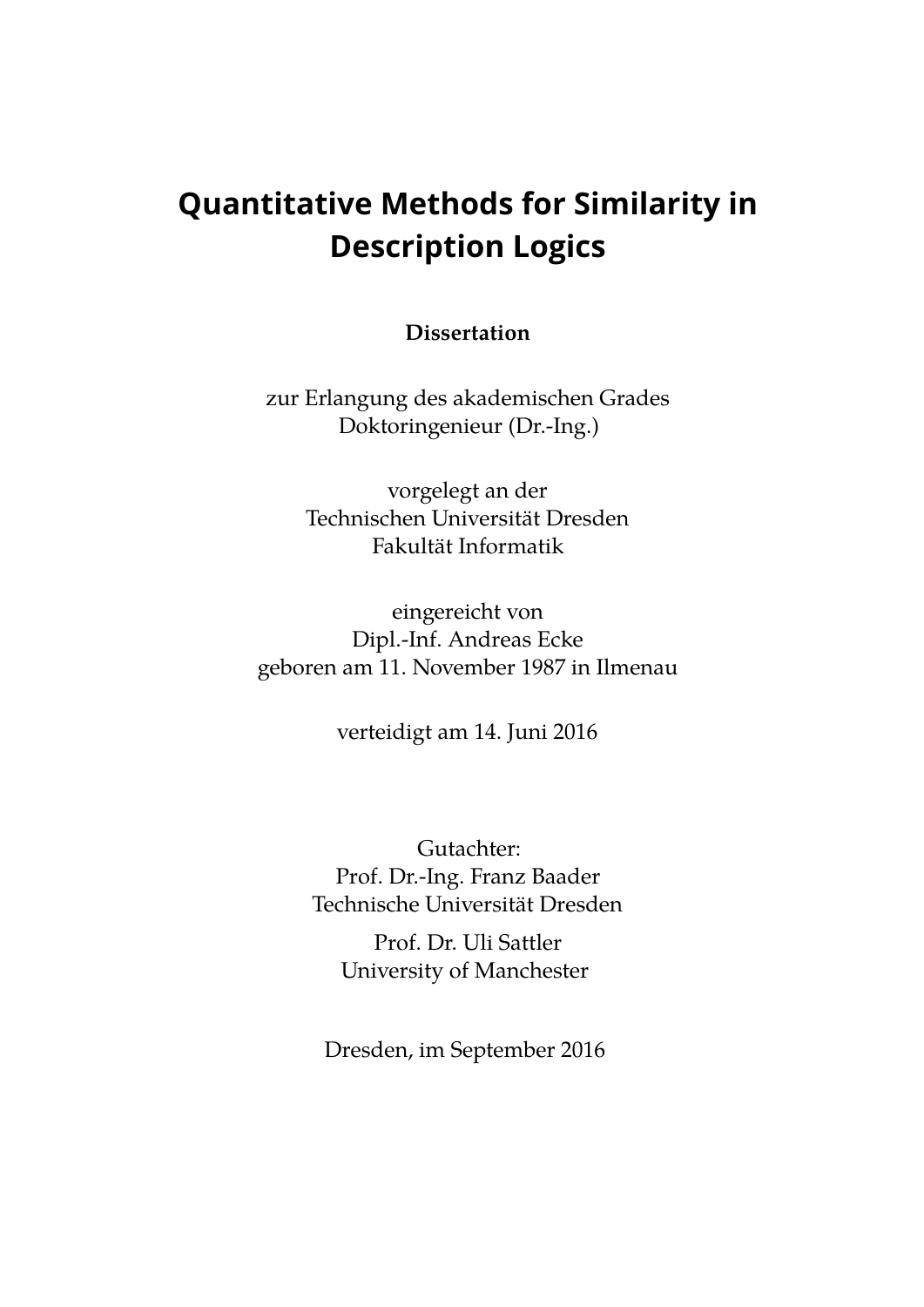# Quantitative Methods for Similarity in Description Logics

**Dissertation**

zur Erlangung des akademischen Grades
Doktoringenieur (Dr.-Ing.)

vorgelegt an der
Technischen Universität Dresden
Fakultät Informatik

eingereicht von
Dipl.-Inf. Andreas Ecke
geboren am 11. November 1987 in Ilmenau

verteidigt am 14. Juni 2016

Gutachter:
Prof. Dr.-Ing. Franz Baader
Technische Universität Dresden

Prof. Dr. Uli Sattler
University of Manchester

Dresden, im September 2016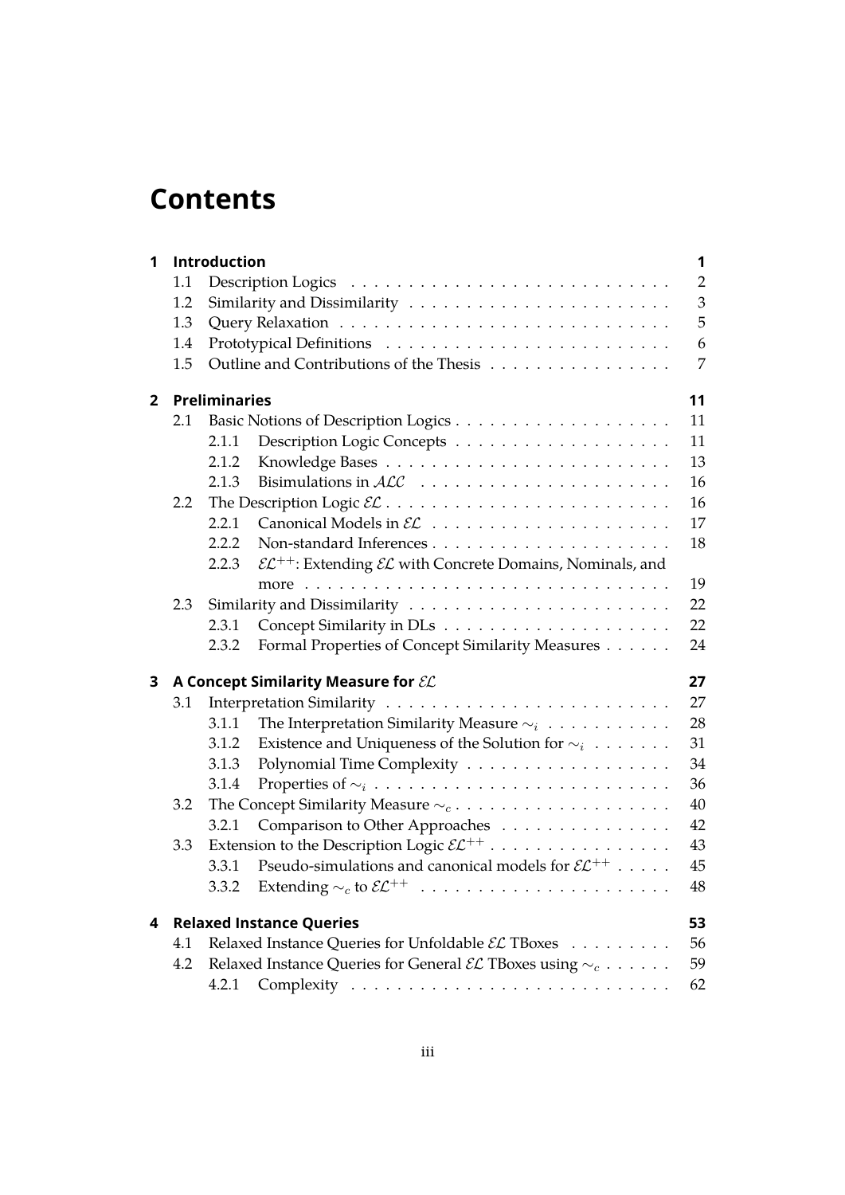# Contents

- **1 Introduction** — 1
  - 1.1 Description Logics — 2
  - 1.2 Similarity and Dissimilarity — 3
  - 1.3 Query Relaxation — 5
  - 1.4 Prototypical Definitions — 6
  - 1.5 Outline and Contributions of the Thesis — 7
- **2 Preliminaries** — 11
  - 2.1 Basic Notions of Description Logics — 11
    - 2.1.1 Description Logic Concepts — 11
    - 2.1.2 Knowledge Bases — 13
    - 2.1.3 Bisimulations in $\mathcal{ALC}$ — 16
  - 2.2 The Description Logic $\mathcal{EL}$ — 16
    - 2.2.1 Canonical Models in $\mathcal{EL}$ — 17
    - 2.2.2 Non-standard Inferences — 18
    - 2.2.3 $\mathcal{EL}^{++}$: Extending $\mathcal{EL}$ with Concrete Domains, Nominals, and more — 19
  - 2.3 Similarity and Dissimilarity — 22
    - 2.3.1 Concept Similarity in DLs — 22
    - 2.3.2 Formal Properties of Concept Similarity Measures — 24
- **3 A Concept Similarity Measure for $\mathcal{EL}$** — 27
  - 3.1 Interpretation Similarity — 27
    - 3.1.1 The Interpretation Similarity Measure $\sim_i$ — 28
    - 3.1.2 Existence and Uniqueness of the Solution for $\sim_i$ — 31
    - 3.1.3 Polynomial Time Complexity — 34
    - 3.1.4 Properties of $\sim_i$ — 36
  - 3.2 The Concept Similarity Measure $\sim_c$ — 40
    - 3.2.1 Comparison to Other Approaches — 42
  - 3.3 Extension to the Description Logic $\mathcal{EL}^{++}$ — 43
    - 3.3.1 Pseudo-simulations and canonical models for $\mathcal{EL}^{++}$ — 45
    - 3.3.2 Extending $\sim_c$ to $\mathcal{EL}^{++}$ — 48
- **4 Relaxed Instance Queries** — 53
  - 4.1 Relaxed Instance Queries for Unfoldable $\mathcal{EL}$ TBoxes — 56
  - 4.2 Relaxed Instance Queries for General $\mathcal{EL}$ TBoxes using $\sim_c$ — 59
    - 4.2.1 Complexity — 62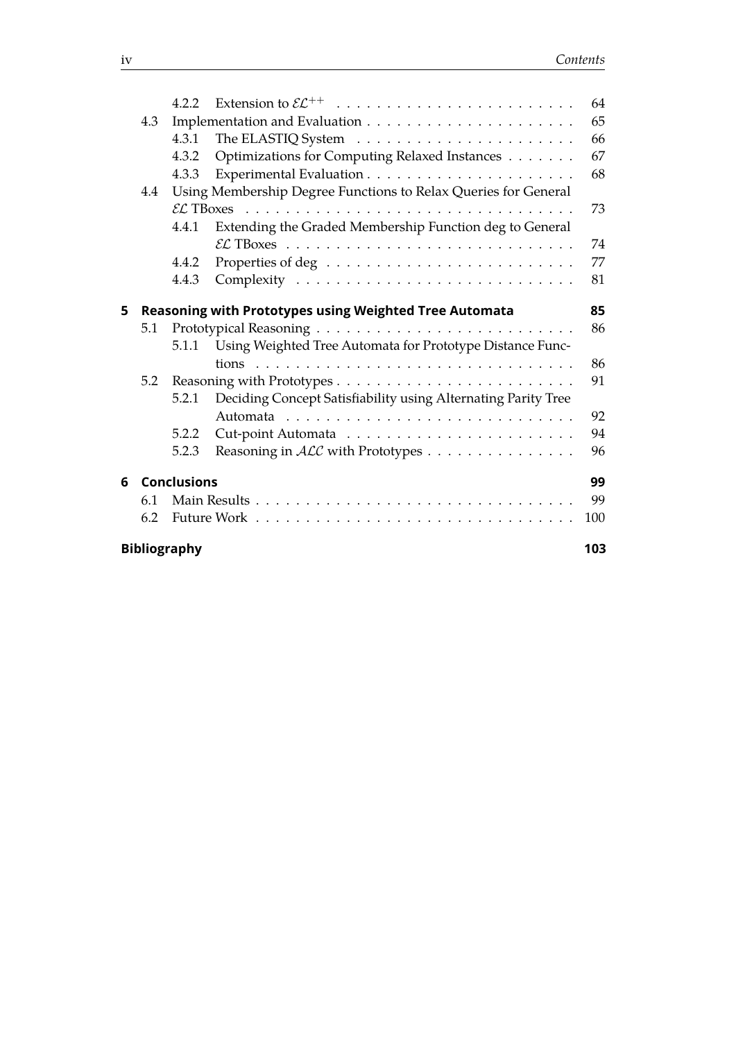- 4.2.2 Extension to $\mathcal{EL}^{++}$ . . . . . . . . . . . . . . . . . . . . . . . . 64
- 4.3 Implementation and Evaluation . . . . . . . . . . . . . . . . . . . . . 65
  - 4.3.1 The ELASTIQ System . . . . . . . . . . . . . . . . . . . . . 66
  - 4.3.2 Optimizations for Computing Relaxed Instances . . . . . . . 67
  - 4.3.3 Experimental Evaluation . . . . . . . . . . . . . . . . . . . . . 68
- 4.4 Using Membership Degree Functions to Relax Queries for General $\mathcal{EL}$ TBoxes . . . . . . . . . . . . . . . . . . . . . . . . . . . . . . . . 73
  - 4.4.1 Extending the Graded Membership Function deg to General $\mathcal{EL}$ TBoxes . . . . . . . . . . . . . . . . . . . . . . . . . . . . 74
  - 4.4.2 Properties of deg . . . . . . . . . . . . . . . . . . . . . . . . 77
  - 4.4.3 Complexity . . . . . . . . . . . . . . . . . . . . . . . . . . . 81

**5 Reasoning with Prototypes using Weighted Tree Automata** **85**

- 5.1 Prototypical Reasoning . . . . . . . . . . . . . . . . . . . . . . . . . . 86
  - 5.1.1 Using Weighted Tree Automata for Prototype Distance Functions . . . . . . . . . . . . . . . . . . . . . . . . . . . . . . . . 86
- 5.2 Reasoning with Prototypes . . . . . . . . . . . . . . . . . . . . . . . . 91
  - 5.2.1 Deciding Concept Satisfiability using Alternating Parity Tree Automata . . . . . . . . . . . . . . . . . . . . . . . . . . . . 92
  - 5.2.2 Cut-point Automata . . . . . . . . . . . . . . . . . . . . . . . 94
  - 5.2.3 Reasoning in $\mathcal{ALC}$ with Prototypes . . . . . . . . . . . . . . . 96

**6 Conclusions** **99**

- 6.1 Main Results . . . . . . . . . . . . . . . . . . . . . . . . . . . . . . . . 99
- 6.2 Future Work . . . . . . . . . . . . . . . . . . . . . . . . . . . . . . . . 100

**Bibliography** **103**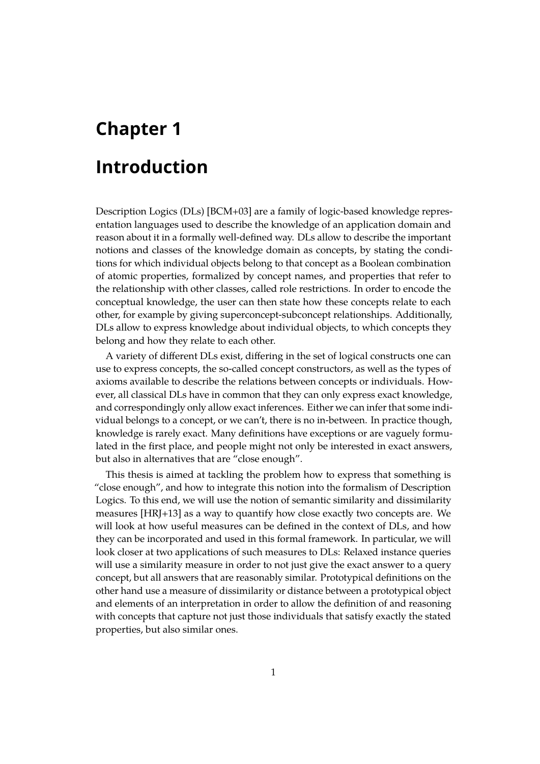# Chapter 1

# Introduction

Description Logics (DLs) [BCM+03] are a family of logic-based knowledge representation languages used to describe the knowledge of an application domain and reason about it in a formally well-defined way. DLs allow to describe the important notions and classes of the knowledge domain as concepts, by stating the conditions for which individual objects belong to that concept as a Boolean combination of atomic properties, formalized by concept names, and properties that refer to the relationship with other classes, called role restrictions. In order to encode the conceptual knowledge, the user can then state how these concepts relate to each other, for example by giving superconcept-subconcept relationships. Additionally, DLs allow to express knowledge about individual objects, to which concepts they belong and how they relate to each other.

A variety of different DLs exist, differing in the set of logical constructs one can use to express concepts, the so-called concept constructors, as well as the types of axioms available to describe the relations between concepts or individuals. However, all classical DLs have in common that they can only express exact knowledge, and correspondingly only allow exact inferences. Either we can infer that some individual belongs to a concept, or we can't, there is no in-between. In practice though, knowledge is rarely exact. Many definitions have exceptions or are vaguely formulated in the first place, and people might not only be interested in exact answers, but also in alternatives that are "close enough".

This thesis is aimed at tackling the problem how to express that something is "close enough", and how to integrate this notion into the formalism of Description Logics. To this end, we will use the notion of semantic similarity and dissimilarity measures [HRJ+13] as a way to quantify how close exactly two concepts are. We will look at how useful measures can be defined in the context of DLs, and how they can be incorporated and used in this formal framework. In particular, we will look closer at two applications of such measures to DLs: Relaxed instance queries will use a similarity measure in order to not just give the exact answer to a query concept, but all answers that are reasonably similar. Prototypical definitions on the other hand use a measure of dissimilarity or distance between a prototypical object and elements of an interpretation in order to allow the definition of and reasoning with concepts that capture not just those individuals that satisfy exactly the stated properties, but also similar ones.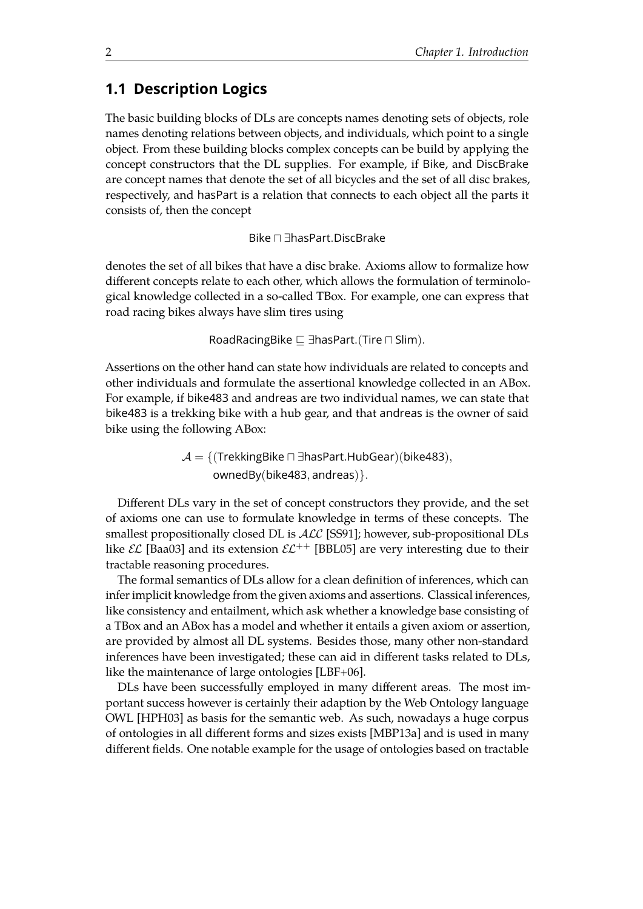## 1.1 Description Logics

The basic building blocks of DLs are concepts names denoting sets of objects, role names denoting relations between objects, and individuals, which point to a single object. From these building blocks complex concepts can be build by applying the concept constructors that the DL supplies. For example, if $\mathsf{Bike}$, and $\mathsf{DiscBrake}$ are concept names that denote the set of all bicycles and the set of all disc brakes, respectively, and $\mathsf{hasPart}$ is a relation that connects to each object all the parts it consists of, then the concept

$$\mathsf{Bike} \sqcap \exists \mathsf{hasPart}.\mathsf{DiscBrake}$$

denotes the set of all bikes that have a disc brake. Axioms allow to formalize how different concepts relate to each other, which allows the formulation of terminological knowledge collected in a so-called TBox. For example, one can express that road racing bikes always have slim tires using

$$\mathsf{RoadRacingBike} \sqsubseteq \exists \mathsf{hasPart}.(\mathsf{Tire} \sqcap \mathsf{Slim}).$$

Assertions on the other hand can state how individuals are related to concepts and other individuals and formulate the assertional knowledge collected in an ABox. For example, if $\mathsf{bike483}$ and $\mathsf{andreas}$ are two individual names, we can state that $\mathsf{bike483}$ is a trekking bike with a hub gear, and that $\mathsf{andreas}$ is the owner of said bike using the following ABox:

$$\begin{aligned}\mathcal{A} = \{&(\mathsf{TrekkingBike} \sqcap \exists \mathsf{hasPart}.\mathsf{HubGear})(\mathsf{bike483}),\\ &\mathsf{ownedBy}(\mathsf{bike483}, \mathsf{andreas})\}.\end{aligned}$$

Different DLs vary in the set of concept constructors they provide, and the set of axioms one can use to formulate knowledge in terms of these concepts. The smallest propositionally closed DL is $\mathcal{ALC}$ [SS91]; however, sub-propositional DLs like $\mathcal{EL}$ [Baa03] and its extension $\mathcal{EL}^{++}$ [BBL05] are very interesting due to their tractable reasoning procedures.

The formal semantics of DLs allow for a clean definition of inferences, which can infer implicit knowledge from the given axioms and assertions. Classical inferences, like consistency and entailment, which ask whether a knowledge base consisting of a TBox and an ABox has a model and whether it entails a given axiom or assertion, are provided by almost all DL systems. Besides those, many other non-standard inferences have been investigated; these can aid in different tasks related to DLs, like the maintenance of large ontologies [LBF+06].

DLs have been successfully employed in many different areas. The most important success however is certainly their adaption by the Web Ontology language OWL [HPH03] as basis for the semantic web. As such, nowadays a huge corpus of ontologies in all different forms and sizes exists [MBP13a] and is used in many different fields. One notable example for the usage of ontologies based on tractable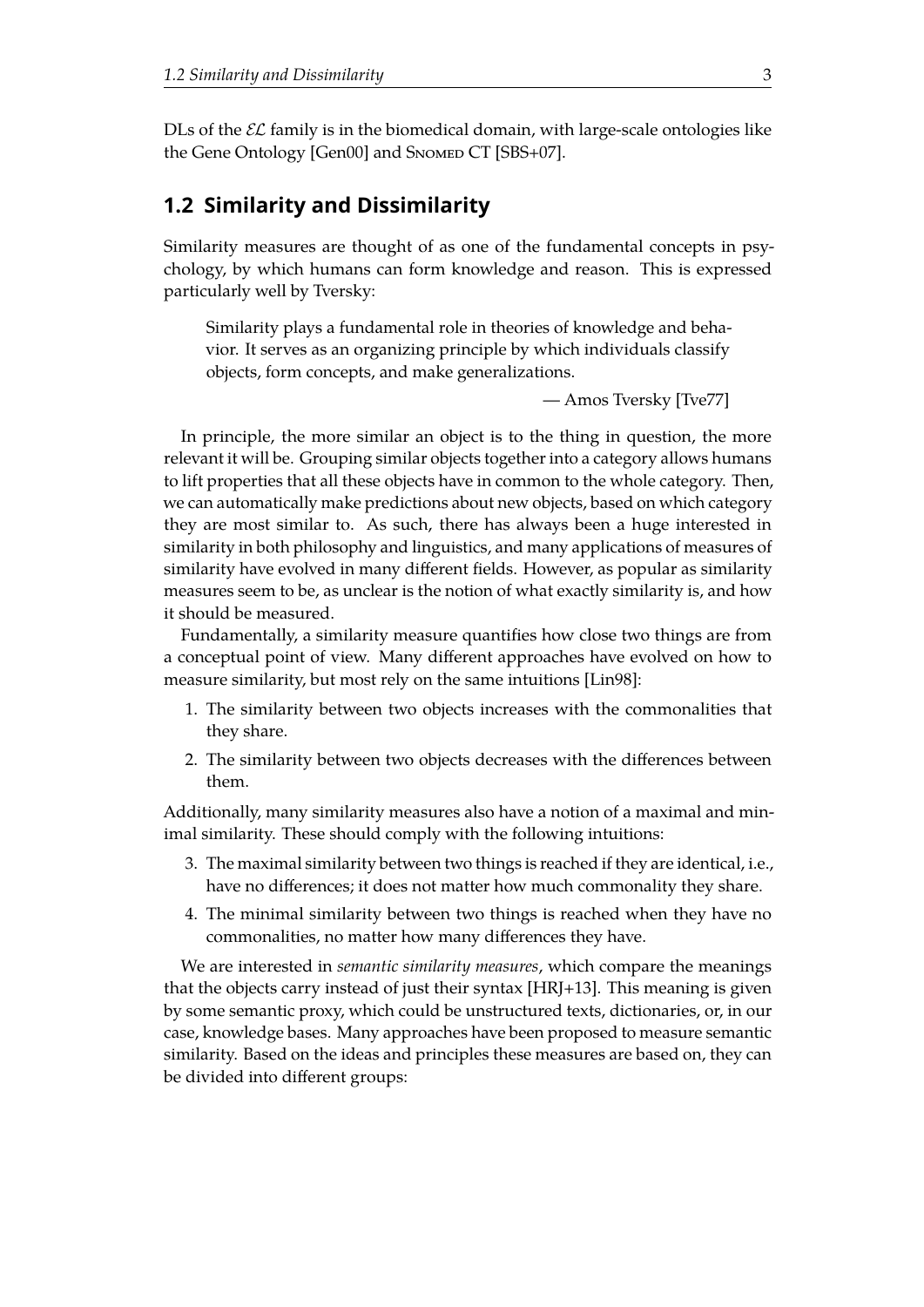DLs of the $\mathcal{EL}$ family is in the biomedical domain, with large-scale ontologies like the Gene Ontology [Gen00] and Snomed CT [SBS+07].

## 1.2 Similarity and Dissimilarity

Similarity measures are thought of as one of the fundamental concepts in psychology, by which humans can form knowledge and reason. This is expressed particularly well by Tversky:

> Similarity plays a fundamental role in theories of knowledge and behavior. It serves as an organizing principle by which individuals classify objects, form concepts, and make generalizations.
>
> — Amos Tversky [Tve77]

In principle, the more similar an object is to the thing in question, the more relevant it will be. Grouping similar objects together into a category allows humans to lift properties that all these objects have in common to the whole category. Then, we can automatically make predictions about new objects, based on which category they are most similar to. As such, there has always been a huge interested in similarity in both philosophy and linguistics, and many applications of measures of similarity have evolved in many different fields. However, as popular as similarity measures seem to be, as unclear is the notion of what exactly similarity is, and how it should be measured.

Fundamentally, a similarity measure quantifies how close two things are from a conceptual point of view. Many different approaches have evolved on how to measure similarity, but most rely on the same intuitions [Lin98]:

1. The similarity between two objects increases with the commonalities that they share.
2. The similarity between two objects decreases with the differences between them.

Additionally, many similarity measures also have a notion of a maximal and minimal similarity. These should comply with the following intuitions:

3. The maximal similarity between two things is reached if they are identical, i.e., have no differences; it does not matter how much commonality they share.
4. The minimal similarity between two things is reached when they have no commonalities, no matter how many differences they have.

We are interested in *semantic similarity measures*, which compare the meanings that the objects carry instead of just their syntax [HRJ+13]. This meaning is given by some semantic proxy, which could be unstructured texts, dictionaries, or, in our case, knowledge bases. Many approaches have been proposed to measure semantic similarity. Based on the ideas and principles these measures are based on, they can be divided into different groups: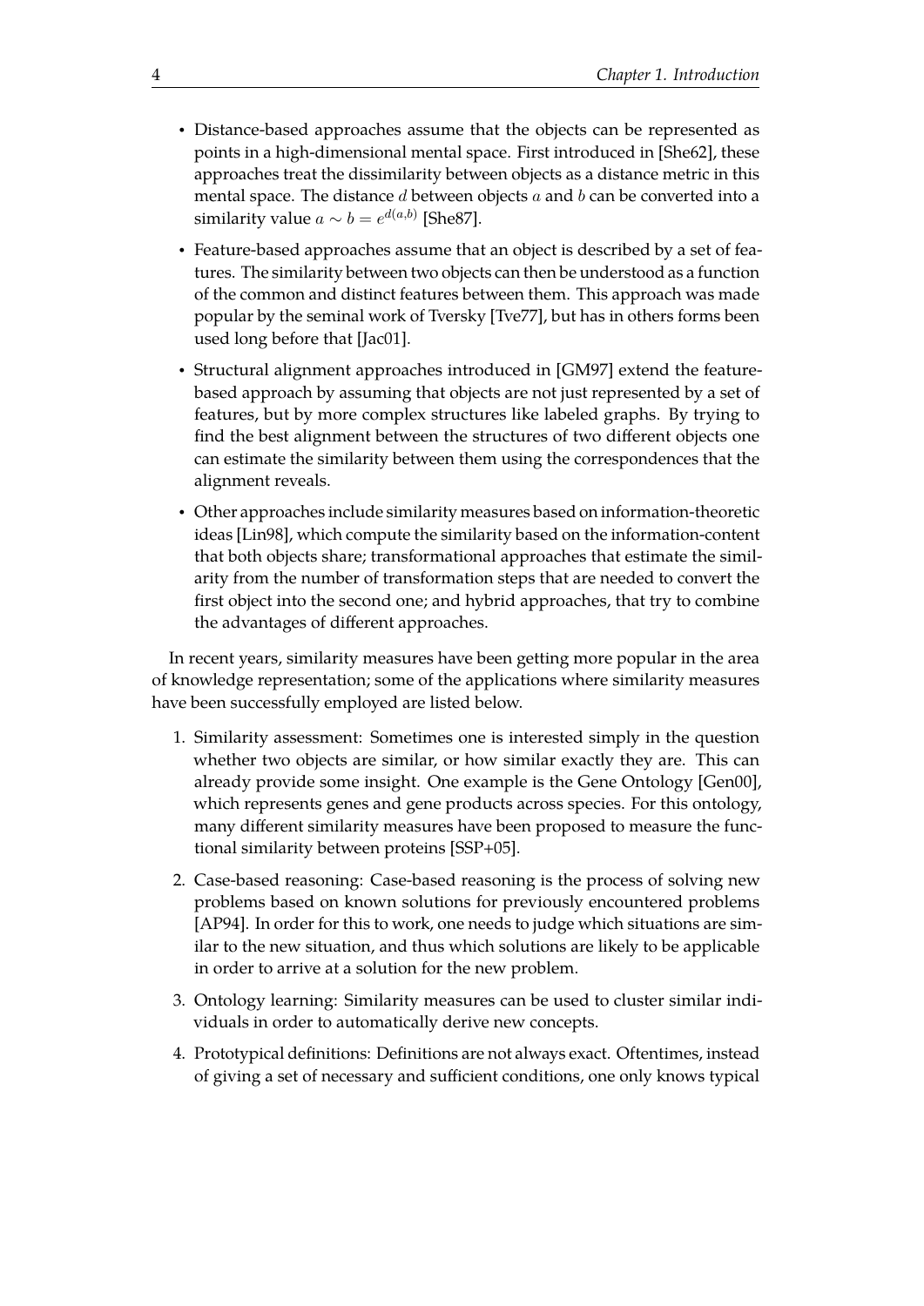- Distance-based approaches assume that the objects can be represented as points in a high-dimensional mental space. First introduced in [She62], these approaches treat the dissimilarity between objects as a distance metric in this mental space. The distance $d$ between objects $a$ and $b$ can be converted into a similarity value $a \sim b = e^{d(a,b)}$ [She87].
- Feature-based approaches assume that an object is described by a set of features. The similarity between two objects can then be understood as a function of the common and distinct features between them. This approach was made popular by the seminal work of Tversky [Tve77], but has in others forms been used long before that [Jac01].
- Structural alignment approaches introduced in [GM97] extend the feature-based approach by assuming that objects are not just represented by a set of features, but by more complex structures like labeled graphs. By trying to find the best alignment between the structures of two different objects one can estimate the similarity between them using the correspondences that the alignment reveals.
- Other approaches include similarity measures based on information-theoretic ideas [Lin98], which compute the similarity based on the information-content that both objects share; transformational approaches that estimate the similarity from the number of transformation steps that are needed to convert the first object into the second one; and hybrid approaches, that try to combine the advantages of different approaches.

In recent years, similarity measures have been getting more popular in the area of knowledge representation; some of the applications where similarity measures have been successfully employed are listed below.

1. Similarity assessment: Sometimes one is interested simply in the question whether two objects are similar, or how similar exactly they are. This can already provide some insight. One example is the Gene Ontology [Gen00], which represents genes and gene products across species. For this ontology, many different similarity measures have been proposed to measure the functional similarity between proteins [SSP+05].
2. Case-based reasoning: Case-based reasoning is the process of solving new problems based on known solutions for previously encountered problems [AP94]. In order for this to work, one needs to judge which situations are similar to the new situation, and thus which solutions are likely to be applicable in order to arrive at a solution for the new problem.
3. Ontology learning: Similarity measures can be used to cluster similar individuals in order to automatically derive new concepts.
4. Prototypical definitions: Definitions are not always exact. Oftentimes, instead of giving a set of necessary and sufficient conditions, one only knows typical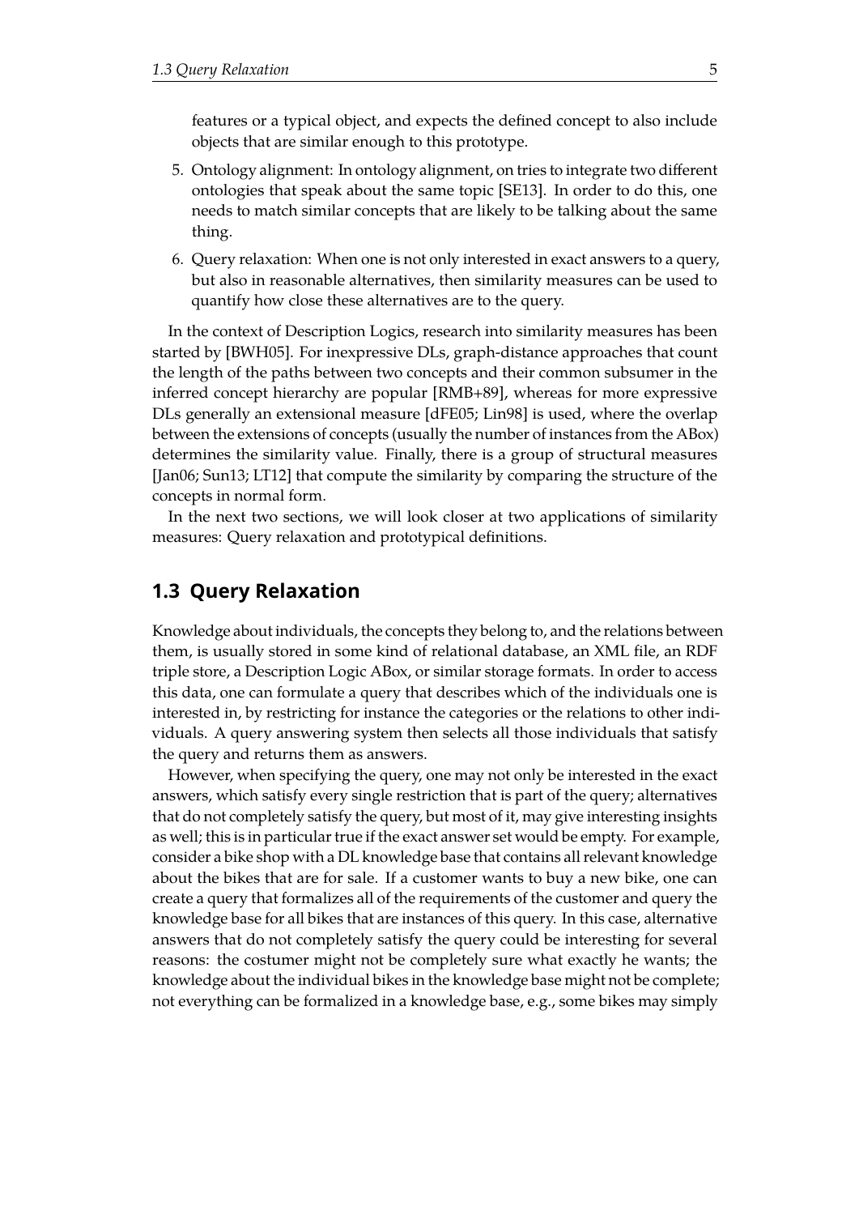features or a typical object, and expects the defined concept to also include objects that are similar enough to this prototype.

5. Ontology alignment: In ontology alignment, on tries to integrate two different ontologies that speak about the same topic [SE13]. In order to do this, one needs to match similar concepts that are likely to be talking about the same thing.
6. Query relaxation: When one is not only interested in exact answers to a query, but also in reasonable alternatives, then similarity measures can be used to quantify how close these alternatives are to the query.

In the context of Description Logics, research into similarity measures has been started by [BWH05]. For inexpressive DLs, graph-distance approaches that count the length of the paths between two concepts and their common subsumer in the inferred concept hierarchy are popular [RMB+89], whereas for more expressive DLs generally an extensional measure [dFE05; Lin98] is used, where the overlap between the extensions of concepts (usually the number of instances from the ABox) determines the similarity value. Finally, there is a group of structural measures [Jan06; Sun13; LT12] that compute the similarity by comparing the structure of the concepts in normal form.

In the next two sections, we will look closer at two applications of similarity measures: Query relaxation and prototypical definitions.

## 1.3 Query Relaxation

Knowledge about individuals, the concepts they belong to, and the relations between them, is usually stored in some kind of relational database, an XML file, an RDF triple store, a Description Logic ABox, or similar storage formats. In order to access this data, one can formulate a query that describes which of the individuals one is interested in, by restricting for instance the categories or the relations to other individuals. A query answering system then selects all those individuals that satisfy the query and returns them as answers.

However, when specifying the query, one may not only be interested in the exact answers, which satisfy every single restriction that is part of the query; alternatives that do not completely satisfy the query, but most of it, may give interesting insights as well; this is in particular true if the exact answer set would be empty. For example, consider a bike shop with a DL knowledge base that contains all relevant knowledge about the bikes that are for sale. If a customer wants to buy a new bike, one can create a query that formalizes all of the requirements of the customer and query the knowledge base for all bikes that are instances of this query. In this case, alternative answers that do not completely satisfy the query could be interesting for several reasons: the costumer might not be completely sure what exactly he wants; the knowledge about the individual bikes in the knowledge base might not be complete; not everything can be formalized in a knowledge base, e.g., some bikes may simply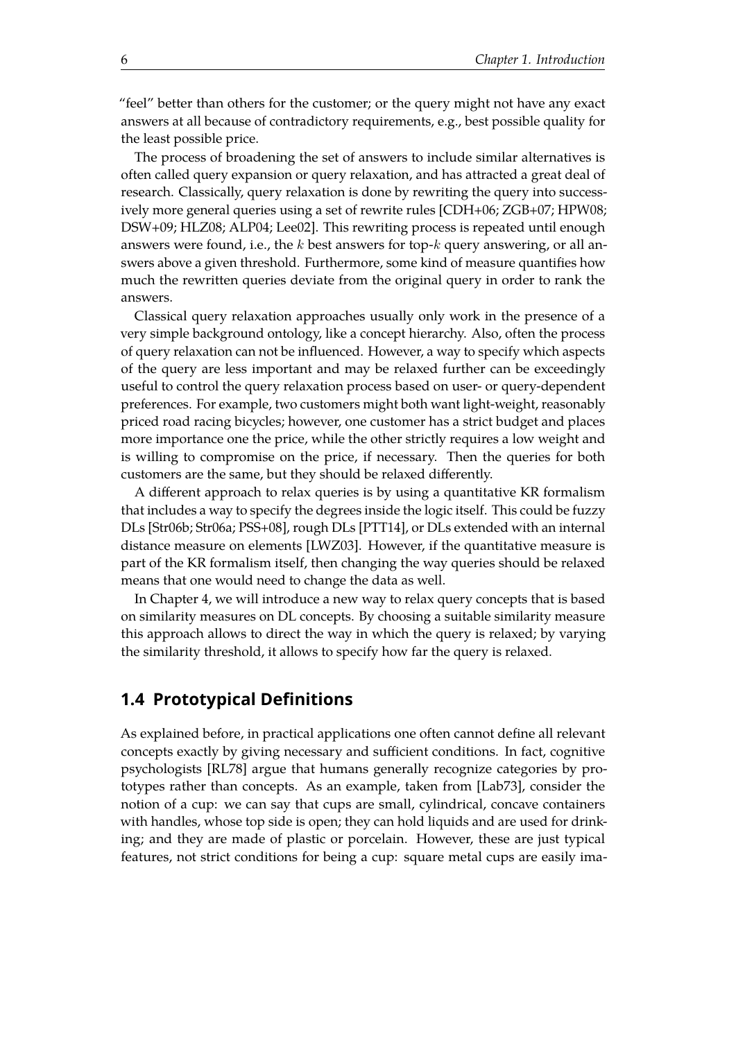"feel" better than others for the customer; or the query might not have any exact answers at all because of contradictory requirements, e.g., best possible quality for the least possible price.

The process of broadening the set of answers to include similar alternatives is often called query expansion or query relaxation, and has attracted a great deal of research. Classically, query relaxation is done by rewriting the query into successively more general queries using a set of rewrite rules [CDH+06; ZGB+07; HPW08; DSW+09; HLZ08; ALP04; Lee02]. This rewriting process is repeated until enough answers were found, i.e., the $k$ best answers for top-$k$ query answering, or all answers above a given threshold. Furthermore, some kind of measure quantifies how much the rewritten queries deviate from the original query in order to rank the answers.

Classical query relaxation approaches usually only work in the presence of a very simple background ontology, like a concept hierarchy. Also, often the process of query relaxation can not be influenced. However, a way to specify which aspects of the query are less important and may be relaxed further can be exceedingly useful to control the query relaxation process based on user- or query-dependent preferences. For example, two customers might both want light-weight, reasonably priced road racing bicycles; however, one customer has a strict budget and places more importance one the price, while the other strictly requires a low weight and is willing to compromise on the price, if necessary. Then the queries for both customers are the same, but they should be relaxed differently.

A different approach to relax queries is by using a quantitative KR formalism that includes a way to specify the degrees inside the logic itself. This could be fuzzy DLs [Str06b; Str06a; PSS+08], rough DLs [PTT14], or DLs extended with an internal distance measure on elements [LWZ03]. However, if the quantitative measure is part of the KR formalism itself, then changing the way queries should be relaxed means that one would need to change the data as well.

In Chapter 4, we will introduce a new way to relax query concepts that is based on similarity measures on DL concepts. By choosing a suitable similarity measure this approach allows to direct the way in which the query is relaxed; by varying the similarity threshold, it allows to specify how far the query is relaxed.

## 1.4 Prototypical Definitions

As explained before, in practical applications one often cannot define all relevant concepts exactly by giving necessary and sufficient conditions. In fact, cognitive psychologists [RL78] argue that humans generally recognize categories by prototypes rather than concepts. As an example, taken from [Lab73], consider the notion of a cup: we can say that cups are small, cylindrical, concave containers with handles, whose top side is open; they can hold liquids and are used for drinking; and they are made of plastic or porcelain. However, these are just typical features, not strict conditions for being a cup: square metal cups are easily ima-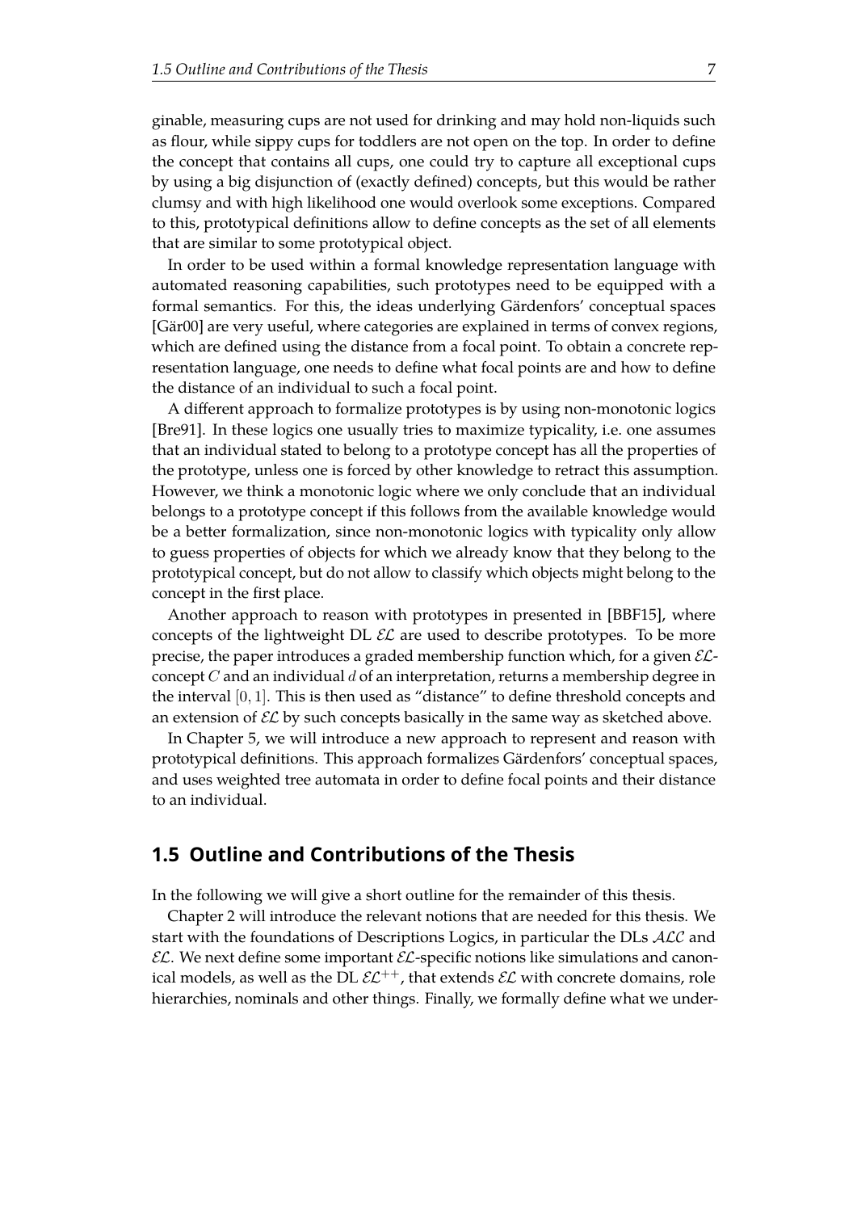ginable, measuring cups are not used for drinking and may hold non-liquids such as flour, while sippy cups for toddlers are not open on the top. In order to define the concept that contains all cups, one could try to capture all exceptional cups by using a big disjunction of (exactly defined) concepts, but this would be rather clumsy and with high likelihood one would overlook some exceptions. Compared to this, prototypical definitions allow to define concepts as the set of all elements that are similar to some prototypical object.

In order to be used within a formal knowledge representation language with automated reasoning capabilities, such prototypes need to be equipped with a formal semantics. For this, the ideas underlying Gärdenfors' conceptual spaces [Gär00] are very useful, where categories are explained in terms of convex regions, which are defined using the distance from a focal point. To obtain a concrete representation language, one needs to define what focal points are and how to define the distance of an individual to such a focal point.

A different approach to formalize prototypes is by using non-monotonic logics [Bre91]. In these logics one usually tries to maximize typicality, i.e. one assumes that an individual stated to belong to a prototype concept has all the properties of the prototype, unless one is forced by other knowledge to retract this assumption. However, we think a monotonic logic where we only conclude that an individual belongs to a prototype concept if this follows from the available knowledge would be a better formalization, since non-monotonic logics with typicality only allow to guess properties of objects for which we already know that they belong to the prototypical concept, but do not allow to classify which objects might belong to the concept in the first place.

Another approach to reason with prototypes in presented in [BBF15], where concepts of the lightweight DL $\mathcal{EL}$ are used to describe prototypes. To be more precise, the paper introduces a graded membership function which, for a given $\mathcal{EL}$-concept $C$ and an individual $d$ of an interpretation, returns a membership degree in the interval $[0, 1]$. This is then used as "distance" to define threshold concepts and an extension of $\mathcal{EL}$ by such concepts basically in the same way as sketched above.

In Chapter 5, we will introduce a new approach to represent and reason with prototypical definitions. This approach formalizes Gärdenfors' conceptual spaces, and uses weighted tree automata in order to define focal points and their distance to an individual.

## 1.5 Outline and Contributions of the Thesis

In the following we will give a short outline for the remainder of this thesis.

Chapter 2 will introduce the relevant notions that are needed for this thesis. We start with the foundations of Descriptions Logics, in particular the DLs $\mathcal{ALC}$ and $\mathcal{EL}$. We next define some important $\mathcal{EL}$-specific notions like simulations and canonical models, as well as the DL $\mathcal{EL}^{++}$, that extends $\mathcal{EL}$ with concrete domains, role hierarchies, nominals and other things. Finally, we formally define what we under-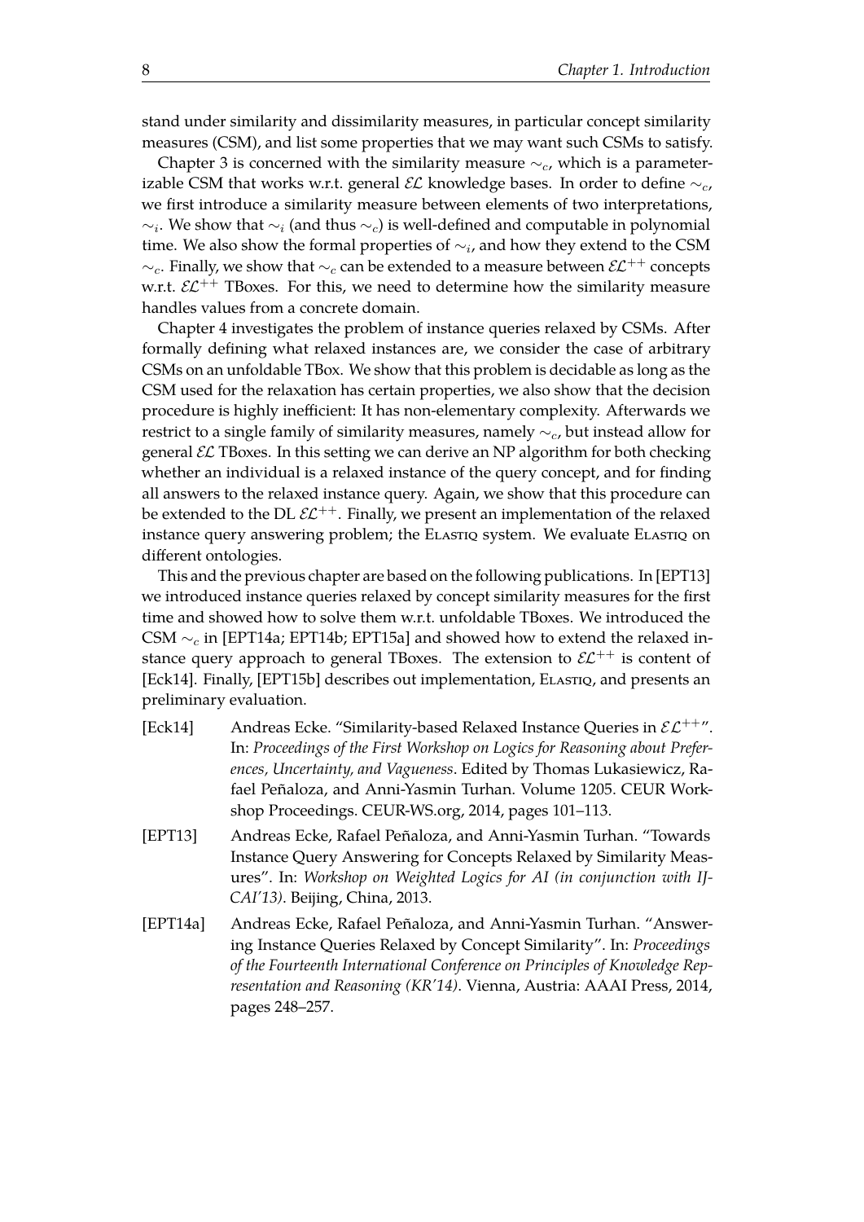stand under similarity and dissimilarity measures, in particular concept similarity measures (CSM), and list some properties that we may want such CSMs to satisfy.

Chapter 3 is concerned with the similarity measure $\sim_c$, which is a parameterizable CSM that works w.r.t. general $\mathcal{EL}$ knowledge bases. In order to define $\sim_c$, we first introduce a similarity measure between elements of two interpretations, $\sim_i$. We show that $\sim_i$ (and thus $\sim_c$) is well-defined and computable in polynomial time. We also show the formal properties of $\sim_i$, and how they extend to the CSM $\sim_c$. Finally, we show that $\sim_c$ can be extended to a measure between $\mathcal{EL}^{++}$ concepts w.r.t. $\mathcal{EL}^{++}$ TBoxes. For this, we need to determine how the similarity measure handles values from a concrete domain.

Chapter 4 investigates the problem of instance queries relaxed by CSMs. After formally defining what relaxed instances are, we consider the case of arbitrary CSMs on an unfoldable TBox. We show that this problem is decidable as long as the CSM used for the relaxation has certain properties, we also show that the decision procedure is highly inefficient: It has non-elementary complexity. Afterwards we restrict to a single family of similarity measures, namely $\sim_c$, but instead allow for general $\mathcal{EL}$ TBoxes. In this setting we can derive an NP algorithm for both checking whether an individual is a relaxed instance of the query concept, and for finding all answers to the relaxed instance query. Again, we show that this procedure can be extended to the DL $\mathcal{EL}^{++}$. Finally, we present an implementation of the relaxed instance query answering problem; the ELASTIQ system. We evaluate ELASTIQ on different ontologies.

This and the previous chapter are based on the following publications. In [EPT13] we introduced instance queries relaxed by concept similarity measures for the first time and showed how to solve them w.r.t. unfoldable TBoxes. We introduced the CSM $\sim_c$ in [EPT14a; EPT14b; EPT15a] and showed how to extend the relaxed instance query approach to general TBoxes. The extension to $\mathcal{EL}^{++}$ is content of [Eck14]. Finally, [EPT15b] describes out implementation, ELASTIQ, and presents an preliminary evaluation.

[Eck14] Andreas Ecke. "Similarity-based Relaxed Instance Queries in $\mathcal{EL}^{++}$". In: *Proceedings of the First Workshop on Logics for Reasoning about Preferences, Uncertainty, and Vagueness*. Edited by Thomas Lukasiewicz, Rafael Peñaloza, and Anni-Yasmin Turhan. Volume 1205. CEUR Workshop Proceedings. CEUR-WS.org, 2014, pages 101–113.

[EPT13] Andreas Ecke, Rafael Peñaloza, and Anni-Yasmin Turhan. "Towards Instance Query Answering for Concepts Relaxed by Similarity Measures". In: *Workshop on Weighted Logics for AI (in conjunction with IJCAI'13)*. Beijing, China, 2013.

[EPT14a] Andreas Ecke, Rafael Peñaloza, and Anni-Yasmin Turhan. "Answering Instance Queries Relaxed by Concept Similarity". In: *Proceedings of the Fourteenth International Conference on Principles of Knowledge Representation and Reasoning (KR'14)*. Vienna, Austria: AAAI Press, 2014, pages 248–257.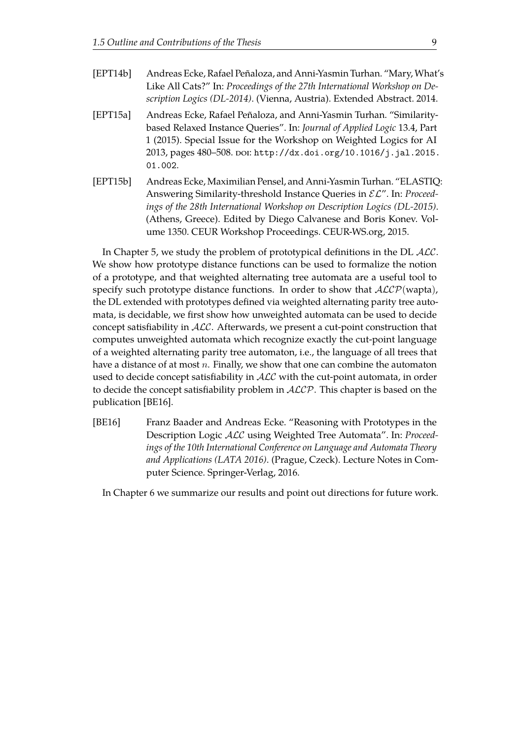[EPT14b] Andreas Ecke, Rafael Peñaloza, and Anni-Yasmin Turhan. "Mary, What's Like All Cats?" In: *Proceedings of the 27th International Workshop on Description Logics (DL-2014)*. (Vienna, Austria). Extended Abstract. 2014.

[EPT15a] Andreas Ecke, Rafael Peñaloza, and Anni-Yasmin Turhan. "Similarity-based Relaxed Instance Queries". In: *Journal of Applied Logic* 13.4, Part 1 (2015). Special Issue for the Workshop on Weighted Logics for AI 2013, pages 480–508. DOI: `http://dx.doi.org/10.1016/j.jal.2015.01.002`.

[EPT15b] Andreas Ecke, Maximilian Pensel, and Anni-Yasmin Turhan. "ELASTIQ: Answering Similarity-threshold Instance Queries in $\mathcal{EL}$". In: *Proceedings of the 28th International Workshop on Description Logics (DL-2015)*. (Athens, Greece). Edited by Diego Calvanese and Boris Konev. Volume 1350. CEUR Workshop Proceedings. CEUR-WS.org, 2015.

In Chapter 5, we study the problem of prototypical definitions in the DL $\mathcal{ALC}$. We show how prototype distance functions can be used to formalize the notion of a prototype, and that weighted alternating tree automata are a useful tool to specify such prototype distance functions. In order to show that $\mathcal{ALCP}(\text{wapta})$, the DL extended with prototypes defined via weighted alternating parity tree automata, is decidable, we first show how unweighted automata can be used to decide concept satisfiability in $\mathcal{ALC}$. Afterwards, we present a cut-point construction that computes unweighted automata which recognize exactly the cut-point language of a weighted alternating parity tree automaton, i.e., the language of all trees that have a distance of at most $n$. Finally, we show that one can combine the automaton used to decide concept satisfiability in $\mathcal{ALC}$ with the cut-point automata, in order to decide the concept satisfiability problem in $\mathcal{ALCP}$. This chapter is based on the publication [BE16].

[BE16] Franz Baader and Andreas Ecke. "Reasoning with Prototypes in the Description Logic $\mathcal{ALC}$ using Weighted Tree Automata". In: *Proceedings of the 10th International Conference on Language and Automata Theory and Applications (LATA 2016)*. (Prague, Czeck). Lecture Notes in Computer Science. Springer-Verlag, 2016.

In Chapter 6 we summarize our results and point out directions for future work.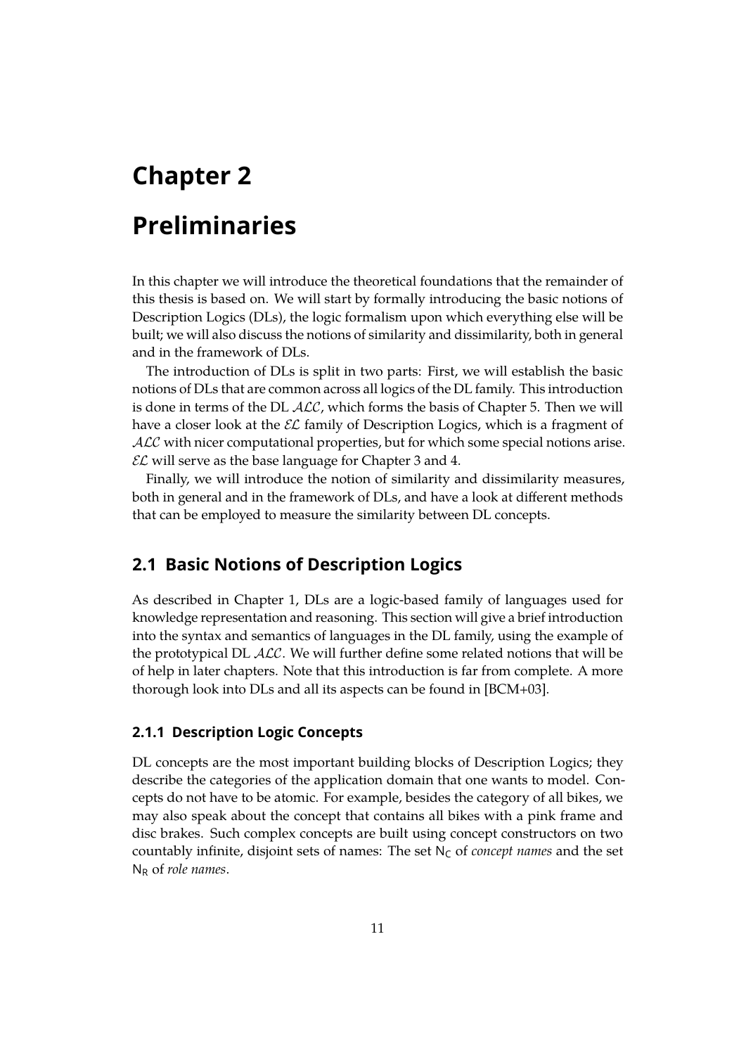# Chapter 2

# Preliminaries

In this chapter we will introduce the theoretical foundations that the remainder of this thesis is based on. We will start by formally introducing the basic notions of Description Logics (DLs), the logic formalism upon which everything else will be built; we will also discuss the notions of similarity and dissimilarity, both in general and in the framework of DLs.

The introduction of DLs is split in two parts: First, we will establish the basic notions of DLs that are common across all logics of the DL family. This introduction is done in terms of the DL $\mathcal{ALC}$, which forms the basis of Chapter 5. Then we will have a closer look at the $\mathcal{EL}$ family of Description Logics, which is a fragment of $\mathcal{ALC}$ with nicer computational properties, but for which some special notions arise. $\mathcal{EL}$ will serve as the base language for Chapter 3 and 4.

Finally, we will introduce the notion of similarity and dissimilarity measures, both in general and in the framework of DLs, and have a look at different methods that can be employed to measure the similarity between DL concepts.

## 2.1 Basic Notions of Description Logics

As described in Chapter 1, DLs are a logic-based family of languages used for knowledge representation and reasoning. This section will give a brief introduction into the syntax and semantics of languages in the DL family, using the example of the prototypical DL $\mathcal{ALC}$. We will further define some related notions that will be of help in later chapters. Note that this introduction is far from complete. A more thorough look into DLs and all its aspects can be found in [BCM+03].

### 2.1.1 Description Logic Concepts

DL concepts are the most important building blocks of Description Logics; they describe the categories of the application domain that one wants to model. Concepts do not have to be atomic. For example, besides the category of all bikes, we may also speak about the concept that contains all bikes with a pink frame and disc brakes. Such complex concepts are built using concept constructors on two countably infinite, disjoint sets of names: The set $\mathsf{N_C}$ of *concept names* and the set $\mathsf{N_R}$ of *role names*.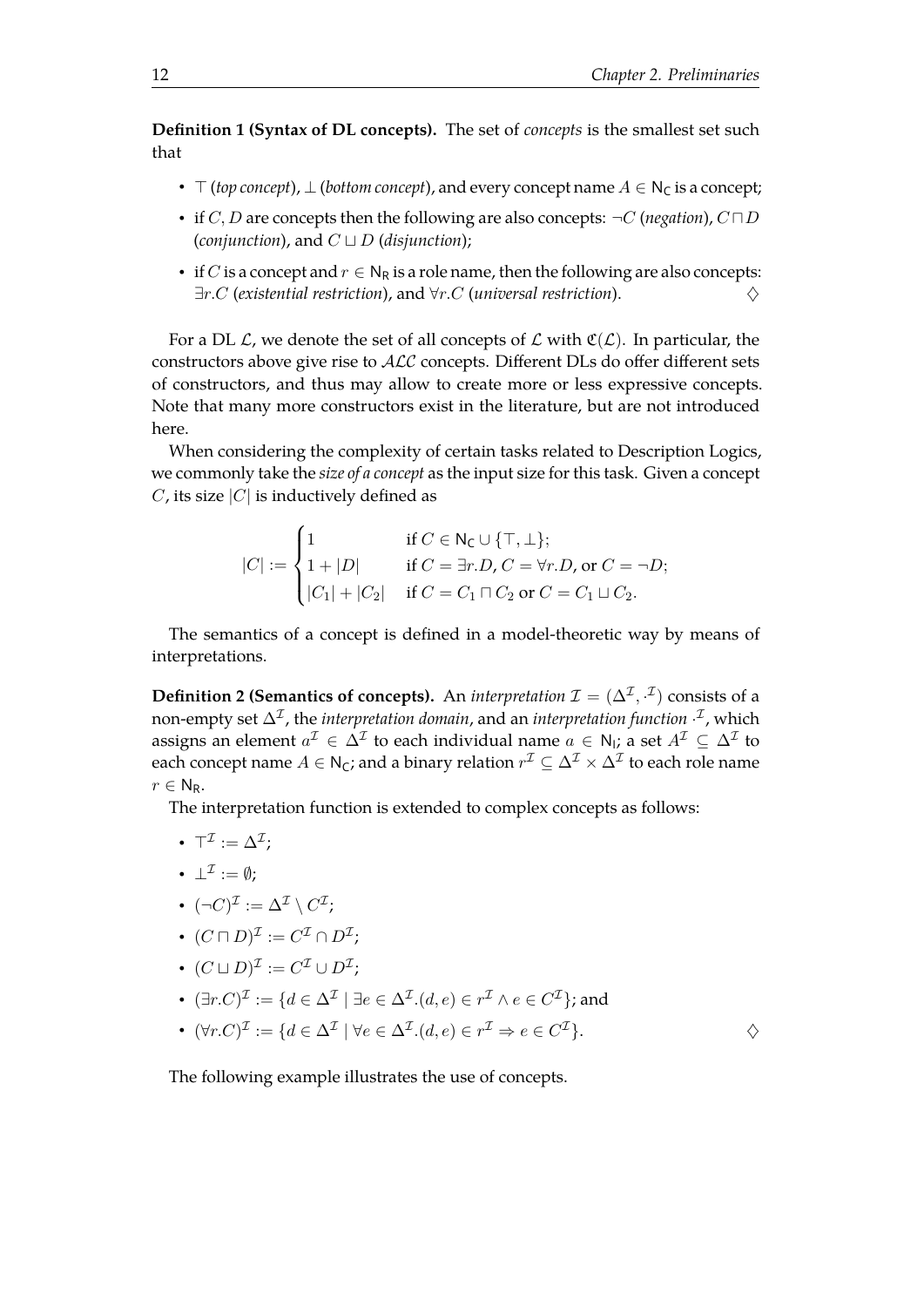**Definition 1 (Syntax of DL concepts).** The set of *concepts* is the smallest set such that

- $\top$ (*top concept*), $\bot$ (*bottom concept*), and every concept name $A \in \mathsf{N_C}$ is a concept;
- if $C, D$ are concepts then the following are also concepts: $\neg C$ (*negation*), $C \sqcap D$ (*conjunction*), and $C \sqcup D$ (*disjunction*);
- if $C$ is a concept and $r \in \mathsf{N_R}$ is a role name, then the following are also concepts: $\exists r.C$ (*existential restriction*), and $\forall r.C$ (*universal restriction*). $\diamondsuit$

For a DL $\mathcal{L}$, we denote the set of all concepts of $\mathcal{L}$ with $\mathfrak{C}(\mathcal{L})$. In particular, the constructors above give rise to $\mathcal{ALC}$ concepts. Different DLs do offer different sets of constructors, and thus may allow to create more or less expressive concepts. Note that many more constructors exist in the literature, but are not introduced here.

When considering the complexity of certain tasks related to Description Logics, we commonly take the *size of a concept* as the input size for this task. Given a concept $C$, its size $|C|$ is inductively defined as

$$|C| := \begin{cases} 1 & \text{if } C \in \mathsf{N_C} \cup \{\top, \bot\}; \\ 1 + |D| & \text{if } C = \exists r.D, C = \forall r.D, \text{ or } C = \neg D; \\ |C_1| + |C_2| & \text{if } C = C_1 \sqcap C_2 \text{ or } C = C_1 \sqcup C_2. \end{cases}$$

The semantics of a concept is defined in a model-theoretic way by means of interpretations.

**Definition 2 (Semantics of concepts).** An *interpretation* $\mathcal{I} = (\Delta^{\mathcal{I}}, \cdot^{\mathcal{I}})$ consists of a non-empty set $\Delta^{\mathcal{I}}$, the *interpretation domain*, and an *interpretation function* $\cdot^{\mathcal{I}}$, which assigns an element $a^{\mathcal{I}} \in \Delta^{\mathcal{I}}$ to each individual name $a \in \mathsf{N_I}$; a set $A^{\mathcal{I}} \subseteq \Delta^{\mathcal{I}}$ to each concept name $A \in \mathsf{N_C}$; and a binary relation $r^{\mathcal{I}} \subseteq \Delta^{\mathcal{I}} \times \Delta^{\mathcal{I}}$ to each role name $r \in \mathsf{N_R}$.

The interpretation function is extended to complex concepts as follows:

- $\top^{\mathcal{I}} := \Delta^{\mathcal{I}}$;
- $\bot^{\mathcal{I}} := \emptyset$;
- $(\neg C)^{\mathcal{I}} := \Delta^{\mathcal{I}} \setminus C^{\mathcal{I}}$;
- $(C \sqcap D)^{\mathcal{I}} := C^{\mathcal{I}} \cap D^{\mathcal{I}}$;
- $(C \sqcup D)^{\mathcal{I}} := C^{\mathcal{I}} \cup D^{\mathcal{I}}$;
- $(\exists r.C)^{\mathcal{I}} := \{d \in \Delta^{\mathcal{I}} \mid \exists e \in \Delta^{\mathcal{I}}.(d, e) \in r^{\mathcal{I}} \wedge e \in C^{\mathcal{I}}\}$; and
- $(\forall r.C)^{\mathcal{I}} := \{d \in \Delta^{\mathcal{I}} \mid \forall e \in \Delta^{\mathcal{I}}.(d, e) \in r^{\mathcal{I}} \Rightarrow e \in C^{\mathcal{I}}\}$. $\diamondsuit$

The following example illustrates the use of concepts.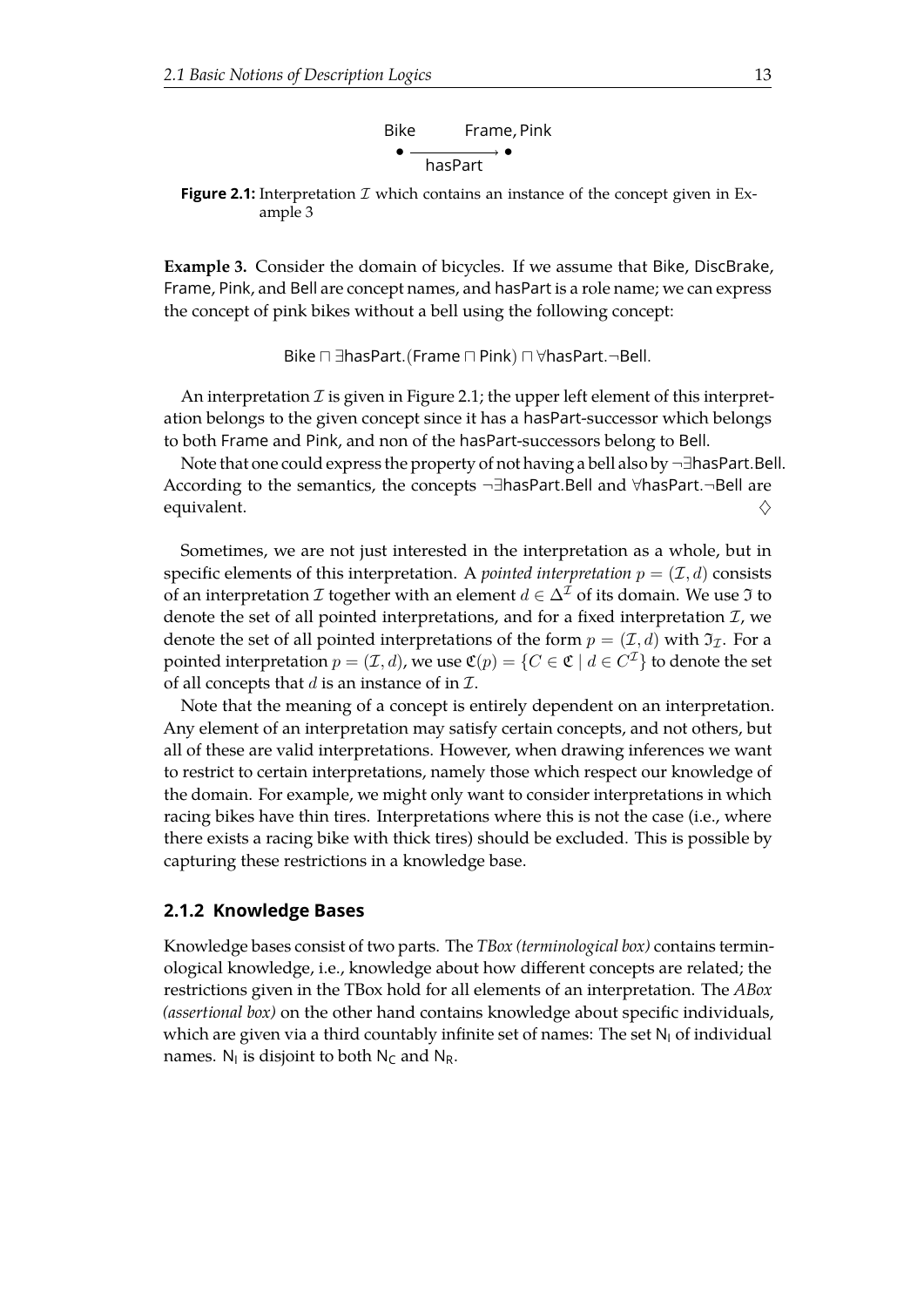Bike Frame, Pink

• ——hasPart——→ •

**Figure 2.1:** Interpretation $\mathcal{I}$ which contains an instance of the concept given in Example 3

**Example 3.** Consider the domain of bicycles. If we assume that Bike, DiscBrake, Frame, Pink, and Bell are concept names, and hasPart is a role name; we can express the concept of pink bikes without a bell using the following concept:

$$\mathsf{Bike} \sqcap \exists \mathsf{hasPart}.(\mathsf{Frame} \sqcap \mathsf{Pink}) \sqcap \forall \mathsf{hasPart}.\neg \mathsf{Bell}.$$

An interpretation $\mathcal{I}$ is given in Figure 2.1; the upper left element of this interpretation belongs to the given concept since it has a hasPart-successor which belongs to both Frame and Pink, and non of the hasPart-successors belong to Bell.

Note that one could express the property of not having a bell also by $\neg\exists \mathsf{hasPart}.\mathsf{Bell}$. According to the semantics, the concepts $\neg\exists \mathsf{hasPart}.\mathsf{Bell}$ and $\forall \mathsf{hasPart}.\neg \mathsf{Bell}$ are equivalent. ♢

Sometimes, we are not just interested in the interpretation as a whole, but in specific elements of this interpretation. A *pointed interpretation* $p = (\mathcal{I}, d)$ consists of an interpretation $\mathcal{I}$ together with an element $d \in \Delta^{\mathcal{I}}$ of its domain. We use $\mathfrak{I}$ to denote the set of all pointed interpretations, and for a fixed interpretation $\mathcal{I}$, we denote the set of all pointed interpretations of the form $p = (\mathcal{I}, d)$ with $\mathfrak{I}_{\mathcal{I}}$. For a pointed interpretation $p = (\mathcal{I}, d)$, we use $\mathfrak{C}(p) = \{C \in \mathfrak{C} \mid d \in C^{\mathcal{I}}\}$ to denote the set of all concepts that $d$ is an instance of in $\mathcal{I}$.

Note that the meaning of a concept is entirely dependent on an interpretation. Any element of an interpretation may satisfy certain concepts, and not others, but all of these are valid interpretations. However, when drawing inferences we want to restrict to certain interpretations, namely those which respect our knowledge of the domain. For example, we might only want to consider interpretations in which racing bikes have thin tires. Interpretations where this is not the case (i.e., where there exists a racing bike with thick tires) should be excluded. This is possible by capturing these restrictions in a knowledge base.

### 2.1.2 Knowledge Bases

Knowledge bases consist of two parts. The *TBox (terminological box)* contains terminological knowledge, i.e., knowledge about how different concepts are related; the restrictions given in the TBox hold for all elements of an interpretation. The *ABox (assertional box)* on the other hand contains knowledge about specific individuals, which are given via a third countably infinite set of names: The set $\mathsf{N_I}$ of individual names. $\mathsf{N_I}$ is disjoint to both $\mathsf{N_C}$ and $\mathsf{N_R}$.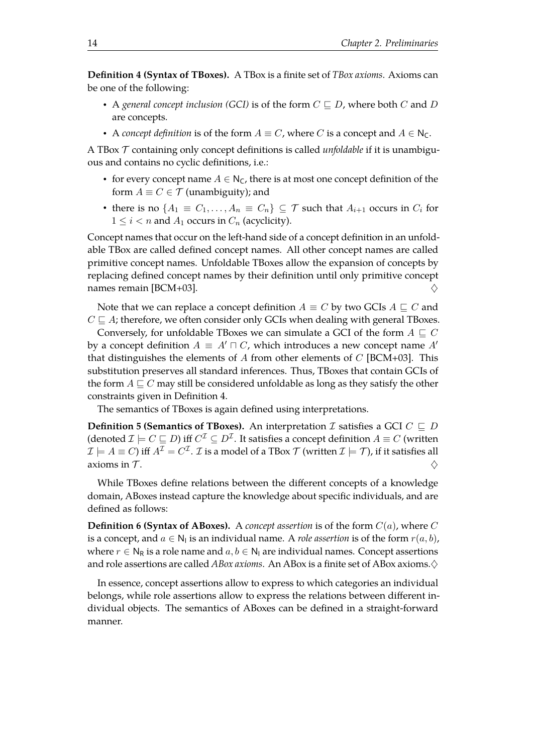**Definition 4 (Syntax of TBoxes).** A TBox is a finite set of *TBox axioms*. Axioms can be one of the following:

- A *general concept inclusion (GCI)* is of the form $C \sqsubseteq D$, where both $C$ and $D$ are concepts.
- A *concept definition* is of the form $A \equiv C$, where $C$ is a concept and $A \in \mathsf{N_C}$.

A TBox $\mathcal{T}$ containing only concept definitions is called *unfoldable* if it is unambiguous and contains no cyclic definitions, i.e.:

- for every concept name $A \in \mathsf{N_C}$, there is at most one concept definition of the form $A \equiv C \in \mathcal{T}$ (unambiguity); and
- there is no $\{A_1 \equiv C_1, \ldots, A_n \equiv C_n\} \subseteq \mathcal{T}$ such that $A_{i+1}$ occurs in $C_i$ for $1 \leq i < n$ and $A_1$ occurs in $C_n$ (acyclicity).

Concept names that occur on the left-hand side of a concept definition in an unfoldable TBox are called defined concept names. All other concept names are called primitive concept names. Unfoldable TBoxes allow the expansion of concepts by replacing defined concept names by their definition until only primitive concept names remain [BCM+03]. ◊

Note that we can replace a concept definition $A \equiv C$ by two GCIs $A \sqsubseteq C$ and $C \sqsubseteq A$; therefore, we often consider only GCIs when dealing with general TBoxes.

Conversely, for unfoldable TBoxes we can simulate a GCI of the form $A \sqsubseteq C$ by a concept definition $A \equiv A' \sqcap C$, which introduces a new concept name $A'$ that distinguishes the elements of $A$ from other elements of $C$ [BCM+03]. This substitution preserves all standard inferences. Thus, TBoxes that contain GCIs of the form $A \sqsubseteq C$ may still be considered unfoldable as long as they satisfy the other constraints given in Definition 4.

The semantics of TBoxes is again defined using interpretations.

**Definition 5 (Semantics of TBoxes).** An interpretation $\mathcal{I}$ satisfies a GCI $C \sqsubseteq D$ (denoted $\mathcal{I} \models C \sqsubseteq D$) iff $C^{\mathcal{I}} \subseteq D^{\mathcal{I}}$. It satisfies a concept definition $A \equiv C$ (written $\mathcal{I} \models A \equiv C$) iff $A^{\mathcal{I}} = C^{\mathcal{I}}$. $\mathcal{I}$ is a model of a TBox $\mathcal{T}$ (written $\mathcal{I} \models \mathcal{T}$), if it satisfies all axioms in $\mathcal{T}$. ◊

While TBoxes define relations between the different concepts of a knowledge domain, ABoxes instead capture the knowledge about specific individuals, and are defined as follows:

**Definition 6 (Syntax of ABoxes).** A *concept assertion* is of the form $C(a)$, where $C$ is a concept, and $a \in \mathsf{N_I}$ is an individual name. A *role assertion* is of the form $r(a, b)$, where $r \in \mathsf{N_R}$ is a role name and $a, b \in \mathsf{N_I}$ are individual names. Concept assertions and role assertions are called *ABox axioms*. An ABox is a finite set of ABox axioms. ◊

In essence, concept assertions allow to express to which categories an individual belongs, while role assertions allow to express the relations between different individual objects. The semantics of ABoxes can be defined in a straight-forward manner.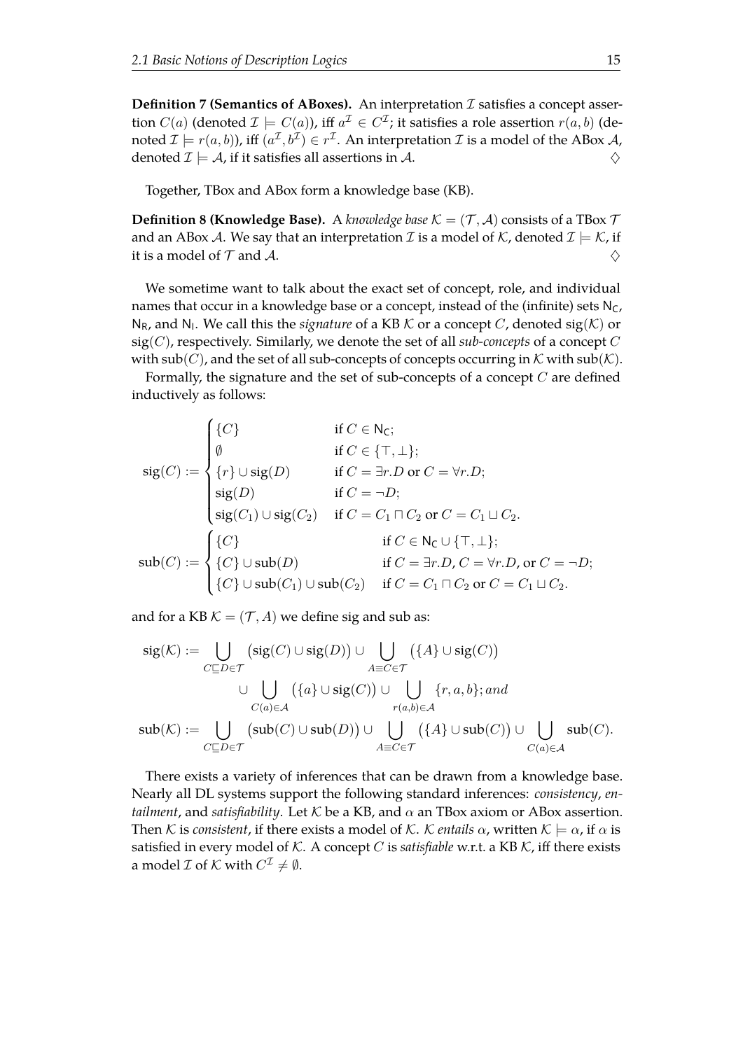**Definition 7 (Semantics of ABoxes).** An interpretation $\mathcal{I}$ satisfies a concept assertion $C(a)$ (denoted $\mathcal{I} \models C(a)$), iff $a^{\mathcal{I}} \in C^{\mathcal{I}}$; it satisfies a role assertion $r(a,b)$ (denoted $\mathcal{I} \models r(a,b)$), iff $(a^{\mathcal{I}}, b^{\mathcal{I}}) \in r^{\mathcal{I}}$. An interpretation $\mathcal{I}$ is a model of the ABox $\mathcal{A}$, denoted $\mathcal{I} \models \mathcal{A}$, if it satisfies all assertions in $\mathcal{A}$. $\diamondsuit$

Together, TBox and ABox form a knowledge base (KB).

**Definition 8 (Knowledge Base).** A *knowledge base* $\mathcal{K} = (\mathcal{T}, \mathcal{A})$ consists of a TBox $\mathcal{T}$ and an ABox $\mathcal{A}$. We say that an interpretation $\mathcal{I}$ is a model of $\mathcal{K}$, denoted $\mathcal{I} \models \mathcal{K}$, if it is a model of $\mathcal{T}$ and $\mathcal{A}$. $\diamondsuit$

We sometime want to talk about the exact set of concept, role, and individual names that occur in a knowledge base or a concept, instead of the (infinite) sets $\mathsf{N_C}$, $\mathsf{N_R}$, and $\mathsf{N_I}$. We call this the *signature* of a KB $\mathcal{K}$ or a concept $C$, denoted $\mathrm{sig}(\mathcal{K})$ or $\mathrm{sig}(C)$, respectively. Similarly, we denote the set of all *sub-concepts* of a concept $C$ with $\mathrm{sub}(C)$, and the set of all sub-concepts of concepts occurring in $\mathcal{K}$ with $\mathrm{sub}(\mathcal{K})$.

Formally, the signature and the set of sub-concepts of a concept $C$ are defined inductively as follows:

$$
\mathrm{sig}(C) := \begin{cases} \{C\} & \text{if } C \in \mathsf{N_C}; \\ \emptyset & \text{if } C \in \{\top, \bot\}; \\ \{r\} \cup \mathrm{sig}(D) & \text{if } C = \exists r.D \text{ or } C = \forall r.D; \\ \mathrm{sig}(D) & \text{if } C = \neg D; \\ \mathrm{sig}(C_1) \cup \mathrm{sig}(C_2) & \text{if } C = C_1 \sqcap C_2 \text{ or } C = C_1 \sqcup C_2. \end{cases}
$$

$$
\mathrm{sub}(C) := \begin{cases} \{C\} & \text{if } C \in \mathsf{N_C} \cup \{\top, \bot\}; \\ \{C\} \cup \mathrm{sub}(D) & \text{if } C = \exists r.D, C = \forall r.D, \text{or } C = \neg D; \\ \{C\} \cup \mathrm{sub}(C_1) \cup \mathrm{sub}(C_2) & \text{if } C = C_1 \sqcap C_2 \text{ or } C = C_1 \sqcup C_2. \end{cases}
$$

and for a KB $\mathcal{K} = (\mathcal{T}, A)$ we define sig and sub as:

$$
\begin{aligned}
\mathrm{sig}(\mathcal{K}) := & \bigcup_{C \sqsubseteq D \in \mathcal{T}} \big(\mathrm{sig}(C) \cup \mathrm{sig}(D)\big) \cup \bigcup_{A \equiv C \in \mathcal{T}} \big(\{A\} \cup \mathrm{sig}(C)\big) \\
& \cup \bigcup_{C(a) \in \mathcal{A}} \big(\{a\} \cup \mathrm{sig}(C)\big) \cup \bigcup_{r(a,b) \in \mathcal{A}} \{r, a, b\}; \, and \\
\mathrm{sub}(\mathcal{K}) := & \bigcup_{C \sqsubseteq D \in \mathcal{T}} \big(\mathrm{sub}(C) \cup \mathrm{sub}(D)\big) \cup \bigcup_{A \equiv C \in \mathcal{T}} \big(\{A\} \cup \mathrm{sub}(C)\big) \cup \bigcup_{C(a) \in \mathcal{A}} \mathrm{sub}(C).
\end{aligned}
$$

There exists a variety of inferences that can be drawn from a knowledge base. Nearly all DL systems support the following standard inferences: *consistency*, *entailment*, and *satisfiability*. Let $\mathcal{K}$ be a KB, and $\alpha$ an TBox axiom or ABox assertion. Then $\mathcal{K}$ is *consistent*, if there exists a model of $\mathcal{K}$. $\mathcal{K}$ *entails* $\alpha$, written $\mathcal{K} \models \alpha$, if $\alpha$ is satisfied in every model of $\mathcal{K}$. A concept $C$ is *satisfiable* w.r.t. a KB $\mathcal{K}$, iff there exists a model $\mathcal{I}$ of $\mathcal{K}$ with $C^{\mathcal{I}} \neq \emptyset$.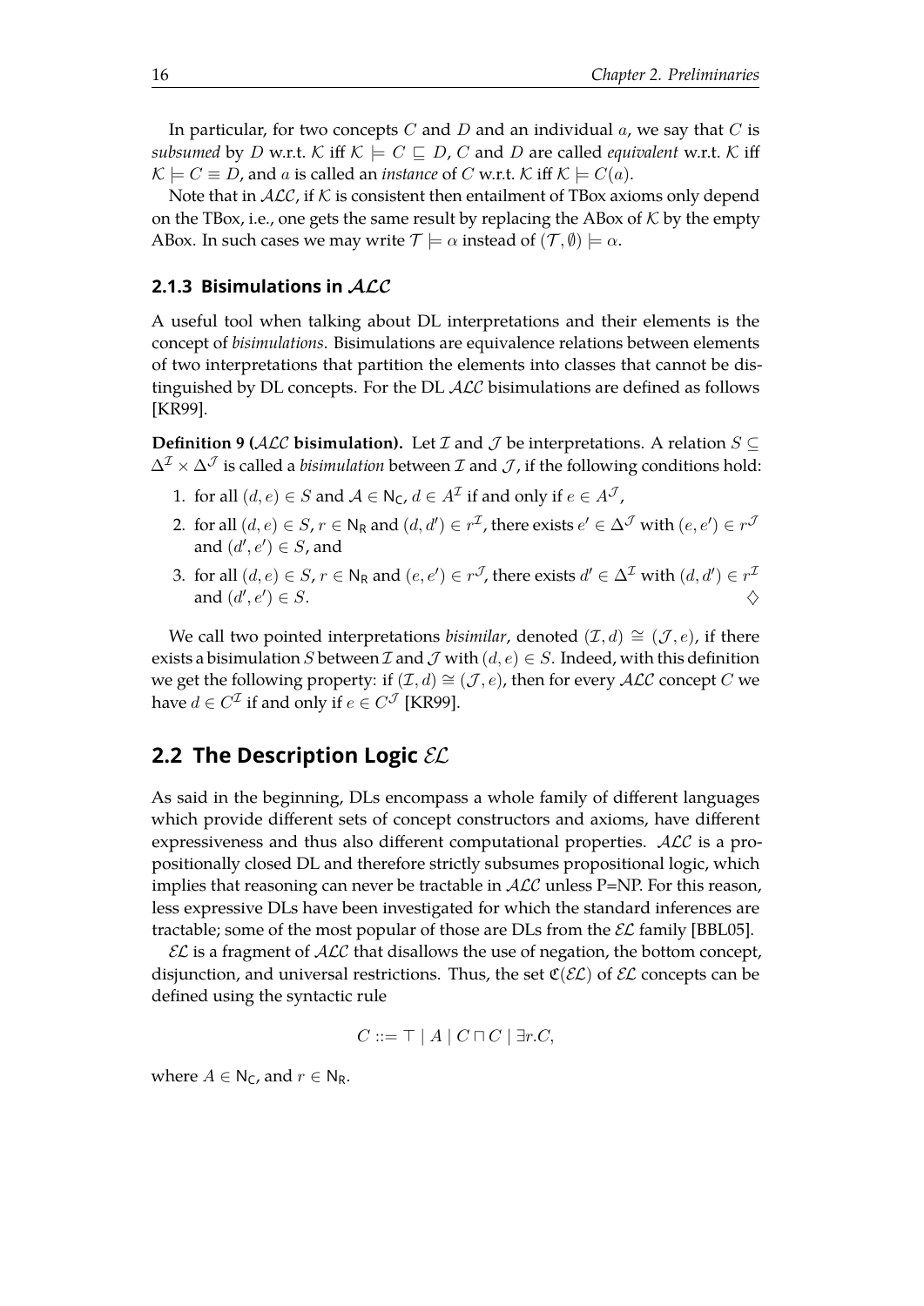In particular, for two concepts $C$ and $D$ and an individual $a$, we say that $C$ is *subsumed* by $D$ w.r.t. $\mathcal{K}$ iff $\mathcal{K} \models C \sqsubseteq D$, $C$ and $D$ are called *equivalent* w.r.t. $\mathcal{K}$ iff $\mathcal{K} \models C \equiv D$, and $a$ is called an *instance* of $C$ w.r.t. $\mathcal{K}$ iff $\mathcal{K} \models C(a)$.

Note that in $\mathcal{ALC}$, if $\mathcal{K}$ is consistent then entailment of TBox axioms only depend on the TBox, i.e., one gets the same result by replacing the ABox of $\mathcal{K}$ by the empty ABox. In such cases we may write $\mathcal{T} \models \alpha$ instead of $(\mathcal{T}, \emptyset) \models \alpha$.

### 2.1.3 Bisimulations in $\mathcal{ALC}$

A useful tool when talking about DL interpretations and their elements is the concept of *bisimulations*. Bisimulations are equivalence relations between elements of two interpretations that partition the elements into classes that cannot be distinguished by DL concepts. For the DL $\mathcal{ALC}$ bisimulations are defined as follows [KR99].

**Definition 9 ($\mathcal{ALC}$ bisimulation).** Let $\mathcal{I}$ and $\mathcal{J}$ be interpretations. A relation $S \subseteq \Delta^{\mathcal{I}} \times \Delta^{\mathcal{J}}$ is called a *bisimulation* between $\mathcal{I}$ and $\mathcal{J}$, if the following conditions hold:

1. for all $(d, e) \in S$ and $\mathcal{A} \in \mathsf{N_C}$, $d \in A^{\mathcal{I}}$ if and only if $e \in A^{\mathcal{J}}$,
2. for all $(d, e) \in S$, $r \in \mathsf{N_R}$ and $(d, d') \in r^{\mathcal{I}}$, there exists $e' \in \Delta^{\mathcal{J}}$ with $(e, e') \in r^{\mathcal{J}}$ and $(d', e') \in S$, and
3. for all $(d, e) \in S$, $r \in \mathsf{N_R}$ and $(e, e') \in r^{\mathcal{J}}$, there exists $d' \in \Delta^{\mathcal{I}}$ with $(d, d') \in r^{\mathcal{I}}$ and $(d', e') \in S$. $\diamondsuit$

We call two pointed interpretations *bisimilar*, denoted $(\mathcal{I}, d) \cong (\mathcal{J}, e)$, if there exists a bisimulation $S$ between $\mathcal{I}$ and $\mathcal{J}$ with $(d, e) \in S$. Indeed, with this definition we get the following property: if $(\mathcal{I}, d) \cong (\mathcal{J}, e)$, then for every $\mathcal{ALC}$ concept $C$ we have $d \in C^{\mathcal{I}}$ if and only if $e \in C^{\mathcal{J}}$ [KR99].

## 2.2 The Description Logic $\mathcal{EL}$

As said in the beginning, DLs encompass a whole family of different languages which provide different sets of concept constructors and axioms, have different expressiveness and thus also different computational properties. $\mathcal{ALC}$ is a propositionally closed DL and therefore strictly subsumes propositional logic, which implies that reasoning can never be tractable in $\mathcal{ALC}$ unless P=NP. For this reason, less expressive DLs have been investigated for which the standard inferences are tractable; some of the most popular of those are DLs from the $\mathcal{EL}$ family [BBL05].

$\mathcal{EL}$ is a fragment of $\mathcal{ALC}$ that disallows the use of negation, the bottom concept, disjunction, and universal restrictions. Thus, the set $\mathfrak{C}(\mathcal{EL})$ of $\mathcal{EL}$ concepts can be defined using the syntactic rule

$$C ::= \top \mid A \mid C \sqcap C \mid \exists r.C,$$

where $A \in \mathsf{N_C}$, and $r \in \mathsf{N_R}$.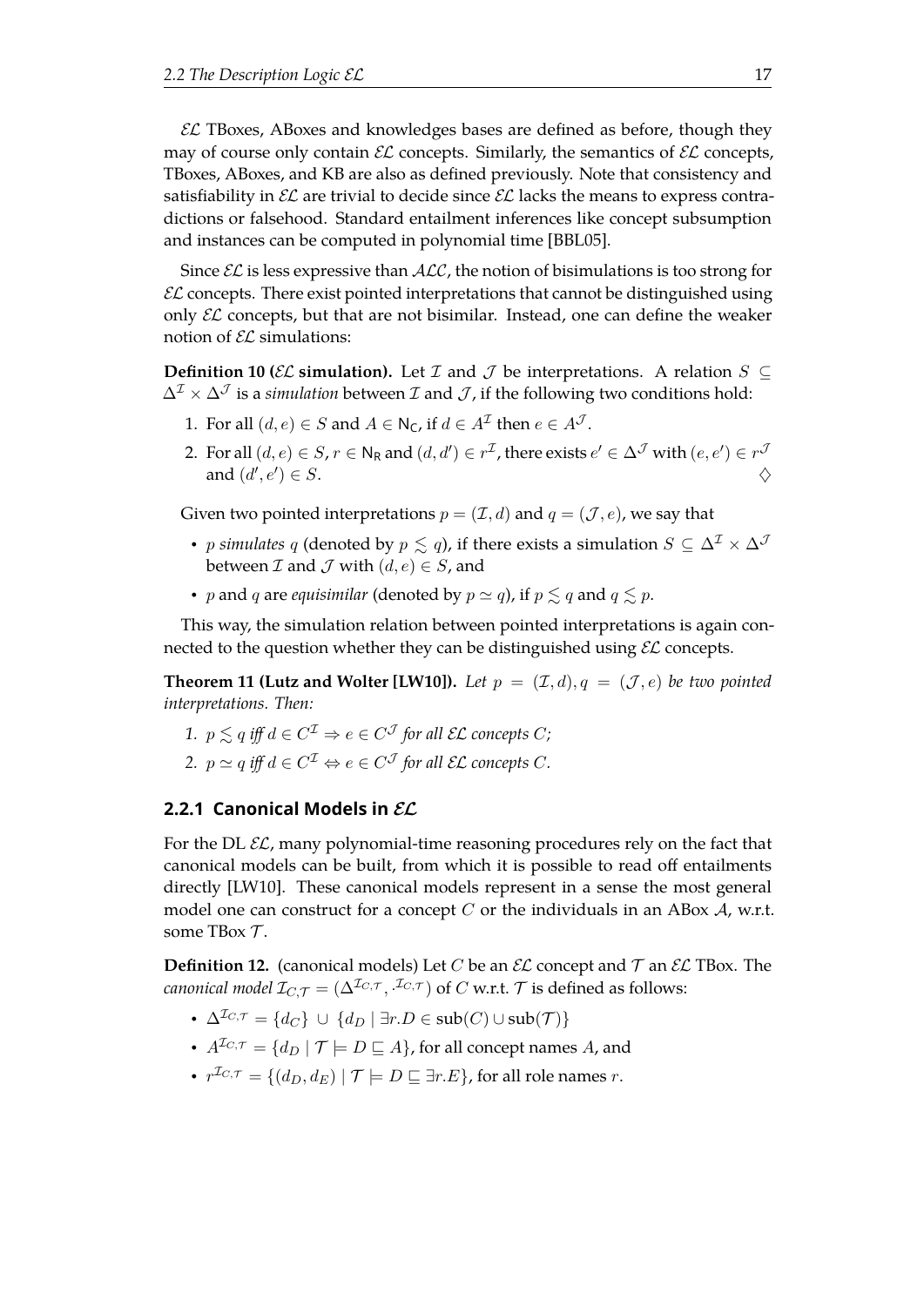$\mathcal{EL}$ TBoxes, ABoxes and knowledges bases are defined as before, though they may of course only contain $\mathcal{EL}$ concepts. Similarly, the semantics of $\mathcal{EL}$ concepts, TBoxes, ABoxes, and KB are also as defined previously. Note that consistency and satisfiability in $\mathcal{EL}$ are trivial to decide since $\mathcal{EL}$ lacks the means to express contradictions or falsehood. Standard entailment inferences like concept subsumption and instances can be computed in polynomial time [BBL05].

Since $\mathcal{EL}$ is less expressive than $\mathcal{ALC}$, the notion of bisimulations is too strong for $\mathcal{EL}$ concepts. There exist pointed interpretations that cannot be distinguished using only $\mathcal{EL}$ concepts, but that are not bisimilar. Instead, one can define the weaker notion of $\mathcal{EL}$ simulations:

**Definition 10 ($\mathcal{EL}$ simulation).** Let $\mathcal{I}$ and $\mathcal{J}$ be interpretations. A relation $S \subseteq \Delta^{\mathcal{I}} \times \Delta^{\mathcal{J}}$ is a *simulation* between $\mathcal{I}$ and $\mathcal{J}$, if the following two conditions hold:

1. For all $(d, e) \in S$ and $A \in \mathsf{N_C}$, if $d \in A^{\mathcal{I}}$ then $e \in A^{\mathcal{J}}$.
2. For all $(d, e) \in S$, $r \in \mathsf{N_R}$ and $(d, d') \in r^{\mathcal{I}}$, there exists $e' \in \Delta^{\mathcal{J}}$ with $(e, e') \in r^{\mathcal{J}}$ and $(d', e') \in S$. $\diamondsuit$

Given two pointed interpretations $p = (\mathcal{I}, d)$ and $q = (\mathcal{J}, e)$, we say that

- $p$ *simulates* $q$ (denoted by $p \lesssim q$), if there exists a simulation $S \subseteq \Delta^{\mathcal{I}} \times \Delta^{\mathcal{J}}$ between $\mathcal{I}$ and $\mathcal{J}$ with $(d, e) \in S$, and
- $p$ and $q$ are *equisimilar* (denoted by $p \simeq q$), if $p \lesssim q$ and $q \lesssim p$.

This way, the simulation relation between pointed interpretations is again connected to the question whether they can be distinguished using $\mathcal{EL}$ concepts.

**Theorem 11 (Lutz and Wolter [LW10]).** *Let $p = (\mathcal{I}, d), q = (\mathcal{J}, e)$ be two pointed interpretations. Then:*

1. *$p \lesssim q$ iff $d \in C^{\mathcal{I}} \Rightarrow e \in C^{\mathcal{J}}$ for all $\mathcal{EL}$ concepts $C$;*
2. *$p \simeq q$ iff $d \in C^{\mathcal{I}} \Leftrightarrow e \in C^{\mathcal{J}}$ for all $\mathcal{EL}$ concepts $C$.*

### 2.2.1 Canonical Models in $\mathcal{EL}$

For the DL $\mathcal{EL}$, many polynomial-time reasoning procedures rely on the fact that canonical models can be built, from which it is possible to read off entailments directly [LW10]. These canonical models represent in a sense the most general model one can construct for a concept $C$ or the individuals in an ABox $\mathcal{A}$, w.r.t. some TBox $\mathcal{T}$.

**Definition 12.** (canonical models) Let $C$ be an $\mathcal{EL}$ concept and $\mathcal{T}$ an $\mathcal{EL}$ TBox. The *canonical model* $\mathcal{I}_{C,\mathcal{T}} = (\Delta^{\mathcal{I}_{C,\mathcal{T}}}, \cdot^{\mathcal{I}_{C,\mathcal{T}}})$ of $C$ w.r.t. $\mathcal{T}$ is defined as follows:

- $\Delta^{\mathcal{I}_{C,\mathcal{T}}} = \{d_C\} \cup \{d_D \mid \exists r.D \in \text{sub}(C) \cup \text{sub}(\mathcal{T})\}$
- $A^{\mathcal{I}_{C,\mathcal{T}}} = \{d_D \mid \mathcal{T} \models D \sqsubseteq A\}$, for all concept names $A$, and
- $r^{\mathcal{I}_{C,\mathcal{T}}} = \{(d_D, d_E) \mid \mathcal{T} \models D \sqsubseteq \exists r.E\}$, for all role names $r$.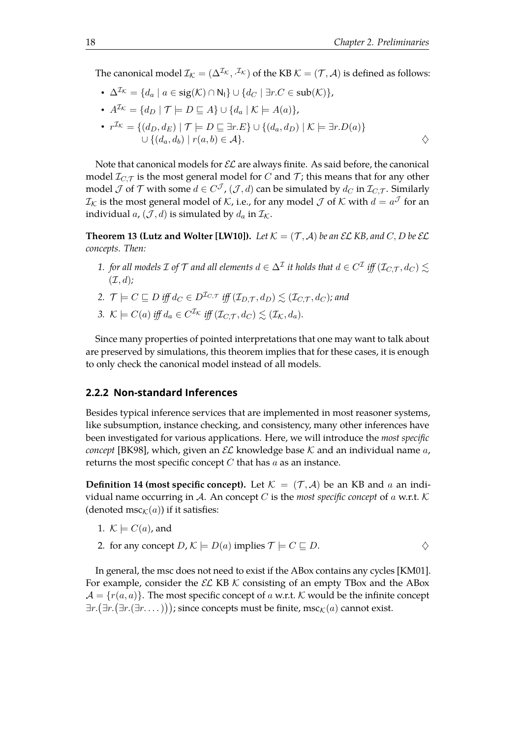The canonical model $\mathcal{I}_\mathcal{K} = (\Delta^{\mathcal{I}_\mathcal{K}}, \cdot^{\mathcal{I}_\mathcal{K}})$ of the KB $\mathcal{K} = (\mathcal{T}, \mathcal{A})$ is defined as follows:

- $\Delta^{\mathcal{I}_\mathcal{K}} = \{d_a \mid a \in \mathsf{sig}(\mathcal{K}) \cap \mathsf{N_I}\} \cup \{d_C \mid \exists r.C \in \mathsf{sub}(\mathcal{K})\}$,
- $A^{\mathcal{I}_\mathcal{K}} = \{d_D \mid \mathcal{T} \models D \sqsubseteq A\} \cup \{d_a \mid \mathcal{K} \models A(a)\}$,
- $r^{\mathcal{I}_\mathcal{K}} = \{(d_D, d_E) \mid \mathcal{T} \models D \sqsubseteq \exists r.E\} \cup \{(d_a, d_D) \mid \mathcal{K} \models \exists r.D(a)\}$
  $\cup \{(d_a, d_b) \mid r(a, b) \in \mathcal{A}\}$. $\diamondsuit$

Note that canonical models for $\mathcal{EL}$ are always finite. As said before, the canonical model $\mathcal{I}_{C,\mathcal{T}}$ is the most general model for $C$ and $\mathcal{T}$; this means that for any other model $\mathcal{J}$ of $\mathcal{T}$ with some $d \in C^\mathcal{J}$, $(\mathcal{J}, d)$ can be simulated by $d_C$ in $\mathcal{I}_{C,\mathcal{T}}$. Similarly $\mathcal{I}_\mathcal{K}$ is the most general model of $\mathcal{K}$, i.e., for any model $\mathcal{J}$ of $\mathcal{K}$ with $d = a^\mathcal{J}$ for an individual $a$, $(\mathcal{J}, d)$ is simulated by $d_a$ in $\mathcal{I}_\mathcal{K}$.

**Theorem 13 (Lutz and Wolter [LW10]).** *Let $\mathcal{K} = (\mathcal{T}, \mathcal{A})$ be an $\mathcal{EL}$ KB, and $C, D$ be $\mathcal{EL}$ concepts. Then:*

1. *for all models $\mathcal{I}$ of $\mathcal{T}$ and all elements $d \in \Delta^\mathcal{I}$ it holds that $d \in C^\mathcal{I}$ iff $(\mathcal{I}_{C,\mathcal{T}}, d_C) \lesssim (\mathcal{I}, d)$;*
2. *$\mathcal{T} \models C \sqsubseteq D$ iff $d_C \in D^{\mathcal{I}_{C,\mathcal{T}}}$ iff $(\mathcal{I}_{D,\mathcal{T}}, d_D) \lesssim (\mathcal{I}_{C,\mathcal{T}}, d_C)$; and*
3. *$\mathcal{K} \models C(a)$ iff $d_a \in C^{\mathcal{I}_\mathcal{K}}$ iff $(\mathcal{I}_{C,\mathcal{T}}, d_C) \lesssim (\mathcal{I}_\mathcal{K}, d_a)$.*

Since many properties of pointed interpretations that one may want to talk about are preserved by simulations, this theorem implies that for these cases, it is enough to only check the canonical model instead of all models.

### 2.2.2 Non-standard Inferences

Besides typical inference services that are implemented in most reasoner systems, like subsumption, instance checking, and consistency, many other inferences have been investigated for various applications. Here, we will introduce the *most specific concept* [BK98], which, given an $\mathcal{EL}$ knowledge base $\mathcal{K}$ and an individual name $a$, returns the most specific concept $C$ that has $a$ as an instance.

**Definition 14 (most specific concept).** Let $\mathcal{K} = (\mathcal{T}, \mathcal{A})$ be an KB and $a$ an individual name occurring in $\mathcal{A}$. An concept $C$ is the *most specific concept* of $a$ w.r.t. $\mathcal{K}$ (denoted $\mathsf{msc}_\mathcal{K}(a)$) if it satisfies:

1. $\mathcal{K} \models C(a)$, and
2. for any concept $D$, $\mathcal{K} \models D(a)$ implies $\mathcal{T} \models C \sqsubseteq D$. $\diamondsuit$

In general, the msc does not need to exist if the ABox contains any cycles [KM01]. For example, consider the $\mathcal{EL}$ KB $\mathcal{K}$ consisting of an empty TBox and the ABox $\mathcal{A} = \{r(a, a)\}$. The most specific concept of $a$ w.r.t. $\mathcal{K}$ would be the infinite concept $\exists r.(\exists r.(\exists r.(\exists r.\dots)))$; since concepts must be finite, $\mathsf{msc}_\mathcal{K}(a)$ cannot exist.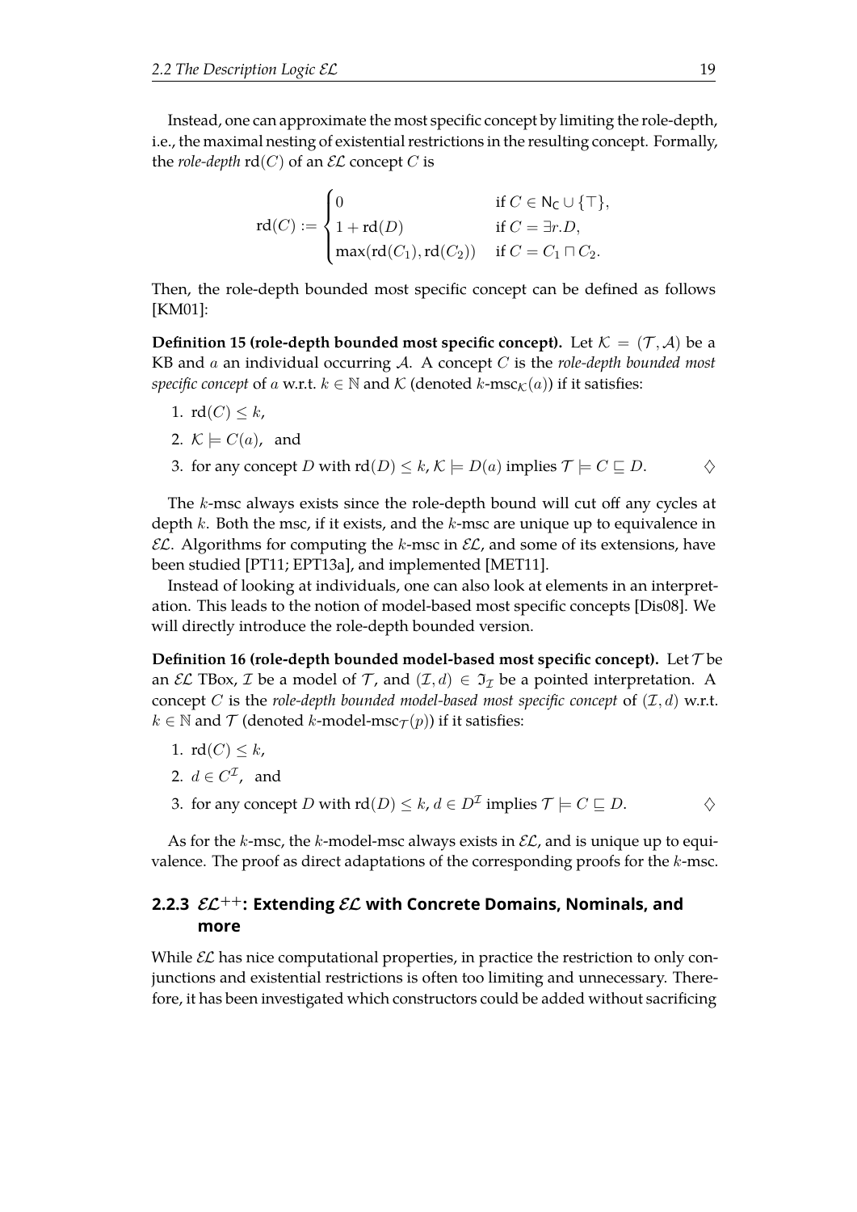Instead, one can approximate the most specific concept by limiting the role-depth, i.e., the maximal nesting of existential restrictions in the resulting concept. Formally, the *role-depth* $\mathrm{rd}(C)$ of an $\mathcal{EL}$ concept $C$ is

$$\mathrm{rd}(C) := \begin{cases} 0 & \text{if } C \in \mathsf{N_C} \cup \{\top\}, \\ 1 + \mathrm{rd}(D) & \text{if } C = \exists r.D, \\ \max(\mathrm{rd}(C_1), \mathrm{rd}(C_2)) & \text{if } C = C_1 \sqcap C_2. \end{cases}$$

Then, the role-depth bounded most specific concept can be defined as follows [KM01]:

**Definition 15 (role-depth bounded most specific concept).** Let $\mathcal{K} = (\mathcal{T}, \mathcal{A})$ be a KB and $a$ an individual occurring $\mathcal{A}$. A concept $C$ is the *role-depth bounded most specific concept* of $a$ w.r.t. $k \in \mathbb{N}$ and $\mathcal{K}$ (denoted $k\text{-msc}_{\mathcal{K}}(a)$) if it satisfies:

1. $\mathrm{rd}(C) \leq k$,
2. $\mathcal{K} \models C(a)$, and
3. for any concept $D$ with $\mathrm{rd}(D) \leq k$, $\mathcal{K} \models D(a)$ implies $\mathcal{T} \models C \sqsubseteq D$. $\diamondsuit$

The $k$-msc always exists since the role-depth bound will cut off any cycles at depth $k$. Both the msc, if it exists, and the $k$-msc are unique up to equivalence in $\mathcal{EL}$. Algorithms for computing the $k$-msc in $\mathcal{EL}$, and some of its extensions, have been studied [PT11; EPT13a], and implemented [MET11].

Instead of looking at individuals, one can also look at elements in an interpretation. This leads to the notion of model-based most specific concepts [Dis08]. We will directly introduce the role-depth bounded version.

**Definition 16 (role-depth bounded model-based most specific concept).** Let $\mathcal{T}$ be an $\mathcal{EL}$ TBox, $\mathcal{I}$ be a model of $\mathcal{T}$, and $(\mathcal{I}, d) \in \mathfrak{I}_{\mathcal{I}}$ be a pointed interpretation. A concept $C$ is the *role-depth bounded model-based most specific concept* of $(\mathcal{I}, d)$ w.r.t. $k \in \mathbb{N}$ and $\mathcal{T}$ (denoted $k\text{-model-msc}_{\mathcal{T}}(p)$) if it satisfies:

1. $\mathrm{rd}(C) \leq k$,
2. $d \in C^{\mathcal{I}}$, and
3. for any concept $D$ with $\mathrm{rd}(D) \leq k$, $d \in D^{\mathcal{I}}$ implies $\mathcal{T} \models C \sqsubseteq D$. $\diamondsuit$

As for the $k$-msc, the $k$-model-msc always exists in $\mathcal{EL}$, and is unique up to equivalence. The proof as direct adaptations of the corresponding proofs for the $k$-msc.

### 2.2.3 $\mathcal{EL}^{++}$: Extending $\mathcal{EL}$ with Concrete Domains, Nominals, and more

While $\mathcal{EL}$ has nice computational properties, in practice the restriction to only conjunctions and existential restrictions is often too limiting and unnecessary. Therefore, it has been investigated which constructors could be added without sacrificing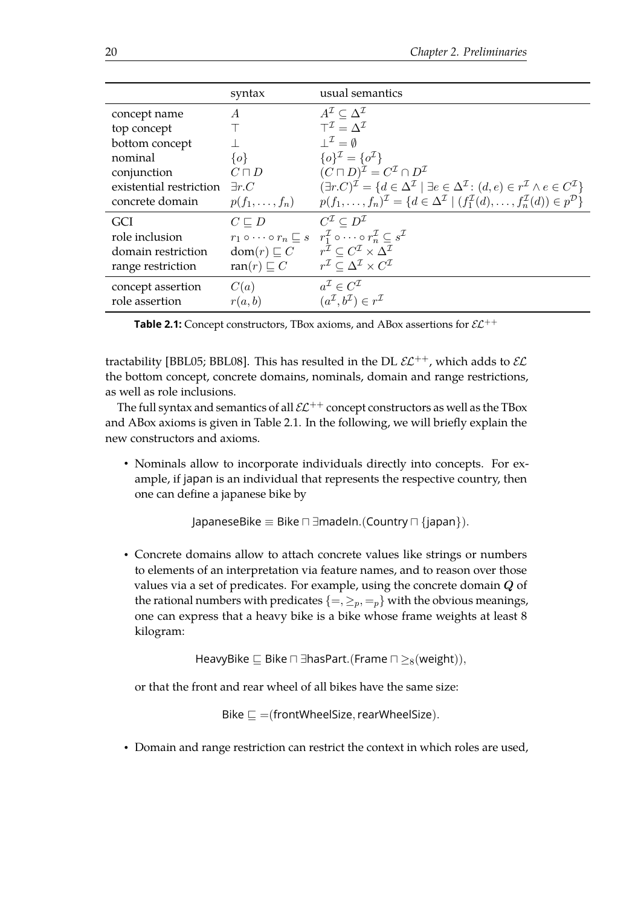| | syntax | usual semantics |
|---|---|---|
| concept name | $A$ | $A^{\mathcal{I}} \subseteq \Delta^{\mathcal{I}}$ |
| top concept | $\top$ | $\top^{\mathcal{I}} = \Delta^{\mathcal{I}}$ |
| bottom concept | $\bot$ | $\bot^{\mathcal{I}} = \emptyset$ |
| nominal | $\{o\}$ | $\{o\}^{\mathcal{I}} = \{o^{\mathcal{I}}\}$ |
| conjunction | $C \sqcap D$ | $(C \sqcap D)^{\mathcal{I}} = C^{\mathcal{I}} \cap D^{\mathcal{I}}$ |
| existential restriction | $\exists r.C$ | $(\exists r.C)^{\mathcal{I}} = \{d \in \Delta^{\mathcal{I}} \mid \exists e \in \Delta^{\mathcal{I}} \colon (d, e) \in r^{\mathcal{I}} \wedge e \in C^{\mathcal{I}}\}$ |
| concrete domain | $p(f_1, \ldots, f_n)$ | $p(f_1, \ldots, f_n)^{\mathcal{I}} = \{d \in \Delta^{\mathcal{I}} \mid (f_1^{\mathcal{I}}(d), \ldots, f_n^{\mathcal{I}}(d)) \in p^{\mathcal{D}}\}$ |
| GCI | $C \sqsubseteq D$ | $C^{\mathcal{I}} \subseteq D^{\mathcal{I}}$ |
| role inclusion | $r_1 \circ \cdots \circ r_n \sqsubseteq s$ | $r_1^{\mathcal{I}} \circ \cdots \circ r_n^{\mathcal{I}} \subseteq s^{\mathcal{I}}$ |
| domain restriction | $\mathrm{dom}(r) \sqsubseteq C$ | $r^{\mathcal{I}} \subseteq C^{\mathcal{I}} \times \Delta^{\mathcal{I}}$ |
| range restriction | $\mathrm{ran}(r) \sqsubseteq C$ | $r^{\mathcal{I}} \subseteq \Delta^{\mathcal{I}} \times C^{\mathcal{I}}$ |
| concept assertion | $C(a)$ | $a^{\mathcal{I}} \in C^{\mathcal{I}}$ |
| role assertion | $r(a, b)$ | $(a^{\mathcal{I}}, b^{\mathcal{I}}) \in r^{\mathcal{I}}$ |

**Table 2.1:** Concept constructors, TBox axioms, and ABox assertions for $\mathcal{EL}^{++}$

tractability [BBL05; BBL08]. This has resulted in the DL $\mathcal{EL}^{++}$, which adds to $\mathcal{EL}$ the bottom concept, concrete domains, nominals, domain and range restrictions, as well as role inclusions.

The full syntax and semantics of all $\mathcal{EL}^{++}$ concept constructors as well as the TBox and ABox axioms is given in Table 2.1. In the following, we will briefly explain the new constructors and axioms.

- Nominals allow to incorporate individuals directly into concepts. For example, if japan is an individual that represents the respective country, then one can define a japanese bike by

$$\mathsf{JapaneseBike} \equiv \mathsf{Bike} \sqcap \exists \mathsf{madeIn}.(\mathsf{Country} \sqcap \{\mathsf{japan}\}).$$

- Concrete domains allow to attach concrete values like strings or numbers to elements of an interpretation via feature names, and to reason over those values via a set of predicates. For example, using the concrete domain $\boldsymbol{Q}$ of the rational numbers with predicates $\{=, \geq_p, =_p\}$ with the obvious meanings, one can express that a heavy bike is a bike whose frame weights at least 8 kilogram:

$$\mathsf{HeavyBike} \sqsubseteq \mathsf{Bike} \sqcap \exists \mathsf{hasPart}.(\mathsf{Frame} \sqcap \geq_8(\mathsf{weight})),$$

  or that the front and rear wheel of all bikes have the same size:

$$\mathsf{Bike} \sqsubseteq =(\mathsf{frontWheelSize}, \mathsf{rearWheelSize}).$$

- Domain and range restriction can restrict the context in which roles are used,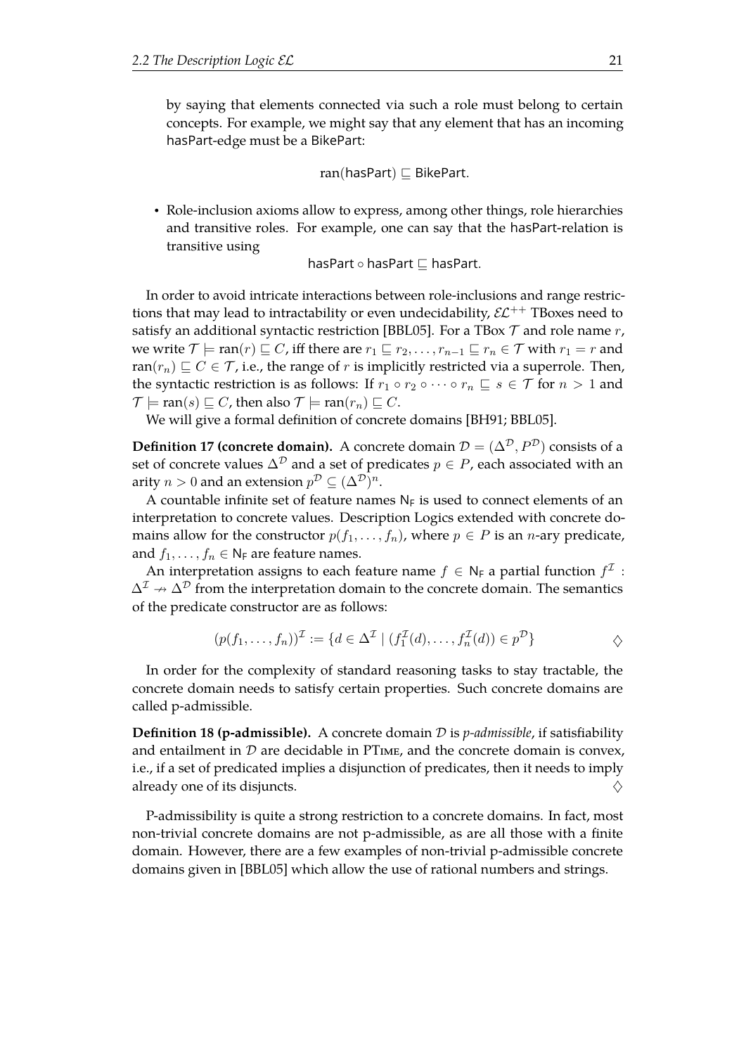by saying that elements connected via such a role must belong to certain concepts. For example, we might say that any element that has an incoming hasPart-edge must be a BikePart:

$$\text{ran}(\mathsf{hasPart}) \sqsubseteq \mathsf{BikePart}.$$

- Role-inclusion axioms allow to express, among other things, role hierarchies and transitive roles. For example, one can say that the hasPart-relation is transitive using

$$\mathsf{hasPart} \circ \mathsf{hasPart} \sqsubseteq \mathsf{hasPart}.$$

In order to avoid intricate interactions between role-inclusions and range restrictions that may lead to intractability or even undecidability, $\mathcal{EL}^{++}$ TBoxes need to satisfy an additional syntactic restriction [BBL05]. For a TBox $\mathcal{T}$ and role name $r$, we write $\mathcal{T} \models \text{ran}(r) \sqsubseteq C$, iff there are $r_1 \sqsubseteq r_2, \ldots, r_{n-1} \sqsubseteq r_n \in \mathcal{T}$ with $r_1 = r$ and $\text{ran}(r_n) \sqsubseteq C \in \mathcal{T}$, i.e., the range of $r$ is implicitly restricted via a superrole. Then, the syntactic restriction is as follows: If $r_1 \circ r_2 \circ \cdots \circ r_n \sqsubseteq s \in \mathcal{T}$ for $n > 1$ and $\mathcal{T} \models \text{ran}(s) \sqsubseteq C$, then also $\mathcal{T} \models \text{ran}(r_n) \sqsubseteq C$.

We will give a formal definition of concrete domains [BH91; BBL05].

**Definition 17 (concrete domain).** A concrete domain $\mathcal{D} = (\Delta^{\mathcal{D}}, P^{\mathcal{D}})$ consists of a set of concrete values $\Delta^{\mathcal{D}}$ and a set of predicates $p \in P$, each associated with an arity $n > 0$ and an extension $p^{\mathcal{D}} \subseteq (\Delta^{\mathcal{D}})^n$.

A countable infinite set of feature names $\mathsf{N_F}$ is used to connect elements of an interpretation to concrete values. Description Logics extended with concrete domains allow for the constructor $p(f_1, \ldots, f_n)$, where $p \in P$ is an $n$-ary predicate, and $f_1, \ldots, f_n \in \mathsf{N_F}$ are feature names.

An interpretation assigns to each feature name $f \in \mathsf{N_F}$ a partial function $f^{\mathcal{I}} : \Delta^{\mathcal{I}} \nrightarrow \Delta^{\mathcal{D}}$ from the interpretation domain to the concrete domain. The semantics of the predicate constructor are as follows:

$$(p(f_1, \ldots, f_n))^{\mathcal{I}} := \{d \in \Delta^{\mathcal{I}} \mid (f_1^{\mathcal{I}}(d), \ldots, f_n^{\mathcal{I}}(d)) \in p^{\mathcal{D}}\} \qquad \diamondsuit$$

In order for the complexity of standard reasoning tasks to stay tractable, the concrete domain needs to satisfy certain properties. Such concrete domains are called p-admissible.

**Definition 18 (p-admissible).** A concrete domain $\mathcal{D}$ is *p-admissible*, if satisfiability and entailment in $\mathcal{D}$ are decidable in PTime, and the concrete domain is convex, i.e., if a set of predicated implies a disjunction of predicates, then it needs to imply already one of its disjuncts. $\diamondsuit$

P-admissibility is quite a strong restriction to a concrete domains. In fact, most non-trivial concrete domains are not p-admissible, as are all those with a finite domain. However, there are a few examples of non-trivial p-admissible concrete domains given in [BBL05] which allow the use of rational numbers and strings.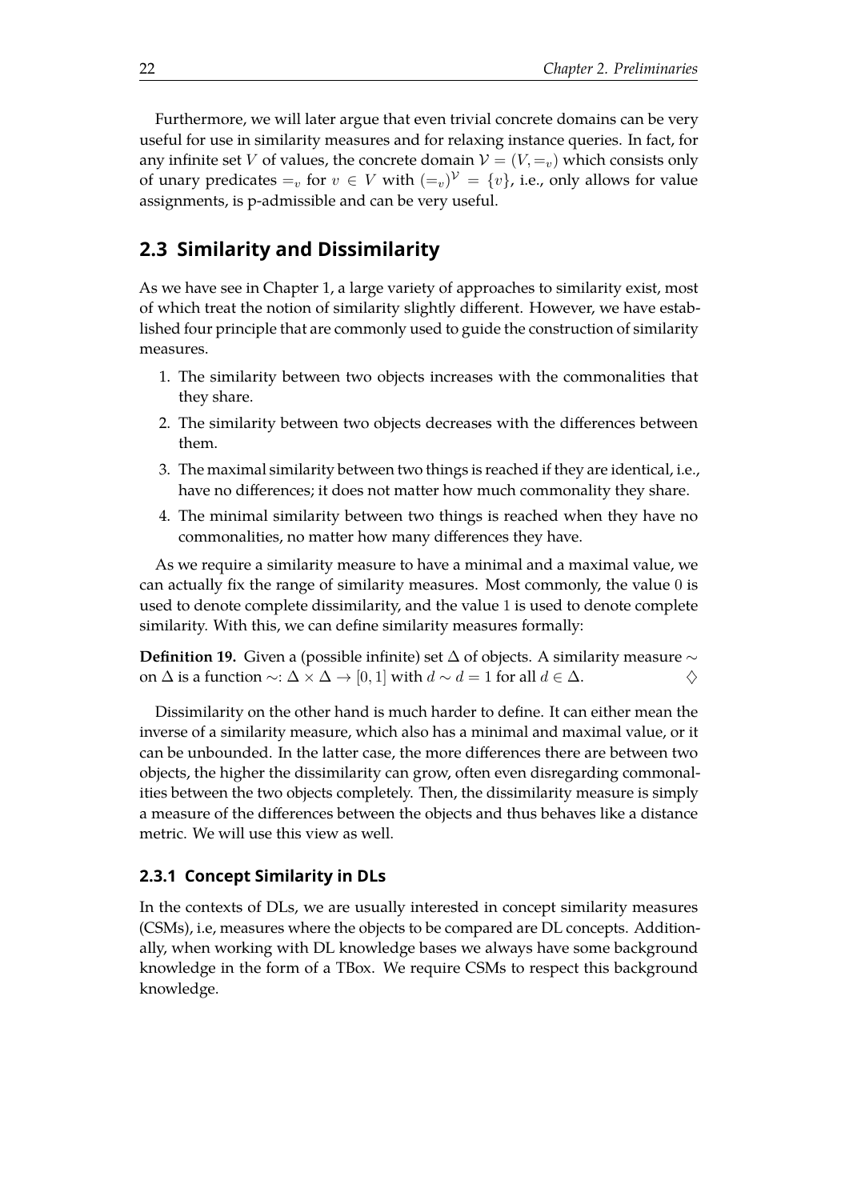Furthermore, we will later argue that even trivial concrete domains can be very useful for use in similarity measures and for relaxing instance queries. In fact, for any infinite set $V$ of values, the concrete domain $\mathcal{V} = (V, =_v)$ which consists only of unary predicates $=_v$ for $v \in V$ with $(=_v)^{\mathcal{V}} = \{v\}$, i.e., only allows for value assignments, is p-admissible and can be very useful.

## 2.3 Similarity and Dissimilarity

As we have see in Chapter 1, a large variety of approaches to similarity exist, most of which treat the notion of similarity slightly different. However, we have established four principle that are commonly used to guide the construction of similarity measures.

1. The similarity between two objects increases with the commonalities that they share.
2. The similarity between two objects decreases with the differences between them.
3. The maximal similarity between two things is reached if they are identical, i.e., have no differences; it does not matter how much commonality they share.
4. The minimal similarity between two things is reached when they have no commonalities, no matter how many differences they have.

As we require a similarity measure to have a minimal and a maximal value, we can actually fix the range of similarity measures. Most commonly, the value $0$ is used to denote complete dissimilarity, and the value $1$ is used to denote complete similarity. With this, we can define similarity measures formally:

**Definition 19.** Given a (possible infinite) set $\Delta$ of objects. A similarity measure $\sim$ on $\Delta$ is a function $\sim\colon \Delta \times \Delta \to [0, 1]$ with $d \sim d = 1$ for all $d \in \Delta$. $\diamondsuit$

Dissimilarity on the other hand is much harder to define. It can either mean the inverse of a similarity measure, which also has a minimal and maximal value, or it can be unbounded. In the latter case, the more differences there are between two objects, the higher the dissimilarity can grow, often even disregarding commonalities between the two objects completely. Then, the dissimilarity measure is simply a measure of the differences between the objects and thus behaves like a distance metric. We will use this view as well.

### 2.3.1 Concept Similarity in DLs

In the contexts of DLs, we are usually interested in concept similarity measures (CSMs), i.e, measures where the objects to be compared are DL concepts. Additionally, when working with DL knowledge bases we always have some background knowledge in the form of a TBox. We require CSMs to respect this background knowledge.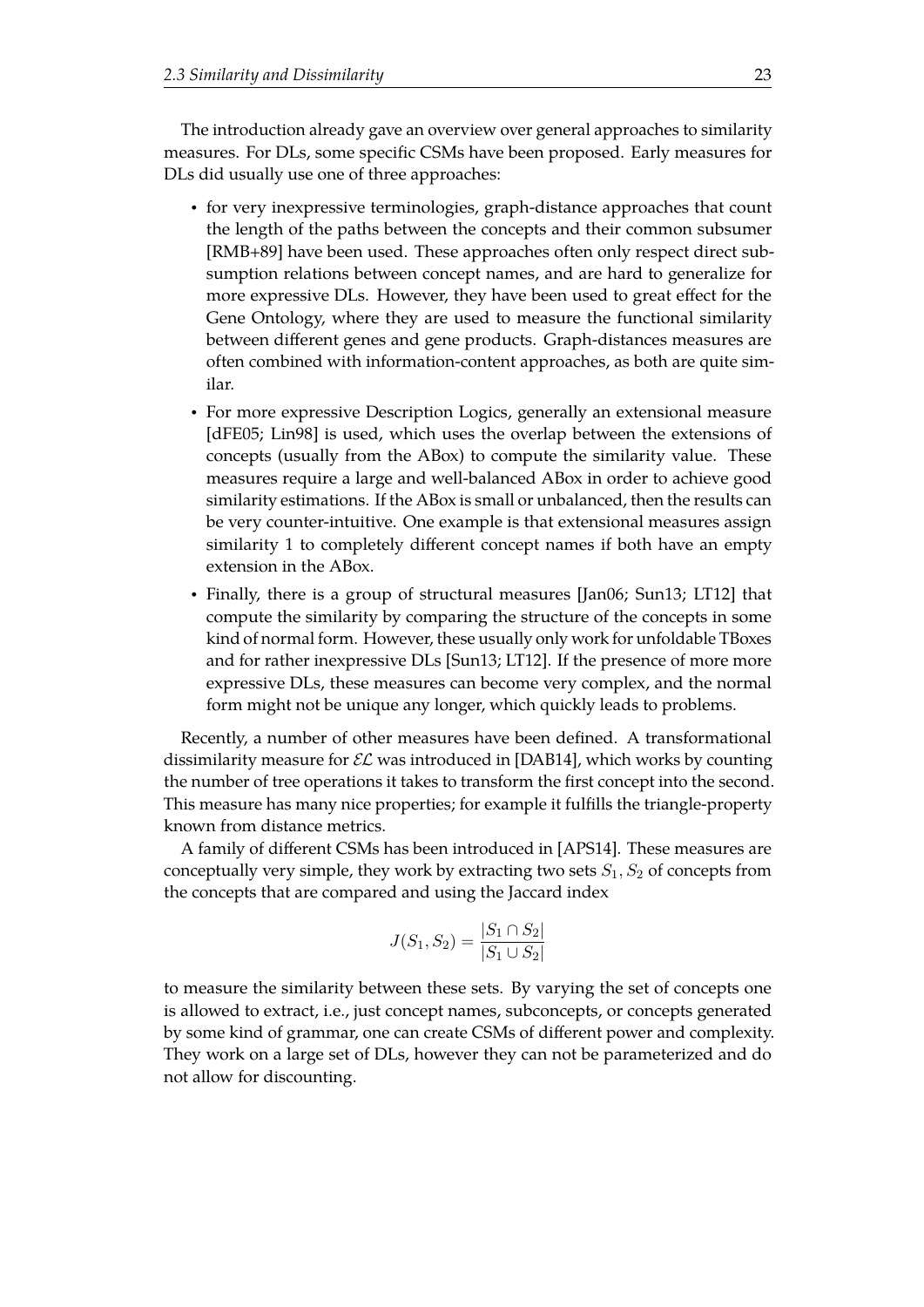The introduction already gave an overview over general approaches to similarity measures. For DLs, some specific CSMs have been proposed. Early measures for DLs did usually use one of three approaches:

- for very inexpressive terminologies, graph-distance approaches that count the length of the paths between the concepts and their common subsumer [RMB+89] have been used. These approaches often only respect direct subsumption relations between concept names, and are hard to generalize for more expressive DLs. However, they have been used to great effect for the Gene Ontology, where they are used to measure the functional similarity between different genes and gene products. Graph-distances measures are often combined with information-content approaches, as both are quite similar.
- For more expressive Description Logics, generally an extensional measure [dFE05; Lin98] is used, which uses the overlap between the extensions of concepts (usually from the ABox) to compute the similarity value. These measures require a large and well-balanced ABox in order to achieve good similarity estimations. If the ABox is small or unbalanced, then the results can be very counter-intuitive. One example is that extensional measures assign similarity 1 to completely different concept names if both have an empty extension in the ABox.
- Finally, there is a group of structural measures [Jan06; Sun13; LT12] that compute the similarity by comparing the structure of the concepts in some kind of normal form. However, these usually only work for unfoldable TBoxes and for rather inexpressive DLs [Sun13; LT12]. If the presence of more more expressive DLs, these measures can become very complex, and the normal form might not be unique any longer, which quickly leads to problems.

Recently, a number of other measures have been defined. A transformational dissimilarity measure for $\mathcal{EL}$ was introduced in [DAB14], which works by counting the number of tree operations it takes to transform the first concept into the second. This measure has many nice properties; for example it fulfills the triangle-property known from distance metrics.

A family of different CSMs has been introduced in [APS14]. These measures are conceptually very simple, they work by extracting two sets $S_1, S_2$ of concepts from the concepts that are compared and using the Jaccard index

$$J(S_1, S_2) = \frac{|S_1 \cap S_2|}{|S_1 \cup S_2|}$$

to measure the similarity between these sets. By varying the set of concepts one is allowed to extract, i.e., just concept names, subconcepts, or concepts generated by some kind of grammar, one can create CSMs of different power and complexity. They work on a large set of DLs, however they can not be parameterized and do not allow for discounting.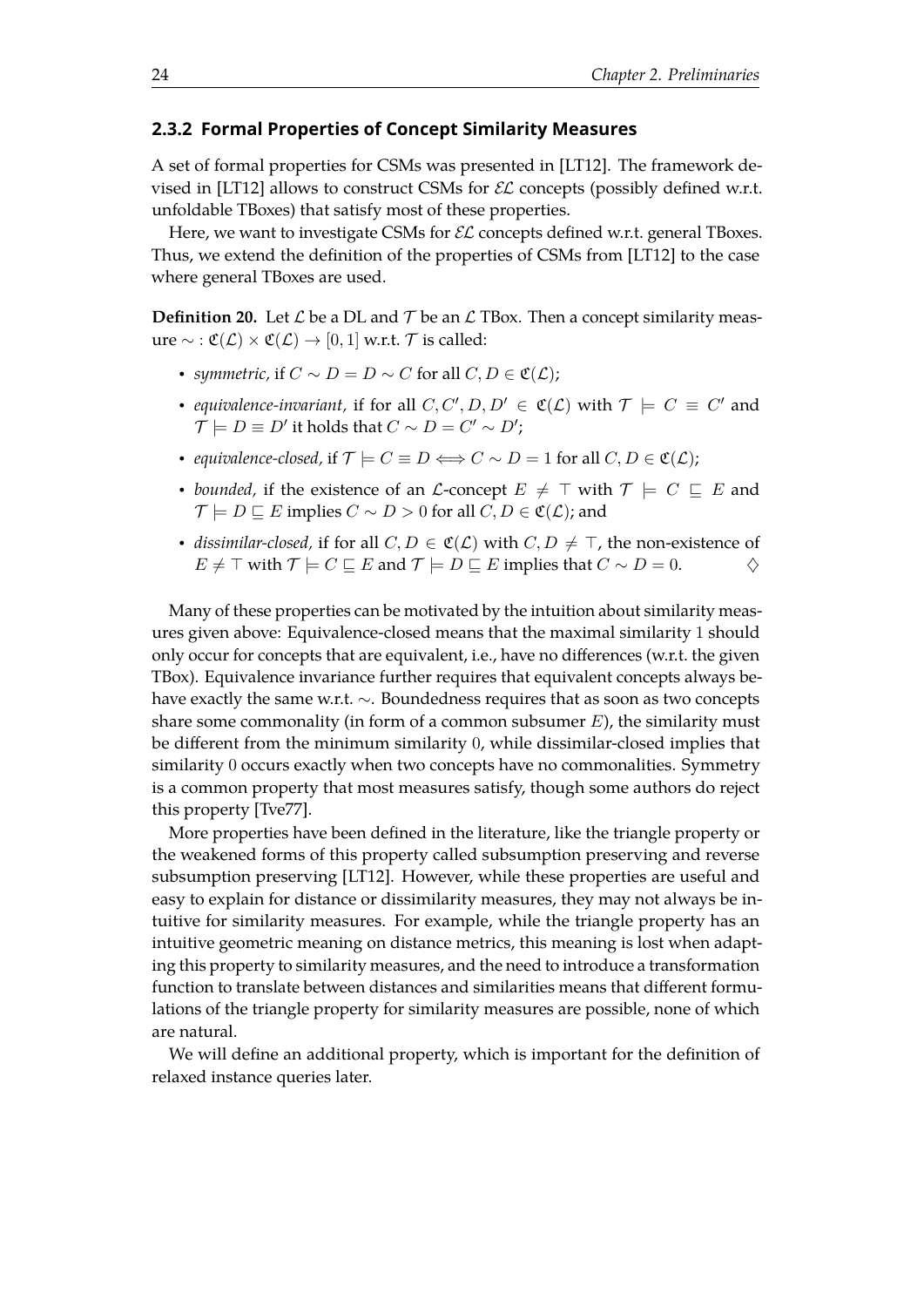### 2.3.2 Formal Properties of Concept Similarity Measures

A set of formal properties for CSMs was presented in [LT12]. The framework devised in [LT12] allows to construct CSMs for $\mathcal{EL}$ concepts (possibly defined w.r.t. unfoldable TBoxes) that satisfy most of these properties.

Here, we want to investigate CSMs for $\mathcal{EL}$ concepts defined w.r.t. general TBoxes. Thus, we extend the definition of the properties of CSMs from [LT12] to the case where general TBoxes are used.

**Definition 20.** Let $\mathcal{L}$ be a DL and $\mathcal{T}$ be an $\mathcal{L}$ TBox. Then a concept similarity measure $\sim : \mathfrak{C}(\mathcal{L}) \times \mathfrak{C}(\mathcal{L}) \to [0,1]$ w.r.t. $\mathcal{T}$ is called:

- *symmetric*, if $C \sim D = D \sim C$ for all $C, D \in \mathfrak{C}(\mathcal{L})$;
- *equivalence-invariant*, if for all $C, C', D, D' \in \mathfrak{C}(\mathcal{L})$ with $\mathcal{T} \models C \equiv C'$ and $\mathcal{T} \models D \equiv D'$ it holds that $C \sim D = C' \sim D'$;
- *equivalence-closed*, if $\mathcal{T} \models C \equiv D \iff C \sim D = 1$ for all $C, D \in \mathfrak{C}(\mathcal{L})$;
- *bounded*, if the existence of an $\mathcal{L}$-concept $E \neq \top$ with $\mathcal{T} \models C \sqsubseteq E$ and $\mathcal{T} \models D \sqsubseteq E$ implies $C \sim D > 0$ for all $C, D \in \mathfrak{C}(\mathcal{L})$; and
- *dissimilar-closed*, if for all $C, D \in \mathfrak{C}(\mathcal{L})$ with $C, D \neq \top$, the non-existence of $E \neq \top$ with $\mathcal{T} \models C \sqsubseteq E$ and $\mathcal{T} \models D \sqsubseteq E$ implies that $C \sim D = 0$. $\diamondsuit$

Many of these properties can be motivated by the intuition about similarity measures given above: Equivalence-closed means that the maximal similarity $1$ should only occur for concepts that are equivalent, i.e., have no differences (w.r.t. the given TBox). Equivalence invariance further requires that equivalent concepts always behave exactly the same w.r.t. $\sim$. Boundedness requires that as soon as two concepts share some commonality (in form of a common subsumer $E$), the similarity must be different from the minimum similarity $0$, while dissimilar-closed implies that similarity $0$ occurs exactly when two concepts have no commonalities. Symmetry is a common property that most measures satisfy, though some authors do reject this property [Tve77].

More properties have been defined in the literature, like the triangle property or the weakened forms of this property called subsumption preserving and reverse subsumption preserving [LT12]. However, while these properties are useful and easy to explain for distance or dissimilarity measures, they may not always be intuitive for similarity measures. For example, while the triangle property has an intuitive geometric meaning on distance metrics, this meaning is lost when adapting this property to similarity measures, and the need to introduce a transformation function to translate between distances and similarities means that different formulations of the triangle property for similarity measures are possible, none of which are natural.

We will define an additional property, which is important for the definition of relaxed instance queries later.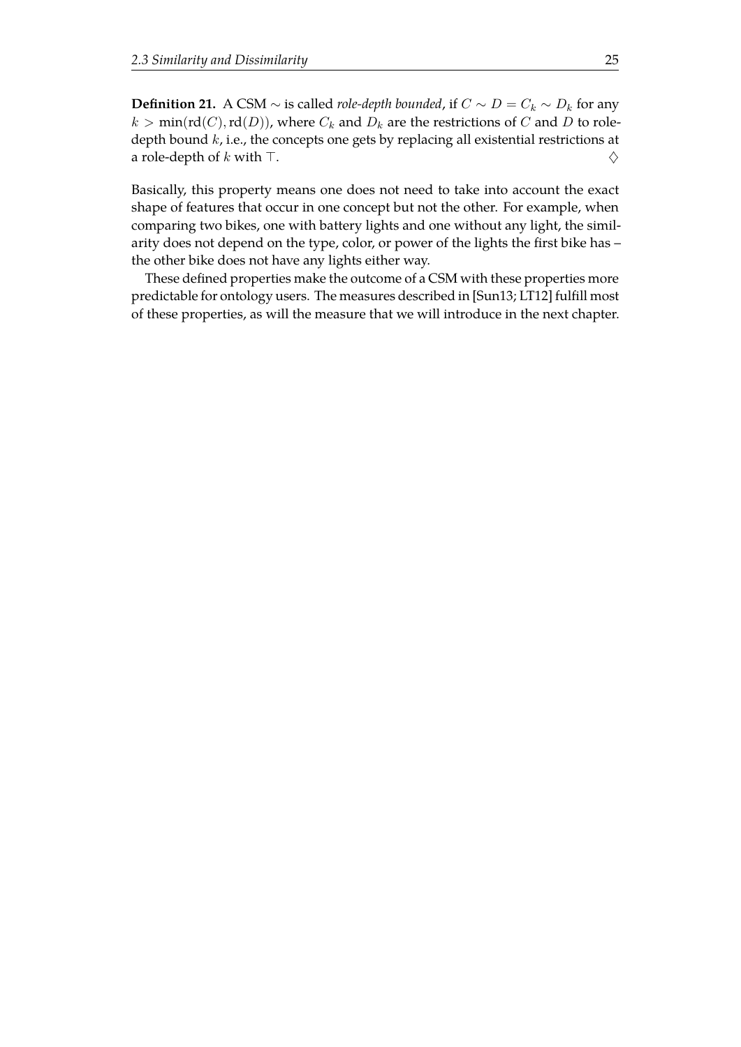**Definition 21.** A CSM $\sim$ is called *role-depth bounded*, if $C \sim D = C_k \sim D_k$ for any $k > \min(\mathrm{rd}(C), \mathrm{rd}(D))$, where $C_k$ and $D_k$ are the restrictions of $C$ and $D$ to role-depth bound $k$, i.e., the concepts one gets by replacing all existential restrictions at a role-depth of $k$ with $\top$. $\diamondsuit$

Basically, this property means one does not need to take into account the exact shape of features that occur in one concept but not the other. For example, when comparing two bikes, one with battery lights and one without any light, the similarity does not depend on the type, color, or power of the lights the first bike has – the other bike does not have any lights either way.

These defined properties make the outcome of a CSM with these properties more predictable for ontology users. The measures described in [Sun13; LT12] fulfill most of these properties, as will the measure that we will introduce in the next chapter.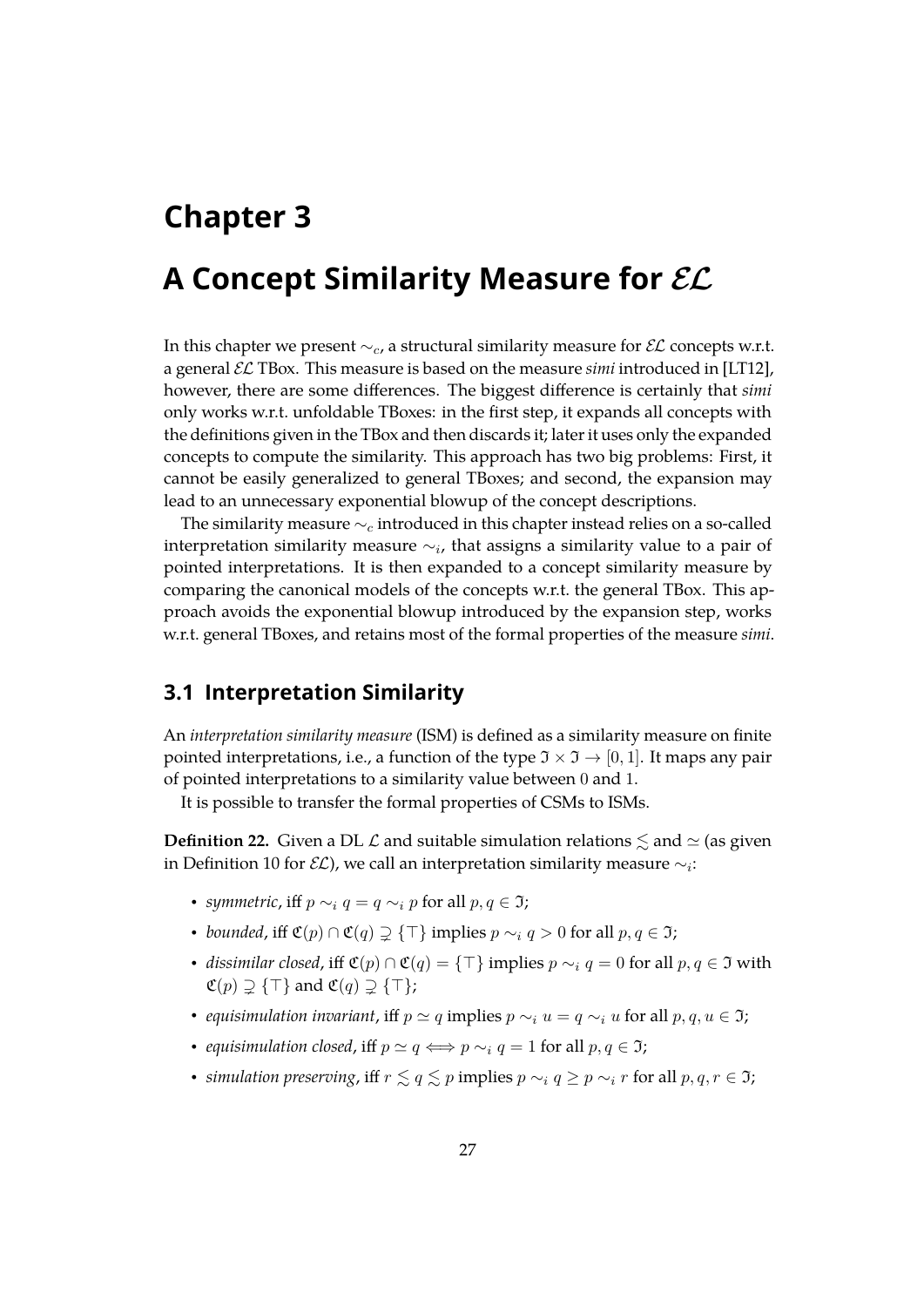# Chapter 3

# A Concept Similarity Measure for $\mathcal{EL}$

In this chapter we present $\sim_c$, a structural similarity measure for $\mathcal{EL}$ concepts w.r.t. a general $\mathcal{EL}$ TBox. This measure is based on the measure *simi* introduced in [LT12], however, there are some differences. The biggest difference is certainly that *simi* only works w.r.t. unfoldable TBoxes: in the first step, it expands all concepts with the definitions given in the TBox and then discards it; later it uses only the expanded concepts to compute the similarity. This approach has two big problems: First, it cannot be easily generalized to general TBoxes; and second, the expansion may lead to an unnecessary exponential blowup of the concept descriptions.

The similarity measure $\sim_c$ introduced in this chapter instead relies on a so-called interpretation similarity measure $\sim_i$, that assigns a similarity value to a pair of pointed interpretations. It is then expanded to a concept similarity measure by comparing the canonical models of the concepts w.r.t. the general TBox. This approach avoids the exponential blowup introduced by the expansion step, works w.r.t. general TBoxes, and retains most of the formal properties of the measure *simi*.

## 3.1 Interpretation Similarity

An *interpretation similarity measure* (ISM) is defined as a similarity measure on finite pointed interpretations, i.e., a function of the type $\mathfrak{I} \times \mathfrak{I} \to [0, 1]$. It maps any pair of pointed interpretations to a similarity value between $0$ and $1$.

It is possible to transfer the formal properties of CSMs to ISMs.

**Definition 22.** Given a DL $\mathcal{L}$ and suitable simulation relations $\lesssim$ and $\simeq$ (as given in Definition 10 for $\mathcal{EL}$), we call an interpretation similarity measure $\sim_i$:

- *symmetric*, iff $p \sim_i q = q \sim_i p$ for all $p, q \in \mathfrak{I}$;
- *bounded*, iff $\mathfrak{C}(p) \cap \mathfrak{C}(q) \supsetneq \{\top\}$ implies $p \sim_i q > 0$ for all $p, q \in \mathfrak{I}$;
- *dissimilar closed*, iff $\mathfrak{C}(p) \cap \mathfrak{C}(q) = \{\top\}$ implies $p \sim_i q = 0$ for all $p, q \in \mathfrak{I}$ with $\mathfrak{C}(p) \supsetneq \{\top\}$ and $\mathfrak{C}(q) \supsetneq \{\top\}$;
- *equisimulation invariant*, iff $p \simeq q$ implies $p \sim_i u = q \sim_i u$ for all $p, q, u \in \mathfrak{I}$;
- *equisimulation closed*, iff $p \simeq q \iff p \sim_i q = 1$ for all $p, q \in \mathfrak{I}$;
- *simulation preserving*, iff $r \lesssim q \lesssim p$ implies $p \sim_i q \geq p \sim_i r$ for all $p, q, r \in \mathfrak{I}$;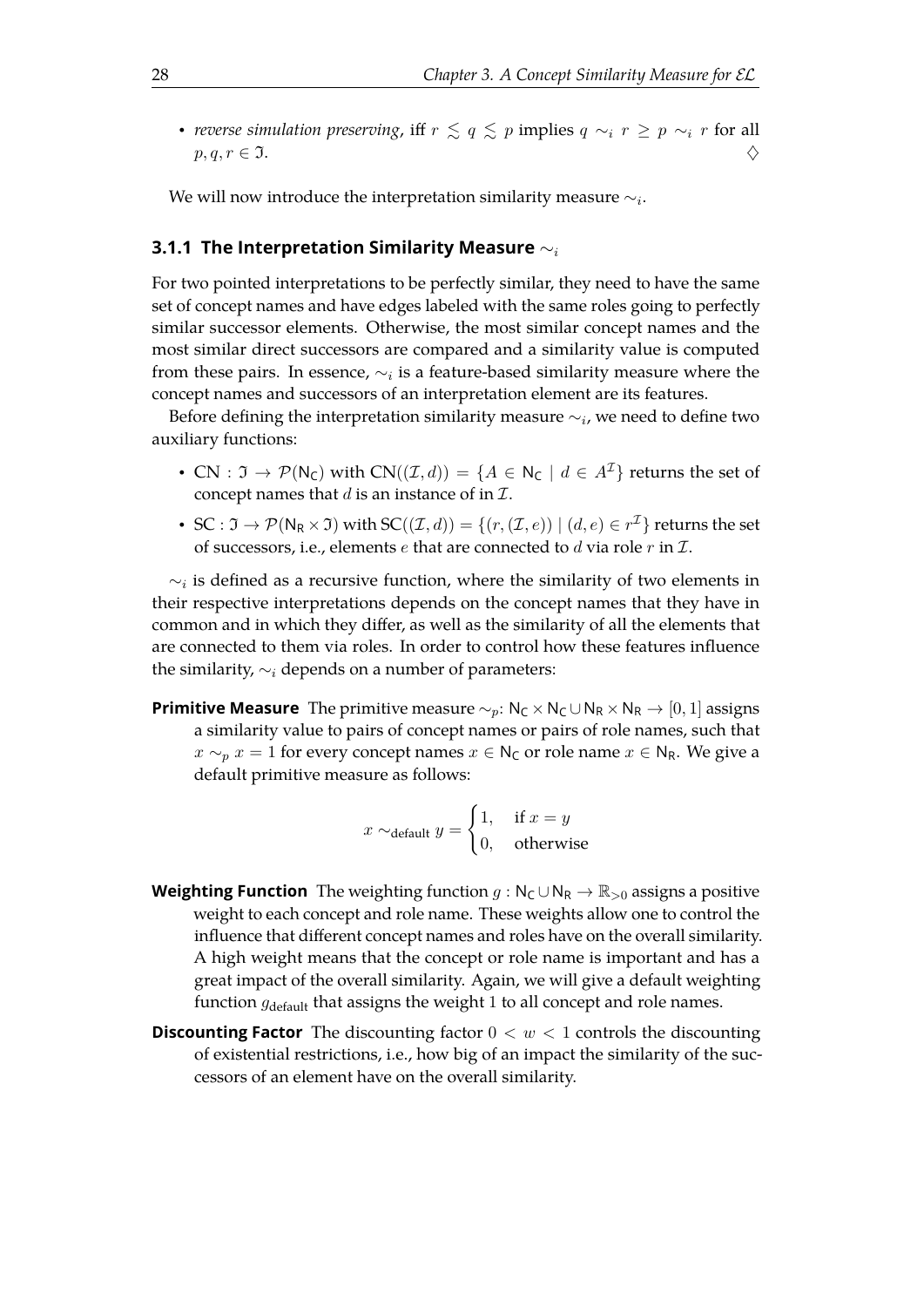- *reverse simulation preserving*, iff $r \lesssim q \lesssim p$ implies $q \sim_i r \geq p \sim_i r$ for all $p, q, r \in \mathfrak{I}$. $\diamondsuit$

We will now introduce the interpretation similarity measure $\sim_i$.

### 3.1.1 The Interpretation Similarity Measure $\sim_i$

For two pointed interpretations to be perfectly similar, they need to have the same set of concept names and have edges labeled with the same roles going to perfectly similar successor elements. Otherwise, the most similar concept names and the most similar direct successors are compared and a similarity value is computed from these pairs. In essence, $\sim_i$ is a feature-based similarity measure where the concept names and successors of an interpretation element are its features.

Before defining the interpretation similarity measure $\sim_i$, we need to define two auxiliary functions:

- $\mathrm{CN} : \mathfrak{I} \to \mathcal{P}(\mathsf{N_C})$ with $\mathrm{CN}((\mathcal{I}, d)) = \{A \in \mathsf{N_C} \mid d \in A^{\mathcal{I}}\}$ returns the set of concept names that $d$ is an instance of in $\mathcal{I}$.
- $\mathrm{SC} : \mathfrak{I} \to \mathcal{P}(\mathsf{N_R} \times \mathfrak{I})$ with $\mathrm{SC}((\mathcal{I}, d)) = \{(r, (\mathcal{I}, e)) \mid (d, e) \in r^{\mathcal{I}}\}$ returns the set of successors, i.e., elements $e$ that are connected to $d$ via role $r$ in $\mathcal{I}$.

$\sim_i$ is defined as a recursive function, where the similarity of two elements in their respective interpretations depends on the concept names that they have in common and in which they differ, as well as the similarity of all the elements that are connected to them via roles. In order to control how these features influence the similarity, $\sim_i$ depends on a number of parameters:

**Primitive Measure** The primitive measure $\sim_p$: $\mathsf{N_C} \times \mathsf{N_C} \cup \mathsf{N_R} \times \mathsf{N_R} \to [0, 1]$ assigns a similarity value to pairs of concept names or pairs of role names, such that $x \sim_p x = 1$ for every concept names $x \in \mathsf{N_C}$ or role name $x \in \mathsf{N_R}$. We give a default primitive measure as follows:

$$x \sim_{\text{default}} y = \begin{cases} 1, & \text{if } x = y \\ 0, & \text{otherwise} \end{cases}$$

**Weighting Function** The weighting function $g : \mathsf{N_C} \cup \mathsf{N_R} \to \mathbb{R}_{>0}$ assigns a positive weight to each concept and role name. These weights allow one to control the influence that different concept names and roles have on the overall similarity. A high weight means that the concept or role name is important and has a great impact of the overall similarity. Again, we will give a default weighting function $g_{\text{default}}$ that assigns the weight 1 to all concept and role names.

**Discounting Factor** The discounting factor $0 < w < 1$ controls the discounting of existential restrictions, i.e., how big of an impact the similarity of the successors of an element have on the overall similarity.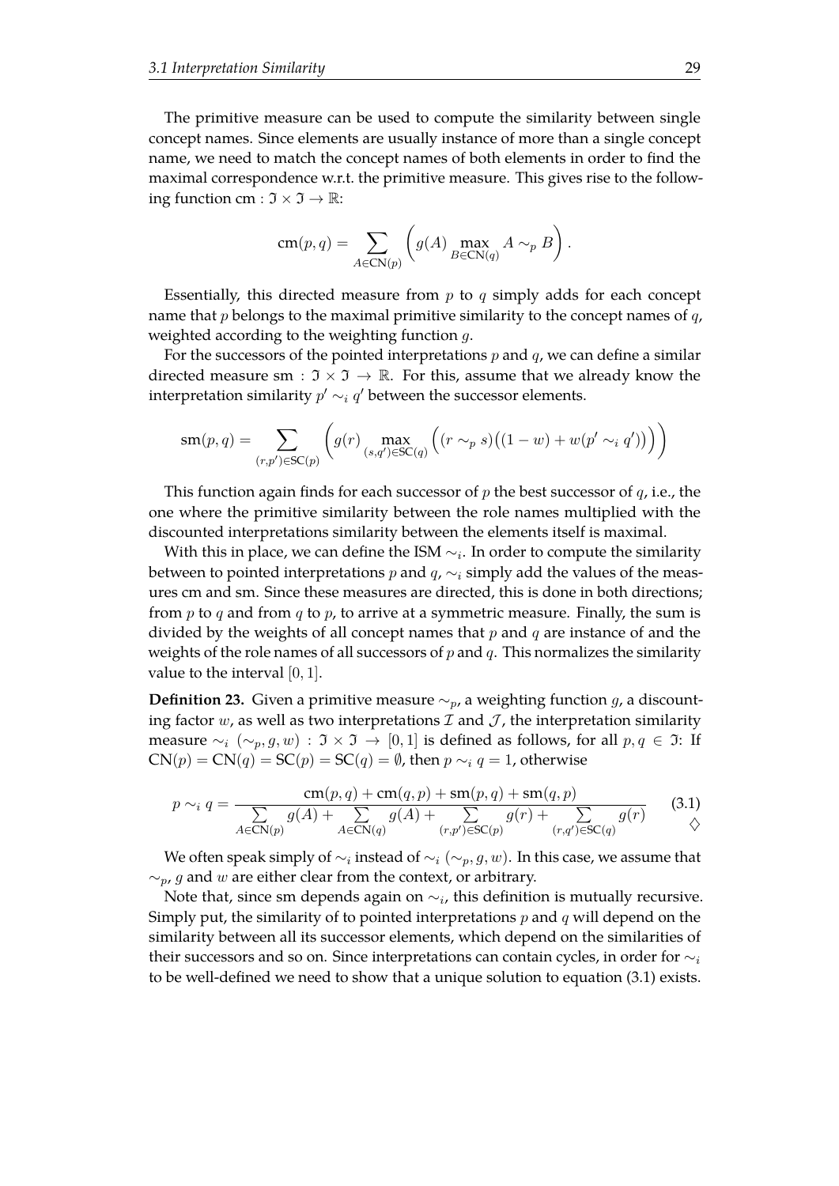The primitive measure can be used to compute the similarity between single concept names. Since elements are usually instance of more than a single concept name, we need to match the concept names of both elements in order to find the maximal correspondence w.r.t. the primitive measure. This gives rise to the following function $\mathrm{cm} : \mathfrak{I} \times \mathfrak{I} \to \mathbb{R}$:

$$\mathrm{cm}(p, q) = \sum_{A \in \mathrm{CN}(p)} \left( g(A) \max_{B \in \mathrm{CN}(q)} A \sim_p B \right).$$

Essentially, this directed measure from $p$ to $q$ simply adds for each concept name that $p$ belongs to the maximal primitive similarity to the concept names of $q$, weighted according to the weighting function $g$.

For the successors of the pointed interpretations $p$ and $q$, we can define a similar directed measure $\mathrm{sm} : \mathfrak{I} \times \mathfrak{I} \to \mathbb{R}$. For this, assume that we already know the interpretation similarity $p' \sim_i q'$ between the successor elements.

$$\mathrm{sm}(p, q) = \sum_{(r,p') \in \mathrm{SC}(p)} \left( g(r) \max_{(s,q') \in \mathrm{SC}(q)} \Big( (r \sim_p s)\big((1 - w) + w(p' \sim_i q')\big) \Big) \right)$$

This function again finds for each successor of $p$ the best successor of $q$, i.e., the one where the primitive similarity between the role names multiplied with the discounted interpretations similarity between the elements itself is maximal.

With this in place, we can define the ISM $\sim_i$. In order to compute the similarity between to pointed interpretations $p$ and $q$, $\sim_i$ simply add the values of the measures cm and sm. Since these measures are directed, this is done in both directions; from $p$ to $q$ and from $q$ to $p$, to arrive at a symmetric measure. Finally, the sum is divided by the weights of all concept names that $p$ and $q$ are instance of and the weights of the role names of all successors of $p$ and $q$. This normalizes the similarity value to the interval $[0, 1]$.

**Definition 23.** Given a primitive measure $\sim_p$, a weighting function $g$, a discounting factor $w$, as well as two interpretations $\mathcal{I}$ and $\mathcal{J}$, the interpretation similarity measure $\sim_i (\sim_p, g, w) : \mathfrak{I} \times \mathfrak{I} \to [0, 1]$ is defined as follows, for all $p, q \in \mathfrak{I}$: If $\mathrm{CN}(p) = \mathrm{CN}(q) = \mathrm{SC}(p) = \mathrm{SC}(q) = \emptyset$, then $p \sim_i q = 1$, otherwise

$$p \sim_i q = \frac{\mathrm{cm}(p, q) + \mathrm{cm}(q, p) + \mathrm{sm}(p, q) + \mathrm{sm}(q, p)}{\sum\limits_{A \in \mathrm{CN}(p)} g(A) + \sum\limits_{A \in \mathrm{CN}(q)} g(A) + \sum\limits_{(r,p') \in \mathrm{SC}(p)} g(r) + \sum\limits_{(r,q') \in \mathrm{SC}(q)} g(r)} \tag{3.1}$$

$\diamondsuit$

We often speak simply of $\sim_i$ instead of $\sim_i (\sim_p, g, w)$. In this case, we assume that $\sim_p$, $g$ and $w$ are either clear from the context, or arbitrary.

Note that, since sm depends again on $\sim_i$, this definition is mutually recursive. Simply put, the similarity of to pointed interpretations $p$ and $q$ will depend on the similarity between all its successor elements, which depend on the similarities of their successors and so on. Since interpretations can contain cycles, in order for $\sim_i$ to be well-defined we need to show that a unique solution to equation (3.1) exists.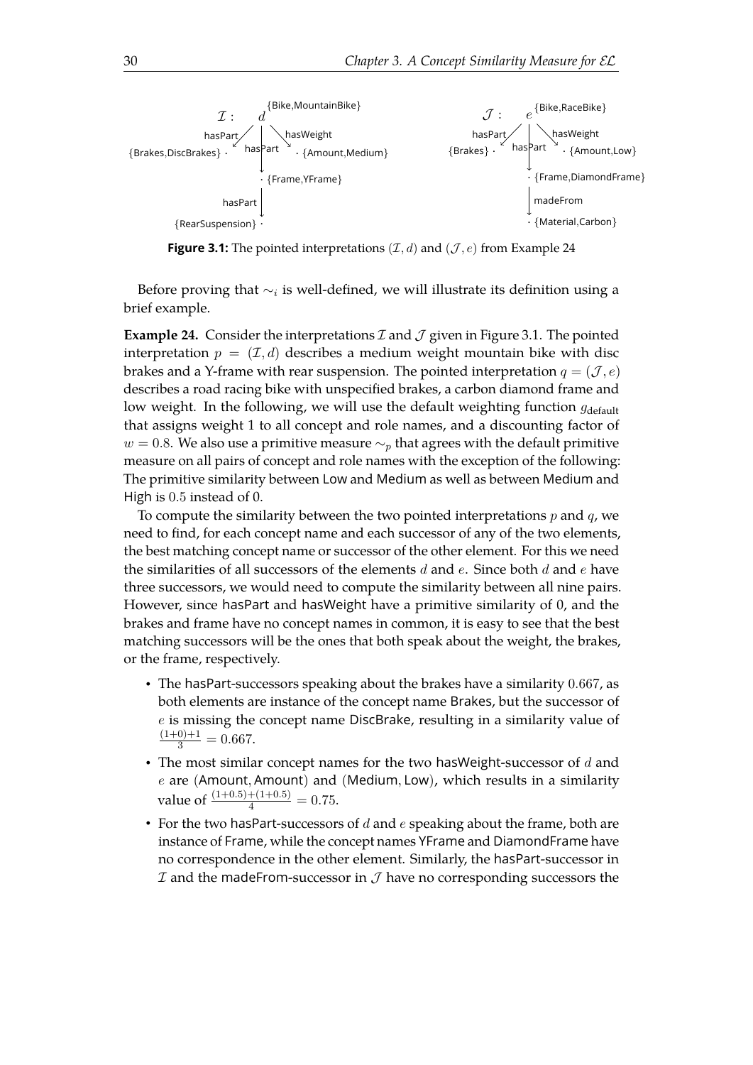**Figure 3.1:** The pointed interpretations $(\mathcal{I}, d)$ and $(\mathcal{J}, e)$ from Example 24

Before proving that $\sim_i$ is well-defined, we will illustrate its definition using a brief example.

**Example 24.** Consider the interpretations $\mathcal{I}$ and $\mathcal{J}$ given in Figure 3.1. The pointed interpretation $p = (\mathcal{I}, d)$ describes a medium weight mountain bike with disc brakes and a Y-frame with rear suspension. The pointed interpretation $q = (\mathcal{J}, e)$ describes a road racing bike with unspecified brakes, a carbon diamond frame and low weight. In the following, we will use the default weighting function $g_{\text{default}}$ that assigns weight 1 to all concept and role names, and a discounting factor of $w = 0.8$. We also use a primitive measure $\sim_p$ that agrees with the default primitive measure on all pairs of concept and role names with the exception of the following: The primitive similarity between Low and Medium as well as between Medium and High is $0.5$ instead of $0$.

To compute the similarity between the two pointed interpretations $p$ and $q$, we need to find, for each concept name and each successor of any of the two elements, the best matching concept name or successor of the other element. For this we need the similarities of all successors of the elements $d$ and $e$. Since both $d$ and $e$ have three successors, we would need to compute the similarity between all nine pairs. However, since hasPart and hasWeight have a primitive similarity of 0, and the brakes and frame have no concept names in common, it is easy to see that the best matching successors will be the ones that both speak about the weight, the brakes, or the frame, respectively.

- The hasPart-successors speaking about the brakes have a similarity $0.667$, as both elements are instance of the concept name Brakes, but the successor of $e$ is missing the concept name DiscBrake, resulting in a similarity value of $\frac{(1+0)+1}{3} = 0.667$.
- The most similar concept names for the two hasWeight-successor of $d$ and $e$ are (Amount, Amount) and (Medium, Low), which results in a similarity value of $\frac{(1+0.5)+(1+0.5)}{4} = 0.75$.
- For the two hasPart-successors of $d$ and $e$ speaking about the frame, both are instance of Frame, while the concept names YFrame and DiamondFrame have no correspondence in the other element. Similarly, the hasPart-successor in $\mathcal{I}$ and the madeFrom-successor in $\mathcal{J}$ have no corresponding successors the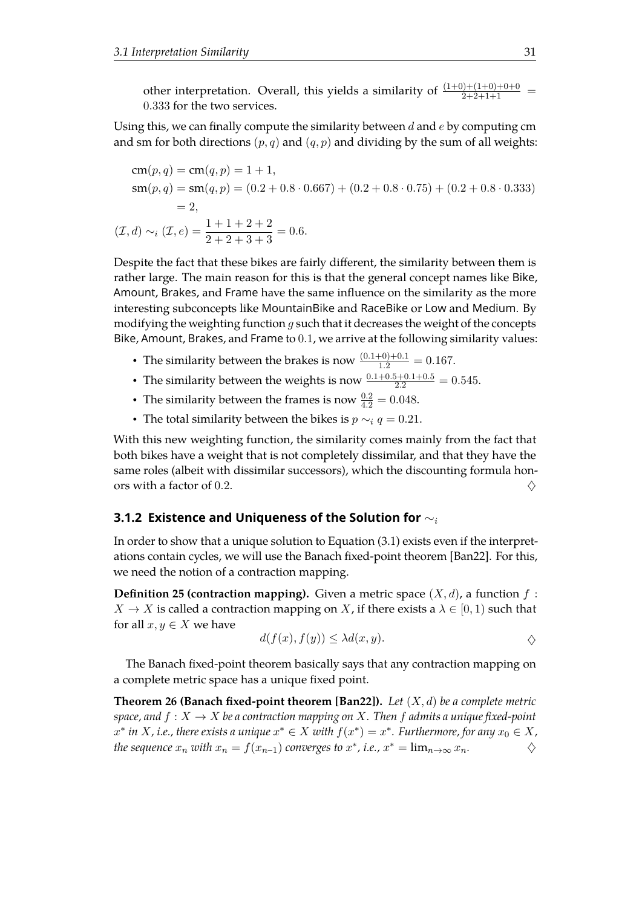other interpretation. Overall, this yields a similarity of $\frac{(1+0)+(1+0)+0+0}{2+2+1+1} = 0.333$ for the two services.

Using this, we can finally compute the similarity between $d$ and $e$ by computing cm and sm for both directions $(p, q)$ and $(q, p)$ and dividing by the sum of all weights:

$$
\begin{aligned}
\mathrm{cm}(p,q) &= \mathrm{cm}(q,p) = 1+1, \\
\mathrm{sm}(p,q) &= \mathrm{sm}(q,p) = (0.2 + 0.8 \cdot 0.667) + (0.2 + 0.8 \cdot 0.75) + (0.2 + 0.8 \cdot 0.333) \\
&= 2, \\
(\mathcal{I}, d) \sim_i (\mathcal{I}, e) &= \frac{1+1+2+2}{2+2+3+3} = 0.6.
\end{aligned}
$$

Despite the fact that these bikes are fairly different, the similarity between them is rather large. The main reason for this is that the general concept names like Bike, Amount, Brakes, and Frame have the same influence on the similarity as the more interesting subconcepts like MountainBike and RaceBike or Low and Medium. By modifying the weighting function $g$ such that it decreases the weight of the concepts Bike, Amount, Brakes, and Frame to $0.1$, we arrive at the following similarity values:

- The similarity between the brakes is now $\frac{(0.1+0)+0.1}{1.2} = 0.167$.
- The similarity between the weights is now $\frac{0.1+0.5+0.1+0.5}{2.2} = 0.545$.
- The similarity between the frames is now $\frac{0.2}{4.2} = 0.048$.
- The total similarity between the bikes is $p \sim_i q = 0.21$.

With this new weighting function, the similarity comes mainly from the fact that both bikes have a weight that is not completely dissimilar, and that they have the same roles (albeit with dissimilar successors), which the discounting formula honors with a factor of $0.2$. ♢

### 3.1.2 Existence and Uniqueness of the Solution for $\sim_i$

In order to show that a unique solution to Equation (3.1) exists even if the interpretations contain cycles, we will use the Banach fixed-point theorem [Ban22]. For this, we need the notion of a contraction mapping.

**Definition 25 (contraction mapping).** Given a metric space $(X, d)$, a function $f : X \to X$ is called a contraction mapping on $X$, if there exists a $\lambda \in [0, 1)$ such that for all $x, y \in X$ we have

$$d(f(x), f(y)) \leq \lambda d(x, y). \qquad \diamondsuit$$

The Banach fixed-point theorem basically says that any contraction mapping on a complete metric space has a unique fixed point.

**Theorem 26 (Banach fixed-point theorem [Ban22]).** *Let $(X, d)$ be a complete metric space, and $f : X \to X$ be a contraction mapping on $X$. Then $f$ admits a unique fixed-point $x^*$ in $X$, i.e., there exists a unique $x^* \in X$ with $f(x^*) = x^*$. Furthermore, for any $x_0 \in X$, the sequence $x_n$ with $x_n = f(x_{n-1})$ converges to $x^*$, i.e., $x^* = \lim_{n\to\infty} x_n$.* ♢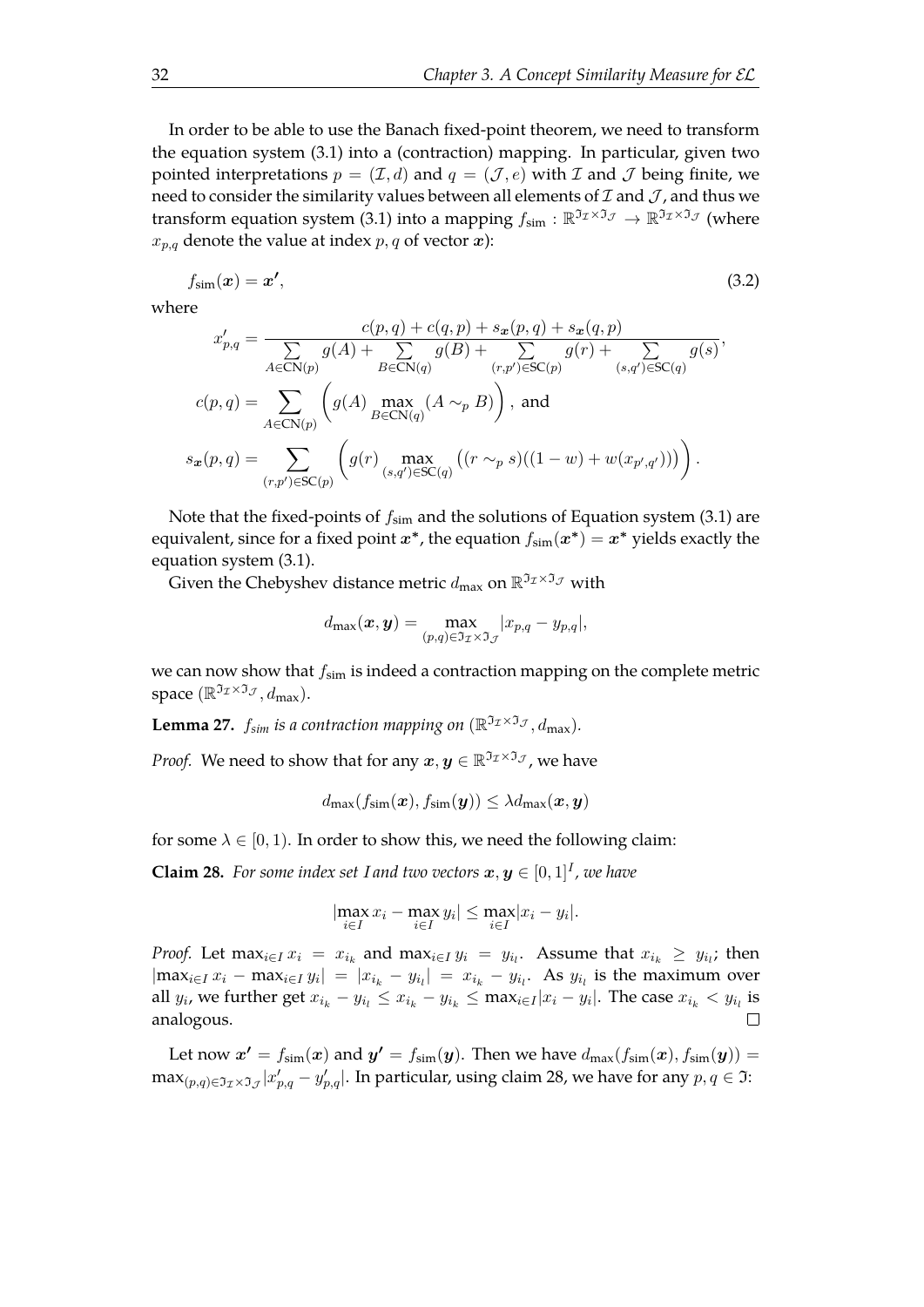In order to be able to use the Banach fixed-point theorem, we need to transform the equation system (3.1) into a (contraction) mapping. In particular, given two pointed interpretations $p = (\mathcal{I}, d)$ and $q = (\mathcal{J}, e)$ with $\mathcal{I}$ and $\mathcal{J}$ being finite, we need to consider the similarity values between all elements of $\mathcal{I}$ and $\mathcal{J}$, and thus we transform equation system (3.1) into a mapping $f_{\text{sim}} : \mathbb{R}^{\mathfrak{I}_\mathcal{I} \times \mathfrak{I}_\mathcal{J}} \to \mathbb{R}^{\mathfrak{I}_\mathcal{I} \times \mathfrak{I}_\mathcal{J}}$ (where $x_{p,q}$ denote the value at index $p, q$ of vector $\boldsymbol{x}$):

$$f_{\text{sim}}(\boldsymbol{x}) = \boldsymbol{x'}, \tag{3.2}$$

where

$$x'_{p,q} = \frac{c(p,q) + c(q,p) + s_{\boldsymbol{x}}(p,q) + s_{\boldsymbol{x}}(q,p)}{\sum\limits_{A \in \mathsf{CN}(p)} g(A) + \sum\limits_{B \in \mathsf{CN}(q)} g(B) + \sum\limits_{(r,p') \in \mathsf{SC}(p)} g(r) + \sum\limits_{(s,q') \in \mathsf{SC}(q)} g(s)},$$

$$c(p,q) = \sum_{A \in \mathsf{CN}(p)} \left( g(A) \max_{B \in \mathsf{CN}(q)} (A \sim_p B) \right), \text{ and}$$

$$s_{\boldsymbol{x}}(p,q) = \sum_{(r,p') \in \mathsf{SC}(p)} \left( g(r) \max_{(s,q') \in \mathsf{SC}(q)} \left( (r \sim_p s)((1-w) + w(x_{p',q'})) \right) \right).$$

Note that the fixed-points of $f_{\text{sim}}$ and the solutions of Equation system (3.1) are equivalent, since for a fixed point $\boldsymbol{x}^*$, the equation $f_{\text{sim}}(\boldsymbol{x}^*) = \boldsymbol{x}^*$ yields exactly the equation system (3.1).

Given the Chebyshev distance metric $d_{\max}$ on $\mathbb{R}^{\mathfrak{I}_\mathcal{I} \times \mathfrak{I}_\mathcal{J}}$ with

$$d_{\max}(\boldsymbol{x}, \boldsymbol{y}) = \max_{(p,q) \in \mathfrak{I}_\mathcal{I} \times \mathfrak{I}_\mathcal{J}} |x_{p,q} - y_{p,q}|,$$

we can now show that $f_{\text{sim}}$ is indeed a contraction mapping on the complete metric space $(\mathbb{R}^{\mathfrak{I}_\mathcal{I} \times \mathfrak{I}_\mathcal{J}}, d_{\max})$.

**Lemma 27.** *$f_{sim}$ is a contraction mapping on $(\mathbb{R}^{\mathfrak{I}_\mathcal{I} \times \mathfrak{I}_\mathcal{J}}, d_{\max})$.*

*Proof.* We need to show that for any $\boldsymbol{x}, \boldsymbol{y} \in \mathbb{R}^{\mathfrak{I}_\mathcal{I} \times \mathfrak{I}_\mathcal{J}}$, we have

$$d_{\max}(f_{\text{sim}}(\boldsymbol{x}), f_{\text{sim}}(\boldsymbol{y})) \leq \lambda d_{\max}(\boldsymbol{x}, \boldsymbol{y})$$

for some $\lambda \in [0, 1)$. In order to show this, we need the following claim:

**Claim 28.** *For some index set $I$ and two vectors $\boldsymbol{x}, \boldsymbol{y} \in [0,1]^I$, we have*

$$|\max_{i \in I} x_i - \max_{i \in I} y_i| \leq \max_{i \in I} |x_i - y_i|.$$

*Proof.* Let $\max_{i \in I} x_i = x_{i_k}$ and $\max_{i \in I} y_i = y_{i_l}$. Assume that $x_{i_k} \geq y_{i_l}$; then $|\max_{i \in I} x_i - \max_{i \in I} y_i| = |x_{i_k} - y_{i_l}| = x_{i_k} - y_{i_l}$. As $y_{i_l}$ is the maximum over all $y_i$, we further get $x_{i_k} - y_{i_l} \leq x_{i_k} - y_{i_k} \leq \max_{i \in I} |x_i - y_i|$. The case $x_{i_k} < y_{i_l}$ is analogous. □

Let now $\boldsymbol{x'} = f_{\text{sim}}(\boldsymbol{x})$ and $\boldsymbol{y'} = f_{\text{sim}}(\boldsymbol{y})$. Then we have $d_{\max}(f_{\text{sim}}(\boldsymbol{x}), f_{\text{sim}}(\boldsymbol{y})) = \max_{(p,q) \in \mathfrak{I}_\mathcal{I} \times \mathfrak{I}_\mathcal{J}} |x'_{p,q} - y'_{p,q}|$. In particular, using claim 28, we have for any $p, q \in \mathfrak{I}$: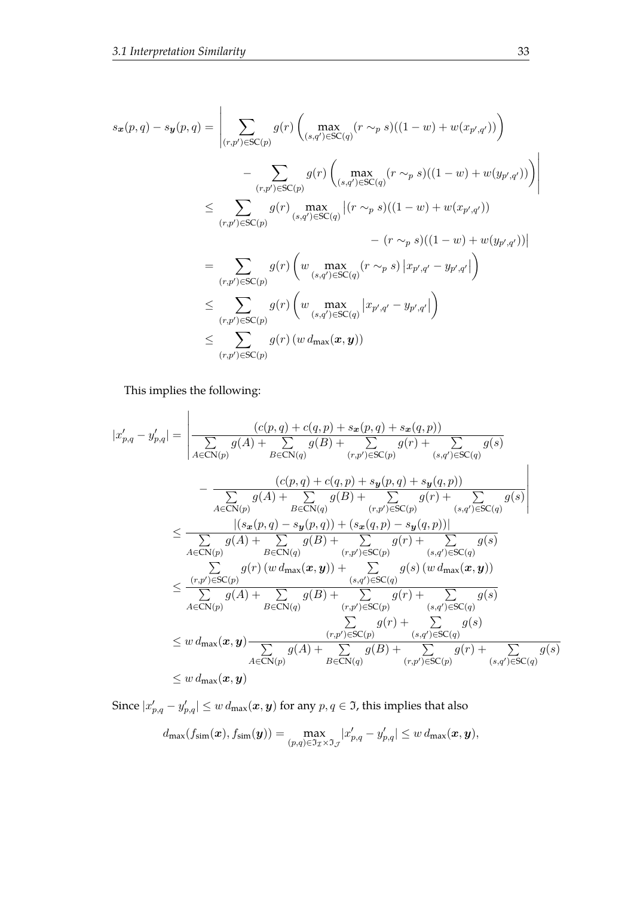$$
\begin{aligned}
s_{\boldsymbol{x}}(p,q) - s_{\boldsymbol{y}}(p,q) &= \Bigg| \sum_{(r,p')\in \mathsf{SC}(p)} g(r) \left( \max_{(s,q')\in \mathsf{SC}(q)} (r \sim_p s)((1-w) + w(x_{p',q'})) \right) \\
&\qquad - \sum_{(r,p')\in \mathsf{SC}(p)} g(r) \left( \max_{(s,q')\in \mathsf{SC}(q)} (r \sim_p s)((1-w) + w(y_{p',q'})) \right) \Bigg| \\
&\leq \sum_{(r,p')\in \mathsf{SC}(p)} g(r) \max_{(s,q')\in \mathsf{SC}(q)} \big| (r \sim_p s)((1-w) + w(x_{p',q'})) \\
&\qquad\qquad - (r \sim_p s)((1-w) + w(y_{p',q'})) \big| \\
&= \sum_{(r,p')\in \mathsf{SC}(p)} g(r) \left( w \max_{(s,q')\in \mathsf{SC}(q)} (r \sim_p s) \left| x_{p',q'} - y_{p',q'} \right| \right) \\
&\leq \sum_{(r,p')\in \mathsf{SC}(p)} g(r) \left( w \max_{(s,q')\in \mathsf{SC}(q)} \left| x_{p',q'} - y_{p',q'} \right| \right) \\
&\leq \sum_{(r,p')\in \mathsf{SC}(p)} g(r) \left( w \, d_{\max}(\boldsymbol{x}, \boldsymbol{y}) \right)
\end{aligned}
$$

This implies the following:

$$
\begin{aligned}
|x'_{p,q} - y'_{p,q}| &= \Bigg| \frac{(c(p,q) + c(q,p) + s_{\boldsymbol{x}}(p,q) + s_{\boldsymbol{x}}(q,p))}{\sum_{A\in \mathsf{CN}(p)} g(A) + \sum_{B\in \mathsf{CN}(q)} g(B) + \sum_{(r,p')\in \mathsf{SC}(p)} g(r) + \sum_{(s,q')\in \mathsf{SC}(q)} g(s)} \\
&\qquad - \frac{(c(p,q) + c(q,p) + s_{\boldsymbol{y}}(p,q) + s_{\boldsymbol{y}}(q,p))}{\sum_{A\in \mathsf{CN}(p)} g(A) + \sum_{B\in \mathsf{CN}(q)} g(B) + \sum_{(r,p')\in \mathsf{SC}(p)} g(r) + \sum_{(s,q')\in \mathsf{SC}(q)} g(s)} \Bigg| \\
&\leq \frac{|(s_{\boldsymbol{x}}(p,q) - s_{\boldsymbol{y}}(p,q)) + (s_{\boldsymbol{x}}(q,p) - s_{\boldsymbol{y}}(q,p))|}{\sum_{A\in \mathsf{CN}(p)} g(A) + \sum_{B\in \mathsf{CN}(q)} g(B) + \sum_{(r,p')\in \mathsf{SC}(p)} g(r) + \sum_{(s,q')\in \mathsf{SC}(q)} g(s)} \\
&\leq \frac{\sum_{(r,p')\in \mathsf{SC}(p)} g(r) \left( w \, d_{\max}(\boldsymbol{x}, \boldsymbol{y}) \right) + \sum_{(s,q')\in \mathsf{SC}(q)} g(s) \left( w \, d_{\max}(\boldsymbol{x}, \boldsymbol{y}) \right)}{\sum_{A\in \mathsf{CN}(p)} g(A) + \sum_{B\in \mathsf{CN}(q)} g(B) + \sum_{(r,p')\in \mathsf{SC}(p)} g(r) + \sum_{(s,q')\in \mathsf{SC}(q)} g(s)} \\
&\leq w \, d_{\max}(\boldsymbol{x}, \boldsymbol{y}) \frac{\sum_{(r,p')\in \mathsf{SC}(p)} g(r) + \sum_{(s,q')\in \mathsf{SC}(q)} g(s)}{\sum_{A\in \mathsf{CN}(p)} g(A) + \sum_{B\in \mathsf{CN}(q)} g(B) + \sum_{(r,p')\in \mathsf{SC}(p)} g(r) + \sum_{(s,q')\in \mathsf{SC}(q)} g(s)} \\
&\leq w \, d_{\max}(\boldsymbol{x}, \boldsymbol{y})
\end{aligned}
$$

Since $|x'_{p,q} - y'_{p,q}| \leq w \, d_{\max}(\boldsymbol{x}, \boldsymbol{y})$ for any $p, q \in \mathfrak{I}$, this implies that also

$$
d_{\max}(f_{\mathsf{sim}}(\boldsymbol{x}), f_{\mathsf{sim}}(\boldsymbol{y})) = \max_{(p,q)\in \mathfrak{I}_{\mathcal{I}} \times \mathfrak{I}_{\mathcal{J}}} |x'_{p,q} - y'_{p,q}| \leq w \, d_{\max}(\boldsymbol{x}, \boldsymbol{y}),
$$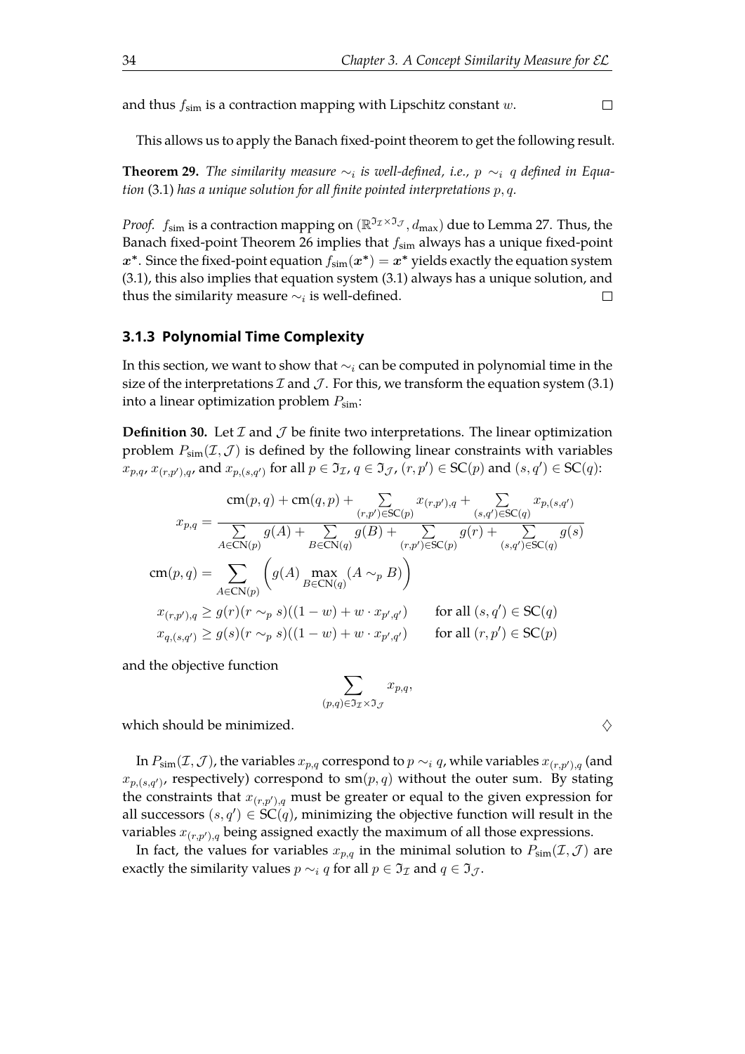and thus $f_{\text{sim}}$ is a contraction mapping with Lipschitz constant $w$. $\square$

This allows us to apply the Banach fixed-point theorem to get the following result.

**Theorem 29.** *The similarity measure $\sim_i$ is well-defined, i.e., $p \sim_i q$ defined in Equation* (3.1) *has a unique solution for all finite pointed interpretations $p, q$.*

*Proof.* $f_{\text{sim}}$ is a contraction mapping on $(\mathbb{R}^{\mathfrak{I}_\mathcal{I} \times \mathfrak{I}_\mathcal{J}}, d_{\max})$ due to Lemma 27. Thus, the Banach fixed-point Theorem 26 implies that $f_{\text{sim}}$ always has a unique fixed-point $\boldsymbol{x}^*$. Since the fixed-point equation $f_{\text{sim}}(\boldsymbol{x}^*) = \boldsymbol{x}^*$ yields exactly the equation system (3.1), this also implies that equation system (3.1) always has a unique solution, and thus the similarity measure $\sim_i$ is well-defined. $\square$

### 3.1.3 Polynomial Time Complexity

In this section, we want to show that $\sim_i$ can be computed in polynomial time in the size of the interpretations $\mathcal{I}$ and $\mathcal{J}$. For this, we transform the equation system (3.1) into a linear optimization problem $P_{\text{sim}}$:

**Definition 30.** Let $\mathcal{I}$ and $\mathcal{J}$ be finite two interpretations. The linear optimization problem $P_{\text{sim}}(\mathcal{I}, \mathcal{J})$ is defined by the following linear constraints with variables $x_{p,q}$, $x_{(r,p'),q}$, and $x_{p,(s,q')}$ for all $p \in \mathfrak{I}_\mathcal{I}$, $q \in \mathfrak{I}_\mathcal{J}$, $(r,p') \in \text{SC}(p)$ and $(s,q') \in \text{SC}(q)$:

$$x_{p,q} = \frac{\text{cm}(p,q) + \text{cm}(q,p) + \sum\limits_{(r,p') \in \text{SC}(p)} x_{(r,p'),q} + \sum\limits_{(s,q') \in \text{SC}(q)} x_{p,(s,q')}}{\sum\limits_{A \in \text{CN}(p)} g(A) + \sum\limits_{B \in \text{CN}(q)} g(B) + \sum\limits_{(r,p') \in \text{SC}(p)} g(r) + \sum\limits_{(s,q') \in \text{SC}(q)} g(s)}$$

$$\text{cm}(p,q) = \sum_{A \in \text{CN}(p)} \left( g(A) \max_{B \in \text{CN}(q)} (A \sim_p B) \right)$$

$$x_{(r,p'),q} \geq g(r)(r \sim_p s)((1-w) + w \cdot x_{p',q'}) \qquad \text{for all } (s,q') \in \text{SC}(q)$$

$$x_{q,(s,q')} \geq g(s)(r \sim_p s)((1-w) + w \cdot x_{p',q'}) \qquad \text{for all } (r,p') \in \text{SC}(p)$$

and the objective function

$$\sum_{(p,q) \in \mathfrak{I}_\mathcal{I} \times \mathfrak{I}_\mathcal{J}} x_{p,q},$$

which should be minimized. $\diamondsuit$

In $P_{\text{sim}}(\mathcal{I}, \mathcal{J})$, the variables $x_{p,q}$ correspond to $p \sim_i q$, while variables $x_{(r,p'),q}$ (and $x_{p,(s,q')}$, respectively) correspond to $\text{sm}(p,q)$ without the outer sum. By stating the constraints that $x_{(r,p'),q}$ must be greater or equal to the given expression for all successors $(s,q') \in \text{SC}(q)$, minimizing the objective function will result in the variables $x_{(r,p'),q}$ being assigned exactly the maximum of all those expressions.

In fact, the values for variables $x_{p,q}$ in the minimal solution to $P_{\text{sim}}(\mathcal{I}, \mathcal{J})$ are exactly the similarity values $p \sim_i q$ for all $p \in \mathfrak{I}_\mathcal{I}$ and $q \in \mathfrak{I}_\mathcal{J}$.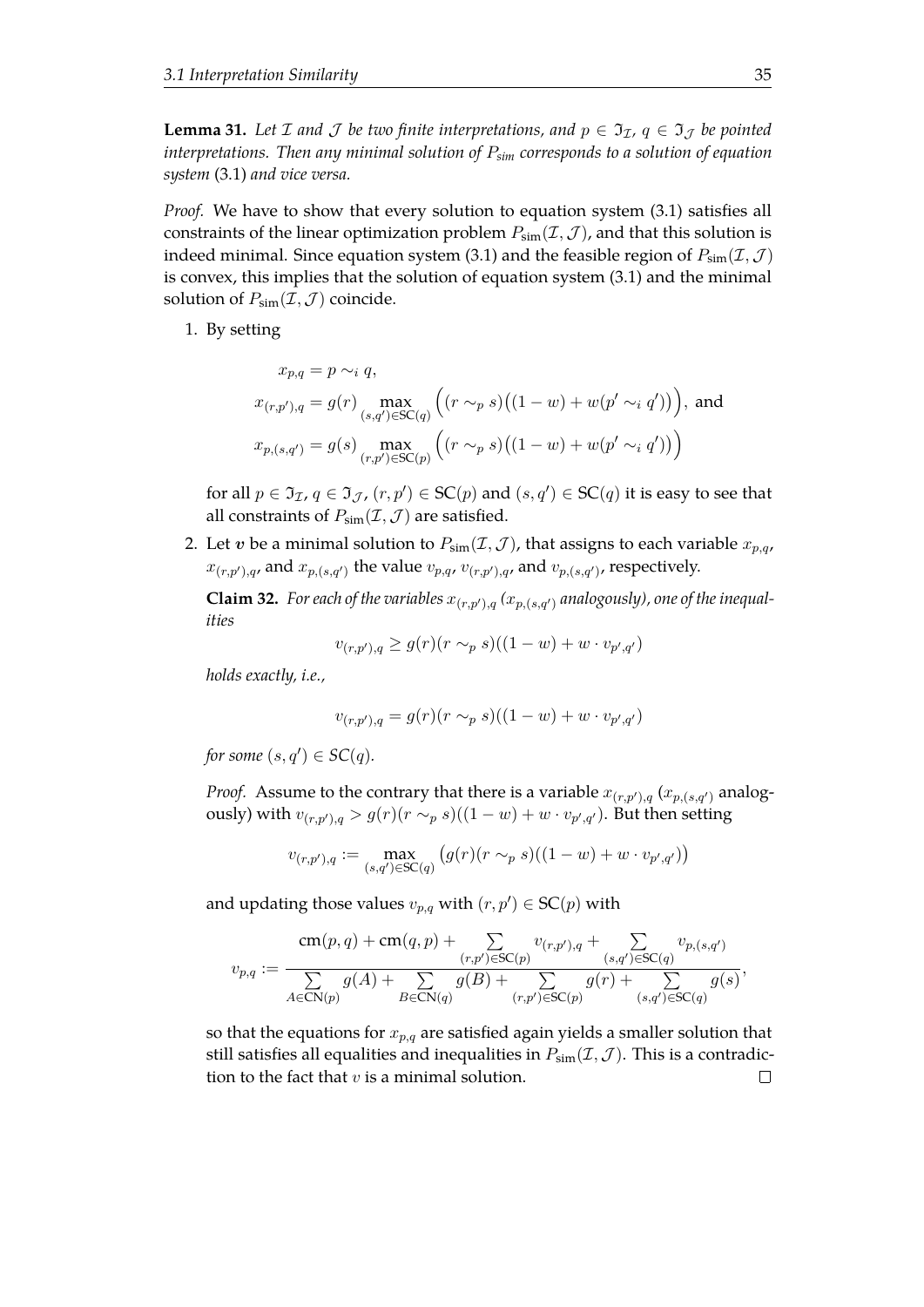**Lemma 31.** *Let $\mathcal{I}$ and $\mathcal{J}$ be two finite interpretations, and $p \in \mathfrak{I}_{\mathcal{I}}$, $q \in \mathfrak{I}_{\mathcal{J}}$ be pointed interpretations. Then any minimal solution of $P_{sim}$ corresponds to a solution of equation system* (3.1) *and vice versa.*

*Proof.* We have to show that every solution to equation system (3.1) satisfies all constraints of the linear optimization problem $P_{\text{sim}}(\mathcal{I}, \mathcal{J})$, and that this solution is indeed minimal. Since equation system (3.1) and the feasible region of $P_{\text{sim}}(\mathcal{I}, \mathcal{J})$ is convex, this implies that the solution of equation system (3.1) and the minimal solution of $P_{\text{sim}}(\mathcal{I}, \mathcal{J})$ coincide.

1. By setting

$$
\begin{aligned}
x_{p,q} &= p \sim_i q, \\
x_{(r,p'),q} &= g(r) \max_{(s,q') \in \text{SC}(q)} \Big( (r \sim_p s)\big((1-w) + w(p' \sim_i q')\big)\Big), \text{ and} \\
x_{p,(s,q')} &= g(s) \max_{(r,p') \in \text{SC}(p)} \Big( (r \sim_p s)\big((1-w) + w(p' \sim_i q')\big)\Big)
\end{aligned}
$$

   for all $p \in \mathfrak{I}_{\mathcal{I}}$, $q \in \mathfrak{I}_{\mathcal{J}}$, $(r,p') \in \text{SC}(p)$ and $(s,q') \in \text{SC}(q)$ it is easy to see that all constraints of $P_{\text{sim}}(\mathcal{I}, \mathcal{J})$ are satisfied.

2. Let $\boldsymbol{v}$ be a minimal solution to $P_{\text{sim}}(\mathcal{I}, \mathcal{J})$, that assigns to each variable $x_{p,q}$, $x_{(r,p'),q}$, and $x_{p,(s,q')}$ the value $v_{p,q}$, $v_{(r,p'),q}$, and $v_{p,(s,q')}$, respectively.

   **Claim 32.** *For each of the variables $x_{(r,p'),q}$ ($x_{p,(s,q')}$ analogously), one of the inequalities*

$$
v_{(r,p'),q} \geq g(r)(r \sim_p s)((1-w) + w \cdot v_{p',q'})
$$

   *holds exactly, i.e.,*

$$
v_{(r,p'),q} = g(r)(r \sim_p s)((1-w) + w \cdot v_{p',q'})
$$

   *for some $(s,q') \in SC(q)$.*

   *Proof.* Assume to the contrary that there is a variable $x_{(r,p'),q}$ ($x_{p,(s,q')}$ analogously) with $v_{(r,p'),q} > g(r)(r \sim_p s)((1-w) + w \cdot v_{p',q'})$. But then setting

$$
v_{(r,p'),q} := \max_{(s,q') \in \text{SC}(q)} \big( g(r)(r \sim_p s)((1-w) + w \cdot v_{p',q'}) \big)
$$

   and updating those values $v_{p,q}$ with $(r,p') \in \text{SC}(p)$ with

$$
v_{p,q} := \frac{\text{cm}(p,q) + \text{cm}(q,p) + \sum\limits_{(r,p') \in \text{SC}(p)} v_{(r,p'),q} + \sum\limits_{(s,q') \in \text{SC}(q)} v_{p,(s,q')}}{\sum\limits_{A \in \text{CN}(p)} g(A) + \sum\limits_{B \in \text{CN}(q)} g(B) + \sum\limits_{(r,p') \in \text{SC}(p)} g(r) + \sum\limits_{(s,q') \in \text{SC}(q)} g(s)},
$$

   so that the equations for $x_{p,q}$ are satisfied again yields a smaller solution that still satisfies all equalities and inequalities in $P_{\text{sim}}(\mathcal{I}, \mathcal{J})$. This is a contradiction to the fact that $v$ is a minimal solution. □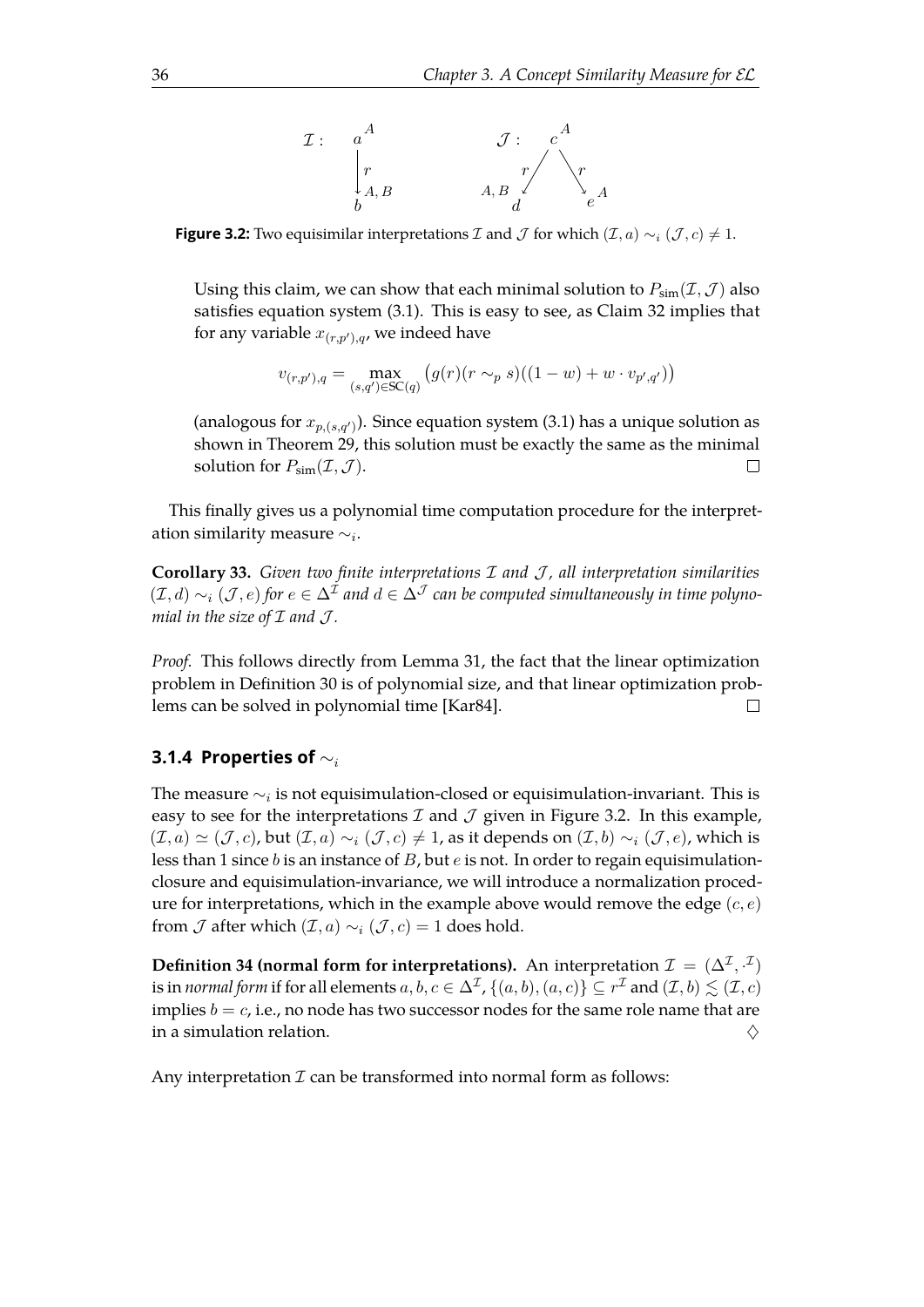**Figure 3.2:** Two equisimilar interpretations $\mathcal{I}$ and $\mathcal{J}$ for which $(\mathcal{I}, a) \sim_i (\mathcal{J}, c) \neq 1$.

Using this claim, we can show that each minimal solution to $P_{\text{sim}}(\mathcal{I}, \mathcal{J})$ also satisfies equation system (3.1). This is easy to see, as Claim 32 implies that for any variable $x_{(r,p'),q}$, we indeed have

$$v_{(r,p'),q} = \max_{(s,q') \in \mathsf{SC}(q)} \big(g(r)(r \sim_p s)((1-w) + w \cdot v_{p',q'})\big)$$

(analogous for $x_{p,(s,q')}$). Since equation system (3.1) has a unique solution as shown in Theorem 29, this solution must be exactly the same as the minimal solution for $P_{\text{sim}}(\mathcal{I}, \mathcal{J})$. □

This finally gives us a polynomial time computation procedure for the interpretation similarity measure $\sim_i$.

**Corollary 33.** *Given two finite interpretations $\mathcal{I}$ and $\mathcal{J}$, all interpretation similarities $(\mathcal{I}, d) \sim_i (\mathcal{J}, e)$ for $e \in \Delta^{\mathcal{I}}$ and $d \in \Delta^{\mathcal{J}}$ can be computed simultaneously in time polynomial in the size of $\mathcal{I}$ and $\mathcal{J}$.*

*Proof.* This follows directly from Lemma 31, the fact that the linear optimization problem in Definition 30 is of polynomial size, and that linear optimization problems can be solved in polynomial time [Kar84]. □

### 3.1.4 Properties of $\sim_i$

The measure $\sim_i$ is not equisimulation-closed or equisimulation-invariant. This is easy to see for the interpretations $\mathcal{I}$ and $\mathcal{J}$ given in Figure 3.2. In this example, $(\mathcal{I}, a) \simeq (\mathcal{J}, c)$, but $(\mathcal{I}, a) \sim_i (\mathcal{J}, c) \neq 1$, as it depends on $(\mathcal{I}, b) \sim_i (\mathcal{J}, e)$, which is less than 1 since $b$ is an instance of $B$, but $e$ is not. In order to regain equisimulation-closure and equisimulation-invariance, we will introduce a normalization procedure for interpretations, which in the example above would remove the edge $(c, e)$ from $\mathcal{J}$ after which $(\mathcal{I}, a) \sim_i (\mathcal{J}, c) = 1$ does hold.

**Definition 34 (normal form for interpretations).** An interpretation $\mathcal{I} = (\Delta^{\mathcal{I}}, \cdot^{\mathcal{I}})$ is in *normal form* if for all elements $a, b, c \in \Delta^{\mathcal{I}}$, $\{(a, b), (a, c)\} \subseteq r^{\mathcal{I}}$ and $(\mathcal{I}, b) \lesssim (\mathcal{I}, c)$ implies $b = c$, i.e., no node has two successor nodes for the same role name that are in a simulation relation. ♢

Any interpretation $\mathcal{I}$ can be transformed into normal form as follows: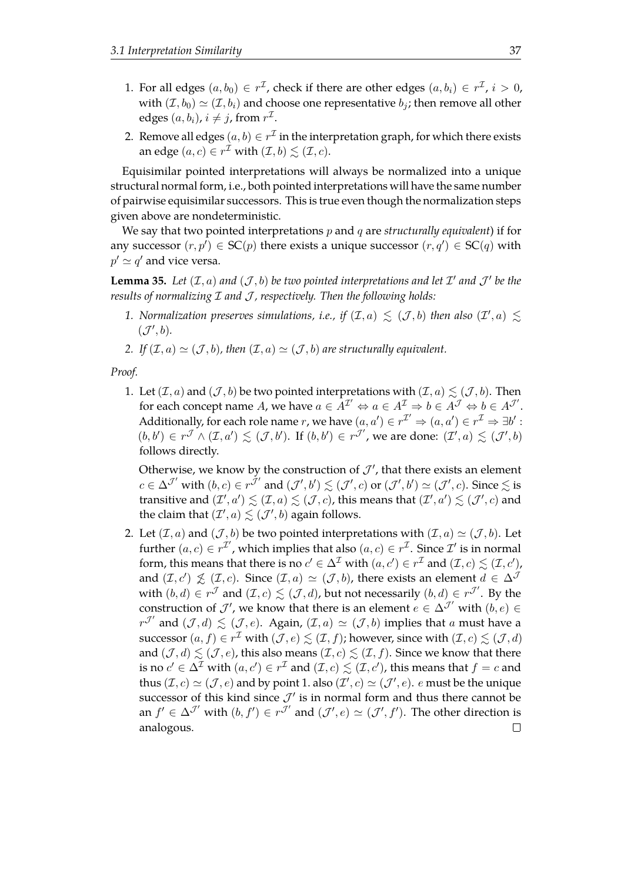1. For all edges $(a, b_0) \in r^{\mathcal{I}}$, check if there are other edges $(a, b_i) \in r^{\mathcal{I}}$, $i > 0$, with $(\mathcal{I}, b_0) \simeq (\mathcal{I}, b_i)$ and choose one representative $b_j$; then remove all other edges $(a, b_i)$, $i \neq j$, from $r^{\mathcal{I}}$.
2. Remove all edges $(a, b) \in r^{\mathcal{I}}$ in the interpretation graph, for which there exists an edge $(a, c) \in r^{\mathcal{I}}$ with $(\mathcal{I}, b) \lesssim (\mathcal{I}, c)$.

Equisimilar pointed interpretations will always be normalized into a unique structural normal form, i.e., both pointed interpretations will have the same number of pairwise equisimilar successors. This is true even though the normalization steps given above are nondeterministic.

We say that two pointed interpretations $p$ and $q$ are *structurally equivalent*) if for any successor $(r, p') \in \mathsf{SC}(p)$ there exists a unique successor $(r, q') \in \mathsf{SC}(q)$ with $p' \simeq q'$ and vice versa.

**Lemma 35.** *Let $(\mathcal{I}, a)$ and $(\mathcal{J}, b)$ be two pointed interpretations and let $\mathcal{I}'$ and $\mathcal{J}'$ be the results of normalizing $\mathcal{I}$ and $\mathcal{J}$, respectively. Then the following holds:*

1. *Normalization preserves simulations, i.e., if $(\mathcal{I}, a) \lesssim (\mathcal{J}, b)$ then also $(\mathcal{I}', a) \lesssim (\mathcal{J}', b)$.*
2. *If $(\mathcal{I}, a) \simeq (\mathcal{J}, b)$, then $(\mathcal{I}, a) \simeq (\mathcal{J}, b)$ are structurally equivalent.*

*Proof.*

1. Let $(\mathcal{I}, a)$ and $(\mathcal{J}, b)$ be two pointed interpretations with $(\mathcal{I}, a) \lesssim (\mathcal{J}, b)$. Then for each concept name $A$, we have $a \in A^{\mathcal{I}'} \Leftrightarrow a \in A^{\mathcal{I}} \Rightarrow b \in A^{\mathcal{J}} \Leftrightarrow b \in A^{\mathcal{J}'}$. Additionally, for each role name $r$, we have $(a, a') \in r^{\mathcal{I}'} \Rightarrow (a, a') \in r^{\mathcal{I}} \Rightarrow \exists b' : (b, b') \in r^{\mathcal{J}} \wedge (\mathcal{I}, a') \lesssim (\mathcal{J}, b')$. If $(b, b') \in r^{\mathcal{J}'}$, we are done: $(\mathcal{I}', a) \lesssim (\mathcal{J}', b)$ follows directly.

   Otherwise, we know by the construction of $\mathcal{J}'$, that there exists an element $c \in \Delta^{\mathcal{J}'}$ with $(b, c) \in r^{\mathcal{J}'}$ and $(\mathcal{J}', b') \lesssim (\mathcal{J}', c)$ or $(\mathcal{J}', b') \simeq (\mathcal{J}', c)$. Since $\lesssim$ is transitive and $(\mathcal{I}', a') \lesssim (\mathcal{I}, a) \lesssim (\mathcal{J}, c)$, this means that $(\mathcal{I}', a') \lesssim (\mathcal{J}', c)$ and the claim that $(\mathcal{I}', a) \lesssim (\mathcal{J}', b)$ again follows.

2. Let $(\mathcal{I}, a)$ and $(\mathcal{J}, b)$ be two pointed interpretations with $(\mathcal{I}, a) \simeq (\mathcal{J}, b)$. Let further $(a, c) \in r^{\mathcal{I}'}$, which implies that also $(a, c) \in r^{\mathcal{I}}$. Since $\mathcal{I}'$ is in normal form, this means that there is no $c' \in \Delta^{\mathcal{I}}$ with $(a, c') \in r^{\mathcal{I}}$ and $(\mathcal{I}, c) \lesssim (\mathcal{I}, c')$, and $(\mathcal{I}, c') \not\lesssim (\mathcal{I}, c)$. Since $(\mathcal{I}, a) \simeq (\mathcal{J}, b)$, there exists an element $d \in \Delta^{\mathcal{J}}$ with $(b, d) \in r^{\mathcal{J}}$ and $(\mathcal{I}, c) \lesssim (\mathcal{J}, d)$, but not necessarily $(b, d) \in r^{\mathcal{J}'}$. By the construction of $\mathcal{J}'$, we know that there is an element $e \in \Delta^{\mathcal{J}'}$ with $(b, e) \in r^{\mathcal{J}'}$ and $(\mathcal{J}, d) \lesssim (\mathcal{J}, e)$. Again, $(\mathcal{I}, a) \simeq (\mathcal{J}, b)$ implies that $a$ must have a successor $(a, f) \in r^{\mathcal{I}}$ with $(\mathcal{J}, e) \lesssim (\mathcal{I}, f)$; however, since with $(\mathcal{I}, c) \lesssim (\mathcal{J}, d)$ and $(\mathcal{J}, d) \lesssim (\mathcal{J}, e)$, this also means $(\mathcal{I}, c) \lesssim (\mathcal{I}, f)$. Since we know that there is no $c' \in \Delta^{\mathcal{I}}$ with $(a, c') \in r^{\mathcal{I}}$ and $(\mathcal{I}, c) \lesssim (\mathcal{I}, c')$, this means that $f = c$ and thus $(\mathcal{I}, c) \simeq (\mathcal{J}, e)$ and by point 1. also $(\mathcal{I}', c) \simeq (\mathcal{J}', e)$. $e$ must be the unique successor of this kind since $\mathcal{J}'$ is in normal form and thus there cannot be an $f' \in \Delta^{\mathcal{J}'}$ with $(b, f') \in r^{\mathcal{J}'}$ and $(\mathcal{J}', e) \simeq (\mathcal{J}', f')$. The other direction is analogous. $\square$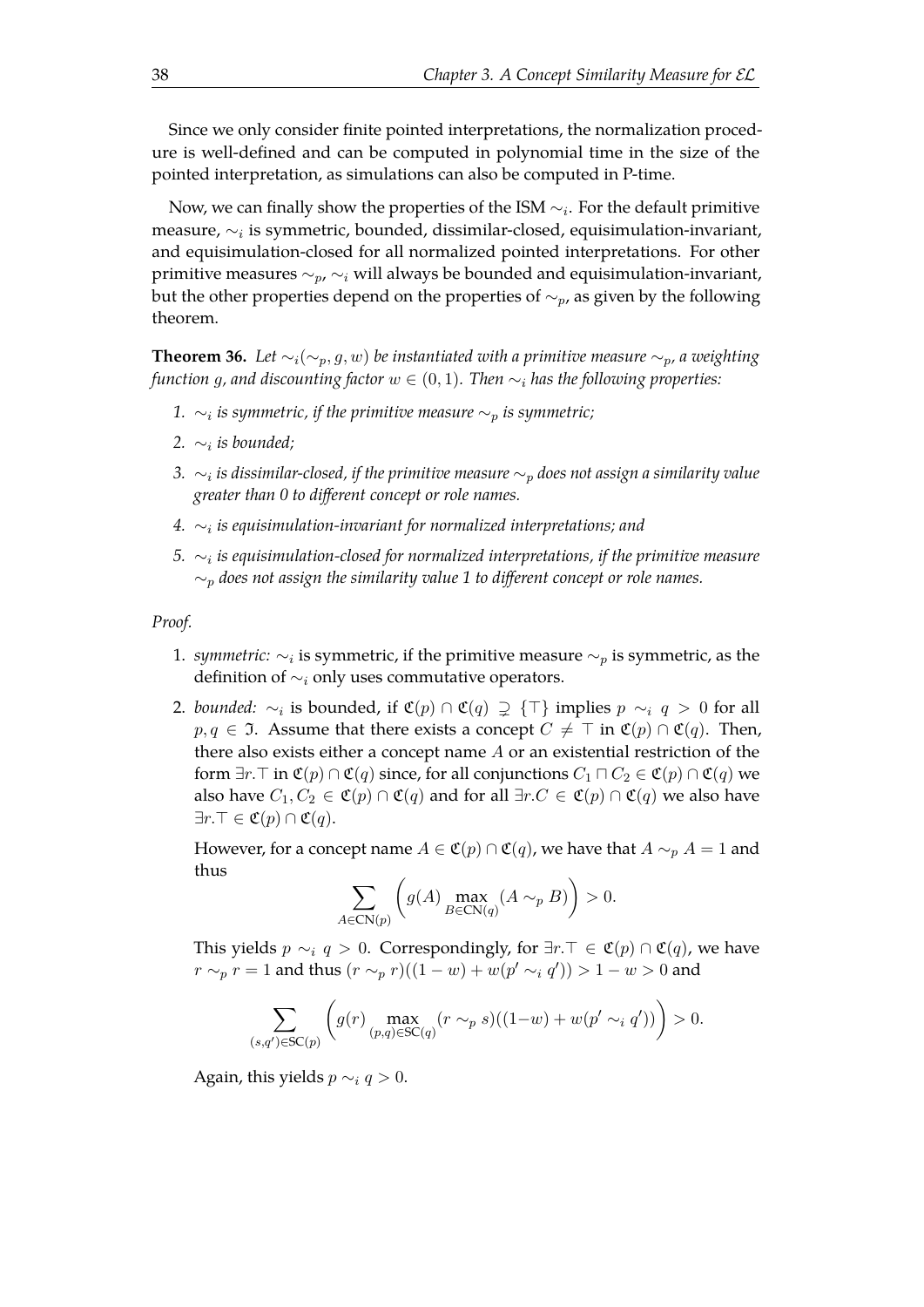Since we only consider finite pointed interpretations, the normalization procedure is well-defined and can be computed in polynomial time in the size of the pointed interpretation, as simulations can also be computed in P-time.

Now, we can finally show the properties of the ISM $\sim_i$. For the default primitive measure, $\sim_i$ is symmetric, bounded, dissimilar-closed, equisimulation-invariant, and equisimulation-closed for all normalized pointed interpretations. For other primitive measures $\sim_p$, $\sim_i$ will always be bounded and equisimulation-invariant, but the other properties depend on the properties of $\sim_p$, as given by the following theorem.

**Theorem 36.** *Let $\sim_i(\sim_p, g, w)$ be instantiated with a primitive measure $\sim_p$, a weighting function $g$, and discounting factor $w \in (0,1)$. Then $\sim_i$ has the following properties:*

1. *$\sim_i$ is symmetric, if the primitive measure $\sim_p$ is symmetric;*
2. *$\sim_i$ is bounded;*
3. *$\sim_i$ is dissimilar-closed, if the primitive measure $\sim_p$ does not assign a similarity value greater than 0 to different concept or role names.*
4. *$\sim_i$ is equisimulation-invariant for normalized interpretations; and*
5. *$\sim_i$ is equisimulation-closed for normalized interpretations, if the primitive measure $\sim_p$ does not assign the similarity value 1 to different concept or role names.*

*Proof.*

1. *symmetric:* $\sim_i$ is symmetric, if the primitive measure $\sim_p$ is symmetric, as the definition of $\sim_i$ only uses commutative operators.
2. *bounded:* $\sim_i$ is bounded, if $\mathfrak{C}(p) \cap \mathfrak{C}(q) \supsetneq \{\top\}$ implies $p \sim_i q > 0$ for all $p, q \in \mathfrak{I}$. Assume that there exists a concept $C \neq \top$ in $\mathfrak{C}(p) \cap \mathfrak{C}(q)$. Then, there also exists either a concept name $A$ or an existential restriction of the form $\exists r.\top$ in $\mathfrak{C}(p) \cap \mathfrak{C}(q)$ since, for all conjunctions $C_1 \sqcap C_2 \in \mathfrak{C}(p) \cap \mathfrak{C}(q)$ we also have $C_1, C_2 \in \mathfrak{C}(p) \cap \mathfrak{C}(q)$ and for all $\exists r.C \in \mathfrak{C}(p) \cap \mathfrak{C}(q)$ we also have $\exists r.\top \in \mathfrak{C}(p) \cap \mathfrak{C}(q)$.

   However, for a concept name $A \in \mathfrak{C}(p) \cap \mathfrak{C}(q)$, we have that $A \sim_p A = 1$ and thus
   $$\sum_{A \in \mathsf{CN}(p)} \left( g(A) \max_{B \in \mathsf{CN}(q)} (A \sim_p B) \right) > 0.$$
   This yields $p \sim_i q > 0$. Correspondingly, for $\exists r.\top \in \mathfrak{C}(p) \cap \mathfrak{C}(q)$, we have $r \sim_p r = 1$ and thus $(r \sim_p r)((1-w) + w(p' \sim_i q')) > 1 - w > 0$ and
   $$\sum_{(s,q') \in \mathsf{SC}(p)} \left( g(r) \max_{(p,q) \in \mathsf{SC}(q)} (r \sim_p s)((1-w) + w(p' \sim_i q')) \right) > 0.$$
   Again, this yields $p \sim_i q > 0$.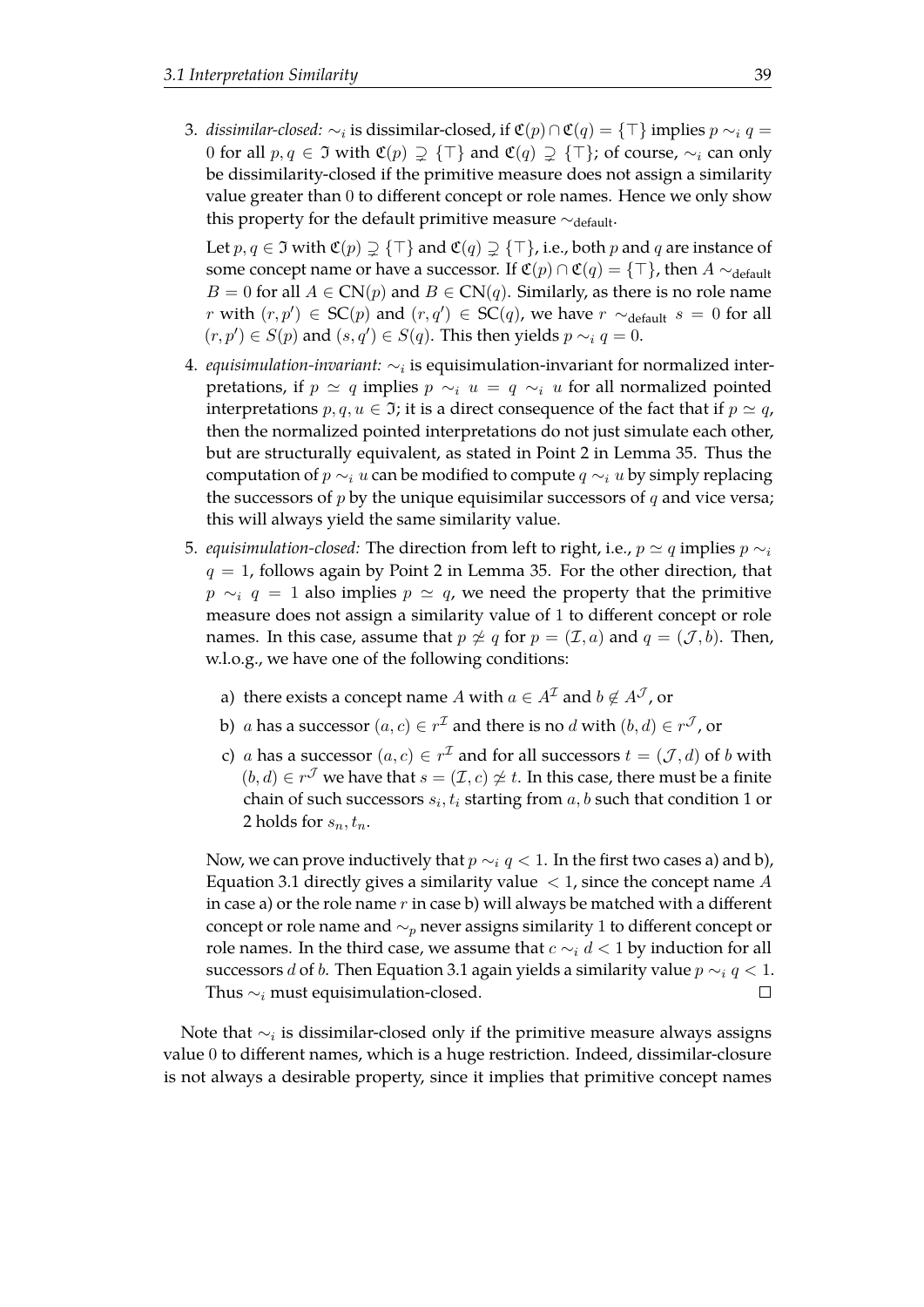3. *dissimilar-closed:* $\sim_i$ is dissimilar-closed, if $\mathfrak{C}(p) \cap \mathfrak{C}(q) = \{\top\}$ implies $p \sim_i q = 0$ for all $p, q \in \mathfrak{I}$ with $\mathfrak{C}(p) \supsetneq \{\top\}$ and $\mathfrak{C}(q) \supsetneq \{\top\}$; of course, $\sim_i$ can only be dissimilarity-closed if the primitive measure does not assign a similarity value greater than 0 to different concept or role names. Hence we only show this property for the default primitive measure $\sim_{\text{default}}$.

   Let $p, q \in \mathfrak{I}$ with $\mathfrak{C}(p) \supsetneq \{\top\}$ and $\mathfrak{C}(q) \supsetneq \{\top\}$, i.e., both $p$ and $q$ are instance of some concept name or have a successor. If $\mathfrak{C}(p) \cap \mathfrak{C}(q) = \{\top\}$, then $A \sim_{\text{default}} B = 0$ for all $A \in \text{CN}(p)$ and $B \in \text{CN}(q)$. Similarly, as there is no role name $r$ with $(r, p') \in \text{SC}(p)$ and $(r, q') \in \text{SC}(q)$, we have $r \sim_{\text{default}} s = 0$ for all $(r, p') \in S(p)$ and $(s, q') \in S(q)$. This then yields $p \sim_i q = 0$.

4. *equisimulation-invariant:* $\sim_i$ is equisimulation-invariant for normalized interpretations, if $p \simeq q$ implies $p \sim_i u = q \sim_i u$ for all normalized pointed interpretations $p, q, u \in \mathfrak{I}$; it is a direct consequence of the fact that if $p \simeq q$, then the normalized pointed interpretations do not just simulate each other, but are structurally equivalent, as stated in Point 2 in Lemma 35. Thus the computation of $p \sim_i u$ can be modified to compute $q \sim_i u$ by simply replacing the successors of $p$ by the unique equisimilar successors of $q$ and vice versa; this will always yield the same similarity value.

5. *equisimulation-closed:* The direction from left to right, i.e., $p \simeq q$ implies $p \sim_i q = 1$, follows again by Point 2 in Lemma 35. For the other direction, that $p \sim_i q = 1$ also implies $p \simeq q$, we need the property that the primitive measure does not assign a similarity value of 1 to different concept or role names. In this case, assume that $p \not\simeq q$ for $p = (\mathcal{I}, a)$ and $q = (\mathcal{J}, b)$. Then, w.l.o.g., we have one of the following conditions:

   a) there exists a concept name $A$ with $a \in A^{\mathcal{I}}$ and $b \notin A^{\mathcal{J}}$, or
   b) $a$ has a successor $(a, c) \in r^{\mathcal{I}}$ and there is no $d$ with $(b, d) \in r^{\mathcal{J}}$, or
   c) $a$ has a successor $(a, c) \in r^{\mathcal{I}}$ and for all successors $t = (\mathcal{J}, d)$ of $b$ with $(b, d) \in r^{\mathcal{J}}$ we have that $s = (\mathcal{I}, c) \not\simeq t$. In this case, there must be a finite chain of such successors $s_i, t_i$ starting from $a, b$ such that condition 1 or 2 holds for $s_n, t_n$.

   Now, we can prove inductively that $p \sim_i q < 1$. In the first two cases a) and b), Equation 3.1 directly gives a similarity value $< 1$, since the concept name $A$ in case a) or the role name $r$ in case b) will always be matched with a different concept or role name and $\sim_p$ never assigns similarity 1 to different concept or role names. In the third case, we assume that $c \sim_i d < 1$ by induction for all successors $d$ of $b$. Then Equation 3.1 again yields a similarity value $p \sim_i q < 1$. Thus $\sim_i$ must equisimulation-closed. $\square$

Note that $\sim_i$ is dissimilar-closed only if the primitive measure always assigns value 0 to different names, which is a huge restriction. Indeed, dissimilar-closure is not always a desirable property, since it implies that primitive concept names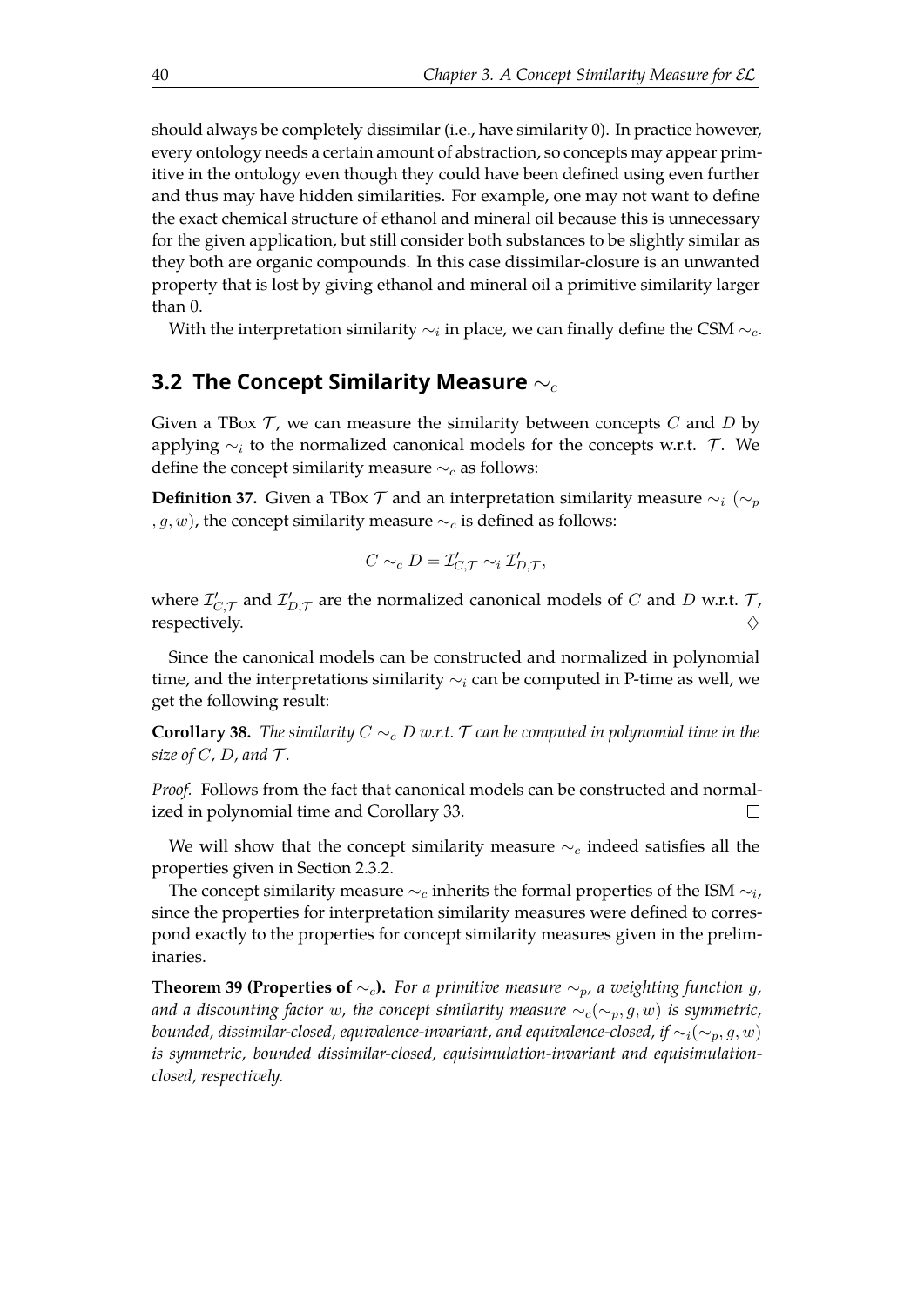should always be completely dissimilar (i.e., have similarity 0). In practice however, every ontology needs a certain amount of abstraction, so concepts may appear primitive in the ontology even though they could have been defined using even further and thus may have hidden similarities. For example, one may not want to define the exact chemical structure of ethanol and mineral oil because this is unnecessary for the given application, but still consider both substances to be slightly similar as they both are organic compounds. In this case dissimilar-closure is an unwanted property that is lost by giving ethanol and mineral oil a primitive similarity larger than 0.

With the interpretation similarity $\sim_i$ in place, we can finally define the CSM $\sim_c$.

## 3.2 The Concept Similarity Measure $\sim_c$

Given a TBox $\mathcal{T}$, we can measure the similarity between concepts $C$ and $D$ by applying $\sim_i$ to the normalized canonical models for the concepts w.r.t. $\mathcal{T}$. We define the concept similarity measure $\sim_c$ as follows:

**Definition 37.** Given a TBox $\mathcal{T}$ and an interpretation similarity measure $\sim_i$ $(\sim_p, g, w)$, the concept similarity measure $\sim_c$ is defined as follows:

$$C \sim_c D = \mathcal{I}'_{C,\mathcal{T}} \sim_i \mathcal{I}'_{D,\mathcal{T}},$$

where $\mathcal{I}'_{C,\mathcal{T}}$ and $\mathcal{I}'_{D,\mathcal{T}}$ are the normalized canonical models of $C$ and $D$ w.r.t. $\mathcal{T}$, respectively. ♢

Since the canonical models can be constructed and normalized in polynomial time, and the interpretations similarity $\sim_i$ can be computed in P-time as well, we get the following result:

**Corollary 38.** *The similarity $C \sim_c D$ w.r.t. $\mathcal{T}$ can be computed in polynomial time in the size of $C$, $D$, and $\mathcal{T}$.*

*Proof.* Follows from the fact that canonical models can be constructed and normalized in polynomial time and Corollary 33. □

We will show that the concept similarity measure $\sim_c$ indeed satisfies all the properties given in Section 2.3.2.

The concept similarity measure $\sim_c$ inherits the formal properties of the ISM $\sim_i$, since the properties for interpretation similarity measures were defined to correspond exactly to the properties for concept similarity measures given in the preliminaries.

**Theorem 39 (Properties of $\sim_c$).** *For a primitive measure $\sim_p$, a weighting function $g$, and a discounting factor $w$, the concept similarity measure $\sim_c(\sim_p, g, w)$ is symmetric, bounded, dissimilar-closed, equivalence-invariant, and equivalence-closed, if $\sim_i(\sim_p, g, w)$ is symmetric, bounded dissimilar-closed, equisimulation-invariant and equisimulation-closed, respectively.*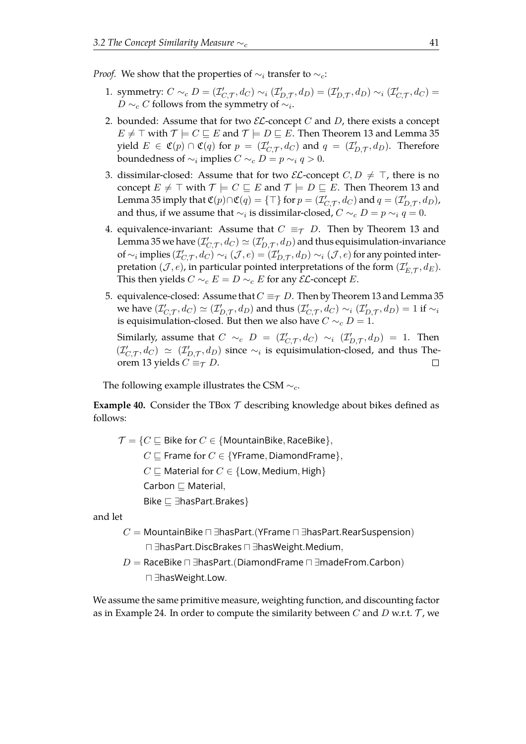*Proof.* We show that the properties of $\sim_i$ transfer to $\sim_c$:

1. symmetry: $C \sim_c D = (\mathcal{I}'_{C,\mathcal{T}}, d_C) \sim_i (\mathcal{I}'_{D,\mathcal{T}}, d_D) = (\mathcal{I}'_{D,\mathcal{T}}, d_D) \sim_i (\mathcal{I}'_{C,\mathcal{T}}, d_C) = D \sim_c C$ follows from the symmetry of $\sim_i$.
2. bounded: Assume that for two $\mathcal{EL}$-concept $C$ and $D$, there exists a concept $E \neq \top$ with $\mathcal{T} \models C \sqsubseteq E$ and $\mathcal{T} \models D \sqsubseteq E$. Then Theorem 13 and Lemma 35 yield $E \in \mathfrak{C}(p) \cap \mathfrak{C}(q)$ for $p = (\mathcal{I}'_{C,\mathcal{T}}, d_C)$ and $q = (\mathcal{I}'_{D,\mathcal{T}}, d_D)$. Therefore boundedness of $\sim_i$ implies $C \sim_c D = p \sim_i q > 0$.
3. dissimilar-closed: Assume that for two $\mathcal{EL}$-concept $C, D \neq \top$, there is no concept $E \neq \top$ with $\mathcal{T} \models C \sqsubseteq E$ and $\mathcal{T} \models D \sqsubseteq E$. Then Theorem 13 and Lemma 35 imply that $\mathfrak{C}(p) \cap \mathfrak{C}(q) = \{\top\}$ for $p = (\mathcal{I}'_{C,\mathcal{T}}, d_C)$ and $q = (\mathcal{I}'_{D,\mathcal{T}}, d_D)$, and thus, if we assume that $\sim_i$ is dissimilar-closed, $C \sim_c D = p \sim_i q = 0$.
4. equivalence-invariant: Assume that $C \equiv_\mathcal{T} D$. Then by Theorem 13 and Lemma 35 we have $(\mathcal{I}'_{C,\mathcal{T}}, d_C) \simeq (\mathcal{I}'_{D,\mathcal{T}}, d_D)$ and thus equisimulation-invariance of $\sim_i$ implies $(\mathcal{I}'_{C,\mathcal{T}}, d_C) \sim_i (\mathcal{J}, e) = (\mathcal{I}'_{D,\mathcal{T}}, d_D) \sim_i (\mathcal{J}, e)$ for any pointed interpretation $(\mathcal{J}, e)$, in particular pointed interpretations of the form $(\mathcal{I}'_{E,\mathcal{T}}, d_E)$. This then yields $C \sim_c E = D \sim_c E$ for any $\mathcal{EL}$-concept $E$.
5. equivalence-closed: Assume that $C \equiv_\mathcal{T} D$. Then by Theorem 13 and Lemma 35 we have $(\mathcal{I}'_{C,\mathcal{T}}, d_C) \simeq (\mathcal{I}'_{D,\mathcal{T}}, d_D)$ and thus $(\mathcal{I}'_{C,\mathcal{T}}, d_C) \sim_i (\mathcal{I}'_{D,\mathcal{T}}, d_D) = 1$ if $\sim_i$ is equisimulation-closed. But then we also have $C \sim_c D = 1$.

   Similarly, assume that $C \sim_c D = (\mathcal{I}'_{C,\mathcal{T}}, d_C) \sim_i (\mathcal{I}'_{D,\mathcal{T}}, d_D) = 1$. Then $(\mathcal{I}'_{C,\mathcal{T}}, d_C) \simeq (\mathcal{I}'_{D,\mathcal{T}}, d_D)$ since $\sim_i$ is equisimulation-closed, and thus Theorem 13 yields $C \equiv_\mathcal{T} D$. $\square$

The following example illustrates the CSM $\sim_c$.

**Example 40.** Consider the TBox $\mathcal{T}$ describing knowledge about bikes defined as follows:

$$
\begin{aligned}
\mathcal{T} = \{&C \sqsubseteq \mathsf{Bike} \text{ for } C \in \{\mathsf{MountainBike}, \mathsf{RaceBike}\}, \\
&C \sqsubseteq \mathsf{Frame} \text{ for } C \in \{\mathsf{YFrame}, \mathsf{DiamondFrame}\}, \\
&C \sqsubseteq \mathsf{Material} \text{ for } C \in \{\mathsf{Low}, \mathsf{Medium}, \mathsf{High}\} \\
&\mathsf{Carbon} \sqsubseteq \mathsf{Material}, \\
&\mathsf{Bike} \sqsubseteq \exists \mathsf{hasPart}.\mathsf{Brakes}\}
\end{aligned}
$$

and let

$$
\begin{aligned}
C = {} & \mathsf{MountainBike} \sqcap \exists \mathsf{hasPart}.(\mathsf{YFrame} \sqcap \exists \mathsf{hasPart}.\mathsf{RearSuspension}) \\
& \sqcap \exists \mathsf{hasPart}.\mathsf{DiscBrakes} \sqcap \exists \mathsf{hasWeight}.\mathsf{Medium}, \\
D = {} & \mathsf{RaceBike} \sqcap \exists \mathsf{hasPart}.(\mathsf{DiamondFrame} \sqcap \exists \mathsf{madeFrom}.\mathsf{Carbon}) \\
& \sqcap \exists \mathsf{hasWeight}.\mathsf{Low}.
\end{aligned}
$$

We assume the same primitive measure, weighting function, and discounting factor as in Example 24. In order to compute the similarity between $C$ and $D$ w.r.t. $\mathcal{T}$, we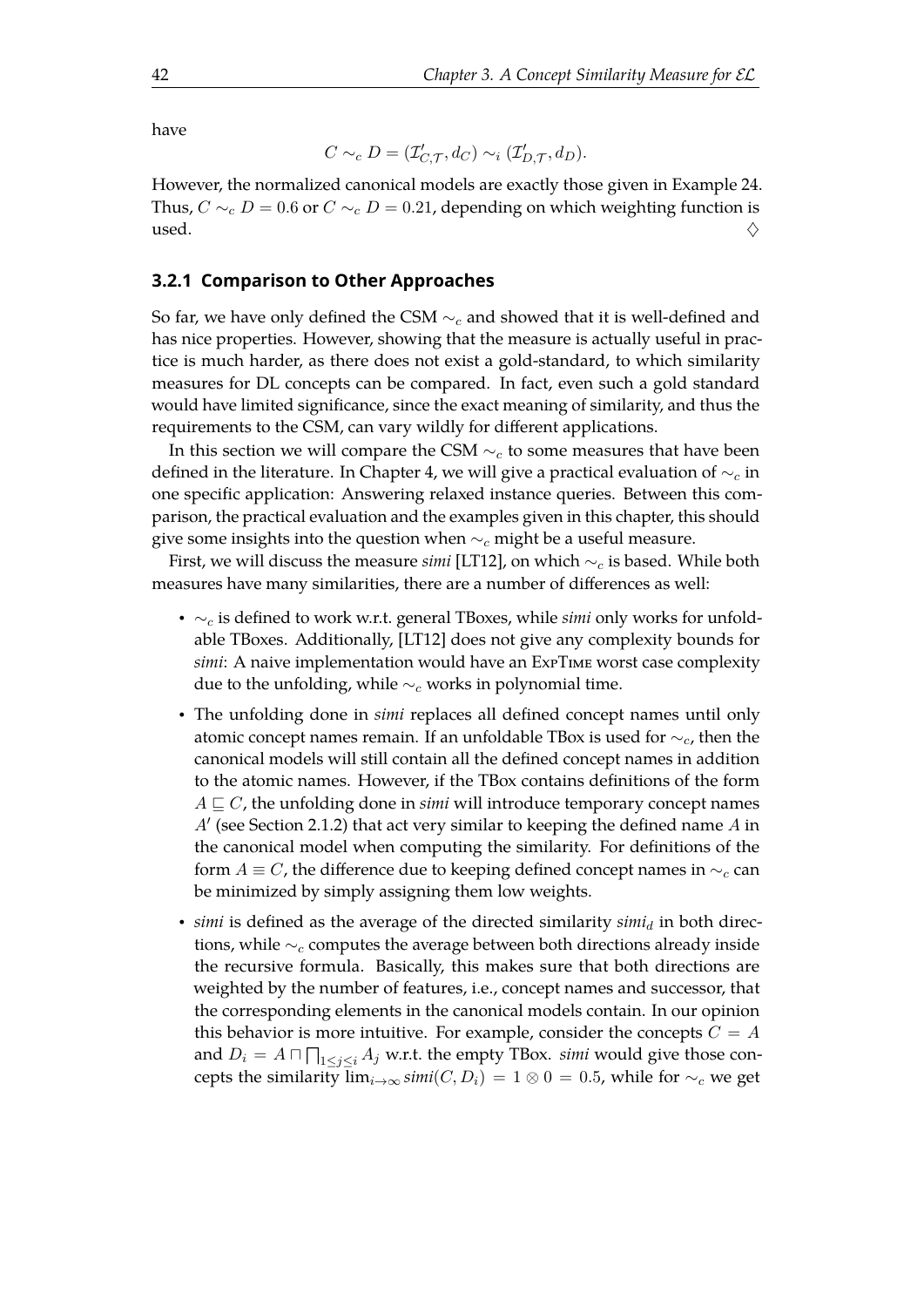have

$$C \sim_c D = (\mathcal{I}'_{C,\mathcal{T}}, d_C) \sim_i (\mathcal{I}'_{D,\mathcal{T}}, d_D).$$

However, the normalized canonical models are exactly those given in Example 24. Thus, $C \sim_c D = 0.6$ or $C \sim_c D = 0.21$, depending on which weighting function is used. $\diamondsuit$

### 3.2.1 Comparison to Other Approaches

So far, we have only defined the CSM $\sim_c$ and showed that it is well-defined and has nice properties. However, showing that the measure is actually useful in practice is much harder, as there does not exist a gold-standard, to which similarity measures for DL concepts can be compared. In fact, even such a gold standard would have limited significance, since the exact meaning of similarity, and thus the requirements to the CSM, can vary wildly for different applications.

In this section we will compare the CSM $\sim_c$ to some measures that have been defined in the literature. In Chapter 4, we will give a practical evaluation of $\sim_c$ in one specific application: Answering relaxed instance queries. Between this comparison, the practical evaluation and the examples given in this chapter, this should give some insights into the question when $\sim_c$ might be a useful measure.

First, we will discuss the measure *simi* [LT12], on which $\sim_c$ is based. While both measures have many similarities, there are a number of differences as well:

- $\sim_c$ is defined to work w.r.t. general TBoxes, while *simi* only works for unfoldable TBoxes. Additionally, [LT12] does not give any complexity bounds for *simi*: A naive implementation would have an ExpTime worst case complexity due to the unfolding, while $\sim_c$ works in polynomial time.
- The unfolding done in *simi* replaces all defined concept names until only atomic concept names remain. If an unfoldable TBox is used for $\sim_c$, then the canonical models will still contain all the defined concept names in addition to the atomic names. However, if the TBox contains definitions of the form $A \sqsubseteq C$, the unfolding done in *simi* will introduce temporary concept names $A'$ (see Section 2.1.2) that act very similar to keeping the defined name $A$ in the canonical model when computing the similarity. For definitions of the form $A \equiv C$, the difference due to keeping defined concept names in $\sim_c$ can be minimized by simply assigning them low weights.
- *simi* is defined as the average of the directed similarity $simi_d$ in both directions, while $\sim_c$ computes the average between both directions already inside the recursive formula. Basically, this makes sure that both directions are weighted by the number of features, i.e., concept names and successor, that the corresponding elements in the canonical models contain. In our opinion this behavior is more intuitive. For example, consider the concepts $C = A$ and $D_i = A \sqcap \bigsqcap_{1 \leq j \leq i} A_j$ w.r.t. the empty TBox. *simi* would give those concepts the similarity $\lim_{i \to \infty} simi(C, D_i) = 1 \otimes 0 = 0.5$, while for $\sim_c$ we get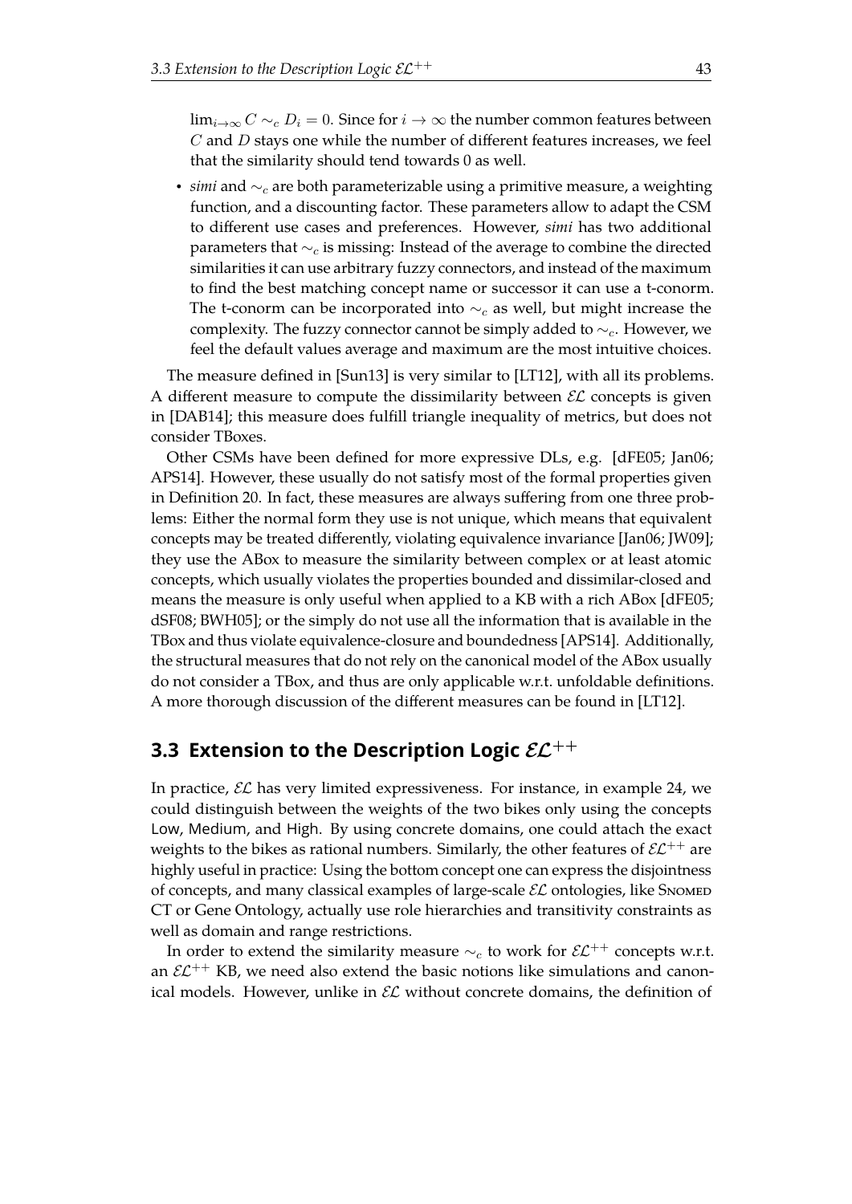$\lim_{i\to\infty} C \sim_c D_i = 0$. Since for $i \to \infty$ the number common features between $C$ and $D$ stays one while the number of different features increases, we feel that the similarity should tend towards 0 as well.

- *simi* and $\sim_c$ are both parameterizable using a primitive measure, a weighting function, and a discounting factor. These parameters allow to adapt the CSM to different use cases and preferences. However, *simi* has two additional parameters that $\sim_c$ is missing: Instead of the average to combine the directed similarities it can use arbitrary fuzzy connectors, and instead of the maximum to find the best matching concept name or successor it can use a t-conorm. The t-conorm can be incorporated into $\sim_c$ as well, but might increase the complexity. The fuzzy connector cannot be simply added to $\sim_c$. However, we feel the default values average and maximum are the most intuitive choices.

The measure defined in [Sun13] is very similar to [LT12], with all its problems. A different measure to compute the dissimilarity between $\mathcal{EL}$ concepts is given in [DAB14]; this measure does fulfill triangle inequality of metrics, but does not consider TBoxes.

Other CSMs have been defined for more expressive DLs, e.g. [dFE05; Jan06; APS14]. However, these usually do not satisfy most of the formal properties given in Definition 20. In fact, these measures are always suffering from one three problems: Either the normal form they use is not unique, which means that equivalent concepts may be treated differently, violating equivalence invariance [Jan06; JW09]; they use the ABox to measure the similarity between complex or at least atomic concepts, which usually violates the properties bounded and dissimilar-closed and means the measure is only useful when applied to a KB with a rich ABox [dFE05; dSF08; BWH05]; or the simply do not use all the information that is available in the TBox and thus violate equivalence-closure and boundedness [APS14]. Additionally, the structural measures that do not rely on the canonical model of the ABox usually do not consider a TBox, and thus are only applicable w.r.t. unfoldable definitions. A more thorough discussion of the different measures can be found in [LT12].

## 3.3 Extension to the Description Logic $\mathcal{EL}^{++}$

In practice, $\mathcal{EL}$ has very limited expressiveness. For instance, in example 24, we could distinguish between the weights of the two bikes only using the concepts Low, Medium, and High. By using concrete domains, one could attach the exact weights to the bikes as rational numbers. Similarly, the other features of $\mathcal{EL}^{++}$ are highly useful in practice: Using the bottom concept one can express the disjointness of concepts, and many classical examples of large-scale $\mathcal{EL}$ ontologies, like SNOMED CT or Gene Ontology, actually use role hierarchies and transitivity constraints as well as domain and range restrictions.

In order to extend the similarity measure $\sim_c$ to work for $\mathcal{EL}^{++}$ concepts w.r.t. an $\mathcal{EL}^{++}$ KB, we need also extend the basic notions like simulations and canonical models. However, unlike in $\mathcal{EL}$ without concrete domains, the definition of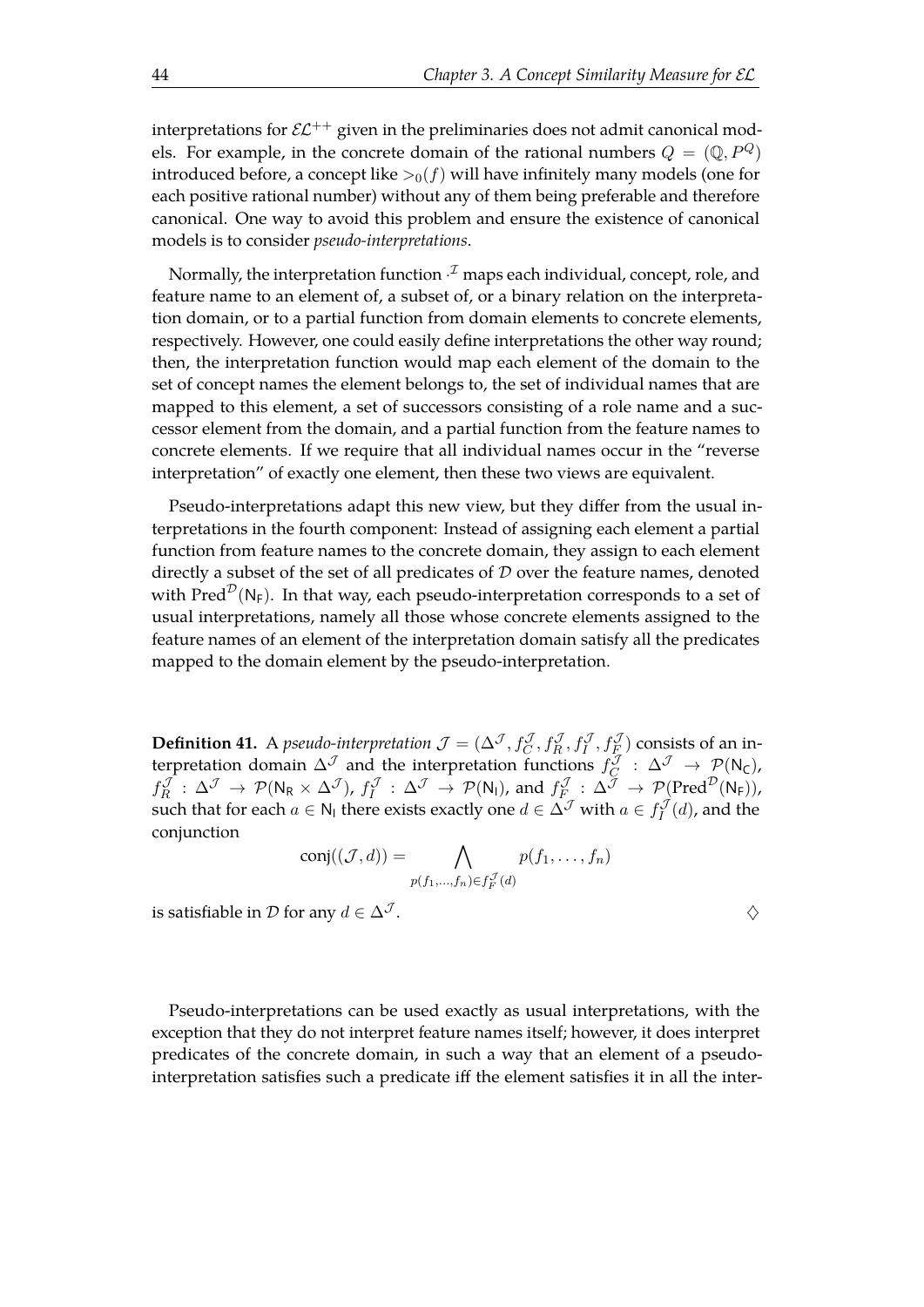interpretations for $\mathcal{EL}^{++}$ given in the preliminaries does not admit canonical models. For example, in the concrete domain of the rational numbers $Q = (\mathbb{Q}, P^Q)$ introduced before, a concept like $>_0(f)$ will have infinitely many models (one for each positive rational number) without any of them being preferable and therefore canonical. One way to avoid this problem and ensure the existence of canonical models is to consider *pseudo-interpretations*.

Normally, the interpretation function $\cdot^{\mathcal{I}}$ maps each individual, concept, role, and feature name to an element of, a subset of, or a binary relation on the interpretation domain, or to a partial function from domain elements to concrete elements, respectively. However, one could easily define interpretations the other way round; then, the interpretation function would map each element of the domain to the set of concept names the element belongs to, the set of individual names that are mapped to this element, a set of successors consisting of a role name and a successor element from the domain, and a partial function from the feature names to concrete elements. If we require that all individual names occur in the "reverse interpretation" of exactly one element, then these two views are equivalent.

Pseudo-interpretations adapt this new view, but they differ from the usual interpretations in the fourth component: Instead of assigning each element a partial function from feature names to the concrete domain, they assign to each element directly a subset of the set of all predicates of $\mathcal{D}$ over the feature names, denoted with $\text{Pred}^{\mathcal{D}}(\mathsf{N_F})$. In that way, each pseudo-interpretation corresponds to a set of usual interpretations, namely all those whose concrete elements assigned to the feature names of an element of the interpretation domain satisfy all the predicates mapped to the domain element by the pseudo-interpretation.

**Definition 41.** A *pseudo-interpretation* $\mathcal{J} = (\Delta^{\mathcal{J}}, f_C^{\mathcal{J}}, f_R^{\mathcal{J}}, f_I^{\mathcal{J}}, f_F^{\mathcal{J}})$ consists of an interpretation domain $\Delta^{\mathcal{J}}$ and the interpretation functions $f_C^{\mathcal{J}} : \Delta^{\mathcal{J}} \to \mathcal{P}(\mathsf{N_C})$, $f_R^{\mathcal{J}} : \Delta^{\mathcal{J}} \to \mathcal{P}(\mathsf{N_R} \times \Delta^{\mathcal{J}})$, $f_I^{\mathcal{J}} : \Delta^{\mathcal{J}} \to \mathcal{P}(\mathsf{N_I})$, and $f_F^{\mathcal{J}} : \Delta^{\mathcal{J}} \to \mathcal{P}(\text{Pred}^{\mathcal{D}}(\mathsf{N_F}))$, such that for each $a \in \mathsf{N_I}$ there exists exactly one $d \in \Delta^{\mathcal{J}}$ with $a \in f_I^{\mathcal{J}}(d)$, and the conjunction

$$\text{conj}((\mathcal{J}, d)) = \bigwedge_{p(f_1,\ldots,f_n) \in f_F^{\mathcal{J}}(d)} p(f_1, \ldots, f_n)$$

is satisfiable in $\mathcal{D}$ for any $d \in \Delta^{\mathcal{J}}$. ◇

Pseudo-interpretations can be used exactly as usual interpretations, with the exception that they do not interpret feature names itself; however, it does interpret predicates of the concrete domain, in such a way that an element of a pseudo-interpretation satisfies such a predicate iff the element satisfies it in all the inter-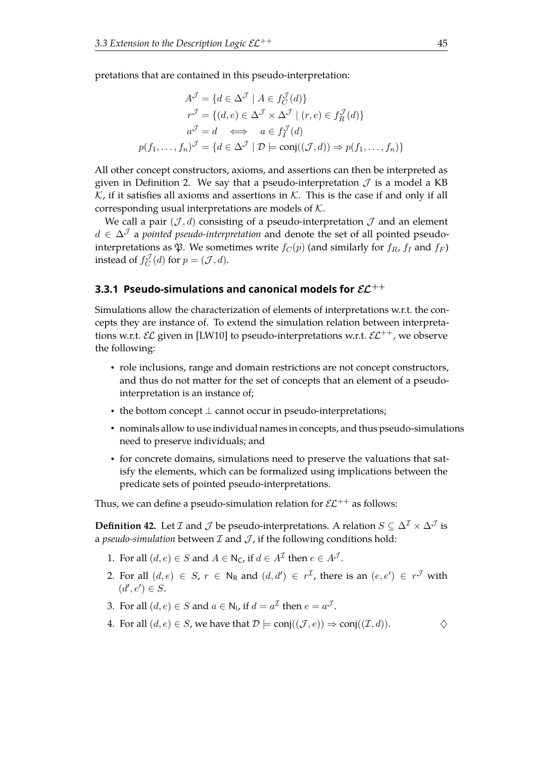pretations that are contained in this pseudo-interpretation:

$$
\begin{aligned}
A^{\mathcal{J}} &= \{d \in \Delta^{\mathcal{J}} \mid A \in f_C^{\mathcal{J}}(d)\} \\
r^{\mathcal{J}} &= \{(d,e) \in \Delta^{\mathcal{J}} \times \Delta^{\mathcal{J}} \mid (r,e) \in f_R^{\mathcal{J}}(d)\} \\
a^{\mathcal{J}} &= d \iff a \in f_I^{\mathcal{J}}(d) \\
p(f_1,\ldots,f_n)^{\mathcal{J}} &= \{d \in \Delta^{\mathcal{J}} \mid \mathcal{D} \models \mathsf{conj}((\mathcal{J},d)) \Rightarrow p(f_1,\ldots,f_n)\}
\end{aligned}
$$

All other concept constructors, axioms, and assertions can then be interpreted as given in Definition 2. We say that a pseudo-interpretation $\mathcal{J}$ is a model a KB $\mathcal{K}$, if it satisfies all axioms and assertions in $\mathcal{K}$. This is the case if and only if all corresponding usual interpretations are models of $\mathcal{K}$.

We call a pair $(\mathcal{J}, d)$ consisting of a pseudo-interpretation $\mathcal{J}$ and an element $d \in \Delta^{\mathcal{J}}$ a *pointed pseudo-interpretation* and denote the set of all pointed pseudo-interpretations as $\mathfrak{P}$. We sometimes write $f_C(p)$ (and similarly for $f_R$, $f_I$ and $f_F$) instead of $f_C^{\mathcal{J}}(d)$ for $p = (\mathcal{J}, d)$.

### 3.3.1 Pseudo-simulations and canonical models for $\mathcal{EL}^{++}$

Simulations allow the characterization of elements of interpretations w.r.t. the concepts they are instance of. To extend the simulation relation between interpretations w.r.t. $\mathcal{EL}$ given in [LW10] to pseudo-interpretations w.r.t. $\mathcal{EL}^{++}$, we observe the following:

- role inclusions, range and domain restrictions are not concept constructors, and thus do not matter for the set of concepts that an element of a pseudo-interpretation is an instance of;
- the bottom concept $\bot$ cannot occur in pseudo-interpretations;
- nominals allow to use individual names in concepts, and thus pseudo-simulations need to preserve individuals; and
- for concrete domains, simulations need to preserve the valuations that satisfy the elements, which can be formalized using implications between the predicate sets of pointed pseudo-interpretations.

Thus, we can define a pseudo-simulation relation for $\mathcal{EL}^{++}$ as follows:

**Definition 42.** Let $\mathcal{I}$ and $\mathcal{J}$ be pseudo-interpretations. A relation $S \subseteq \Delta^{\mathcal{I}} \times \Delta^{\mathcal{J}}$ is a *pseudo-simulation* between $\mathcal{I}$ and $\mathcal{J}$, if the following conditions hold:

1. For all $(d,e) \in S$ and $A \in \mathsf{N_C}$, if $d \in A^{\mathcal{I}}$ then $e \in A^{\mathcal{J}}$.
2. For all $(d,e) \in S$, $r \in \mathsf{N_R}$ and $(d,d') \in r^{\mathcal{I}}$, there is an $(e,e') \in r^{\mathcal{J}}$ with $(d',e') \in S$.
3. For all $(d,e) \in S$ and $a \in \mathsf{N_I}$, if $d = a^{\mathcal{I}}$ then $e = a^{\mathcal{J}}$.
4. For all $(d,e) \in S$, we have that $\mathcal{D} \models \mathsf{conj}((\mathcal{J},e)) \Rightarrow \mathsf{conj}((\mathcal{I},d))$. $\diamondsuit$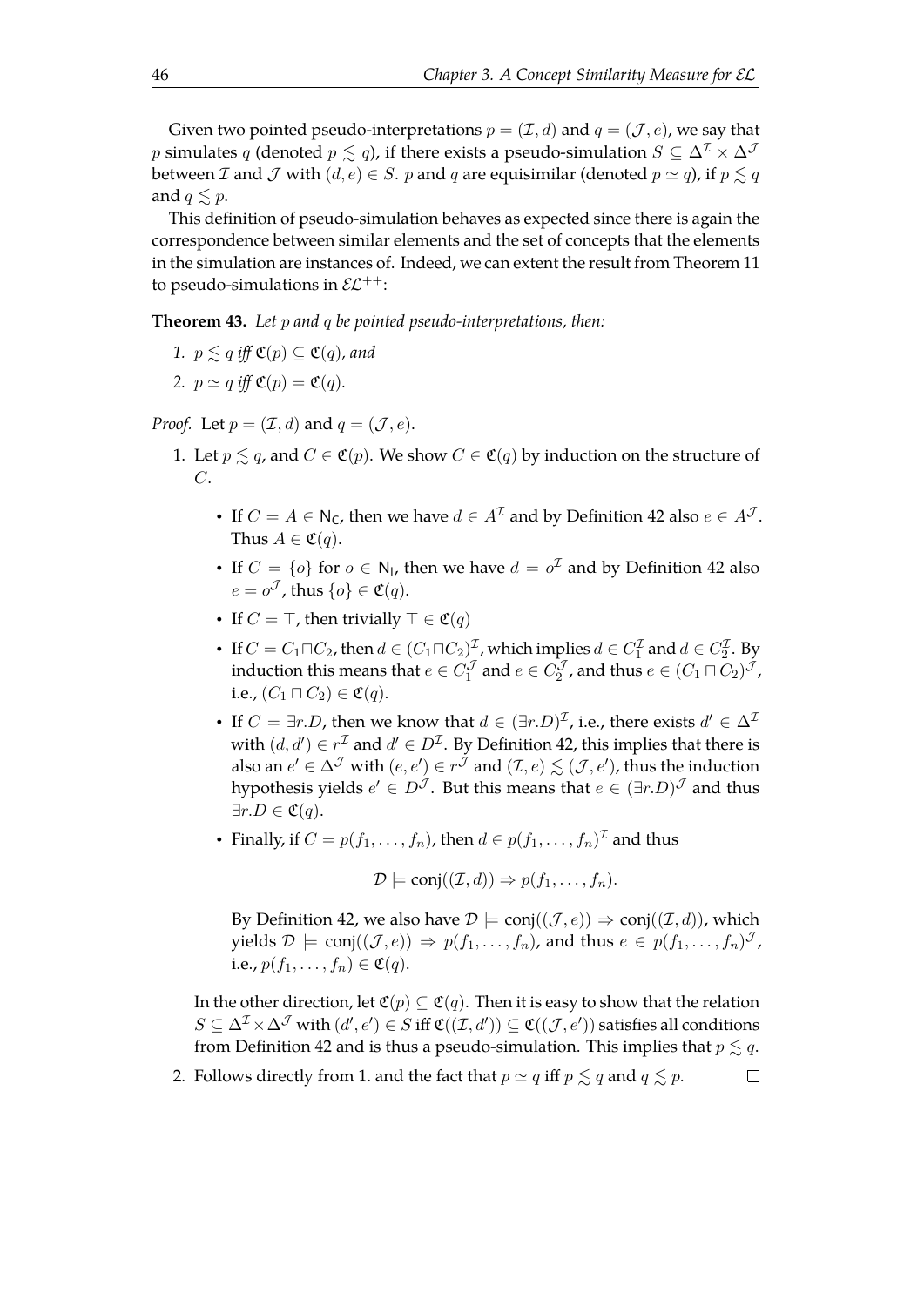Given two pointed pseudo-interpretations $p = (\mathcal{I}, d)$ and $q = (\mathcal{J}, e)$, we say that $p$ simulates $q$ (denoted $p \lesssim q$), if there exists a pseudo-simulation $S \subseteq \Delta^{\mathcal{I}} \times \Delta^{\mathcal{J}}$ between $\mathcal{I}$ and $\mathcal{J}$ with $(d, e) \in S$. $p$ and $q$ are equisimilar (denoted $p \simeq q$), if $p \lesssim q$ and $q \lesssim p$.

This definition of pseudo-simulation behaves as expected since there is again the correspondence between similar elements and the set of concepts that the elements in the simulation are instances of. Indeed, we can extent the result from Theorem 11 to pseudo-simulations in $\mathcal{EL}^{++}$:

**Theorem 43.** *Let $p$ and $q$ be pointed pseudo-interpretations, then:*

1. *$p \lesssim q$ iff $\mathfrak{C}(p) \subseteq \mathfrak{C}(q)$, and*
2. *$p \simeq q$ iff $\mathfrak{C}(p) = \mathfrak{C}(q)$.*

*Proof.* Let $p = (\mathcal{I}, d)$ and $q = (\mathcal{J}, e)$.

1. Let $p \lesssim q$, and $C \in \mathfrak{C}(p)$. We show $C \in \mathfrak{C}(q)$ by induction on the structure of $C$.

   - If $C = A \in \mathsf{N_C}$, then we have $d \in A^{\mathcal{I}}$ and by Definition 42 also $e \in A^{\mathcal{J}}$. Thus $A \in \mathfrak{C}(q)$.
   - If $C = \{o\}$ for $o \in \mathsf{N_I}$, then we have $d = o^{\mathcal{I}}$ and by Definition 42 also $e = o^{\mathcal{J}}$, thus $\{o\} \in \mathfrak{C}(q)$.
   - If $C = \top$, then trivially $\top \in \mathfrak{C}(q)$
   - If $C = C_1 \sqcap C_2$, then $d \in (C_1 \sqcap C_2)^{\mathcal{I}}$, which implies $d \in C_1^{\mathcal{I}}$ and $d \in C_2^{\mathcal{I}}$. By induction this means that $e \in C_1^{\mathcal{J}}$ and $e \in C_2^{\mathcal{J}}$, and thus $e \in (C_1 \sqcap C_2)^{\mathcal{J}}$, i.e., $(C_1 \sqcap C_2) \in \mathfrak{C}(q)$.
   - If $C = \exists r.D$, then we know that $d \in (\exists r.D)^{\mathcal{I}}$, i.e., there exists $d' \in \Delta^{\mathcal{I}}$ with $(d, d') \in r^{\mathcal{I}}$ and $d' \in D^{\mathcal{I}}$. By Definition 42, this implies that there is also an $e' \in \Delta^{\mathcal{J}}$ with $(e, e') \in r^{\mathcal{J}}$ and $(\mathcal{I}, e) \lesssim (\mathcal{J}, e')$, thus the induction hypothesis yields $e' \in D^{\mathcal{J}}$. But this means that $e \in (\exists r.D)^{\mathcal{J}}$ and thus $\exists r.D \in \mathfrak{C}(q)$.
   - Finally, if $C = p(f_1, \ldots, f_n)$, then $d \in p(f_1, \ldots, f_n)^{\mathcal{I}}$ and thus

     $$\mathcal{D} \models \mathsf{conj}((\mathcal{I}, d)) \Rightarrow p(f_1, \ldots, f_n).$$

     By Definition 42, we also have $\mathcal{D} \models \mathsf{conj}((\mathcal{J}, e)) \Rightarrow \mathsf{conj}((\mathcal{I}, d))$, which yields $\mathcal{D} \models \mathsf{conj}((\mathcal{J}, e)) \Rightarrow p(f_1, \ldots, f_n)$, and thus $e \in p(f_1, \ldots, f_n)^{\mathcal{J}}$, i.e., $p(f_1, \ldots, f_n) \in \mathfrak{C}(q)$.

   In the other direction, let $\mathfrak{C}(p) \subseteq \mathfrak{C}(q)$. Then it is easy to show that the relation $S \subseteq \Delta^{\mathcal{I}} \times \Delta^{\mathcal{J}}$ with $(d', e') \in S$ iff $\mathfrak{C}((\mathcal{I}, d')) \subseteq \mathfrak{C}((\mathcal{J}, e'))$ satisfies all conditions from Definition 42 and is thus a pseudo-simulation. This implies that $p \lesssim q$.

2. Follows directly from 1. and the fact that $p \simeq q$ iff $p \lesssim q$ and $q \lesssim p$. $\square$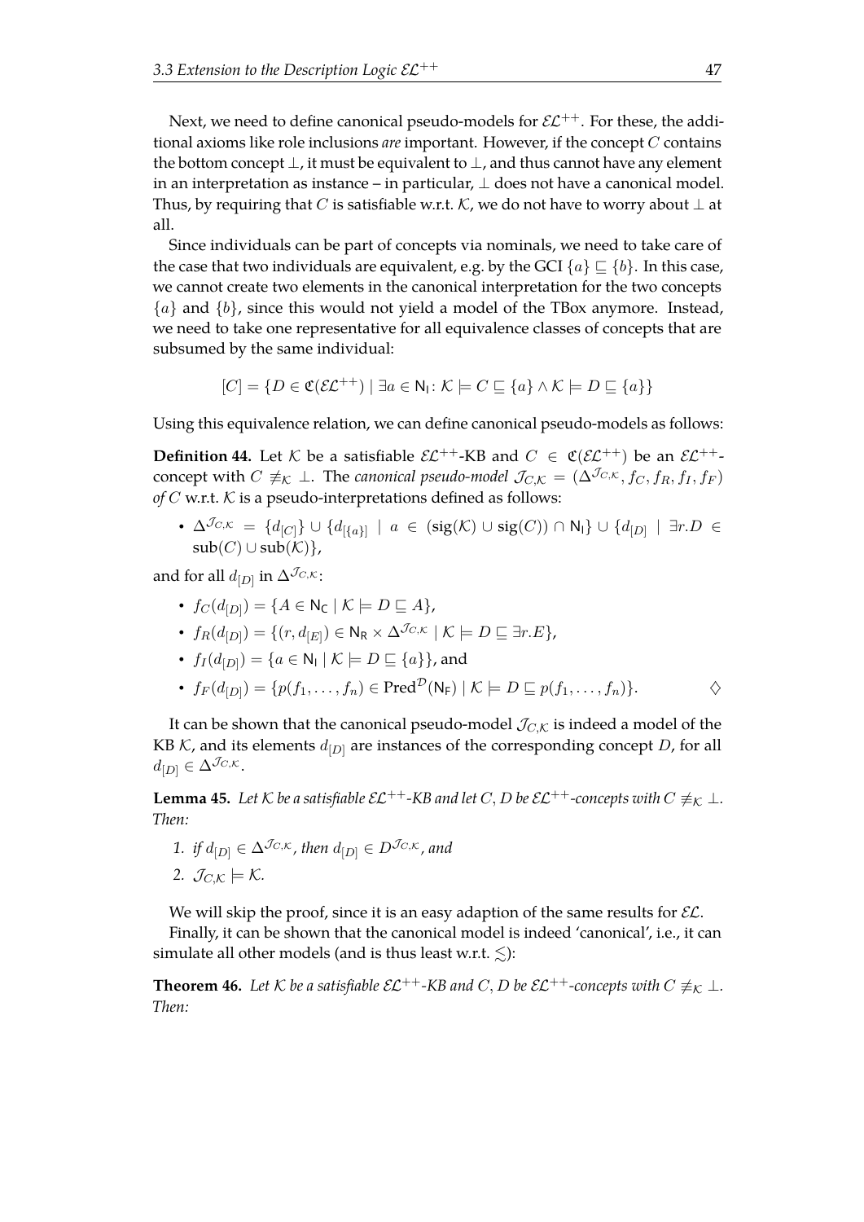Next, we need to define canonical pseudo-models for $\mathcal{EL}^{++}$. For these, the additional axioms like role inclusions *are* important. However, if the concept $C$ contains the bottom concept $\bot$, it must be equivalent to $\bot$, and thus cannot have any element in an interpretation as instance – in particular, $\bot$ does not have a canonical model. Thus, by requiring that $C$ is satisfiable w.r.t. $\mathcal{K}$, we do not have to worry about $\bot$ at all.

Since individuals can be part of concepts via nominals, we need to take care of the case that two individuals are equivalent, e.g. by the GCI $\{a\} \sqsubseteq \{b\}$. In this case, we cannot create two elements in the canonical interpretation for the two concepts $\{a\}$ and $\{b\}$, since this would not yield a model of the TBox anymore. Instead, we need to take one representative for all equivalence classes of concepts that are subsumed by the same individual:

$$[C] = \{D \in \mathfrak{C}(\mathcal{EL}^{++}) \mid \exists a \in \mathsf{N_I} \colon \mathcal{K} \models C \sqsubseteq \{a\} \wedge \mathcal{K} \models D \sqsubseteq \{a\}\}$$

Using this equivalence relation, we can define canonical pseudo-models as follows:

**Definition 44.** Let $\mathcal{K}$ be a satisfiable $\mathcal{EL}^{++}$-KB and $C \in \mathfrak{C}(\mathcal{EL}^{++})$ be an $\mathcal{EL}^{++}$-concept with $C \not\equiv_{\mathcal{K}} \bot$. The *canonical pseudo-model* $\mathcal{J}_{C,\mathcal{K}} = (\Delta^{\mathcal{J}_{C,\mathcal{K}}}, f_C, f_R, f_I, f_F)$ *of* $C$ w.r.t. $\mathcal{K}$ is a pseudo-interpretations defined as follows:

- $\Delta^{\mathcal{J}_{C,\mathcal{K}}} = \{d_{[C]}\} \cup \{d_{[\{a\}]} \mid a \in (\mathrm{sig}(\mathcal{K}) \cup \mathrm{sig}(C)) \cap \mathsf{N_I}\} \cup \{d_{[D]} \mid \exists r.D \in \mathrm{sub}(C) \cup \mathrm{sub}(\mathcal{K})\}$,

and for all $d_{[D]}$ in $\Delta^{\mathcal{J}_{C,\mathcal{K}}}$:

- $f_C(d_{[D]}) = \{A \in \mathsf{N_C} \mid \mathcal{K} \models D \sqsubseteq A\}$,
- $f_R(d_{[D]}) = \{(r, d_{[E]}) \in \mathsf{N_R} \times \Delta^{\mathcal{J}_{C,\mathcal{K}}} \mid \mathcal{K} \models D \sqsubseteq \exists r.E\}$,
- $f_I(d_{[D]}) = \{a \in \mathsf{N_I} \mid \mathcal{K} \models D \sqsubseteq \{a\}\}$, and
- $f_F(d_{[D]}) = \{p(f_1, \ldots, f_n) \in \mathrm{Pred}^{\mathcal{D}}(\mathsf{N_F}) \mid \mathcal{K} \models D \sqsubseteq p(f_1, \ldots, f_n)\}$. $\diamondsuit$

It can be shown that the canonical pseudo-model $\mathcal{J}_{C,\mathcal{K}}$ is indeed a model of the KB $\mathcal{K}$, and its elements $d_{[D]}$ are instances of the corresponding concept $D$, for all $d_{[D]} \in \Delta^{\mathcal{J}_{C,\mathcal{K}}}$.

**Lemma 45.** *Let $\mathcal{K}$ be a satisfiable $\mathcal{EL}^{++}$-KB and let $C, D$ be $\mathcal{EL}^{++}$-concepts with $C \not\equiv_{\mathcal{K}} \bot$. Then:*

1. *if $d_{[D]} \in \Delta^{\mathcal{J}_{C,\mathcal{K}}}$, then $d_{[D]} \in D^{\mathcal{J}_{C,\mathcal{K}}}$, and*
2. *$\mathcal{J}_{C,\mathcal{K}} \models \mathcal{K}$.*

We will skip the proof, since it is an easy adaption of the same results for $\mathcal{EL}$.

Finally, it can be shown that the canonical model is indeed 'canonical', i.e., it can simulate all other models (and is thus least w.r.t. $\lesssim$):

**Theorem 46.** *Let $\mathcal{K}$ be a satisfiable $\mathcal{EL}^{++}$-KB and $C, D$ be $\mathcal{EL}^{++}$-concepts with $C \not\equiv_{\mathcal{K}} \bot$. Then:*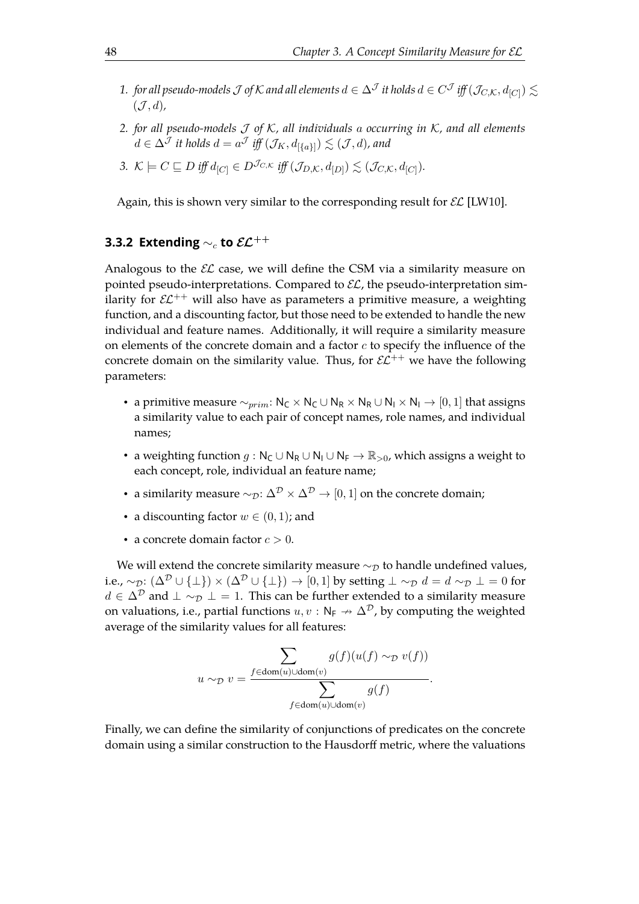1. *for all pseudo-models $\mathcal{J}$ of $\mathcal{K}$ and all elements $d \in \Delta^{\mathcal{J}}$ it holds $d \in C^{\mathcal{J}}$ iff $(\mathcal{J}_{C,\mathcal{K}}, d_{[C]}) \lesssim (\mathcal{J}, d)$,*
2. *for all pseudo-models $\mathcal{J}$ of $\mathcal{K}$, all individuals $a$ occurring in $\mathcal{K}$, and all elements $d \in \Delta^{\mathcal{J}}$ it holds $d = a^{\mathcal{J}}$ iff $(\mathcal{J}_K, d_{[\{a\}]}) \lesssim (\mathcal{J}, d)$, and*
3. *$\mathcal{K} \models C \sqsubseteq D$ iff $d_{[C]} \in D^{\mathcal{J}_{C,\mathcal{K}}}$ iff $(\mathcal{J}_{D,\mathcal{K}}, d_{[D]}) \lesssim (\mathcal{J}_{C,\mathcal{K}}, d_{[C]})$.*

Again, this is shown very similar to the corresponding result for $\mathcal{EL}$ [LW10].

### 3.3.2 Extending $\sim_c$ to $\mathcal{EL}^{++}$

Analogous to the $\mathcal{EL}$ case, we will define the CSM via a similarity measure on pointed pseudo-interpretations. Compared to $\mathcal{EL}$, the pseudo-interpretation similarity for $\mathcal{EL}^{++}$ will also have as parameters a primitive measure, a weighting function, and a discounting factor, but those need to be extended to handle the new individual and feature names. Additionally, it will require a similarity measure on elements of the concrete domain and a factor $c$ to specify the influence of the concrete domain on the similarity value. Thus, for $\mathcal{EL}^{++}$ we have the following parameters:

- a primitive measure $\sim_{prim}$: $\mathsf{N_C} \times \mathsf{N_C} \cup \mathsf{N_R} \times \mathsf{N_R} \cup \mathsf{N_I} \times \mathsf{N_I} \to [0, 1]$ that assigns a similarity value to each pair of concept names, role names, and individual names;
- a weighting function $g : \mathsf{N_C} \cup \mathsf{N_R} \cup \mathsf{N_I} \cup \mathsf{N_F} \to \mathbb{R}_{>0}$, which assigns a weight to each concept, role, individual an feature name;
- a similarity measure $\sim_{\mathcal{D}}$: $\Delta^{\mathcal{D}} \times \Delta^{\mathcal{D}} \to [0, 1]$ on the concrete domain;
- a discounting factor $w \in (0, 1)$; and
- a concrete domain factor $c > 0$.

We will extend the concrete similarity measure $\sim_{\mathcal{D}}$ to handle undefined values, i.e., $\sim_{\mathcal{D}}$: $(\Delta^{\mathcal{D}} \cup \{\bot\}) \times (\Delta^{\mathcal{D}} \cup \{\bot\}) \to [0, 1]$ by setting $\bot \sim_{\mathcal{D}} d = d \sim_{\mathcal{D}} \bot = 0$ for $d \in \Delta^{\mathcal{D}}$ and $\bot \sim_{\mathcal{D}} \bot = 1$. This can be further extended to a similarity measure on valuations, i.e., partial functions $u, v : \mathsf{N_F} \nrightarrow \Delta^{\mathcal{D}}$, by computing the weighted average of the similarity values for all features:

$$u \sim_{\mathcal{D}} v = \frac{\displaystyle\sum_{f \in \mathrm{dom}(u) \cup \mathrm{dom}(v)} g(f)(u(f) \sim_{\mathcal{D}} v(f))}{\displaystyle\sum_{f \in \mathrm{dom}(u) \cup \mathrm{dom}(v)} g(f)}.$$

Finally, we can define the similarity of conjunctions of predicates on the concrete domain using a similar construction to the Hausdorff metric, where the valuations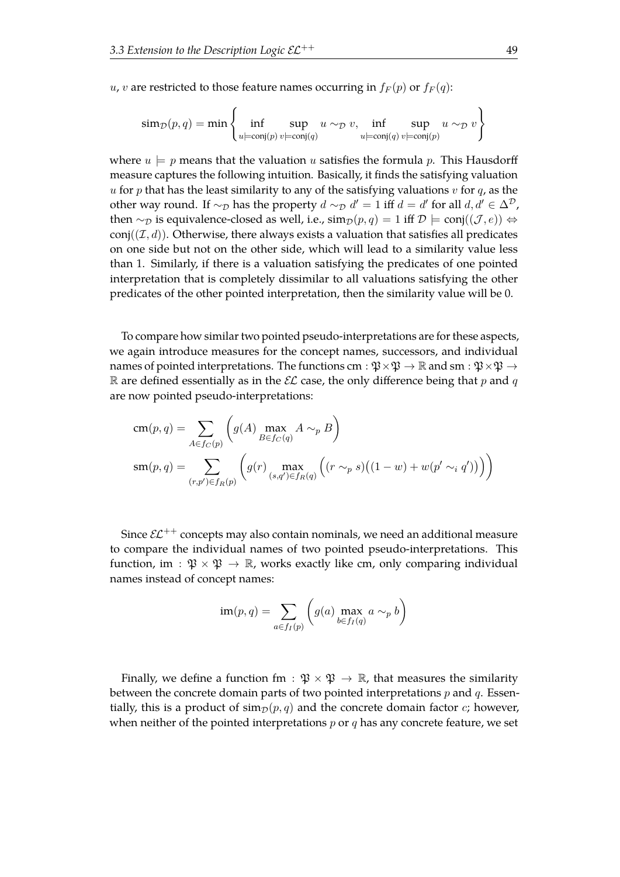$u$, $v$ are restricted to those feature names occurring in $f_F(p)$ or $f_F(q)$:

$$\operatorname{sim}_{\mathcal{D}}(p, q) = \min \left\{ \inf_{u \models \operatorname{conj}(p)} \sup_{v \models \operatorname{conj}(q)} u \sim_{\mathcal{D}} v, \inf_{u \models \operatorname{conj}(q)} \sup_{v \models \operatorname{conj}(p)} u \sim_{\mathcal{D}} v \right\}$$

where $u \models p$ means that the valuation $u$ satisfies the formula $p$. This Hausdorff measure captures the following intuition. Basically, it finds the satisfying valuation $u$ for $p$ that has the least similarity to any of the satisfying valuations $v$ for $q$, as the other way round. If $\sim_{\mathcal{D}}$ has the property $d \sim_{\mathcal{D}} d' = 1$ iff $d = d'$ for all $d, d' \in \Delta^{\mathcal{D}}$, then $\sim_{\mathcal{D}}$ is equivalence-closed as well, i.e., $\operatorname{sim}_{\mathcal{D}}(p, q) = 1$ iff $\mathcal{D} \models \operatorname{conj}((\mathcal{J}, e)) \Leftrightarrow \operatorname{conj}((\mathcal{I}, d))$. Otherwise, there always exists a valuation that satisfies all predicates on one side but not on the other side, which will lead to a similarity value less than 1. Similarly, if there is a valuation satisfying the predicates of one pointed interpretation that is completely dissimilar to all valuations satisfying the other predicates of the other pointed interpretation, then the similarity value will be 0.

To compare how similar two pointed pseudo-interpretations are for these aspects, we again introduce measures for the concept names, successors, and individual names of pointed interpretations. The functions $\operatorname{cm} : \mathfrak{P} \times \mathfrak{P} \to \mathbb{R}$ and $\operatorname{sm} : \mathfrak{P} \times \mathfrak{P} \to \mathbb{R}$ are defined essentially as in the $\mathcal{EL}$ case, the only difference being that $p$ and $q$ are now pointed pseudo-interpretations:

$$\operatorname{cm}(p, q) = \sum_{A \in f_C(p)} \left( g(A) \max_{B \in f_C(q)} A \sim_p B \right)$$

$$\operatorname{sm}(p, q) = \sum_{(r, p') \in f_R(p)} \left( g(r) \max_{(s, q') \in f_R(q)} \Big( (r \sim_p s)\big((1 - w) + w(p' \sim_i q')\big) \Big) \right)$$

Since $\mathcal{EL}^{++}$ concepts may also contain nominals, we need an additional measure to compare the individual names of two pointed pseudo-interpretations. This function, $\operatorname{im} : \mathfrak{P} \times \mathfrak{P} \to \mathbb{R}$, works exactly like cm, only comparing individual names instead of concept names:

$$\operatorname{im}(p, q) = \sum_{a \in f_I(p)} \left( g(a) \max_{b \in f_I(q)} a \sim_p b \right)$$

Finally, we define a function $\operatorname{fm} : \mathfrak{P} \times \mathfrak{P} \to \mathbb{R}$, that measures the similarity between the concrete domain parts of two pointed interpretations $p$ and $q$. Essentially, this is a product of $\operatorname{sim}_{\mathcal{D}}(p, q)$ and the concrete domain factor $c$; however, when neither of the pointed interpretations $p$ or $q$ has any concrete feature, we set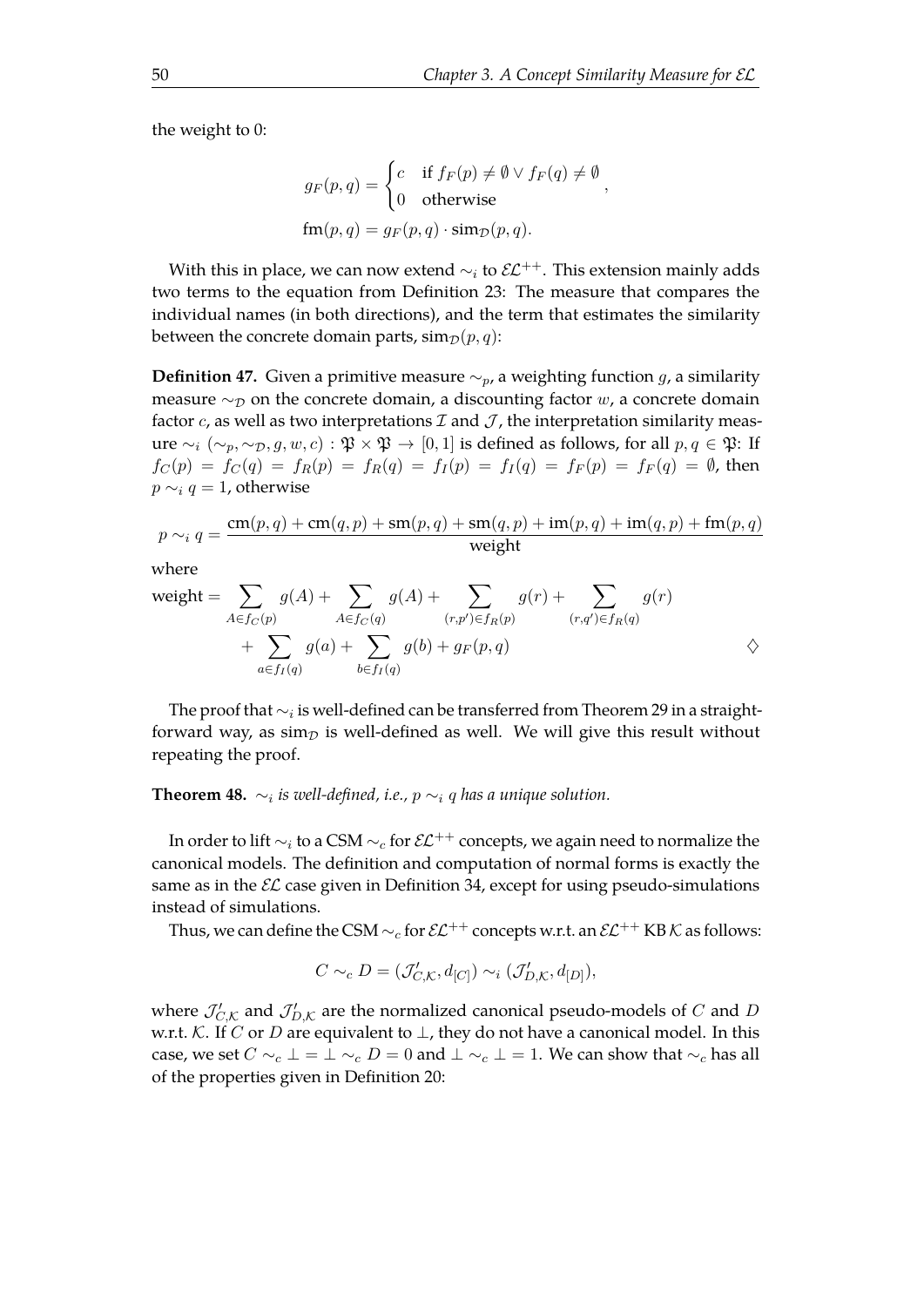the weight to 0:

$$g_F(p, q) = \begin{cases} c & \text{if } f_F(p) \neq \emptyset \vee f_F(q) \neq \emptyset \\ 0 & \text{otherwise} \end{cases},$$

$$\text{fm}(p, q) = g_F(p, q) \cdot \text{sim}_{\mathcal{D}}(p, q).$$

With this in place, we can now extend $\sim_i$ to $\mathcal{EL}^{++}$. This extension mainly adds two terms to the equation from Definition 23: The measure that compares the individual names (in both directions), and the term that estimates the similarity between the concrete domain parts, $\text{sim}_{\mathcal{D}}(p, q)$:

**Definition 47.** Given a primitive measure $\sim_p$, a weighting function $g$, a similarity measure $\sim_{\mathcal{D}}$ on the concrete domain, a discounting factor $w$, a concrete domain factor $c$, as well as two interpretations $\mathcal{I}$ and $\mathcal{J}$, the interpretation similarity measure $\sim_i (\sim_p, \sim_{\mathcal{D}}, g, w, c) : \mathfrak{P} \times \mathfrak{P} \to [0, 1]$ is defined as follows, for all $p, q \in \mathfrak{P}$: If $f_C(p) = f_C(q) = f_R(p) = f_R(q) = f_I(p) = f_I(q) = f_F(p) = f_F(q) = \emptyset$, then $p \sim_i q = 1$, otherwise

$$p \sim_i q = \frac{\text{cm}(p, q) + \text{cm}(q, p) + \text{sm}(p, q) + \text{sm}(q, p) + \text{im}(p, q) + \text{im}(q, p) + \text{fm}(p, q)}{\text{weight}}$$

where

$$\begin{aligned} \text{weight} = & \sum_{A \in f_C(p)} g(A) + \sum_{A \in f_C(q)} g(A) + \sum_{(r,p') \in f_R(p)} g(r) + \sum_{(r,q') \in f_R(q)} g(r) \\ & + \sum_{a \in f_I(q)} g(a) + \sum_{b \in f_I(q)} g(b) + g_F(p, q) \end{aligned}$$

$\diamondsuit$

The proof that $\sim_i$ is well-defined can be transferred from Theorem 29 in a straightforward way, as $\text{sim}_{\mathcal{D}}$ is well-defined as well. We will give this result without repeating the proof.

**Theorem 48.** *$\sim_i$ is well-defined, i.e., $p \sim_i q$ has a unique solution.*

In order to lift $\sim_i$ to a CSM $\sim_c$ for $\mathcal{EL}^{++}$ concepts, we again need to normalize the canonical models. The definition and computation of normal forms is exactly the same as in the $\mathcal{EL}$ case given in Definition 34, except for using pseudo-simulations instead of simulations.

Thus, we can define the CSM $\sim_c$ for $\mathcal{EL}^{++}$ concepts w.r.t. an $\mathcal{EL}^{++}$ KB $\mathcal{K}$ as follows:

$$C \sim_c D = (\mathcal{J}'_{C,\mathcal{K}}, d_{[C]}) \sim_i (\mathcal{J}'_{D,\mathcal{K}}, d_{[D]}),$$

where $\mathcal{J}'_{C,\mathcal{K}}$ and $\mathcal{J}'_{D,\mathcal{K}}$ are the normalized canonical pseudo-models of $C$ and $D$ w.r.t. $\mathcal{K}$. If $C$ or $D$ are equivalent to $\bot$, they do not have a canonical model. In this case, we set $C \sim_c \bot = \bot \sim_c D = 0$ and $\bot \sim_c \bot = 1$. We can show that $\sim_c$ has all of the properties given in Definition 20: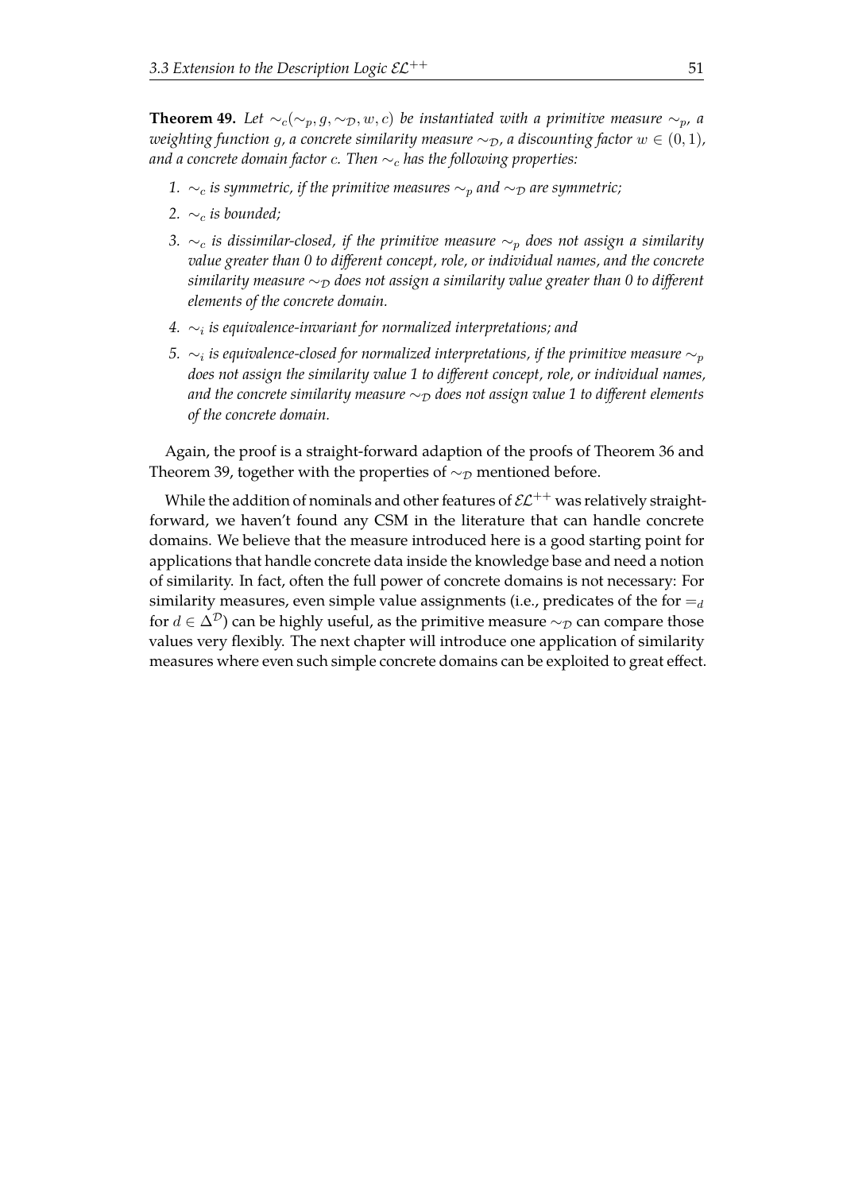**Theorem 49.** *Let $\sim_c(\sim_p, g, \sim_\mathcal{D}, w, c)$ be instantiated with a primitive measure $\sim_p$, a weighting function $g$, a concrete similarity measure $\sim_\mathcal{D}$, a discounting factor $w \in (0, 1)$, and a concrete domain factor $c$. Then $\sim_c$ has the following properties:*

1. *$\sim_c$ is symmetric, if the primitive measures $\sim_p$ and $\sim_\mathcal{D}$ are symmetric;*
2. *$\sim_c$ is bounded;*
3. *$\sim_c$ is dissimilar-closed, if the primitive measure $\sim_p$ does not assign a similarity value greater than 0 to different concept, role, or individual names, and the concrete similarity measure $\sim_\mathcal{D}$ does not assign a similarity value greater than 0 to different elements of the concrete domain.*
4. *$\sim_i$ is equivalence-invariant for normalized interpretations; and*
5. *$\sim_i$ is equivalence-closed for normalized interpretations, if the primitive measure $\sim_p$ does not assign the similarity value 1 to different concept, role, or individual names, and the concrete similarity measure $\sim_\mathcal{D}$ does not assign value 1 to different elements of the concrete domain.*

Again, the proof is a straight-forward adaption of the proofs of Theorem 36 and Theorem 39, together with the properties of $\sim_\mathcal{D}$ mentioned before.

While the addition of nominals and other features of $\mathcal{EL}^{++}$ was relatively straight-forward, we haven't found any CSM in the literature that can handle concrete domains. We believe that the measure introduced here is a good starting point for applications that handle concrete data inside the knowledge base and need a notion of similarity. In fact, often the full power of concrete domains is not necessary: For similarity measures, even simple value assignments (i.e., predicates of the for $=_d$ for $d \in \Delta^\mathcal{D}$) can be highly useful, as the primitive measure $\sim_\mathcal{D}$ can compare those values very flexibly. The next chapter will introduce one application of similarity measures where even such simple concrete domains can be exploited to great effect.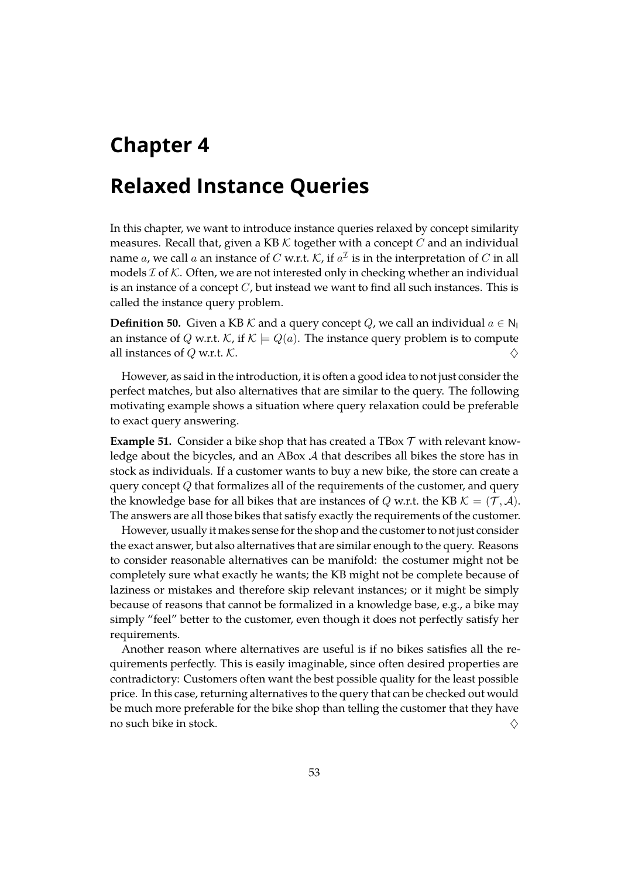# Chapter 4

# Relaxed Instance Queries

In this chapter, we want to introduce instance queries relaxed by concept similarity measures. Recall that, given a KB $\mathcal{K}$ together with a concept $C$ and an individual name $a$, we call $a$ an instance of $C$ w.r.t. $\mathcal{K}$, if $a^{\mathcal{I}}$ is in the interpretation of $C$ in all models $\mathcal{I}$ of $\mathcal{K}$. Often, we are not interested only in checking whether an individual is an instance of a concept $C$, but instead we want to find all such instances. This is called the instance query problem.

**Definition 50.** Given a KB $\mathcal{K}$ and a query concept $Q$, we call an individual $a \in \mathsf{N_I}$ an instance of $Q$ w.r.t. $\mathcal{K}$, if $\mathcal{K} \models Q(a)$. The instance query problem is to compute all instances of $Q$ w.r.t. $\mathcal{K}$. $\diamondsuit$

However, as said in the introduction, it is often a good idea to not just consider the perfect matches, but also alternatives that are similar to the query. The following motivating example shows a situation where query relaxation could be preferable to exact query answering.

**Example 51.** Consider a bike shop that has created a TBox $\mathcal{T}$ with relevant knowledge about the bicycles, and an ABox $\mathcal{A}$ that describes all bikes the store has in stock as individuals. If a customer wants to buy a new bike, the store can create a query concept $Q$ that formalizes all of the requirements of the customer, and query the knowledge base for all bikes that are instances of $Q$ w.r.t. the KB $\mathcal{K} = (\mathcal{T}, \mathcal{A})$. The answers are all those bikes that satisfy exactly the requirements of the customer.

However, usually it makes sense for the shop and the customer to not just consider the exact answer, but also alternatives that are similar enough to the query. Reasons to consider reasonable alternatives can be manifold: the costumer might not be completely sure what exactly he wants; the KB might not be complete because of laziness or mistakes and therefore skip relevant instances; or it might be simply because of reasons that cannot be formalized in a knowledge base, e.g., a bike may simply "feel" better to the customer, even though it does not perfectly satisfy her requirements.

Another reason where alternatives are useful is if no bikes satisfies all the requirements perfectly. This is easily imaginable, since often desired properties are contradictory: Customers often want the best possible quality for the least possible price. In this case, returning alternatives to the query that can be checked out would be much more preferable for the bike shop than telling the customer that they have no such bike in stock. $\diamondsuit$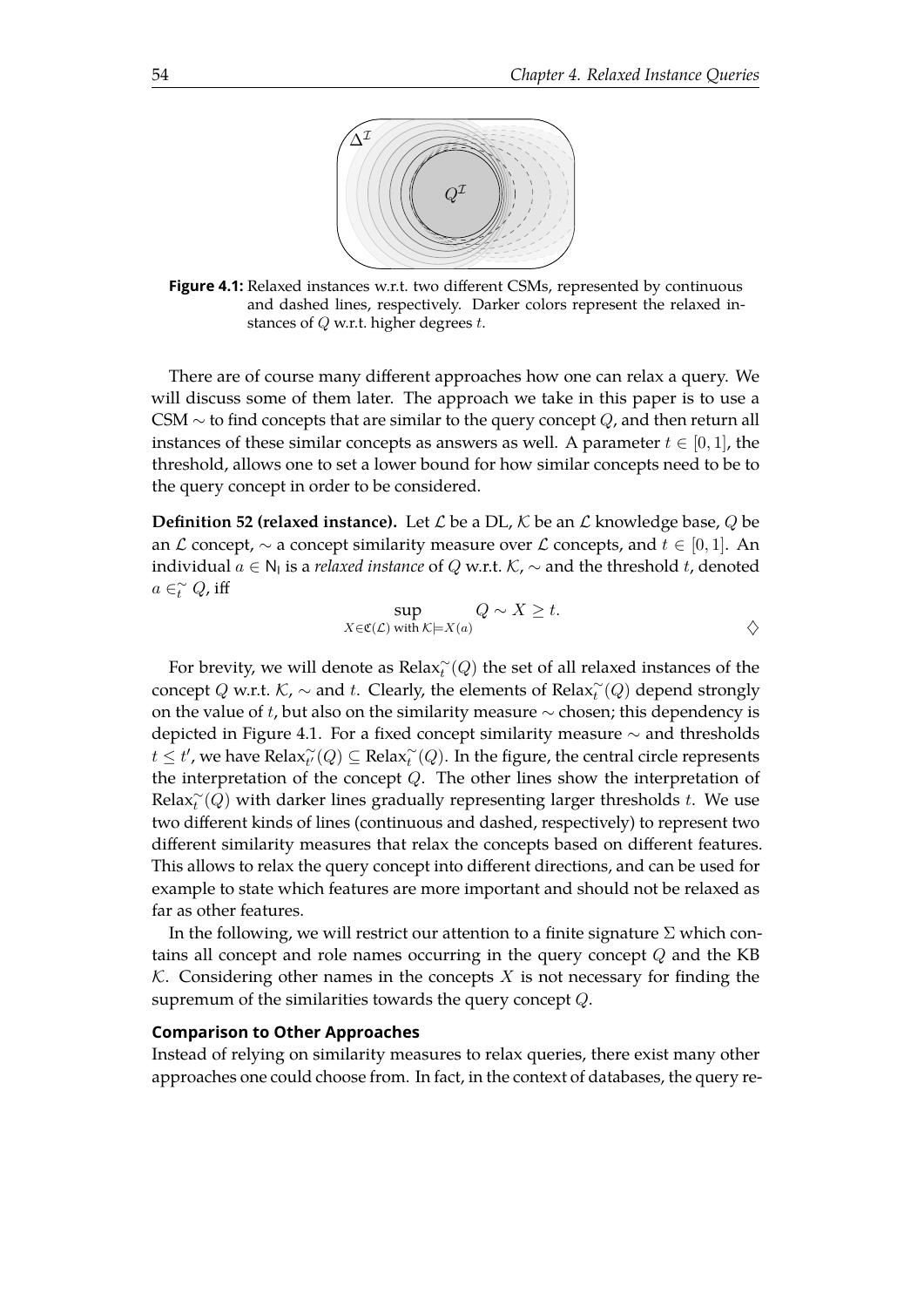**Figure 4.1:** Relaxed instances w.r.t. two different CSMs, represented by continuous and dashed lines, respectively. Darker colors represent the relaxed instances of $Q$ w.r.t. higher degrees $t$.

There are of course many different approaches how one can relax a query. We will discuss some of them later. The approach we take in this paper is to use a CSM $\sim$ to find concepts that are similar to the query concept $Q$, and then return all instances of these similar concepts as answers as well. A parameter $t \in [0, 1]$, the threshold, allows one to set a lower bound for how similar concepts need to be to the query concept in order to be considered.

**Definition 52 (relaxed instance).** Let $\mathcal{L}$ be a DL, $\mathcal{K}$ be an $\mathcal{L}$ knowledge base, $Q$ be an $\mathcal{L}$ concept, $\sim$ a concept similarity measure over $\mathcal{L}$ concepts, and $t \in [0, 1]$. An individual $a \in \mathsf{N_I}$ is a *relaxed instance* of $Q$ w.r.t. $\mathcal{K}$, $\sim$ and the threshold $t$, denoted $a \in_t^{\sim} Q$, iff

$$\sup_{X \in \mathfrak{C}(\mathcal{L}) \text{ with } \mathcal{K} \models X(a)} Q \sim X \geq t. \qquad \diamondsuit$$

For brevity, we will denote as $\mathrm{Relax}_t^{\sim}(Q)$ the set of all relaxed instances of the concept $Q$ w.r.t. $\mathcal{K}$, $\sim$ and $t$. Clearly, the elements of $\mathrm{Relax}_t^{\sim}(Q)$ depend strongly on the value of $t$, but also on the similarity measure $\sim$ chosen; this dependency is depicted in Figure 4.1. For a fixed concept similarity measure $\sim$ and thresholds $t \leq t'$, we have $\mathrm{Relax}_{t'}^{\sim}(Q) \subseteq \mathrm{Relax}_t^{\sim}(Q)$. In the figure, the central circle represents the interpretation of the concept $Q$. The other lines show the interpretation of $\mathrm{Relax}_t^{\sim}(Q)$ with darker lines gradually representing larger thresholds $t$. We use two different kinds of lines (continuous and dashed, respectively) to represent two different similarity measures that relax the concepts based on different features. This allows to relax the query concept into different directions, and can be used for example to state which features are more important and should not be relaxed as far as other features.

In the following, we will restrict our attention to a finite signature $\Sigma$ which contains all concept and role names occurring in the query concept $Q$ and the KB $\mathcal{K}$. Considering other names in the concepts $X$ is not necessary for finding the supremum of the similarities towards the query concept $Q$.

### Comparison to Other Approaches

Instead of relying on similarity measures to relax queries, there exist many other approaches one could choose from. In fact, in the context of databases, the query re-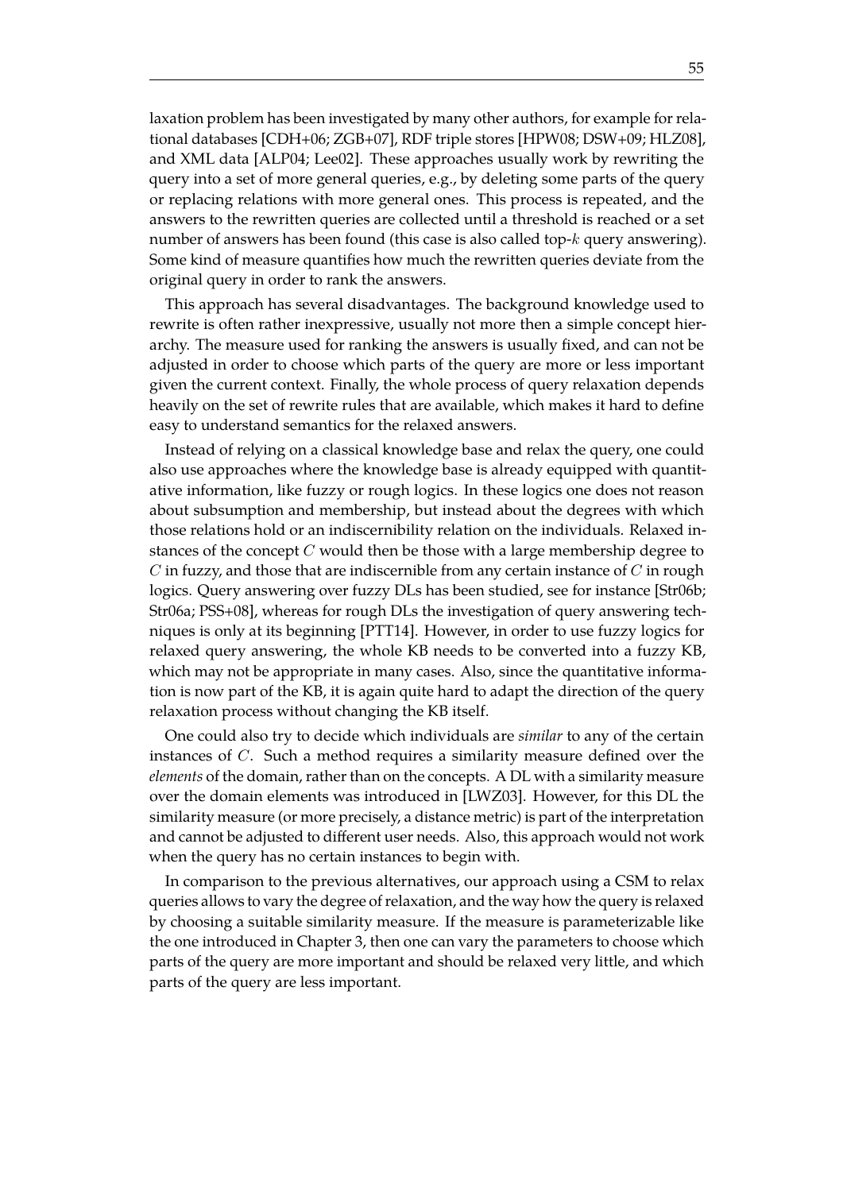laxation problem has been investigated by many other authors, for example for relational databases [CDH+06; ZGB+07], RDF triple stores [HPW08; DSW+09; HLZ08], and XML data [ALP04; Lee02]. These approaches usually work by rewriting the query into a set of more general queries, e.g., by deleting some parts of the query or replacing relations with more general ones. This process is repeated, and the answers to the rewritten queries are collected until a threshold is reached or a set number of answers has been found (this case is also called top-$k$ query answering). Some kind of measure quantifies how much the rewritten queries deviate from the original query in order to rank the answers.

This approach has several disadvantages. The background knowledge used to rewrite is often rather inexpressive, usually not more then a simple concept hierarchy. The measure used for ranking the answers is usually fixed, and can not be adjusted in order to choose which parts of the query are more or less important given the current context. Finally, the whole process of query relaxation depends heavily on the set of rewrite rules that are available, which makes it hard to define easy to understand semantics for the relaxed answers.

Instead of relying on a classical knowledge base and relax the query, one could also use approaches where the knowledge base is already equipped with quantitative information, like fuzzy or rough logics. In these logics one does not reason about subsumption and membership, but instead about the degrees with which those relations hold or an indiscernibility relation on the individuals. Relaxed instances of the concept $C$ would then be those with a large membership degree to $C$ in fuzzy, and those that are indiscernible from any certain instance of $C$ in rough logics. Query answering over fuzzy DLs has been studied, see for instance [Str06b; Str06a; PSS+08], whereas for rough DLs the investigation of query answering techniques is only at its beginning [PTT14]. However, in order to use fuzzy logics for relaxed query answering, the whole KB needs to be converted into a fuzzy KB, which may not be appropriate in many cases. Also, since the quantitative information is now part of the KB, it is again quite hard to adapt the direction of the query relaxation process without changing the KB itself.

One could also try to decide which individuals are *similar* to any of the certain instances of $C$. Such a method requires a similarity measure defined over the *elements* of the domain, rather than on the concepts. A DL with a similarity measure over the domain elements was introduced in [LWZ03]. However, for this DL the similarity measure (or more precisely, a distance metric) is part of the interpretation and cannot be adjusted to different user needs. Also, this approach would not work when the query has no certain instances to begin with.

In comparison to the previous alternatives, our approach using a CSM to relax queries allows to vary the degree of relaxation, and the way how the query is relaxed by choosing a suitable similarity measure. If the measure is parameterizable like the one introduced in Chapter 3, then one can vary the parameters to choose which parts of the query are more important and should be relaxed very little, and which parts of the query are less important.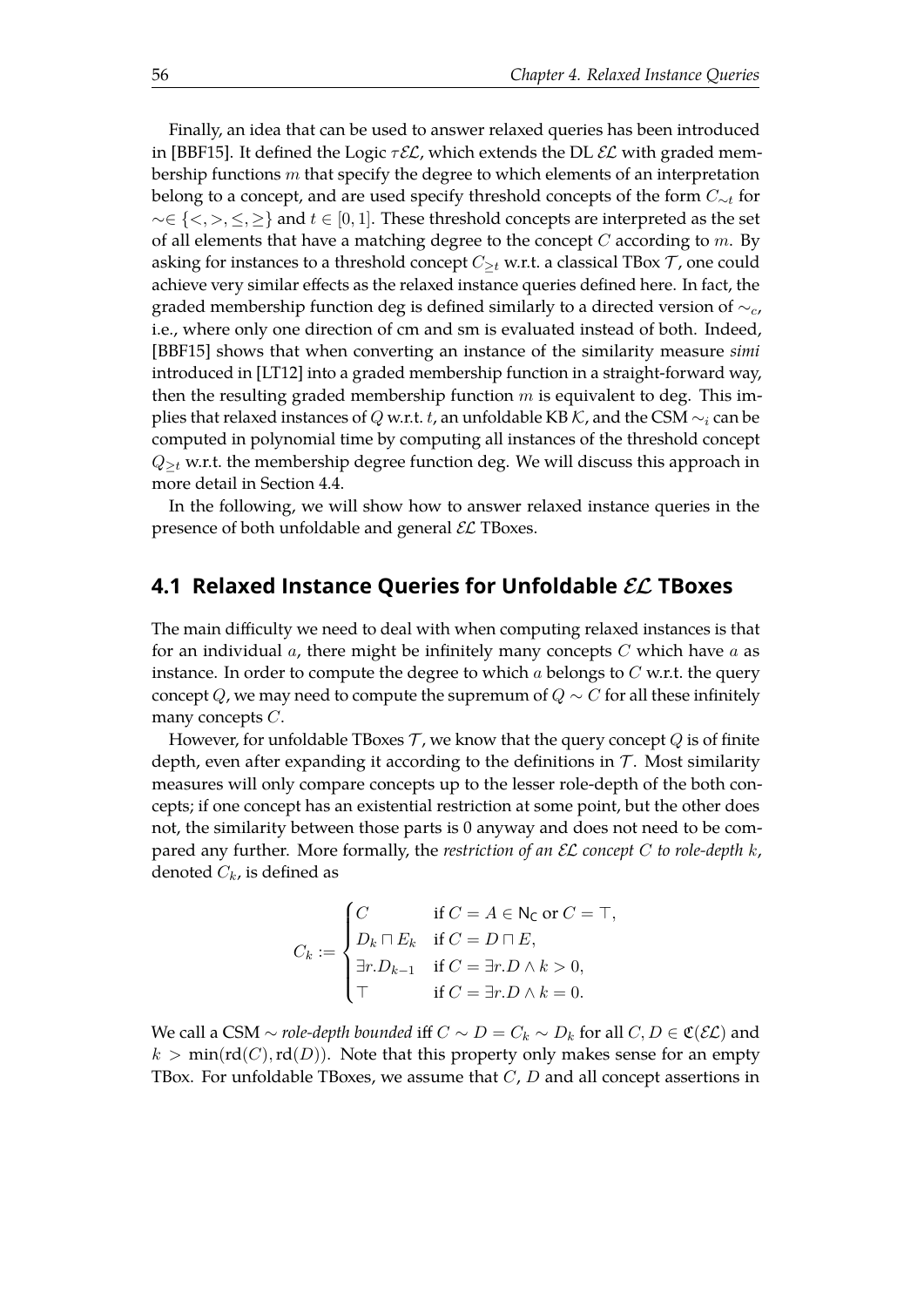Finally, an idea that can be used to answer relaxed queries has been introduced in [BBF15]. It defined the Logic $\tau\mathcal{EL}$, which extends the DL $\mathcal{EL}$ with graded membership functions $m$ that specify the degree to which elements of an interpretation belong to a concept, and are used specify threshold concepts of the form $C_{\sim t}$ for $\sim \in \{<, >, \leq, \geq\}$ and $t \in [0, 1]$. These threshold concepts are interpreted as the set of all elements that have a matching degree to the concept $C$ according to $m$. By asking for instances to a threshold concept $C_{\geq t}$ w.r.t. a classical TBox $\mathcal{T}$, one could achieve very similar effects as the relaxed instance queries defined here. In fact, the graded membership function deg is defined similarly to a directed version of $\sim_c$, i.e., where only one direction of cm and sm is evaluated instead of both. Indeed, [BBF15] shows that when converting an instance of the similarity measure *simi* introduced in [LT12] into a graded membership function in a straight-forward way, then the resulting graded membership function $m$ is equivalent to deg. This implies that relaxed instances of $Q$ w.r.t. $t$, an unfoldable KB $\mathcal{K}$, and the CSM $\sim_i$ can be computed in polynomial time by computing all instances of the threshold concept $Q_{\geq t}$ w.r.t. the membership degree function deg. We will discuss this approach in more detail in Section 4.4.

In the following, we will show how to answer relaxed instance queries in the presence of both unfoldable and general $\mathcal{EL}$ TBoxes.

## 4.1 Relaxed Instance Queries for Unfoldable $\mathcal{EL}$ TBoxes

The main difficulty we need to deal with when computing relaxed instances is that for an individual $a$, there might be infinitely many concepts $C$ which have $a$ as instance. In order to compute the degree to which $a$ belongs to $C$ w.r.t. the query concept $Q$, we may need to compute the supremum of $Q \sim C$ for all these infinitely many concepts $C$.

However, for unfoldable TBoxes $\mathcal{T}$, we know that the query concept $Q$ is of finite depth, even after expanding it according to the definitions in $\mathcal{T}$. Most similarity measures will only compare concepts up to the lesser role-depth of the both concepts; if one concept has an existential restriction at some point, but the other does not, the similarity between those parts is 0 anyway and does not need to be compared any further. More formally, the *restriction of an $\mathcal{EL}$ concept $C$ to role-depth $k$*, denoted $C_k$, is defined as

$$C_k := \begin{cases} C & \text{if } C = A \in \mathsf{N_C} \text{ or } C = \top, \\ D_k \sqcap E_k & \text{if } C = D \sqcap E, \\ \exists r.D_{k-1} & \text{if } C = \exists r.D \wedge k > 0, \\ \top & \text{if } C = \exists r.D \wedge k = 0. \end{cases}$$

We call a CSM $\sim$ *role-depth bounded* iff $C \sim D = C_k \sim D_k$ for all $C, D \in \mathfrak{C}(\mathcal{EL})$ and $k > \min(\mathrm{rd}(C), \mathrm{rd}(D))$. Note that this property only makes sense for an empty TBox. For unfoldable TBoxes, we assume that $C$, $D$ and all concept assertions in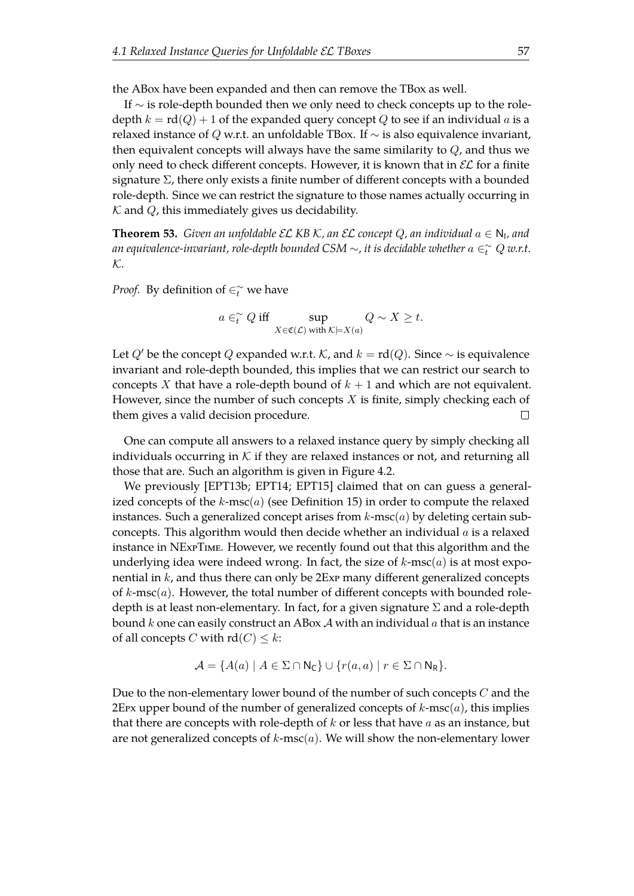the ABox have been expanded and then can remove the TBox as well.

If $\sim$ is role-depth bounded then we only need to check concepts up to the role-depth $k = \text{rd}(Q) + 1$ of the expanded query concept $Q$ to see if an individual $a$ is a relaxed instance of $Q$ w.r.t. an unfoldable TBox. If $\sim$ is also equivalence invariant, then equivalent concepts will always have the same similarity to $Q$, and thus we only need to check different concepts. However, it is known that in $\mathcal{EL}$ for a finite signature $\Sigma$, there only exists a finite number of different concepts with a bounded role-depth. Since we can restrict the signature to those names actually occurring in $\mathcal{K}$ and $Q$, this immediately gives us decidability.

**Theorem 53.** *Given an unfoldable $\mathcal{EL}$ KB $\mathcal{K}$, an $\mathcal{EL}$ concept $Q$, an individual $a \in \mathsf{N_I}$, and an equivalence-invariant, role-depth bounded CSM $\sim$, it is decidable whether $a \in_t^{\sim} Q$ w.r.t. $\mathcal{K}$.*

*Proof.* By definition of $\in_t^{\sim}$ we have

$$a \in_t^{\sim} Q \text{ iff } \sup_{X \in \mathfrak{C}(\mathcal{L}) \text{ with } \mathcal{K} \models X(a)} Q \sim X \geq t.$$

Let $Q'$ be the concept $Q$ expanded w.r.t. $\mathcal{K}$, and $k = \text{rd}(Q)$. Since $\sim$ is equivalence invariant and role-depth bounded, this implies that we can restrict our search to concepts $X$ that have a role-depth bound of $k + 1$ and which are not equivalent. However, since the number of such concepts $X$ is finite, simply checking each of them gives a valid decision procedure. □

One can compute all answers to a relaxed instance query by simply checking all individuals occurring in $\mathcal{K}$ if they are relaxed instances or not, and returning all those that are. Such an algorithm is given in Figure 4.2.

We previously [EPT13b; EPT14; EPT15] claimed that on can guess a generalized concepts of the $k$-msc$(a)$ (see Definition 15) in order to compute the relaxed instances. Such a generalized concept arises from $k$-msc$(a)$ by deleting certain subconcepts. This algorithm would then decide whether an individual $a$ is a relaxed instance in NExpTime. However, we recently found out that this algorithm and the underlying idea were indeed wrong. In fact, the size of $k$-msc$(a)$ is at most exponential in $k$, and thus there can only be 2Exp many different generalized concepts of $k$-msc$(a)$. However, the total number of different concepts with bounded role-depth is at least non-elementary. In fact, for a given signature $\Sigma$ and a role-depth bound $k$ one can easily construct an ABox $\mathcal{A}$ with an individual $a$ that is an instance of all concepts $C$ with $\text{rd}(C) \leq k$:

$$\mathcal{A} = \{A(a) \mid A \in \Sigma \cap \mathsf{N_C}\} \cup \{r(a, a) \mid r \in \Sigma \cap \mathsf{N_R}\}.$$

Due to the non-elementary lower bound of the number of such concepts $C$ and the 2Epx upper bound of the number of generalized concepts of $k$-msc$(a)$, this implies that there are concepts with role-depth of $k$ or less that have $a$ as an instance, but are not generalized concepts of $k$-msc$(a)$. We will show the non-elementary lower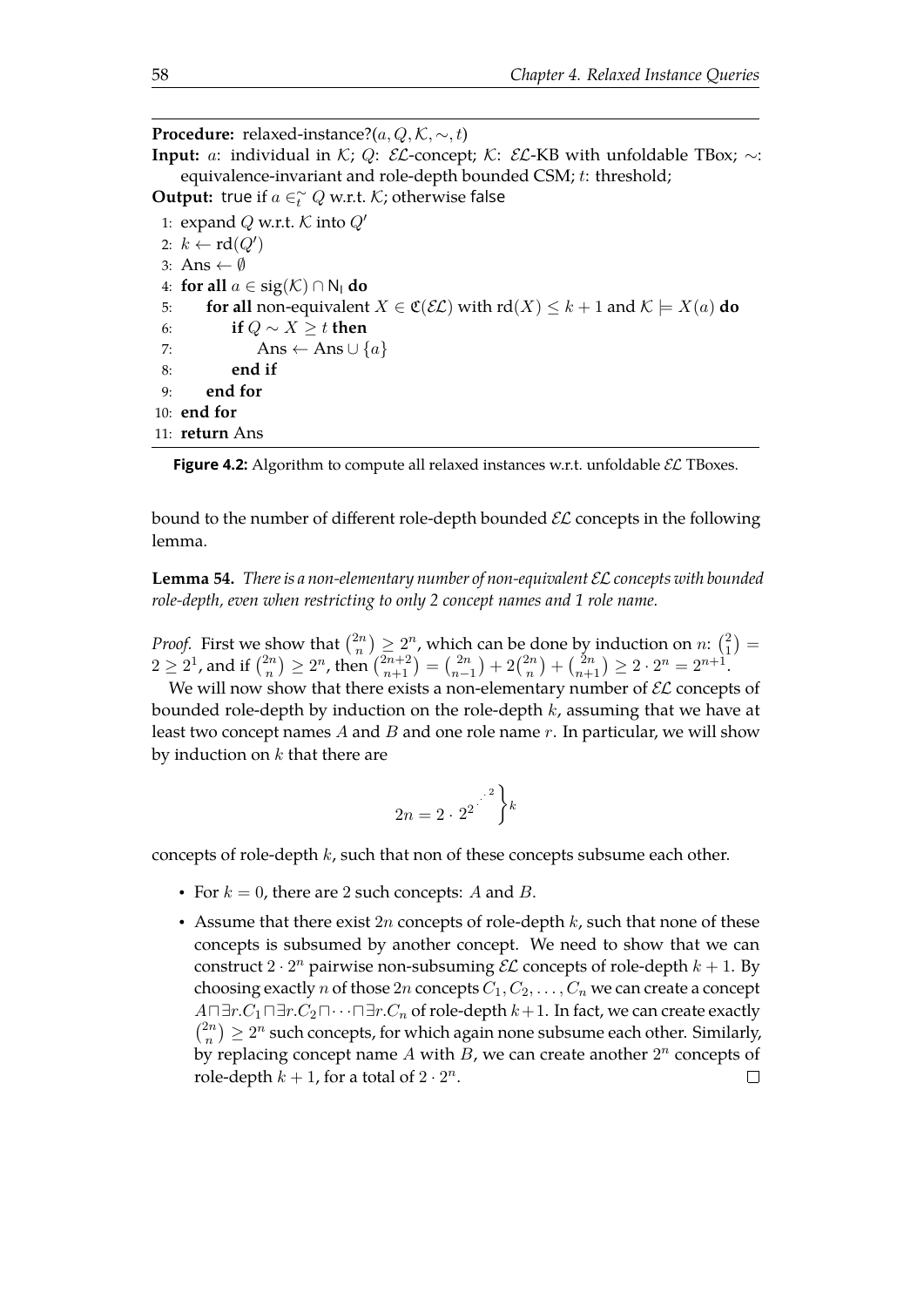**Procedure:** relaxed-instance?$(a, Q, \mathcal{K}, \sim, t)$

**Input:** $a$: individual in $\mathcal{K}$; $Q$: $\mathcal{EL}$-concept; $\mathcal{K}$: $\mathcal{EL}$-KB with unfoldable TBox; $\sim$: equivalence-invariant and role-depth bounded CSM; $t$: threshold;

**Output:** true if $a \in_t^\sim Q$ w.r.t. $\mathcal{K}$; otherwise false

```
1: expand Q w.r.t. K into Q'
2: k ← rd(Q')
3: Ans ← ∅
4: for all a ∈ sig(K) ∩ N_I do
5:     for all non-equivalent X ∈ 𝔆(EL) with rd(X) ≤ k + 1 and K ⊨ X(a) do
6:         if Q ∼ X ≥ t then
7:             Ans ← Ans ∪ {a}
8:         end if
9:     end for
10: end for
11: return Ans
```

**Figure 4.2:** Algorithm to compute all relaxed instances w.r.t. unfoldable $\mathcal{EL}$ TBoxes.

bound to the number of different role-depth bounded $\mathcal{EL}$ concepts in the following lemma.

**Lemma 54.** *There is a non-elementary number of non-equivalent $\mathcal{EL}$ concepts with bounded role-depth, even when restricting to only 2 concept names and 1 role name.*

*Proof.* First we show that $\binom{2n}{n} \geq 2^n$, which can be done by induction on $n$: $\binom{2}{1} = 2 \geq 2^1$, and if $\binom{2n}{n} \geq 2^n$, then $\binom{2n+2}{n+1} = \binom{2n}{n-1} + 2\binom{2n}{n} + \binom{2n}{n+1} \geq 2 \cdot 2^n = 2^{n+1}$.

We will now show that there exists a non-elementary number of $\mathcal{EL}$ concepts of bounded role-depth by induction on the role-depth $k$, assuming that we have at least two concept names $A$ and $B$ and one role name $r$. In particular, we will show by induction on $k$ that there are

$$2n = 2 \cdot 2^{2^{\cdot^{\cdot^{2}}}} \Big\}k$$

concepts of role-depth $k$, such that non of these concepts subsume each other.

- For $k = 0$, there are 2 such concepts: $A$ and $B$.
- Assume that there exist $2n$ concepts of role-depth $k$, such that none of these concepts is subsumed by another concept. We need to show that we can construct $2 \cdot 2^n$ pairwise non-subsuming $\mathcal{EL}$ concepts of role-depth $k+1$. By choosing exactly $n$ of those $2n$ concepts $C_1, C_2, \ldots, C_n$ we can create a concept $A \sqcap \exists r.C_1 \sqcap \exists r.C_2 \sqcap \cdots \sqcap \exists r.C_n$ of role-depth $k+1$. In fact, we can create exactly $\binom{2n}{n} \geq 2^n$ such concepts, for which again none subsume each other. Similarly, by replacing concept name $A$ with $B$, we can create another $2^n$ concepts of role-depth $k+1$, for a total of $2 \cdot 2^n$. $\square$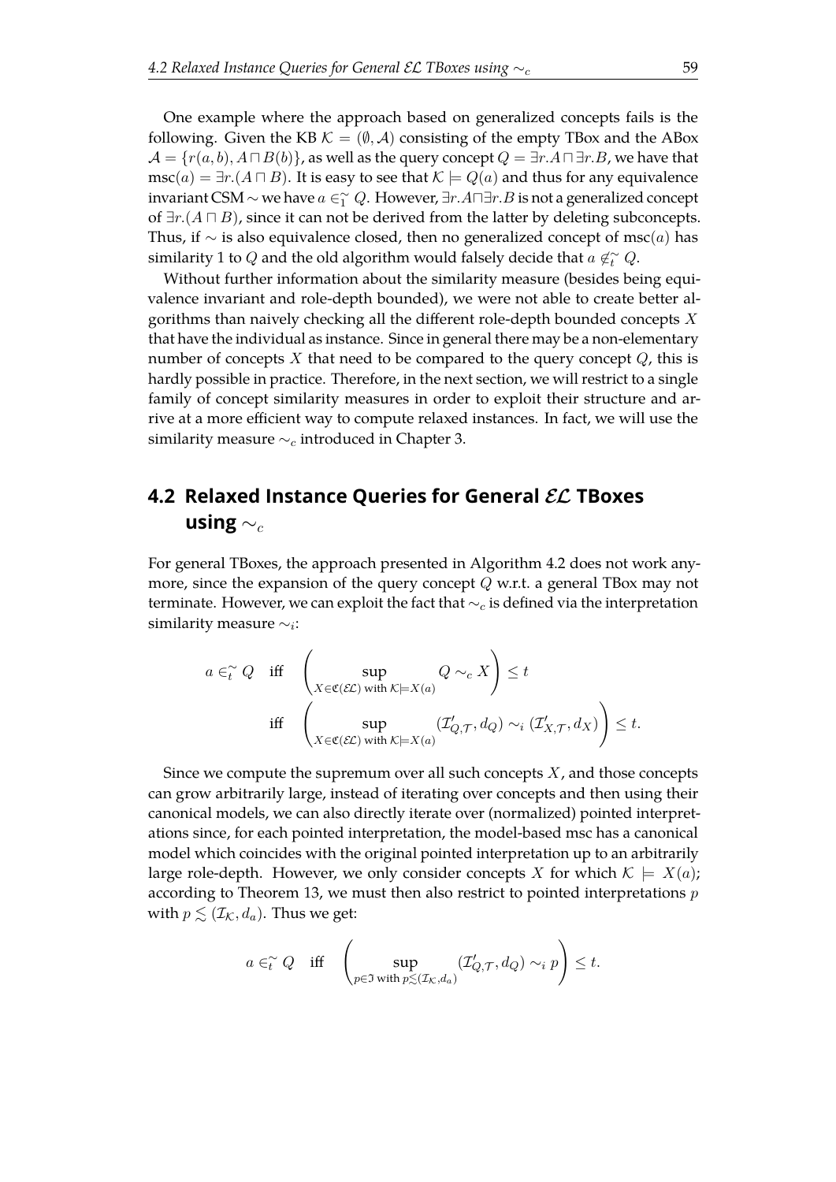One example where the approach based on generalized concepts fails is the following. Given the KB $\mathcal{K} = (\emptyset, \mathcal{A})$ consisting of the empty TBox and the ABox $\mathcal{A} = \{r(a, b), A \sqcap B(b)\}$, as well as the query concept $Q = \exists r.A \sqcap \exists r.B$, we have that $\text{msc}(a) = \exists r.(A \sqcap B)$. It is easy to see that $\mathcal{K} \models Q(a)$ and thus for any equivalence invariant CSM $\sim$ we have $a \in_1^\sim Q$. However, $\exists r.A \sqcap \exists r.B$ is not a generalized concept of $\exists r.(A \sqcap B)$, since it can not be derived from the latter by deleting subconcepts. Thus, if $\sim$ is also equivalence closed, then no generalized concept of $\text{msc}(a)$ has similarity 1 to $Q$ and the old algorithm would falsely decide that $a \notin_t^\sim Q$.

Without further information about the similarity measure (besides being equivalence invariant and role-depth bounded), we were not able to create better algorithms than naively checking all the different role-depth bounded concepts $X$ that have the individual as instance. Since in general there may be a non-elementary number of concepts $X$ that need to be compared to the query concept $Q$, this is hardly possible in practice. Therefore, in the next section, we will restrict to a single family of concept similarity measures in order to exploit their structure and arrive at a more efficient way to compute relaxed instances. In fact, we will use the similarity measure $\sim_c$ introduced in Chapter 3.

## 4.2 Relaxed Instance Queries for General $\mathcal{EL}$ TBoxes using $\sim_c$

For general TBoxes, the approach presented in Algorithm 4.2 does not work anymore, since the expansion of the query concept $Q$ w.r.t. a general TBox may not terminate. However, we can exploit the fact that $\sim_c$ is defined via the interpretation similarity measure $\sim_i$:

$$a \in_t^\sim Q \quad \text{iff} \quad \left( \sup_{X \in \mathfrak{C}(\mathcal{EL}) \text{ with } \mathcal{K} \models X(a)} Q \sim_c X \right) \leq t$$

$$\text{iff} \quad \left( \sup_{X \in \mathfrak{C}(\mathcal{EL}) \text{ with } \mathcal{K} \models X(a)} (\mathcal{I}'_{Q,\mathcal{T}}, d_Q) \sim_i (\mathcal{I}'_{X,\mathcal{T}}, d_X) \right) \leq t.$$

Since we compute the supremum over all such concepts $X$, and those concepts can grow arbitrarily large, instead of iterating over concepts and then using their canonical models, we can also directly iterate over (normalized) pointed interpretations since, for each pointed interpretation, the model-based msc has a canonical model which coincides with the original pointed interpretation up to an arbitrarily large role-depth. However, we only consider concepts $X$ for which $\mathcal{K} \models X(a)$; according to Theorem 13, we must then also restrict to pointed interpretations $p$ with $p \lesssim (\mathcal{I}_\mathcal{K}, d_a)$. Thus we get:

$$a \in_t^\sim Q \quad \text{iff} \quad \left( \sup_{p \in \mathfrak{I} \text{ with } p \lesssim (\mathcal{I}_\mathcal{K}, d_a)} (\mathcal{I}'_{Q,\mathcal{T}}, d_Q) \sim_i p \right) \leq t.$$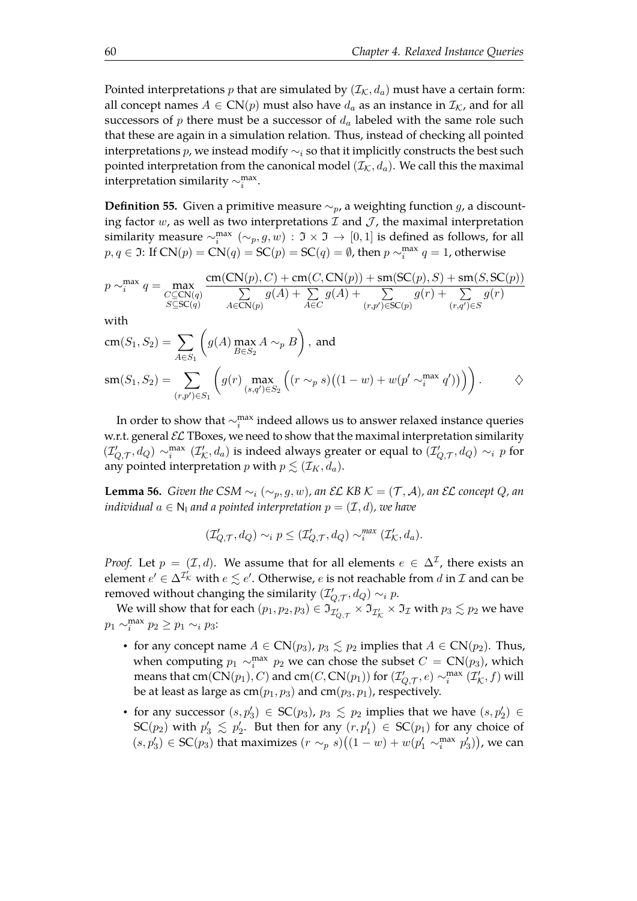Pointed interpretations $p$ that are simulated by $(\mathcal{I}_\mathcal{K}, d_a)$ must have a certain form: all concept names $A \in \mathsf{CN}(p)$ must also have $d_a$ as an instance in $\mathcal{I}_\mathcal{K}$, and for all successors of $p$ there must be a successor of $d_a$ labeled with the same role such that these are again in a simulation relation. Thus, instead of checking all pointed interpretations $p$, we instead modify $\sim_i$ so that it implicitly constructs the best such pointed interpretation from the canonical model $(\mathcal{I}_\mathcal{K}, d_a)$. We call this the maximal interpretation similarity $\sim_i^{\max}$.

**Definition 55.** Given a primitive measure $\sim_p$, a weighting function $g$, a discounting factor $w$, as well as two interpretations $\mathcal{I}$ and $\mathcal{J}$, the maximal interpretation similarity measure $\sim_i^{\max} (\sim_p, g, w) : \mathfrak{I} \times \mathfrak{I} \to [0, 1]$ is defined as follows, for all $p, q \in \mathfrak{I}$: If $\mathsf{CN}(p) = \mathsf{CN}(q) = \mathsf{SC}(p) = \mathsf{SC}(q) = \emptyset$, then $p \sim_i^{\max} q = 1$, otherwise

$$p \sim_i^{\max} q = \max_{\substack{C \subseteq \mathsf{CN}(q) \\ S \subseteq \mathsf{SC}(q)}} \frac{\mathrm{cm}(\mathsf{CN}(p), C) + \mathrm{cm}(C, \mathsf{CN}(p)) + \mathrm{sm}(\mathsf{SC}(p), S) + \mathrm{sm}(S, \mathsf{SC}(p))}{\sum\limits_{A \in \mathsf{CN}(p)} g(A) + \sum\limits_{A \in C} g(A) + \sum\limits_{(r,p') \in \mathsf{SC}(p)} g(r) + \sum\limits_{(r,q') \in S} g(r)}$$

with

$$\mathrm{cm}(S_1, S_2) = \sum_{A \in S_1} \left( g(A) \max_{B \in S_2} A \sim_p B \right), \text{ and}$$

$$\mathrm{sm}(S_1, S_2) = \sum_{(r,p') \in S_1} \left( g(r) \max_{(s,q') \in S_2} \Big( (r \sim_p s)\big((1-w) + w(p' \sim_i^{\max} q')\big) \Big) \right). \qquad \diamondsuit$$

In order to show that $\sim_i^{\max}$ indeed allows us to answer relaxed instance queries w.r.t. general $\mathcal{EL}$ TBoxes, we need to show that the maximal interpretation similarity $(\mathcal{I}'_{Q,\mathcal{T}}, d_Q) \sim_i^{\max} (\mathcal{I}'_\mathcal{K}, d_a)$ is indeed always greater or equal to $(\mathcal{I}'_{Q,\mathcal{T}}, d_Q) \sim_i p$ for any pointed interpretation $p$ with $p \lesssim (\mathcal{I}_K, d_a)$.

**Lemma 56.** *Given the CSM $\sim_i (\sim_p, g, w)$, an $\mathcal{EL}$ KB $\mathcal{K} = (\mathcal{T}, \mathcal{A})$, an $\mathcal{EL}$ concept $Q$, an individual $a \in \mathsf{N_I}$ and a pointed interpretation $p = (\mathcal{I}, d)$, we have*

$$(\mathcal{I}'_{Q,\mathcal{T}}, d_Q) \sim_i p \leq (\mathcal{I}'_{Q,\mathcal{T}}, d_Q) \sim_i^{max} (\mathcal{I}'_\mathcal{K}, d_a).$$

*Proof.* Let $p = (\mathcal{I}, d)$. We assume that for all elements $e \in \Delta^\mathcal{I}$, there exists an element $e' \in \Delta^{\mathcal{I}'_\mathcal{K}}$ with $e \lesssim e'$. Otherwise, $e$ is not reachable from $d$ in $\mathcal{I}$ and can be removed without changing the similarity $(\mathcal{I}'_{Q,\mathcal{T}}, d_Q) \sim_i p$.

We will show that for each $(p_1, p_2, p_3) \in \mathfrak{I}_{\mathcal{I}'_{Q,\mathcal{T}}} \times \mathfrak{I}_{\mathcal{I}'_\mathcal{K}} \times \mathfrak{I}_\mathcal{I}$ with $p_3 \lesssim p_2$ we have $p_1 \sim_i^{\max} p_2 \geq p_1 \sim_i p_3$:

- for any concept name $A \in \mathsf{CN}(p_3)$, $p_3 \lesssim p_2$ implies that $A \in \mathsf{CN}(p_2)$. Thus, when computing $p_1 \sim_i^{\max} p_2$ we can chose the subset $C = \mathsf{CN}(p_3)$, which means that $\mathrm{cm}(\mathsf{CN}(p_1), C)$ and $\mathrm{cm}(C, \mathsf{CN}(p_1))$ for $(\mathcal{I}'_{Q,\mathcal{T}}, e) \sim_i^{\max} (\mathcal{I}'_\mathcal{K}, f)$ will be at least as large as $\mathrm{cm}(p_1, p_3)$ and $\mathrm{cm}(p_3, p_1)$, respectively.
- for any successor $(s, p'_3) \in \mathsf{SC}(p_3)$, $p_3 \lesssim p_2$ implies that we have $(s, p'_2) \in \mathsf{SC}(p_2)$ with $p'_3 \lesssim p'_2$. But then for any $(r, p'_1) \in \mathsf{SC}(p_1)$ for any choice of $(s, p'_3) \in \mathsf{SC}(p_3)$ that maximizes $(r \sim_p s)\big((1-w) + w(p'_1 \sim_i^{\max} p'_3)\big)$, we can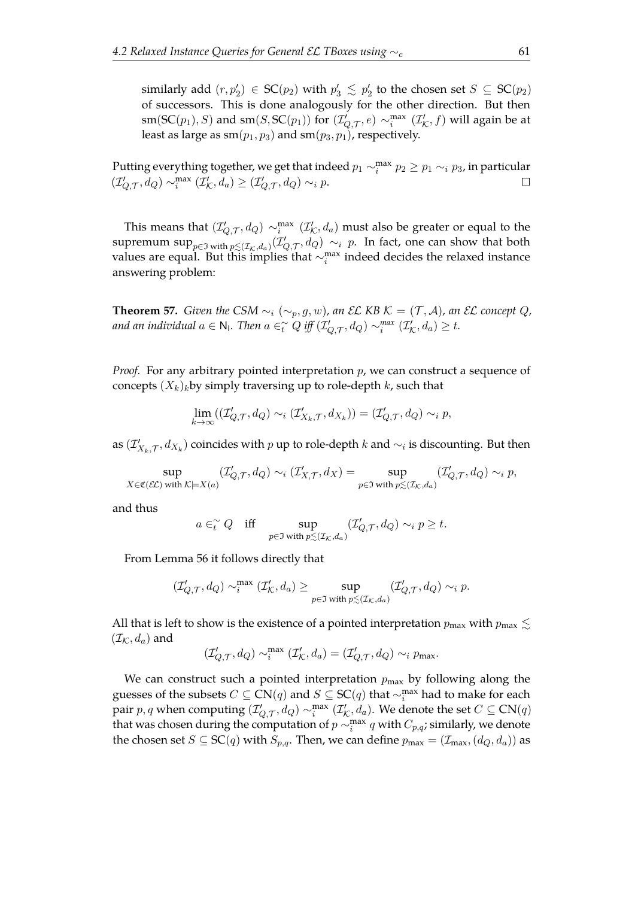similarly add $(r, p_2') \in \mathsf{SC}(p_2)$ with $p_3' \lesssim p_2'$ to the chosen set $S \subseteq \mathsf{SC}(p_2)$ of successors. This is done analogously for the other direction. But then $\mathrm{sm}(\mathsf{SC}(p_1), S)$ and $\mathrm{sm}(S, \mathsf{SC}(p_1))$ for $(\mathcal{I}'_{Q,\mathcal{T}}, e) \sim_i^{\max} (\mathcal{I}'_{\mathcal{K}}, f)$ will again be at least as large as $\mathrm{sm}(p_1, p_3)$ and $\mathrm{sm}(p_3, p_1)$, respectively.

Putting everything together, we get that indeed $p_1 \sim_i^{\max} p_2 \geq p_1 \sim_i p_3$, in particular $(\mathcal{I}'_{Q,\mathcal{T}}, d_Q) \sim_i^{\max} (\mathcal{I}'_{\mathcal{K}}, d_a) \geq (\mathcal{I}'_{Q,\mathcal{T}}, d_Q) \sim_i p$. □

This means that $(\mathcal{I}'_{Q,\mathcal{T}}, d_Q) \sim_i^{\max} (\mathcal{I}'_{\mathcal{K}}, d_a)$ must also be greater or equal to the supremum $\sup_{p \in \mathfrak{I} \text{ with } p \lesssim (\mathcal{I}_{\mathcal{K}}, d_a)} (\mathcal{I}'_{Q,\mathcal{T}}, d_Q) \sim_i p$. In fact, one can show that both values are equal. But this implies that $\sim_i^{\max}$ indeed decides the relaxed instance answering problem:

**Theorem 57.** *Given the CSM $\sim_i (\sim_p, g, w)$, an $\mathcal{EL}$ KB $\mathcal{K} = (\mathcal{T}, \mathcal{A})$, an $\mathcal{EL}$ concept $Q$, and an individual $a \in \mathsf{N_I}$. Then $a \in_t^{\sim} Q$ iff $(\mathcal{I}'_{Q,\mathcal{T}}, d_Q) \sim_i^{\max} (\mathcal{I}'_{\mathcal{K}}, d_a) \geq t$.*

*Proof.* For any arbitrary pointed interpretation $p$, we can construct a sequence of concepts $(X_k)_k$by simply traversing up to role-depth $k$, such that

$$\lim_{k \to \infty} ((\mathcal{I}'_{Q,\mathcal{T}}, d_Q) \sim_i (\mathcal{I}'_{X_k,\mathcal{T}}, d_{X_k})) = (\mathcal{I}'_{Q,\mathcal{T}}, d_Q) \sim_i p,$$

as $(\mathcal{I}'_{X_k,\mathcal{T}}, d_{X_k})$ coincides with $p$ up to role-depth $k$ and $\sim_i$ is discounting. But then

$$\sup_{X \in \mathfrak{C}(\mathcal{EL}) \text{ with } \mathcal{K} \models X(a)} (\mathcal{I}'_{Q,\mathcal{T}}, d_Q) \sim_i (\mathcal{I}'_{X,\mathcal{T}}, d_X) = \sup_{p \in \mathfrak{I} \text{ with } p \lesssim (\mathcal{I}_{\mathcal{K}}, d_a)} (\mathcal{I}'_{Q,\mathcal{T}}, d_Q) \sim_i p,$$

and thus

$$a \in_t^{\sim} Q \quad \text{iff} \quad \sup_{p \in \mathfrak{I} \text{ with } p \lesssim (\mathcal{I}_{\mathcal{K}}, d_a)} (\mathcal{I}'_{Q,\mathcal{T}}, d_Q) \sim_i p \geq t.$$

From Lemma 56 it follows directly that

$$(\mathcal{I}'_{Q,\mathcal{T}}, d_Q) \sim_i^{\max} (\mathcal{I}'_{\mathcal{K}}, d_a) \geq \sup_{p \in \mathfrak{I} \text{ with } p \lesssim (\mathcal{I}_{\mathcal{K}}, d_a)} (\mathcal{I}'_{Q,\mathcal{T}}, d_Q) \sim_i p.$$

All that is left to show is the existence of a pointed interpretation $p_{\max}$ with $p_{\max} \lesssim (\mathcal{I}_{\mathcal{K}}, d_a)$ and

$$(\mathcal{I}'_{Q,\mathcal{T}}, d_Q) \sim_i^{\max} (\mathcal{I}'_{\mathcal{K}}, d_a) = (\mathcal{I}'_{Q,\mathcal{T}}, d_Q) \sim_i p_{\max}.$$

We can construct such a pointed interpretation $p_{\max}$ by following along the guesses of the subsets $C \subseteq \mathsf{CN}(q)$ and $S \subseteq \mathsf{SC}(q)$ that $\sim_i^{\max}$ had to make for each pair $p, q$ when computing $(\mathcal{I}'_{Q,\mathcal{T}}, d_Q) \sim_i^{\max} (\mathcal{I}'_{\mathcal{K}}, d_a)$. We denote the set $C \subseteq \mathsf{CN}(q)$ that was chosen during the computation of $p \sim_i^{\max} q$ with $C_{p,q}$; similarly, we denote the chosen set $S \subseteq \mathsf{SC}(q)$ with $S_{p,q}$. Then, we can define $p_{\max} = (\mathcal{I}_{\max}, (d_Q, d_a))$ as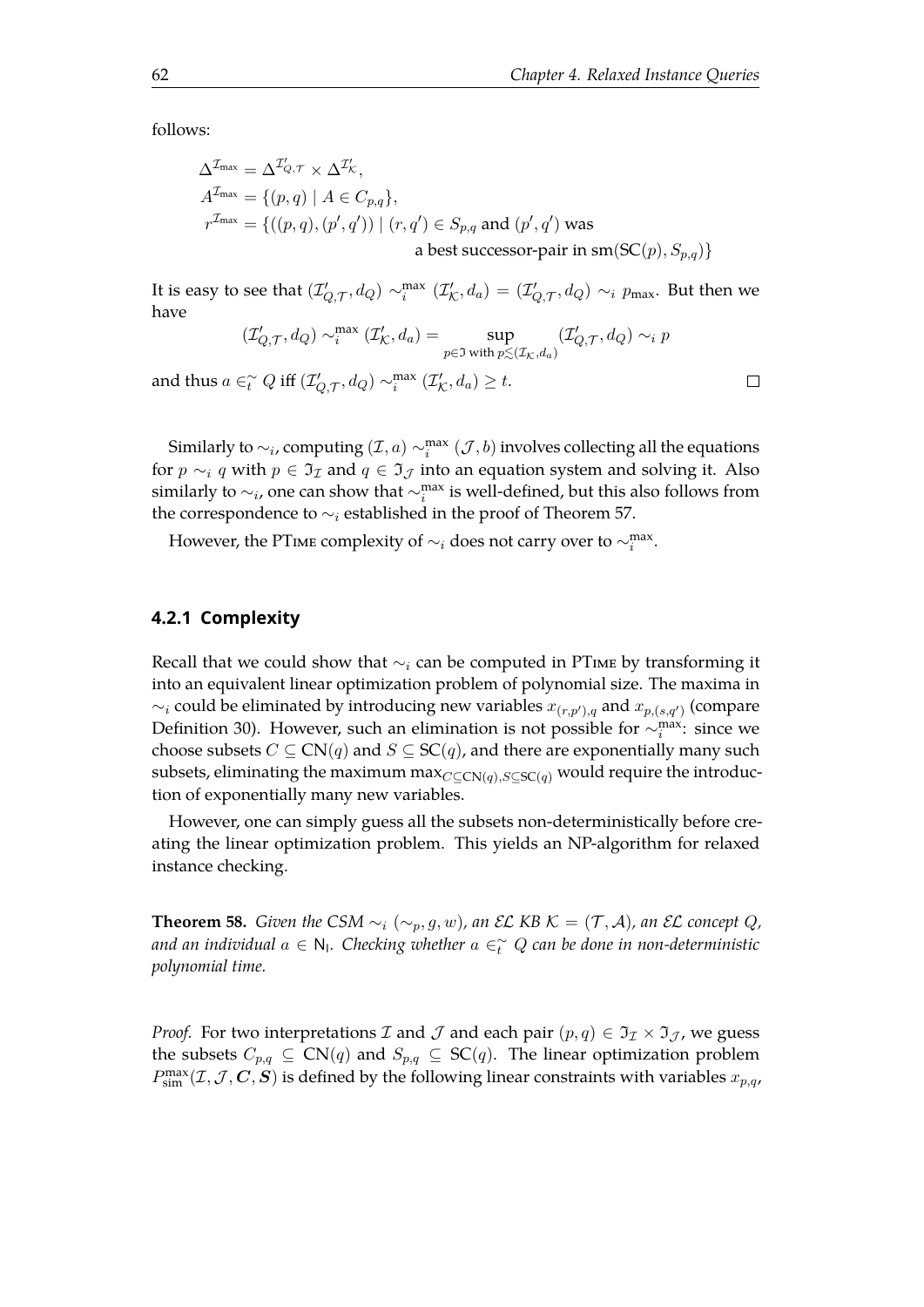follows:

$$
\begin{aligned}
\Delta^{\mathcal{I}_{\max}} &= \Delta^{\mathcal{I}'_{Q,\mathcal{T}}} \times \Delta^{\mathcal{I}'_{\mathcal{K}}}, \\
A^{\mathcal{I}_{\max}} &= \{(p,q) \mid A \in C_{p,q}\}, \\
r^{\mathcal{I}_{\max}} &= \{((p,q),(p',q')) \mid (r,q') \in S_{p,q} \text{ and } (p',q') \text{ was} \\
&\qquad\qquad \text{a best successor-pair in } \mathrm{sm}(\mathsf{SC}(p), S_{p,q})\}
\end{aligned}
$$

It is easy to see that $(\mathcal{I}'_{Q,\mathcal{T}}, d_Q) \sim_i^{\max} (\mathcal{I}'_{\mathcal{K}}, d_a) = (\mathcal{I}'_{Q,\mathcal{T}}, d_Q) \sim_i p_{\max}$. But then we have

$$
(\mathcal{I}'_{Q,\mathcal{T}}, d_Q) \sim_i^{\max} (\mathcal{I}'_{\mathcal{K}}, d_a) = \sup_{p \in \mathfrak{I} \text{ with } p \lesssim (\mathcal{I}_{\mathcal{K}}, d_a)} (\mathcal{I}'_{Q,\mathcal{T}}, d_Q) \sim_i p
$$

and thus $a \in_t^{\sim} Q$ iff $(\mathcal{I}'_{Q,\mathcal{T}}, d_Q) \sim_i^{\max} (\mathcal{I}'_{\mathcal{K}}, d_a) \geq t$. □

Similarly to $\sim_i$, computing $(\mathcal{I}, a) \sim_i^{\max} (\mathcal{J}, b)$ involves collecting all the equations for $p \sim_i q$ with $p \in \mathfrak{I}_{\mathcal{I}}$ and $q \in \mathfrak{I}_{\mathcal{J}}$ into an equation system and solving it. Also similarly to $\sim_i$, one can show that $\sim_i^{\max}$ is well-defined, but this also follows from the correspondence to $\sim_i$ established in the proof of Theorem 57.

However, the PTIME complexity of $\sim_i$ does not carry over to $\sim_i^{\max}$.

### 4.2.1 Complexity

Recall that we could show that $\sim_i$ can be computed in PTIME by transforming it into an equivalent linear optimization problem of polynomial size. The maxima in $\sim_i$ could be eliminated by introducing new variables $x_{(r,p'),q}$ and $x_{p,(s,q')}$ (compare Definition 30). However, such an elimination is not possible for $\sim_i^{\max}$: since we choose subsets $C \subseteq \mathsf{CN}(q)$ and $S \subseteq \mathsf{SC}(q)$, and there are exponentially many such subsets, eliminating the maximum $\max_{C \subseteq \mathsf{CN}(q), S \subseteq \mathsf{SC}(q)}$ would require the introduction of exponentially many new variables.

However, one can simply guess all the subsets non-deterministically before creating the linear optimization problem. This yields an NP-algorithm for relaxed instance checking.

**Theorem 58.** *Given the CSM $\sim_i$ $(\sim_p, g, w)$, an $\mathcal{EL}$ KB $\mathcal{K} = (\mathcal{T}, \mathcal{A})$, an $\mathcal{EL}$ concept $Q$, and an individual $a \in \mathsf{N_I}$. Checking whether $a \in_t^{\sim} Q$ can be done in non-deterministic polynomial time.*

*Proof.* For two interpretations $\mathcal{I}$ and $\mathcal{J}$ and each pair $(p,q) \in \mathfrak{I}_{\mathcal{I}} \times \mathfrak{I}_{\mathcal{J}}$, we guess the subsets $C_{p,q} \subseteq \mathsf{CN}(q)$ and $S_{p,q} \subseteq \mathsf{SC}(q)$. The linear optimization problem $P_{\mathrm{sim}}^{\max}(\mathcal{I}, \mathcal{J}, \boldsymbol{C}, \boldsymbol{S})$ is defined by the following linear constraints with variables $x_{p,q}$,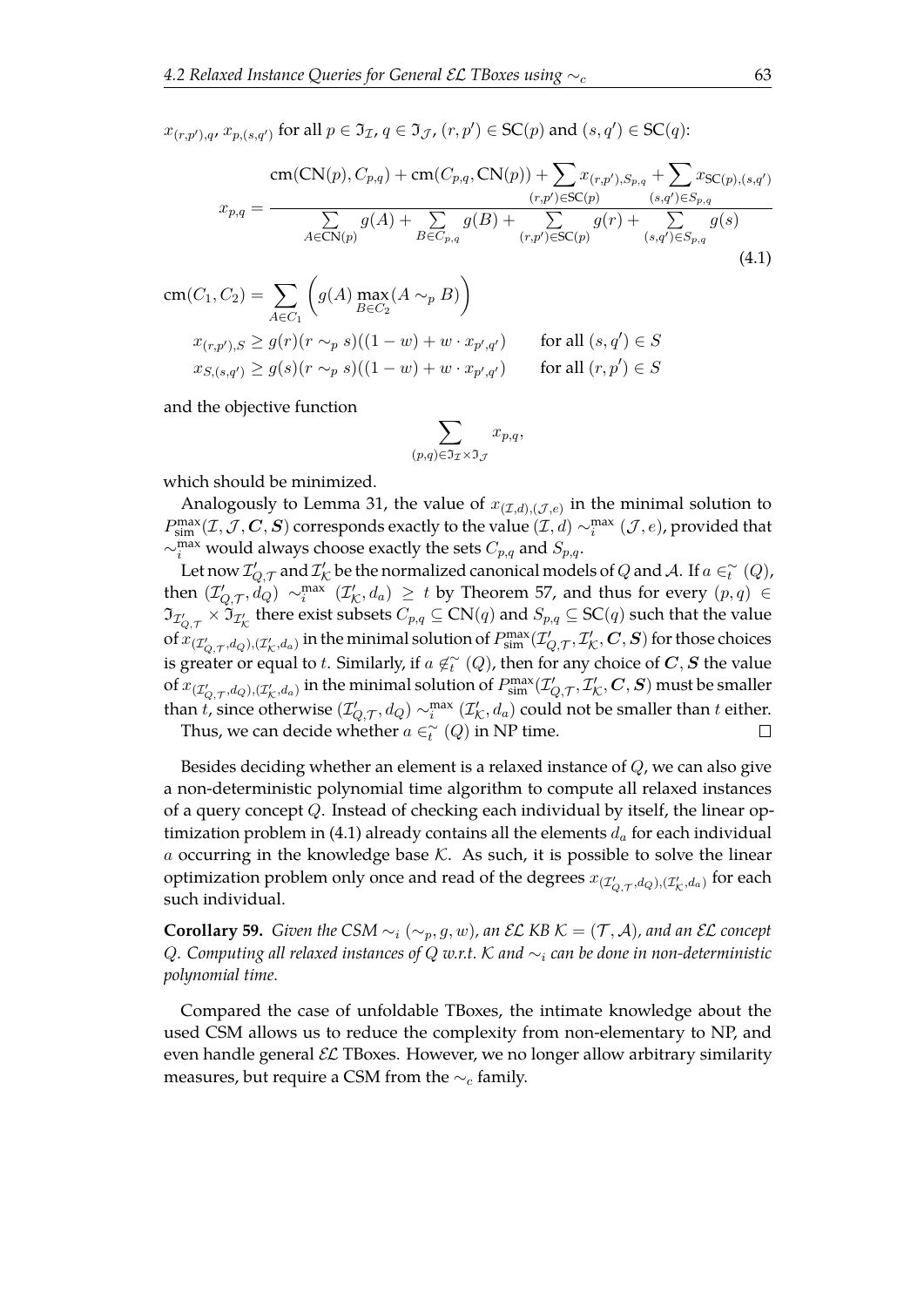$x_{(r,p'),q}$, $x_{p,(s,q')}$ for all $p \in \mathfrak{I}_\mathcal{I}$, $q \in \mathfrak{I}_\mathcal{J}$, $(r,p') \in \mathsf{SC}(p)$ and $(s,q') \in \mathsf{SC}(q)$:

$$x_{p,q} = \frac{\mathrm{cm}(\mathsf{CN}(p), C_{p,q}) + \mathrm{cm}(C_{p,q}, \mathsf{CN}(p)) + \sum\limits_{(r,p')\in \mathsf{SC}(p)} x_{(r,p'),S_{p,q}} + \sum\limits_{(s,q')\in S_{p,q}} x_{\mathsf{SC}(p),(s,q')}}{\sum\limits_{A\in \mathsf{CN}(p)} g(A) + \sum\limits_{B\in C_{p,q}} g(B) + \sum\limits_{(r,p')\in \mathsf{SC}(p)} g(r) + \sum\limits_{(s,q')\in S_{p,q}} g(s)} \tag{4.1}$$

$$\mathrm{cm}(C_1, C_2) = \sum_{A\in C_1} \left( g(A) \max_{B\in C_2} (A \sim_p B) \right)$$

$$x_{(r,p'),S} \geq g(r)(r \sim_p s)((1-w) + w \cdot x_{p',q'}) \qquad \text{for all } (s,q') \in S$$

$$x_{S,(s,q')} \geq g(s)(r \sim_p s)((1-w) + w \cdot x_{p',q'}) \qquad \text{for all } (r,p') \in S$$

and the objective function

$$\sum_{(p,q)\in \mathfrak{I}_\mathcal{I}\times \mathfrak{I}_\mathcal{J}} x_{p,q},$$

which should be minimized.

Analogously to Lemma 31, the value of $x_{(\mathcal{I},d),(\mathcal{J},e)}$ in the minimal solution to $P^{\max}_{\mathrm{sim}}(\mathcal{I}, \mathcal{J}, \boldsymbol{C}, \boldsymbol{S})$ corresponds exactly to the value $(\mathcal{I}, d) \sim^{\max}_i (\mathcal{J}, e)$, provided that $\sim^{\max}_i$ would always choose exactly the sets $C_{p,q}$ and $S_{p,q}$.

Let now $\mathcal{I}'_{Q,\mathcal{T}}$ and $\mathcal{I}'_\mathcal{K}$ be the normalized canonical models of $Q$ and $\mathcal{A}$. If $a \in^\sim_t (Q)$, then $(\mathcal{I}'_{Q,\mathcal{T}}, d_Q) \sim^{\max}_i (\mathcal{I}'_\mathcal{K}, d_a) \geq t$ by Theorem 57, and thus for every $(p,q) \in \mathfrak{I}_{\mathcal{I}'_{Q,\mathcal{T}}} \times \mathfrak{I}_{\mathcal{I}'_\mathcal{K}}$ there exist subsets $C_{p,q} \subseteq \mathsf{CN}(q)$ and $S_{p,q} \subseteq \mathsf{SC}(q)$ such that the value of $x_{(\mathcal{I}'_{Q,\mathcal{T}},d_Q),(\mathcal{I}'_\mathcal{K},d_a)}$ in the minimal solution of $P^{\max}_{\mathrm{sim}}(\mathcal{I}'_{Q,\mathcal{T}}, \mathcal{I}'_\mathcal{K}, \boldsymbol{C}, \boldsymbol{S})$ for those choices is greater or equal to $t$. Similarly, if $a \notin^\sim_t (Q)$, then for any choice of $\boldsymbol{C}, \boldsymbol{S}$ the value of $x_{(\mathcal{I}'_{Q,\mathcal{T}},d_Q),(\mathcal{I}'_\mathcal{K},d_a)}$ in the minimal solution of $P^{\max}_{\mathrm{sim}}(\mathcal{I}'_{Q,\mathcal{T}}, \mathcal{I}'_\mathcal{K}, \boldsymbol{C}, \boldsymbol{S})$ must be smaller than $t$, since otherwise $(\mathcal{I}'_{Q,\mathcal{T}}, d_Q) \sim^{\max}_i (\mathcal{I}'_\mathcal{K}, d_a)$ could not be smaller than $t$ either.

Thus, we can decide whether $a \in^\sim_t (Q)$ in NP time. □

Besides deciding whether an element is a relaxed instance of $Q$, we can also give a non-deterministic polynomial time algorithm to compute all relaxed instances of a query concept $Q$. Instead of checking each individual by itself, the linear optimization problem in (4.1) already contains all the elements $d_a$ for each individual $a$ occurring in the knowledge base $\mathcal{K}$. As such, it is possible to solve the linear optimization problem only once and read of the degrees $x_{(\mathcal{I}'_{Q,\mathcal{T}},d_Q),(\mathcal{I}'_\mathcal{K},d_a)}$ for each such individual.

**Corollary 59.** *Given the CSM $\sim_i$ ($\sim_p, g, w$), an $\mathcal{EL}$ KB $\mathcal{K} = (\mathcal{T}, \mathcal{A})$, and an $\mathcal{EL}$ concept $Q$. Computing all relaxed instances of $Q$ w.r.t. $\mathcal{K}$ and $\sim_i$ can be done in non-deterministic polynomial time.*

Compared the case of unfoldable TBoxes, the intimate knowledge about the used CSM allows us to reduce the complexity from non-elementary to NP, and even handle general $\mathcal{EL}$ TBoxes. However, we no longer allow arbitrary similarity measures, but require a CSM from the $\sim_c$ family.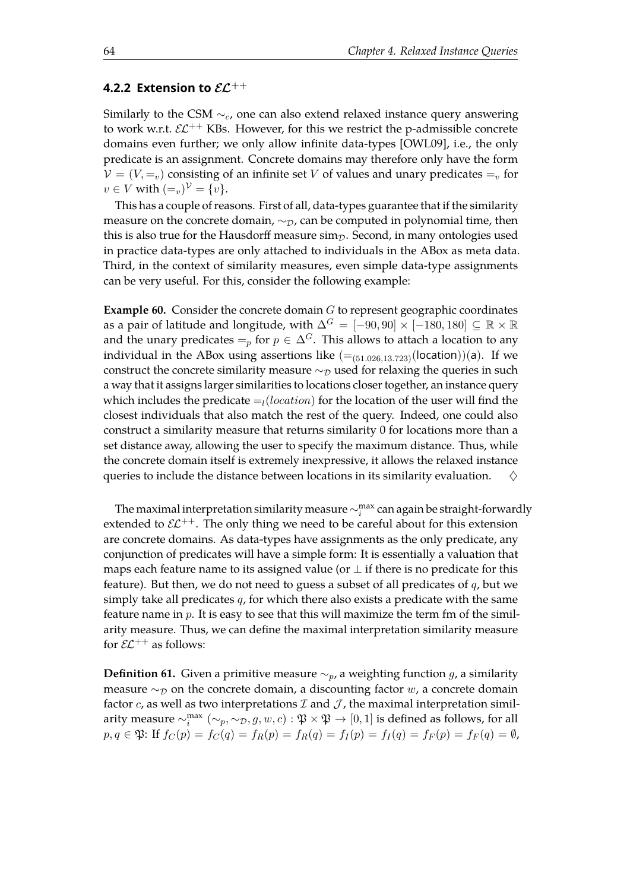### 4.2.2 Extension to $\mathcal{EL}^{++}$

Similarly to the CSM $\sim_c$, one can also extend relaxed instance query answering to work w.r.t. $\mathcal{EL}^{++}$ KBs. However, for this we restrict the p-admissible concrete domains even further; we only allow infinite data-types [OWL09], i.e., the only predicate is an assignment. Concrete domains may therefore only have the form $\mathcal{V} = (V, =_v)$ consisting of an infinite set $V$ of values and unary predicates $=_v$ for $v \in V$ with $(=_v)^{\mathcal{V}} = \{v\}$.

This has a couple of reasons. First of all, data-types guarantee that if the similarity measure on the concrete domain, $\sim_{\mathcal{D}}$, can be computed in polynomial time, then this is also true for the Hausdorff measure $\mathrm{sim}_{\mathcal{D}}$. Second, in many ontologies used in practice data-types are only attached to individuals in the ABox as meta data. Third, in the context of similarity measures, even simple data-type assignments can be very useful. For this, consider the following example:

**Example 60.** Consider the concrete domain $G$ to represent geographic coordinates as a pair of latitude and longitude, with $\Delta^G = [-90, 90] \times [-180, 180] \subseteq \mathbb{R} \times \mathbb{R}$ and the unary predicates $=_p$ for $p \in \Delta^G$. This allows to attach a location to any individual in the ABox using assertions like $(=_{(51.026,13.723)}(\mathsf{location}))(\mathsf{a})$. If we construct the concrete similarity measure $\sim_{\mathcal{D}}$ used for relaxing the queries in such a way that it assigns larger similarities to locations closer together, an instance query which includes the predicate $=_l(location)$ for the location of the user will find the closest individuals that also match the rest of the query. Indeed, one could also construct a similarity measure that returns similarity 0 for locations more than a set distance away, allowing the user to specify the maximum distance. Thus, while the concrete domain itself is extremely inexpressive, it allows the relaxed instance queries to include the distance between locations in its similarity evaluation. $\diamondsuit$

The maximal interpretation similarity measure $\sim_i^{\max}$ can again be straight-forwardly extended to $\mathcal{EL}^{++}$. The only thing we need to be careful about for this extension are concrete domains. As data-types have assignments as the only predicate, any conjunction of predicates will have a simple form: It is essentially a valuation that maps each feature name to its assigned value (or $\perp$ if there is no predicate for this feature). But then, we do not need to guess a subset of all predicates of $q$, but we simply take all predicates $q$, for which there also exists a predicate with the same feature name in $p$. It is easy to see that this will maximize the term fm of the similarity measure. Thus, we can define the maximal interpretation similarity measure for $\mathcal{EL}^{++}$ as follows:

**Definition 61.** Given a primitive measure $\sim_p$, a weighting function $g$, a similarity measure $\sim_{\mathcal{D}}$ on the concrete domain, a discounting factor $w$, a concrete domain factor $c$, as well as two interpretations $\mathcal{I}$ and $\mathcal{J}$, the maximal interpretation similarity measure $\sim_i^{\max}(\sim_p, \sim_{\mathcal{D}}, g, w, c) : \mathfrak{P} \times \mathfrak{P} \to [0, 1]$ is defined as follows, for all $p, q \in \mathfrak{P}$: If $f_C(p) = f_C(q) = f_R(p) = f_R(q) = f_I(p) = f_I(q) = f_F(p) = f_F(q) = \emptyset$,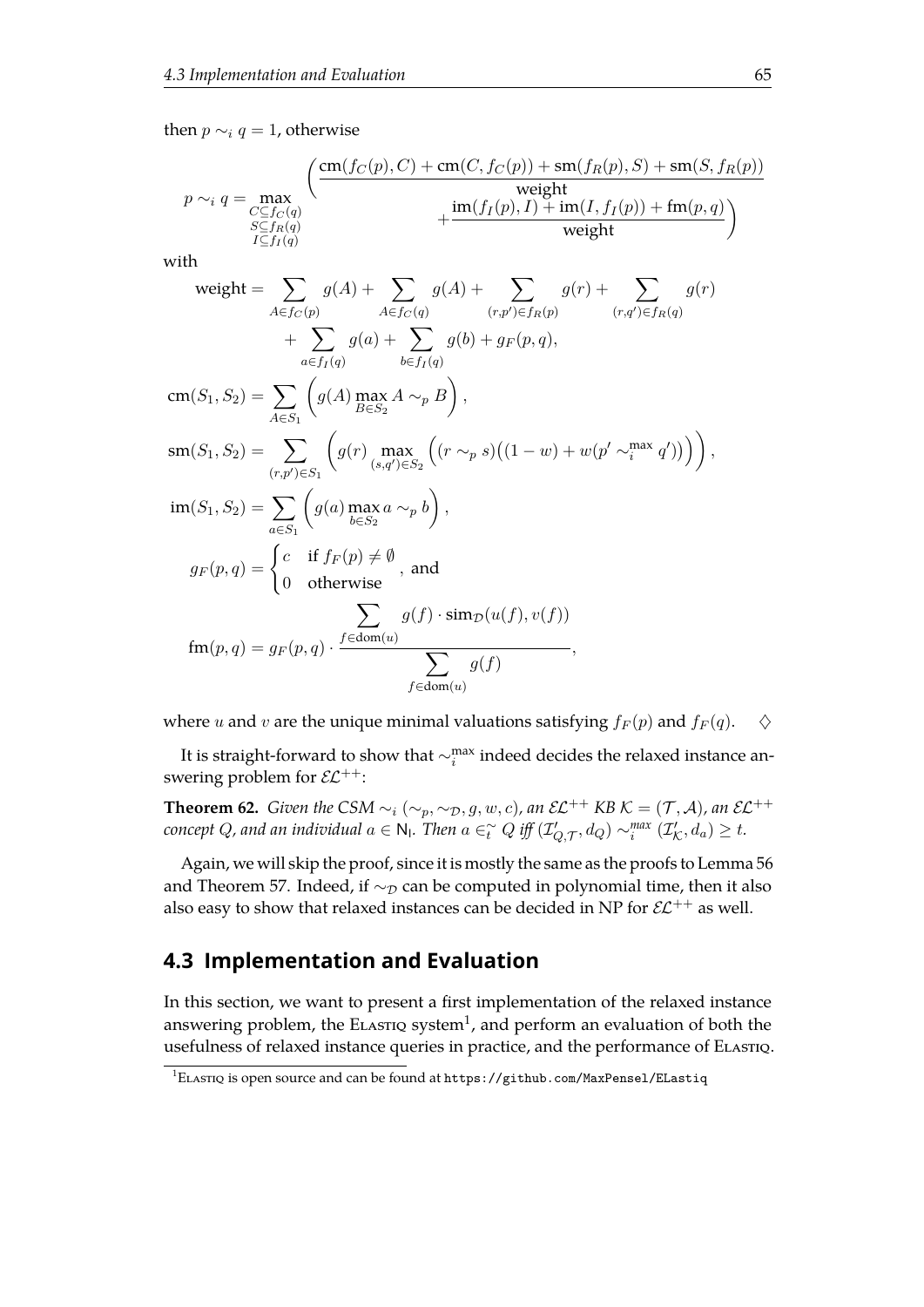then $p \sim_i q = 1$, otherwise

$$p \sim_i q = \max_{\substack{C \subseteq f_C(q) \\ S \subseteq f_R(q) \\ I \subseteq f_I(q)}} \left( \frac{\text{cm}(f_C(p), C) + \text{cm}(C, f_C(p)) + \text{sm}(f_R(p), S) + \text{sm}(S, f_R(p))}{\text{weight}} + \frac{\text{im}(f_I(p), I) + \text{im}(I, f_I(p)) + \text{fm}(p, q)}{\text{weight}} \right)$$

with

$$\begin{aligned}
\text{weight} &= \sum_{A \in f_C(p)} g(A) + \sum_{A \in f_C(q)} g(A) + \sum_{(r,p') \in f_R(p)} g(r) + \sum_{(r,q') \in f_R(q)} g(r) \\
&\quad + \sum_{a \in f_I(q)} g(a) + \sum_{b \in f_I(q)} g(b) + g_F(p, q), \\
\text{cm}(S_1, S_2) &= \sum_{A \in S_1} \left( g(A) \max_{B \in S_2} A \sim_p B \right), \\
\text{sm}(S_1, S_2) &= \sum_{(r,p') \in S_1} \left( g(r) \max_{(s,q') \in S_2} \Big( (r \sim_p s)\big((1-w) + w(p' \sim_i^{\max} q')\big) \Big) \right), \\
\text{im}(S_1, S_2) &= \sum_{a \in S_1} \left( g(a) \max_{b \in S_2} a \sim_p b \right), \\
g_F(p, q) &= \begin{cases} c & \text{if } f_F(p) \neq \emptyset \\ 0 & \text{otherwise} \end{cases}, \text{ and} \\
\text{fm}(p, q) &= g_F(p, q) \cdot \frac{\displaystyle\sum_{f \in \text{dom}(u)} g(f) \cdot \text{sim}_{\mathcal{D}}(u(f), v(f))}{\displaystyle\sum_{f \in \text{dom}(u)} g(f)},
\end{aligned}$$

where $u$ and $v$ are the unique minimal valuations satisfying $f_F(p)$ and $f_F(q)$. $\diamondsuit$

It is straight-forward to show that $\sim_i^{\max}$ indeed decides the relaxed instance answering problem for $\mathcal{EL}^{++}$:

**Theorem 62.** *Given the CSM $\sim_i (\sim_p, \sim_{\mathcal{D}}, g, w, c)$, an $\mathcal{EL}^{++}$ KB $\mathcal{K} = (\mathcal{T}, \mathcal{A})$, an $\mathcal{EL}^{++}$ concept $Q$, and an individual $a \in \mathsf{N_I}$. Then $a \in_t^{\sim} Q$ iff $(\mathcal{I}'_{Q,\mathcal{T}}, d_Q) \sim_i^{max} (\mathcal{I}'_{\mathcal{K}}, d_a) \geq t$.*

Again, we will skip the proof, since it is mostly the same as the proofs to Lemma 56 and Theorem 57. Indeed, if $\sim_{\mathcal{D}}$ can be computed in polynomial time, then it also also easy to show that relaxed instances can be decided in NP for $\mathcal{EL}^{++}$ as well.

## 4.3 Implementation and Evaluation

In this section, we want to present a first implementation of the relaxed instance answering problem, the ELASTIQ system[1], and perform an evaluation of both the usefulness of relaxed instance queries in practice, and the performance of ELASTIQ.

[1] ELASTIQ is open source and can be found at `https://github.com/MaxPensel/ELastiq`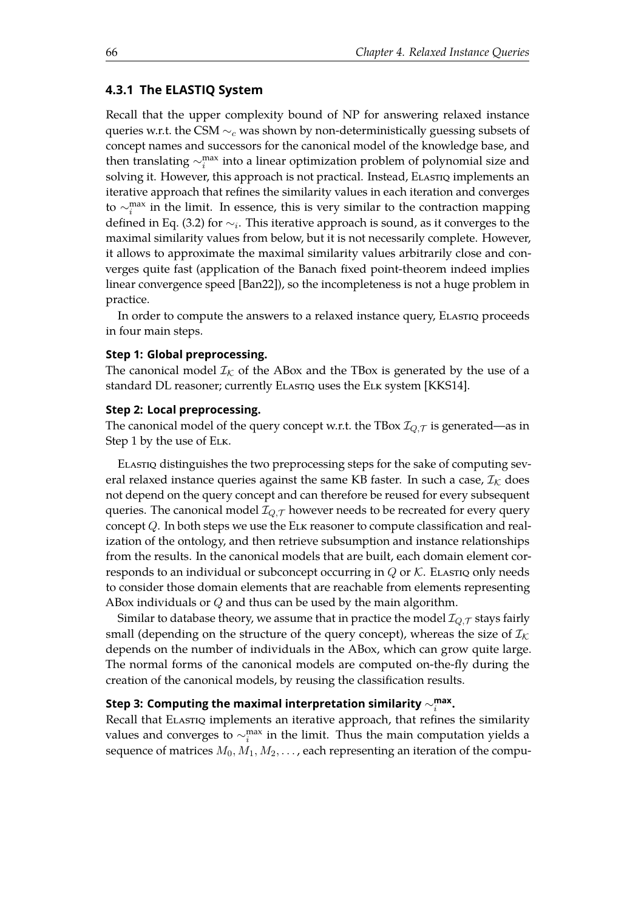### 4.3.1 The ELASTIQ System

Recall that the upper complexity bound of NP for answering relaxed instance queries w.r.t. the CSM $\sim_c$ was shown by non-deterministically guessing subsets of concept names and successors for the canonical model of the knowledge base, and then translating $\sim_i^{\max}$ into a linear optimization problem of polynomial size and solving it. However, this approach is not practical. Instead, ELASTIQ implements an iterative approach that refines the similarity values in each iteration and converges to $\sim_i^{\max}$ in the limit. In essence, this is very similar to the contraction mapping defined in Eq. (3.2) for $\sim_i$. This iterative approach is sound, as it converges to the maximal similarity values from below, but it is not necessarily complete. However, it allows to approximate the maximal similarity values arbitrarily close and converges quite fast (application of the Banach fixed point-theorem indeed implies linear convergence speed [Ban22]), so the incompleteness is not a huge problem in practice.

In order to compute the answers to a relaxed instance query, ELASTIQ proceeds in four main steps.

**Step 1: Global preprocessing.**

The canonical model $\mathcal{I}_\mathcal{K}$ of the ABox and the TBox is generated by the use of a standard DL reasoner; currently ELASTIQ uses the ELK system [KKS14].

**Step 2: Local preprocessing.**

The canonical model of the query concept w.r.t. the TBox $\mathcal{I}_{Q,\mathcal{T}}$ is generated—as in Step 1 by the use of ELK.

ELASTIQ distinguishes the two preprocessing steps for the sake of computing several relaxed instance queries against the same KB faster. In such a case, $\mathcal{I}_\mathcal{K}$ does not depend on the query concept and can therefore be reused for every subsequent queries. The canonical model $\mathcal{I}_{Q,\mathcal{T}}$ however needs to be recreated for every query concept $Q$. In both steps we use the ELK reasoner to compute classification and realization of the ontology, and then retrieve subsumption and instance relationships from the results. In the canonical models that are built, each domain element corresponds to an individual or subconcept occurring in $Q$ or $\mathcal{K}$. ELASTIQ only needs to consider those domain elements that are reachable from elements representing ABox individuals or $Q$ and thus can be used by the main algorithm.

Similar to database theory, we assume that in practice the model $\mathcal{I}_{Q,\mathcal{T}}$ stays fairly small (depending on the structure of the query concept), whereas the size of $\mathcal{I}_\mathcal{K}$ depends on the number of individuals in the ABox, which can grow quite large. The normal forms of the canonical models are computed on-the-fly during the creation of the canonical models, by reusing the classification results.

**Step 3: Computing the maximal interpretation similarity $\sim_i^{\max}$.**

Recall that ELASTIQ implements an iterative approach, that refines the similarity values and converges to $\sim_i^{\max}$ in the limit. Thus the main computation yields a sequence of matrices $M_0, M_1, M_2, \ldots$, each representing an iteration of the compu-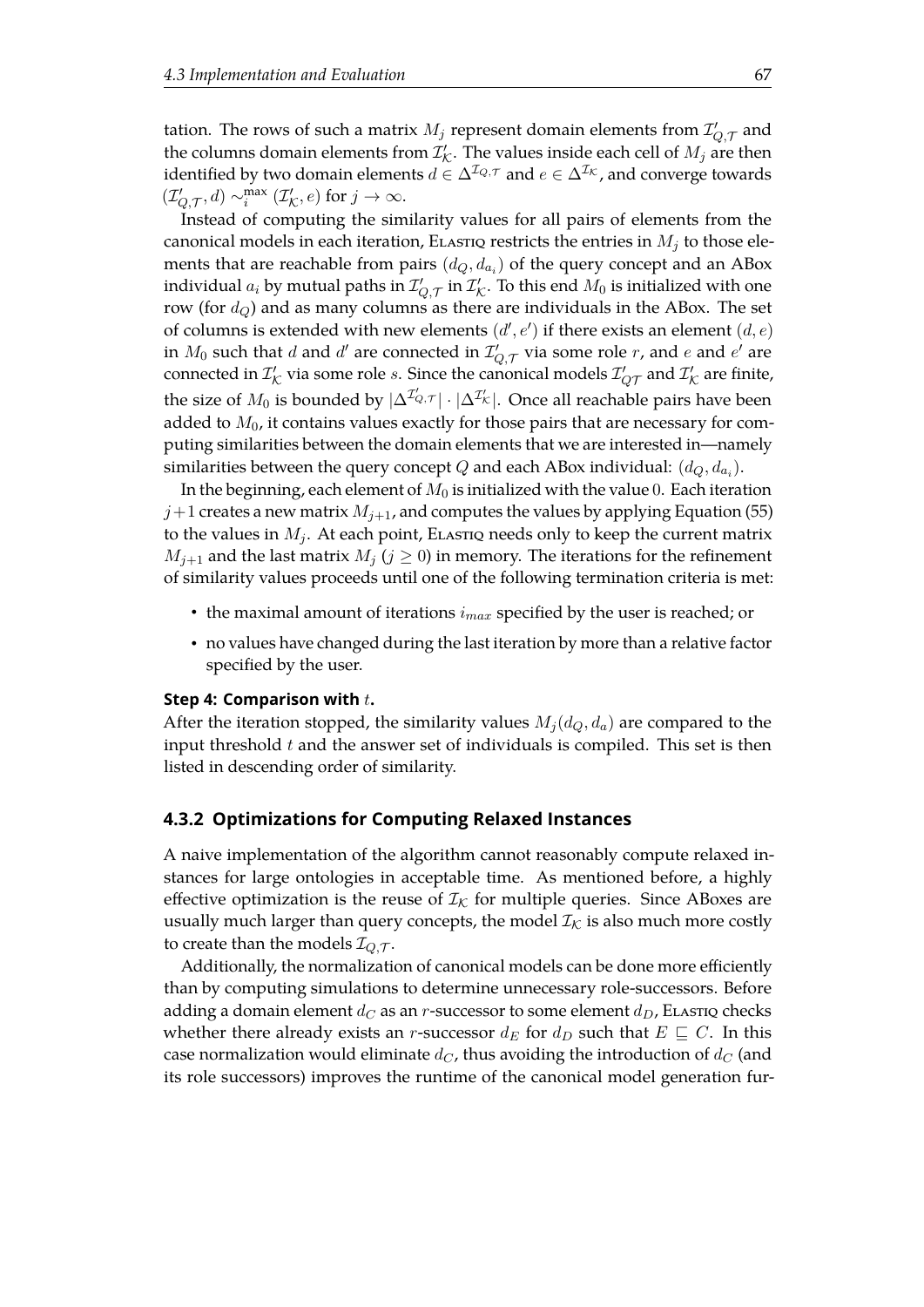tation. The rows of such a matrix $M_j$ represent domain elements from $\mathcal{I}'_{Q,\mathcal{T}}$ and the columns domain elements from $\mathcal{I}'_{\mathcal{K}}$. The values inside each cell of $M_j$ are then identified by two domain elements $d \in \Delta^{\mathcal{I}_{Q,\mathcal{T}}}$ and $e \in \Delta^{\mathcal{I}_{\mathcal{K}}}$, and converge towards $(\mathcal{I}'_{Q,\mathcal{T}}, d) \sim_i^{\max} (\mathcal{I}'_{\mathcal{K}}, e)$ for $j \to \infty$.

Instead of computing the similarity values for all pairs of elements from the canonical models in each iteration, Elastiq restricts the entries in $M_j$ to those elements that are reachable from pairs $(d_Q, d_{a_i})$ of the query concept and an ABox individual $a_i$ by mutual paths in $\mathcal{I}'_{Q,\mathcal{T}}$ in $\mathcal{I}'_{\mathcal{K}}$. To this end $M_0$ is initialized with one row (for $d_Q$) and as many columns as there are individuals in the ABox. The set of columns is extended with new elements $(d', e')$ if there exists an element $(d, e)$ in $M_0$ such that $d$ and $d'$ are connected in $\mathcal{I}'_{Q,\mathcal{T}}$ via some role $r$, and $e$ and $e'$ are connected in $\mathcal{I}'_{\mathcal{K}}$ via some role $s$. Since the canonical models $\mathcal{I}'_{Q\mathcal{T}}$ and $\mathcal{I}'_{\mathcal{K}}$ are finite, the size of $M_0$ is bounded by $|\Delta^{\mathcal{I}'_{Q,\mathcal{T}}}| \cdot |\Delta^{\mathcal{I}'_{\mathcal{K}}}|$. Once all reachable pairs have been added to $M_0$, it contains values exactly for those pairs that are necessary for computing similarities between the domain elements that we are interested in—namely similarities between the query concept $Q$ and each ABox individual: $(d_Q, d_{a_i})$.

In the beginning, each element of $M_0$ is initialized with the value $0$. Each iteration $j+1$ creates a new matrix $M_{j+1}$, and computes the values by applying Equation (55) to the values in $M_j$. At each point, Elastiq needs only to keep the current matrix $M_{j+1}$ and the last matrix $M_j$ ($j \geq 0$) in memory. The iterations for the refinement of similarity values proceeds until one of the following termination criteria is met:

- the maximal amount of iterations $i_{max}$ specified by the user is reached; or
- no values have changed during the last iteration by more than a relative factor specified by the user.

#### Step 4: Comparison with $t$.

After the iteration stopped, the similarity values $M_j(d_Q, d_a)$ are compared to the input threshold $t$ and the answer set of individuals is compiled. This set is then listed in descending order of similarity.

### 4.3.2 Optimizations for Computing Relaxed Instances

A naive implementation of the algorithm cannot reasonably compute relaxed instances for large ontologies in acceptable time. As mentioned before, a highly effective optimization is the reuse of $\mathcal{I}_{\mathcal{K}}$ for multiple queries. Since ABoxes are usually much larger than query concepts, the model $\mathcal{I}_{\mathcal{K}}$ is also much more costly to create than the models $\mathcal{I}_{Q,\mathcal{T}}$.

Additionally, the normalization of canonical models can be done more efficiently than by computing simulations to determine unnecessary role-successors. Before adding a domain element $d_C$ as an $r$-successor to some element $d_D$, Elastiq checks whether there already exists an $r$-successor $d_E$ for $d_D$ such that $E \sqsubseteq C$. In this case normalization would eliminate $d_C$, thus avoiding the introduction of $d_C$ (and its role successors) improves the runtime of the canonical model generation fur-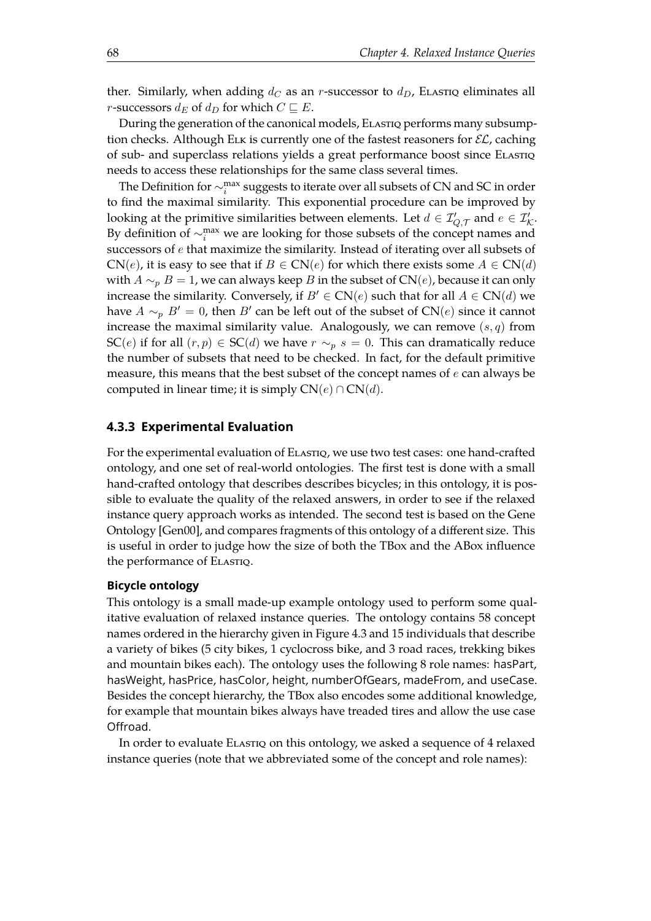ther. Similarly, when adding $d_C$ as an $r$-successor to $d_D$, ELASTIQ eliminates all $r$-successors $d_E$ of $d_D$ for which $C \sqsubseteq E$.

During the generation of the canonical models, ELASTIQ performs many subsumption checks. Although ELK is currently one of the fastest reasoners for $\mathcal{EL}$, caching of sub- and superclass relations yields a great performance boost since ELASTIQ needs to access these relationships for the same class several times.

The Definition for $\sim_i^{\max}$ suggests to iterate over all subsets of CN and SC in order to find the maximal similarity. This exponential procedure can be improved by looking at the primitive similarities between elements. Let $d \in \mathcal{I}'_{Q,\mathcal{T}}$ and $e \in \mathcal{I}'_{\mathcal{K}}$. By definition of $\sim_i^{\max}$ we are looking for those subsets of the concept names and successors of $e$ that maximize the similarity. Instead of iterating over all subsets of $\text{CN}(e)$, it is easy to see that if $B \in \text{CN}(e)$ for which there exists some $A \in \text{CN}(d)$ with $A \sim_p B = 1$, we can always keep $B$ in the subset of $\text{CN}(e)$, because it can only increase the similarity. Conversely, if $B' \in \text{CN}(e)$ such that for all $A \in \text{CN}(d)$ we have $A \sim_p B' = 0$, then $B'$ can be left out of the subset of $\text{CN}(e)$ since it cannot increase the maximal similarity value. Analogously, we can remove $(s, q)$ from $\text{SC}(e)$ if for all $(r, p) \in \text{SC}(d)$ we have $r \sim_p s = 0$. This can dramatically reduce the number of subsets that need to be checked. In fact, for the default primitive measure, this means that the best subset of the concept names of $e$ can always be computed in linear time; it is simply $\text{CN}(e) \cap \text{CN}(d)$.

### 4.3.3 Experimental Evaluation

For the experimental evaluation of ELASTIQ, we use two test cases: one hand-crafted ontology, and one set of real-world ontologies. The first test is done with a small hand-crafted ontology that describes describes bicycles; in this ontology, it is possible to evaluate the quality of the relaxed answers, in order to see if the relaxed instance query approach works as intended. The second test is based on the Gene Ontology [Gen00], and compares fragments of this ontology of a different size. This is useful in order to judge how the size of both the TBox and the ABox influence the performance of ELASTIQ.

#### Bicycle ontology

This ontology is a small made-up example ontology used to perform some qualitative evaluation of relaxed instance queries. The ontology contains 58 concept names ordered in the hierarchy given in Figure 4.3 and 15 individuals that describe a variety of bikes (5 city bikes, 1 cyclocross bike, and 3 road races, trekking bikes and mountain bikes each). The ontology uses the following 8 role names: hasPart, hasWeight, hasPrice, hasColor, height, numberOfGears, madeFrom, and useCase. Besides the concept hierarchy, the TBox also encodes some additional knowledge, for example that mountain bikes always have treaded tires and allow the use case Offroad.

In order to evaluate ELASTIQ on this ontology, we asked a sequence of 4 relaxed instance queries (note that we abbreviated some of the concept and role names):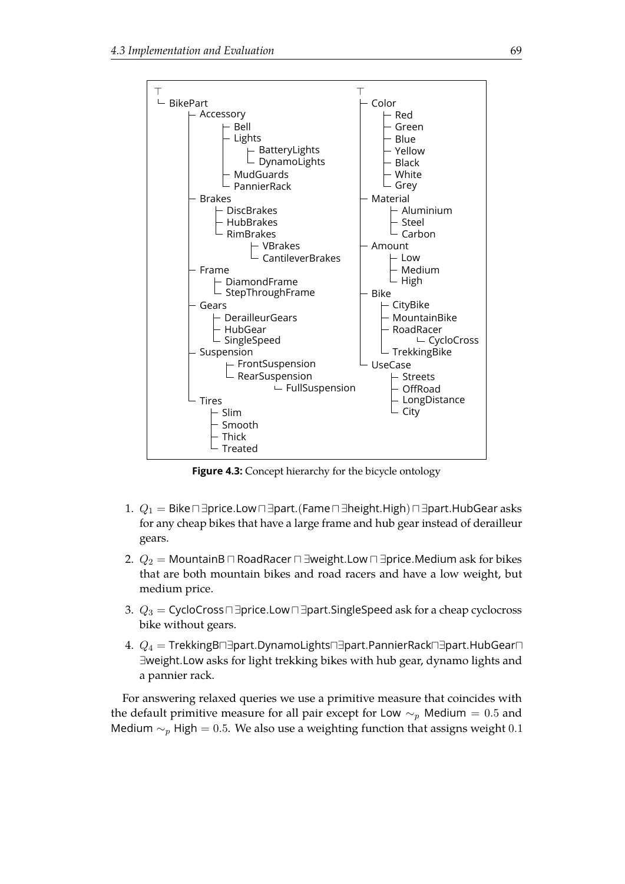```
⊤
└ BikePart
    ├ Accessory
    │   ├ Bell
    │   ├ Lights
    │   │   ├ BatteryLights
    │   │   └ DynamoLights
    │   ├ MudGuards
    │   └ PannierRack
    ├ Brakes
    │   ├ DiscBrakes
    │   ├ HubBrakes
    │   └ RimBrakes
    │       ├ VBrakes
    │       └ CantileverBrakes
    ├ Frame
    │   ├ DiamondFrame
    │   └ StepThroughFrame
    ├ Gears
    │   ├ DerailleurGears
    │   ├ HubGear
    │   └ SingleSpeed
    ├ Suspension
    │   ├ FrontSuspension
    │   └ RearSuspension
    │       └ FullSuspension
    └ Tires
        ├ Slim
        ├ Smooth
        ├ Thick
        └ Treated

⊤
├ Color
│   ├ Red
│   ├ Green
│   ├ Blue
│   ├ Yellow
│   ├ Black
│   ├ White
│   └ Grey
├ Material
│   ├ Aluminium
│   ├ Steel
│   └ Carbon
├ Amount
│   ├ Low
│   ├ Medium
│   └ High
├ Bike
│   ├ CityBike
│   ├ MountainBike
│   ├ RoadRacer
│   │   └ CycloCross
│   └ TrekkingBike
└ UseCase
    ├ Streets
    ├ OffRoad
    ├ LongDistance
    └ City
```

**Figure 4.3:** Concept hierarchy for the bicycle ontology

1. $Q_1 = \mathsf{Bike} \sqcap \exists \mathsf{price}.\mathsf{Low} \sqcap \exists \mathsf{part}.(\mathsf{Fame} \sqcap \exists \mathsf{height}.\mathsf{High}) \sqcap \exists \mathsf{part}.\mathsf{HubGear}$ asks for any cheap bikes that have a large frame and hub gear instead of derailleur gears.
2. $Q_2 = \mathsf{MountainB} \sqcap \mathsf{RoadRacer} \sqcap \exists \mathsf{weight}.\mathsf{Low} \sqcap \exists \mathsf{price}.\mathsf{Medium}$ ask for bikes that are both mountain bikes and road racers and have a low weight, but medium price.
3. $Q_3 = \mathsf{CycloCross} \sqcap \exists \mathsf{price}.\mathsf{Low} \sqcap \exists \mathsf{part}.\mathsf{SingleSpeed}$ ask for a cheap cyclocross bike without gears.
4. $Q_4 = \mathsf{TrekkingB} \sqcap \exists \mathsf{part}.\mathsf{DynamoLights} \sqcap \exists \mathsf{part}.\mathsf{PannierRack} \sqcap \exists \mathsf{part}.\mathsf{HubGear} \sqcap \exists \mathsf{weight}.\mathsf{Low}$ asks for light trekking bikes with hub gear, dynamo lights and a pannier rack.

For answering relaxed queries we use a primitive measure that coincides with the default primitive measure for all pair except for $\mathsf{Low} \sim_p \mathsf{Medium} = 0.5$ and $\mathsf{Medium} \sim_p \mathsf{High} = 0.5$. We also use a weighting function that assigns weight $0.1$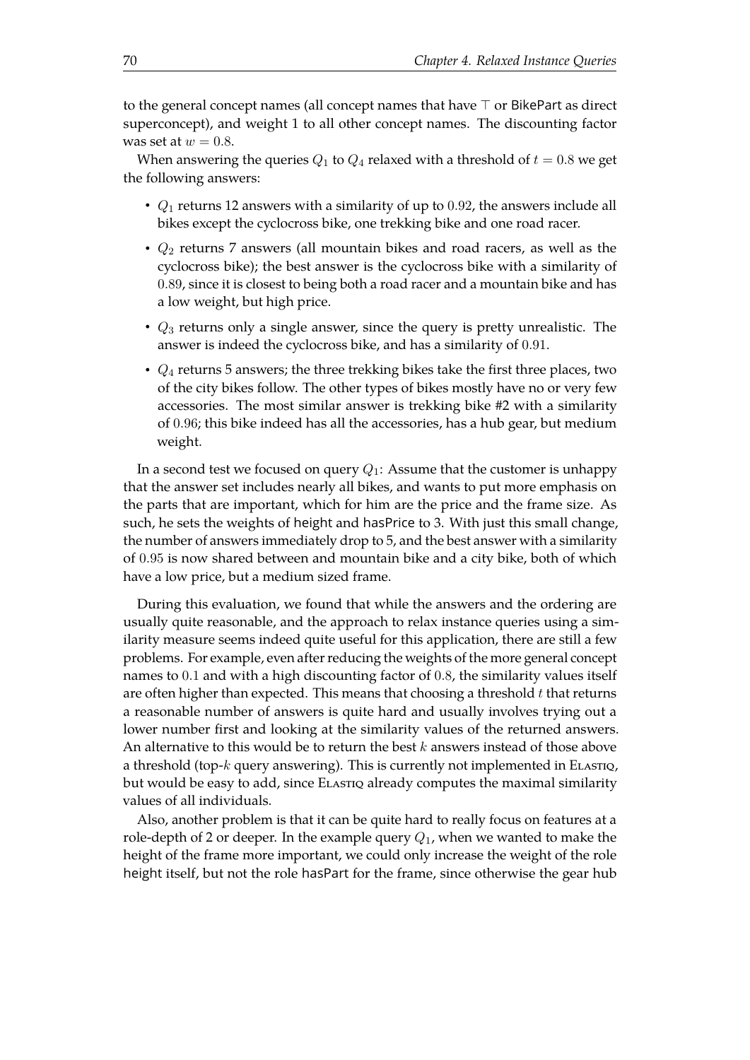to the general concept names (all concept names that have $\top$ or BikePart as direct superconcept), and weight 1 to all other concept names. The discounting factor was set at $w = 0.8$.

When answering the queries $Q_1$ to $Q_4$ relaxed with a threshold of $t = 0.8$ we get the following answers:

- $Q_1$ returns 12 answers with a similarity of up to $0.92$, the answers include all bikes except the cyclocross bike, one trekking bike and one road racer.
- $Q_2$ returns 7 answers (all mountain bikes and road racers, as well as the cyclocross bike); the best answer is the cyclocross bike with a similarity of $0.89$, since it is closest to being both a road racer and a mountain bike and has a low weight, but high price.
- $Q_3$ returns only a single answer, since the query is pretty unrealistic. The answer is indeed the cyclocross bike, and has a similarity of $0.91$.
- $Q_4$ returns 5 answers; the three trekking bikes take the first three places, two of the city bikes follow. The other types of bikes mostly have no or very few accessories. The most similar answer is trekking bike #2 with a similarity of $0.96$; this bike indeed has all the accessories, has a hub gear, but medium weight.

In a second test we focused on query $Q_1$: Assume that the customer is unhappy that the answer set includes nearly all bikes, and wants to put more emphasis on the parts that are important, which for him are the price and the frame size. As such, he sets the weights of height and hasPrice to 3. With just this small change, the number of answers immediately drop to 5, and the best answer with a similarity of $0.95$ is now shared between and mountain bike and a city bike, both of which have a low price, but a medium sized frame.

During this evaluation, we found that while the answers and the ordering are usually quite reasonable, and the approach to relax instance queries using a similarity measure seems indeed quite useful for this application, there are still a few problems. For example, even after reducing the weights of the more general concept names to $0.1$ and with a high discounting factor of $0.8$, the similarity values itself are often higher than expected. This means that choosing a threshold $t$ that returns a reasonable number of answers is quite hard and usually involves trying out a lower number first and looking at the similarity values of the returned answers. An alternative to this would be to return the best $k$ answers instead of those above a threshold (top-$k$ query answering). This is currently not implemented in Elastiq, but would be easy to add, since Elastiq already computes the maximal similarity values of all individuals.

Also, another problem is that it can be quite hard to really focus on features at a role-depth of 2 or deeper. In the example query $Q_1$, when we wanted to make the height of the frame more important, we could only increase the weight of the role height itself, but not the role hasPart for the frame, since otherwise the gear hub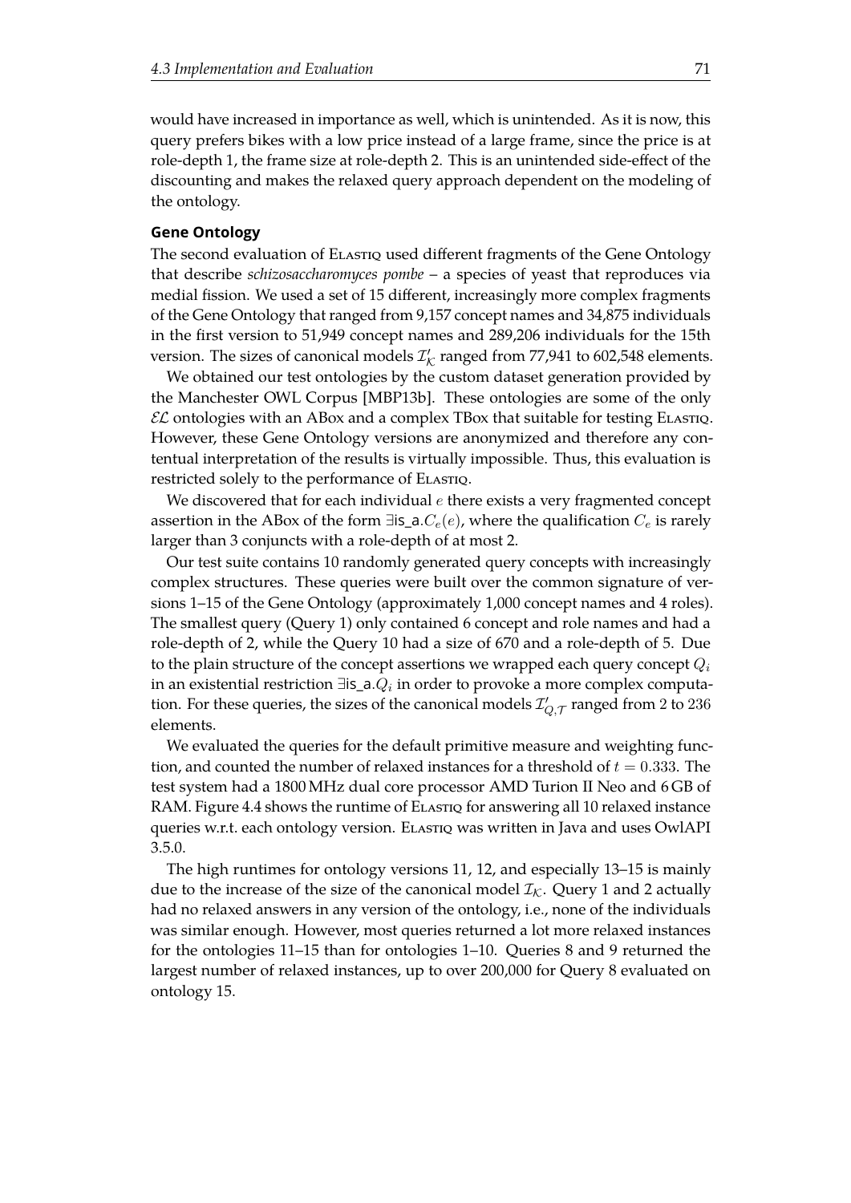would have increased in importance as well, which is unintended. As it is now, this query prefers bikes with a low price instead of a large frame, since the price is at role-depth 1, the frame size at role-depth 2. This is an unintended side-effect of the discounting and makes the relaxed query approach dependent on the modeling of the ontology.

### Gene Ontology

The second evaluation of ELASTIQ used different fragments of the Gene Ontology that describe *schizosaccharomyces pombe* – a species of yeast that reproduces via medial fission. We used a set of 15 different, increasingly more complex fragments of the Gene Ontology that ranged from 9,157 concept names and 34,875 individuals in the first version to 51,949 concept names and 289,206 individuals for the 15th version. The sizes of canonical models $\mathcal{I}'_{\mathcal{K}}$ ranged from 77,941 to 602,548 elements.

We obtained our test ontologies by the custom dataset generation provided by the Manchester OWL Corpus [MBP13b]. These ontologies are some of the only $\mathcal{EL}$ ontologies with an ABox and a complex TBox that suitable for testing ELASTIQ. However, these Gene Ontology versions are anonymized and therefore any contentual interpretation of the results is virtually impossible. Thus, this evaluation is restricted solely to the performance of ELASTIQ.

We discovered that for each individual $e$ there exists a very fragmented concept assertion in the ABox of the form $\exists \mathsf{is\_a}.C_e(e)$, where the qualification $C_e$ is rarely larger than 3 conjuncts with a role-depth of at most 2.

Our test suite contains 10 randomly generated query concepts with increasingly complex structures. These queries were built over the common signature of versions 1–15 of the Gene Ontology (approximately 1,000 concept names and 4 roles). The smallest query (Query 1) only contained 6 concept and role names and had a role-depth of 2, while the Query 10 had a size of 670 and a role-depth of 5. Due to the plain structure of the concept assertions we wrapped each query concept $Q_i$ in an existential restriction $\exists \mathsf{is\_a}.Q_i$ in order to provoke a more complex computation. For these queries, the sizes of the canonical models $\mathcal{I}'_{Q,\mathcal{T}}$ ranged from 2 to 236 elements.

We evaluated the queries for the default primitive measure and weighting function, and counted the number of relaxed instances for a threshold of $t = 0.333$. The test system had a 1800 MHz dual core processor AMD Turion II Neo and 6 GB of RAM. Figure 4.4 shows the runtime of ELASTIQ for answering all 10 relaxed instance queries w.r.t. each ontology version. ELASTIQ was written in Java and uses OwlAPI 3.5.0.

The high runtimes for ontology versions 11, 12, and especially 13–15 is mainly due to the increase of the size of the canonical model $\mathcal{I}_{\mathcal{K}}$. Query 1 and 2 actually had no relaxed answers in any version of the ontology, i.e., none of the individuals was similar enough. However, most queries returned a lot more relaxed instances for the ontologies 11–15 than for ontologies 1–10. Queries 8 and 9 returned the largest number of relaxed instances, up to over 200,000 for Query 8 evaluated on ontology 15.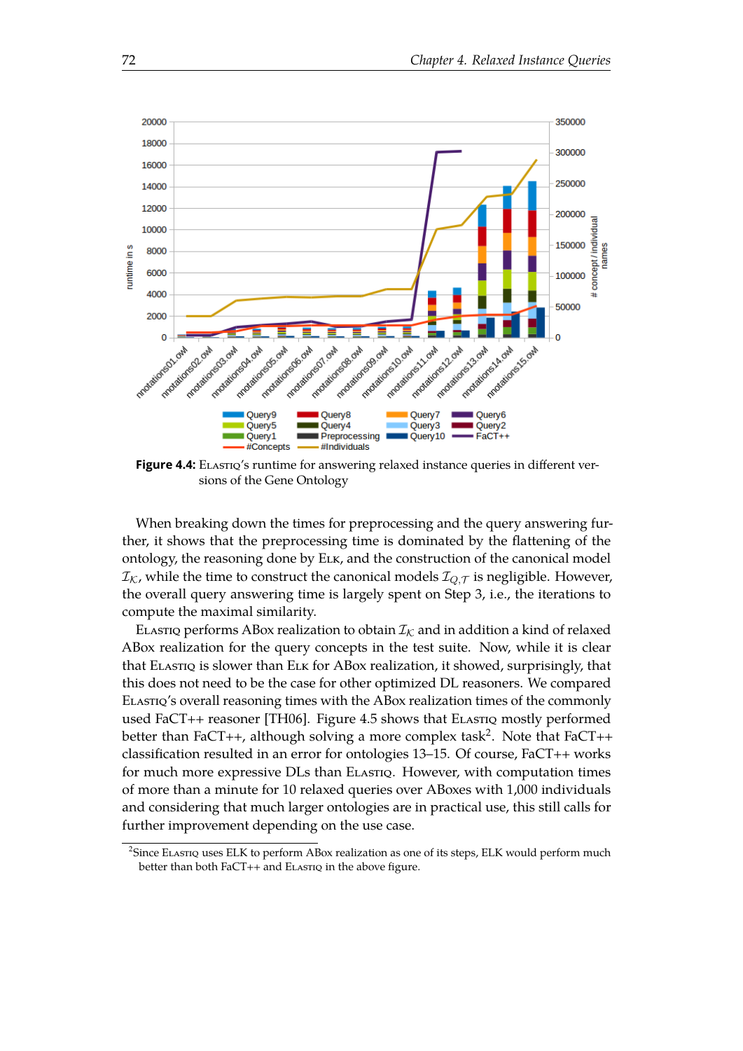**Figure 4.4:** ELASTIQ's runtime for answering relaxed instance queries in different versions of the Gene Ontology

When breaking down the times for preprocessing and the query answering further, it shows that the preprocessing time is dominated by the flattening of the ontology, the reasoning done by ELK, and the construction of the canonical model $\mathcal{I}_{\mathcal{K}}$, while the time to construct the canonical models $\mathcal{I}_{Q,\mathcal{T}}$ is negligible. However, the overall query answering time is largely spent on Step 3, i.e., the iterations to compute the maximal similarity.

ELASTIQ performs ABox realization to obtain $\mathcal{I}_{\mathcal{K}}$ and in addition a kind of relaxed ABox realization for the query concepts in the test suite. Now, while it is clear that ELASTIQ is slower than ELK for ABox realization, it showed, surprisingly, that this does not need to be the case for other optimized DL reasoners. We compared ELASTIQ's overall reasoning times with the ABox realization times of the commonly used FaCT++ reasoner [TH06]. Figure 4.5 shows that ELASTIQ mostly performed better than FaCT++, although solving a more complex task[2]. Note that FaCT++ classification resulted in an error for ontologies 13–15. Of course, FaCT++ works for much more expressive DLs than ELASTIQ. However, with computation times of more than a minute for 10 relaxed queries over ABoxes with 1,000 individuals and considering that much larger ontologies are in practical use, this still calls for further improvement depending on the use case.

[2]Since ELASTIQ uses ELK to perform ABox realization as one of its steps, ELK would perform much better than both FaCT++ and ELASTIQ in the above figure.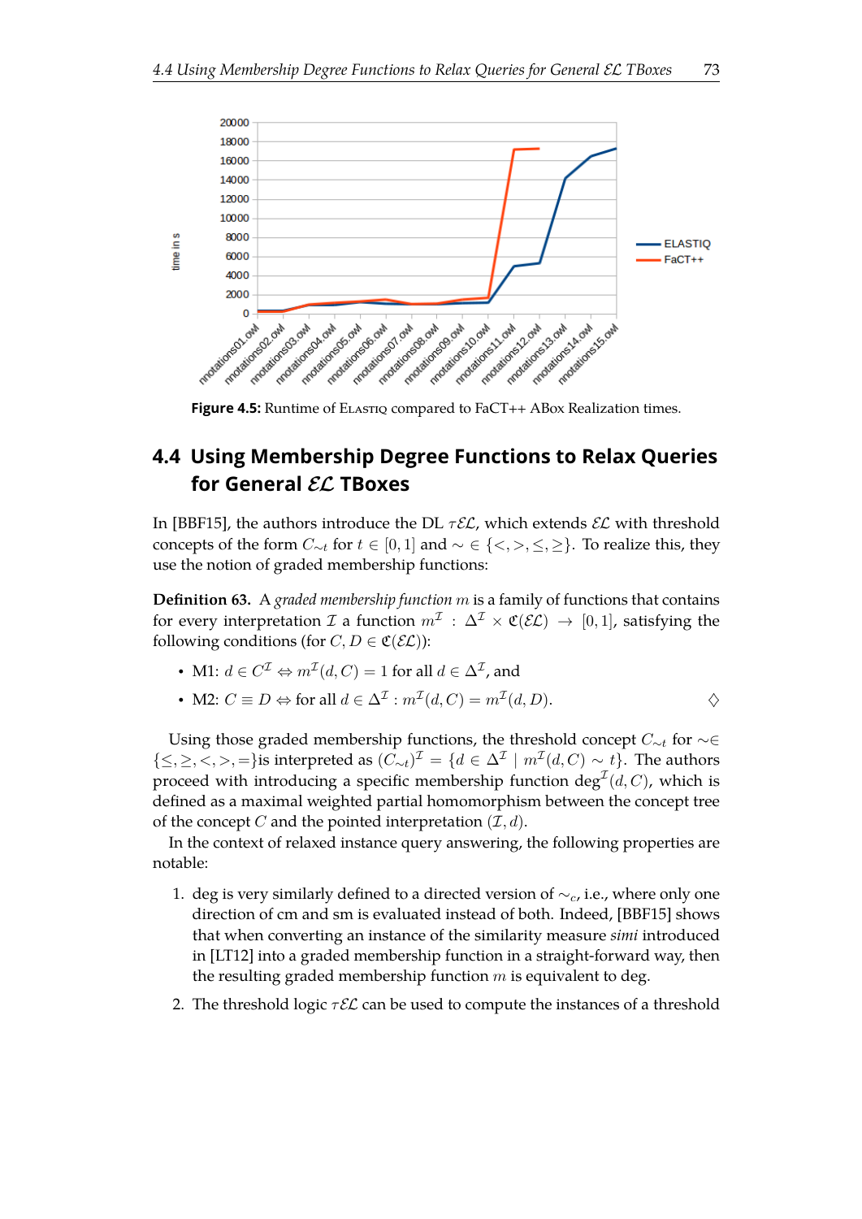Figure 4.5: Runtime of ELASTIQ compared to FaCT++ ABox Realization times.

## 4.4 Using Membership Degree Functions to Relax Queries for General $\mathcal{EL}$ TBoxes

In [BBF15], the authors introduce the DL $\tau\mathcal{EL}$, which extends $\mathcal{EL}$ with threshold concepts of the form $C_{\sim t}$ for $t \in [0,1]$ and $\sim \in \{<,>,\leq,\geq\}$. To realize this, they use the notion of graded membership functions:

**Definition 63.** A *graded membership function* $m$ is a family of functions that contains for every interpretation $\mathcal{I}$ a function $m^{\mathcal{I}} : \Delta^{\mathcal{I}} \times \mathfrak{C}(\mathcal{EL}) \to [0,1]$, satisfying the following conditions (for $C, D \in \mathfrak{C}(\mathcal{EL})$):

- M1: $d \in C^{\mathcal{I}} \Leftrightarrow m^{\mathcal{I}}(d,C) = 1$ for all $d \in \Delta^{\mathcal{I}}$, and
- M2: $C \equiv D \Leftrightarrow$ for all $d \in \Delta^{\mathcal{I}} : m^{\mathcal{I}}(d,C) = m^{\mathcal{I}}(d,D)$. ◇

Using those graded membership functions, the threshold concept $C_{\sim t}$ for $\sim \in \{\leq,\geq,<,>,=\}$is interpreted as $(C_{\sim t})^{\mathcal{I}} = \{d \in \Delta^{\mathcal{I}} \mid m^{\mathcal{I}}(d,C) \sim t\}$. The authors proceed with introducing a specific membership function $\mathrm{deg}^{\mathcal{I}}(d,C)$, which is defined as a maximal weighted partial homomorphism between the concept tree of the concept $C$ and the pointed interpretation $(\mathcal{I},d)$.

In the context of relaxed instance query answering, the following properties are notable:

1. deg is very similarly defined to a directed version of $\sim_c$, i.e., where only one direction of cm and sm is evaluated instead of both. Indeed, [BBF15] shows that when converting an instance of the similarity measure *simi* introduced in [LT12] into a graded membership function in a straight-forward way, then the resulting graded membership function $m$ is equivalent to deg.
2. The threshold logic $\tau\mathcal{EL}$ can be used to compute the instances of a threshold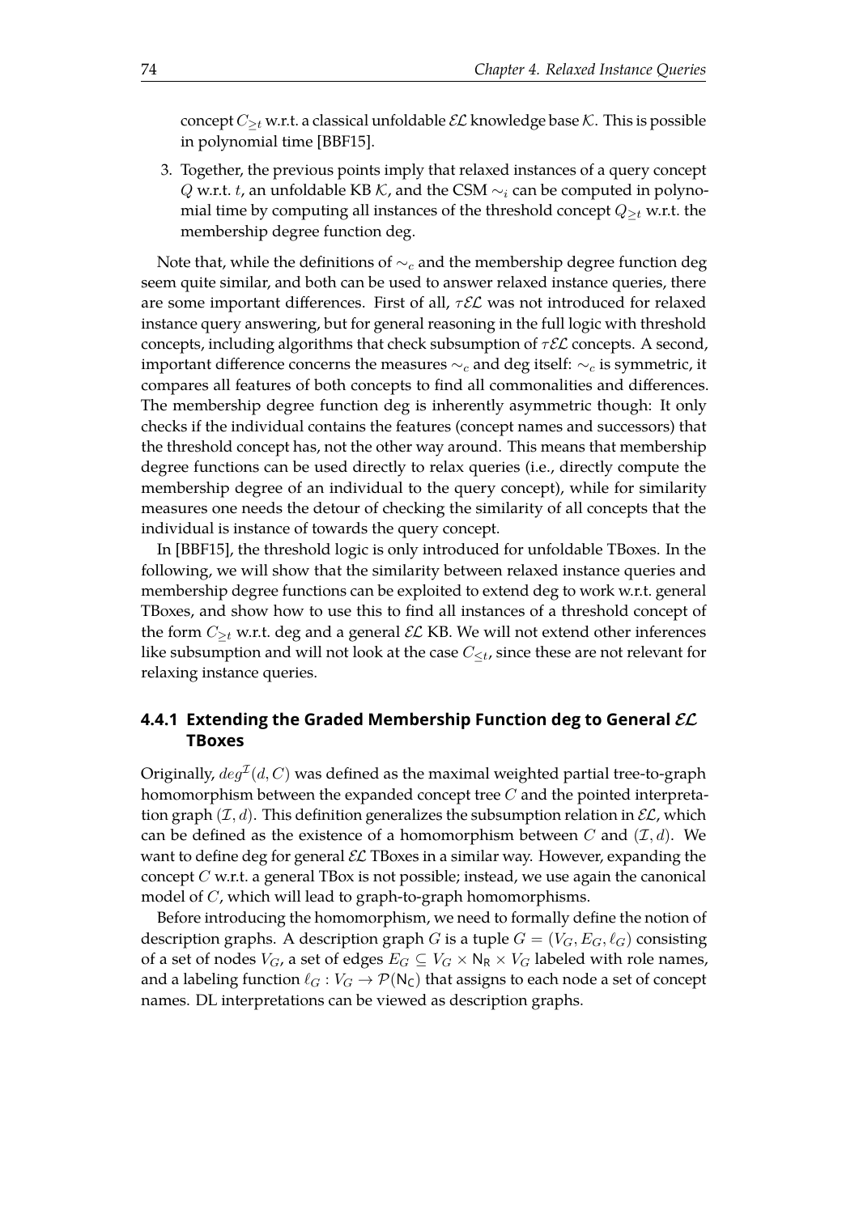concept $C_{\geq t}$ w.r.t. a classical unfoldable $\mathcal{EL}$ knowledge base $\mathcal{K}$. This is possible in polynomial time [BBF15].

3. Together, the previous points imply that relaxed instances of a query concept $Q$ w.r.t. $t$, an unfoldable KB $\mathcal{K}$, and the CSM $\sim_i$ can be computed in polynomial time by computing all instances of the threshold concept $Q_{\geq t}$ w.r.t. the membership degree function deg.

Note that, while the definitions of $\sim_c$ and the membership degree function deg seem quite similar, and both can be used to answer relaxed instance queries, there are some important differences. First of all, $\tau\mathcal{EL}$ was not introduced for relaxed instance query answering, but for general reasoning in the full logic with threshold concepts, including algorithms that check subsumption of $\tau\mathcal{EL}$ concepts. A second, important difference concerns the measures $\sim_c$ and deg itself: $\sim_c$ is symmetric, it compares all features of both concepts to find all commonalities and differences. The membership degree function deg is inherently asymmetric though: It only checks if the individual contains the features (concept names and successors) that the threshold concept has, not the other way around. This means that membership degree functions can be used directly to relax queries (i.e., directly compute the membership degree of an individual to the query concept), while for similarity measures one needs the detour of checking the similarity of all concepts that the individual is instance of towards the query concept.

In [BBF15], the threshold logic is only introduced for unfoldable TBoxes. In the following, we will show that the similarity between relaxed instance queries and membership degree functions can be exploited to extend deg to work w.r.t. general TBoxes, and show how to use this to find all instances of a threshold concept of the form $C_{\geq t}$ w.r.t. deg and a general $\mathcal{EL}$ KB. We will not extend other inferences like subsumption and will not look at the case $C_{\leq t}$, since these are not relevant for relaxing instance queries.

### 4.4.1 Extending the Graded Membership Function deg to General $\mathcal{EL}$ TBoxes

Originally, $deg^{\mathcal{I}}(d, C)$ was defined as the maximal weighted partial tree-to-graph homomorphism between the expanded concept tree $C$ and the pointed interpretation graph $(\mathcal{I}, d)$. This definition generalizes the subsumption relation in $\mathcal{EL}$, which can be defined as the existence of a homomorphism between $C$ and $(\mathcal{I}, d)$. We want to define deg for general $\mathcal{EL}$ TBoxes in a similar way. However, expanding the concept $C$ w.r.t. a general TBox is not possible; instead, we use again the canonical model of $C$, which will lead to graph-to-graph homomorphisms.

Before introducing the homomorphism, we need to formally define the notion of description graphs. A description graph $G$ is a tuple $G = (V_G, E_G, \ell_G)$ consisting of a set of nodes $V_G$, a set of edges $E_G \subseteq V_G \times \mathsf{N_R} \times V_G$ labeled with role names, and a labeling function $\ell_G : V_G \to \mathcal{P}(\mathsf{N_C})$ that assigns to each node a set of concept names. DL interpretations can be viewed as description graphs.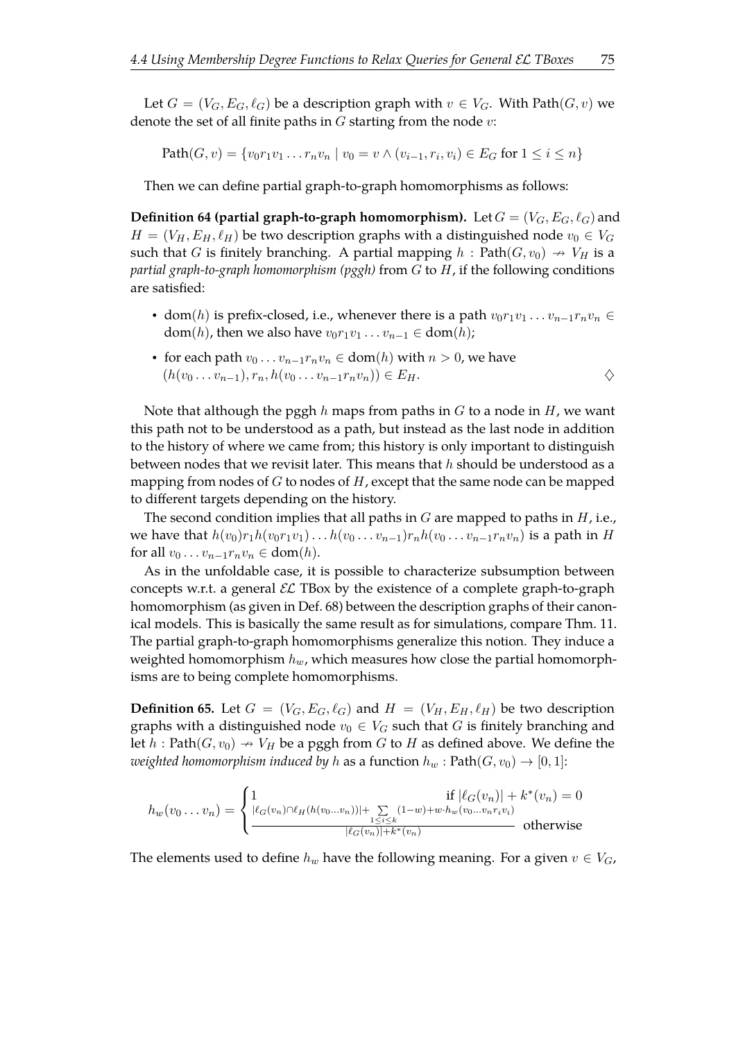Let $G = (V_G, E_G, \ell_G)$ be a description graph with $v \in V_G$. With $\text{Path}(G, v)$ we denote the set of all finite paths in $G$ starting from the node $v$:

$$\text{Path}(G, v) = \{v_0 r_1 v_1 \dots r_n v_n \mid v_0 = v \wedge (v_{i-1}, r_i, v_i) \in E_G \text{ for } 1 \leq i \leq n\}$$

Then we can define partial graph-to-graph homomorphisms as follows:

**Definition 64 (partial graph-to-graph homomorphism).** Let $G = (V_G, E_G, \ell_G)$ and $H = (V_H, E_H, \ell_H)$ be two description graphs with a distinguished node $v_0 \in V_G$ such that $G$ is finitely branching. A partial mapping $h : \text{Path}(G, v_0) \nrightarrow V_H$ is a *partial graph-to-graph homomorphism (pggh)* from $G$ to $H$, if the following conditions are satisfied:

- $\text{dom}(h)$ is prefix-closed, i.e., whenever there is a path $v_0 r_1 v_1 \dots v_{n-1} r_n v_n \in \text{dom}(h)$, then we also have $v_0 r_1 v_1 \dots v_{n-1} \in \text{dom}(h)$;
- for each path $v_0 \dots v_{n-1} r_n v_n \in \text{dom}(h)$ with $n > 0$, we have $(h(v_0 \dots v_{n-1}), r_n, h(v_0 \dots v_{n-1} r_n v_n)) \in E_H$. $\diamondsuit$

Note that although the pggh $h$ maps from paths in $G$ to a node in $H$, we want this path not to be understood as a path, but instead as the last node in addition to the history of where we came from; this history is only important to distinguish between nodes that we revisit later. This means that $h$ should be understood as a mapping from nodes of $G$ to nodes of $H$, except that the same node can be mapped to different targets depending on the history.

The second condition implies that all paths in $G$ are mapped to paths in $H$, i.e., we have that $h(v_0) r_1 h(v_0 r_1 v_1) \dots h(v_0 \dots v_{n-1}) r_n h(v_0 \dots v_{n-1} r_n v_n)$ is a path in $H$ for all $v_0 \dots v_{n-1} r_n v_n \in \text{dom}(h)$.

As in the unfoldable case, it is possible to characterize subsumption between concepts w.r.t. a general $\mathcal{EL}$ TBox by the existence of a complete graph-to-graph homomorphism (as given in Def. 68) between the description graphs of their canonical models. This is basically the same result as for simulations, compare Thm. 11. The partial graph-to-graph homomorphisms generalize this notion. They induce a weighted homomorphism $h_w$, which measures how close the partial homomorphisms are to being complete homomorphisms.

**Definition 65.** Let $G = (V_G, E_G, \ell_G)$ and $H = (V_H, E_H, \ell_H)$ be two description graphs with a distinguished node $v_0 \in V_G$ such that $G$ is finitely branching and let $h : \text{Path}(G, v_0) \nrightarrow V_H$ be a pggh from $G$ to $H$ as defined above. We define the *weighted homomorphism induced by* $h$ as a function $h_w : \text{Path}(G, v_0) \to [0, 1]$:

$$h_w(v_0 \dots v_n) = \begin{cases} 1 & \text{if } |\ell_G(v_n)| + k^*(v_n) = 0 \\ \frac{|\ell_G(v_n) \cap \ell_H(h(v_0 \dots v_n))| + \sum\limits_{1 \leq i \leq k} (1-w) + w \cdot h_w(v_0 \dots v_n r_i v_i)}{|\ell_G(v_n)| + k^*(v_n)} & \text{otherwise} \end{cases}$$

The elements used to define $h_w$ have the following meaning. For a given $v \in V_G$,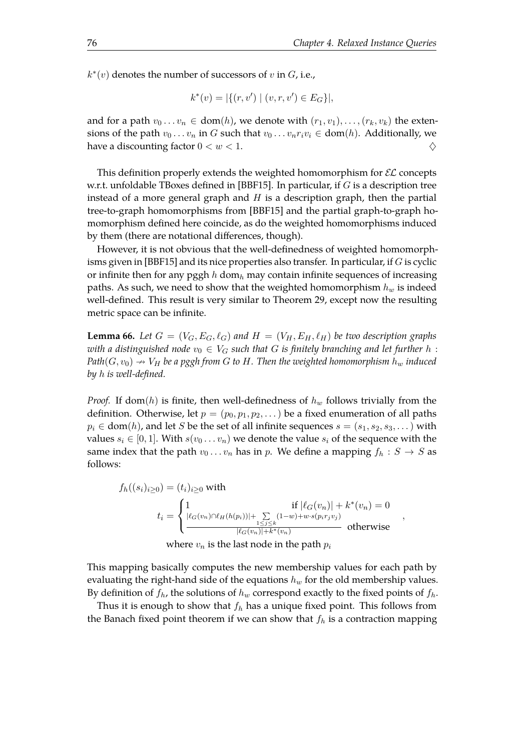$k^*(v)$ denotes the number of successors of $v$ in $G$, i.e.,

$$k^*(v) = |\{(r, v') \mid (v, r, v') \in E_G\}|,$$

and for a path $v_0 \ldots v_n \in \text{dom}(h)$, we denote with $(r_1, v_1), \ldots, (r_k, v_k)$ the extensions of the path $v_0 \ldots v_n$ in $G$ such that $v_0 \ldots v_n r_i v_i \in \text{dom}(h)$. Additionally, we have a discounting factor $0 < w < 1$. $\diamondsuit$

This definition properly extends the weighted homomorphism for $\mathcal{EL}$ concepts w.r.t. unfoldable TBoxes defined in [BBF15]. In particular, if $G$ is a description tree instead of a more general graph and $H$ is a description graph, then the partial tree-to-graph homomorphisms from [BBF15] and the partial graph-to-graph homomorphism defined here coincide, as do the weighted homomorphisms induced by them (there are notational differences, though).

However, it is not obvious that the well-definedness of weighted homomorphisms given in [BBF15] and its nice properties also transfer. In particular, if $G$ is cyclic or infinite then for any pggh $h$ $\text{dom}_h$ may contain infinite sequences of increasing paths. As such, we need to show that the weighted homomorphism $h_w$ is indeed well-defined. This result is very similar to Theorem 29, except now the resulting metric space can be infinite.

**Lemma 66.** *Let $G = (V_G, E_G, \ell_G)$ and $H = (V_H, E_H, \ell_H)$ be two description graphs with a distinguished node $v_0 \in V_G$ such that $G$ is finitely branching and let further $h : Path(G, v_0) \nrightarrow V_H$ be a pggh from $G$ to $H$. Then the weighted homomorphism $h_w$ induced by $h$ is well-defined.*

*Proof.* If $\text{dom}(h)$ is finite, then well-definedness of $h_w$ follows trivially from the definition. Otherwise, let $p = (p_0, p_1, p_2, \ldots)$ be a fixed enumeration of all paths $p_i \in \text{dom}(h)$, and let $S$ be the set of all infinite sequences $s = (s_1, s_2, s_3, \ldots)$ with values $s_i \in [0, 1]$. With $s(v_0 \ldots v_n)$ we denote the value $s_i$ of the sequence with the same index that the path $v_0 \ldots v_n$ has in $p$. We define a mapping $f_h : S \to S$ as follows:

$$f_h((s_i)_{i \geq 0}) = (t_i)_{i \geq 0} \text{ with}$$

$$t_i = \begin{cases} 1 & \text{if } |\ell_G(v_n)| + k^*(v_n) = 0 \\ \frac{|\ell_G(v_n) \cap \ell_H(h(p_i))| + \sum\limits_{1 \leq j \leq k} (1-w) + w \cdot s(p_i r_j v_j)}{|\ell_G(v_n)| + k^*(v_n)} & \text{otherwise} \end{cases},$$

$$\text{where } v_n \text{ is the last node in the path } p_i$$

This mapping basically computes the new membership values for each path by evaluating the right-hand side of the equations $h_w$ for the old membership values. By definition of $f_h$, the solutions of $h_w$ correspond exactly to the fixed points of $f_h$.

Thus it is enough to show that $f_h$ has a unique fixed point. This follows from the Banach fixed point theorem if we can show that $f_h$ is a contraction mapping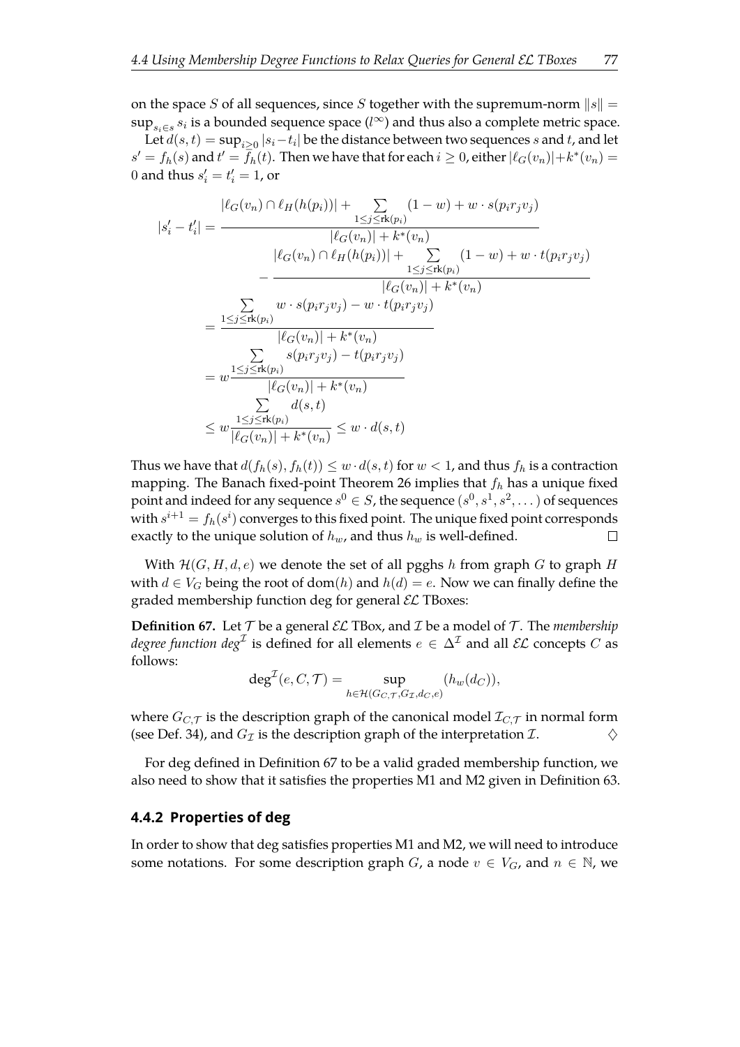on the space $S$ of all sequences, since $S$ together with the supremum-norm $\|s\| = \sup_{s_i \in s} s_i$ is a bounded sequence space ($l^\infty$) and thus also a complete metric space.

Let $d(s,t) = \sup_{i \geq 0} |s_i - t_i|$ be the distance between two sequences $s$ and $t$, and let $s' = f_h(s)$ and $t' = f_h(t)$. Then we have that for each $i \geq 0$, either $|\ell_G(v_n)| + k^*(v_n) = 0$ and thus $s'_i = t'_i = 1$, or

$$
\begin{aligned}
|s'_i - t'_i| &= \frac{|\ell_G(v_n) \cap \ell_H(h(p_i))| + \sum_{1 \leq j \leq \mathrm{rk}(p_i)} (1-w) + w \cdot s(p_i r_j v_j)}{|\ell_G(v_n)| + k^*(v_n)} \\
&\quad - \frac{|\ell_G(v_n) \cap \ell_H(h(p_i))| + \sum_{1 \leq j \leq \mathrm{rk}(p_i)} (1-w) + w \cdot t(p_i r_j v_j)}{|\ell_G(v_n)| + k^*(v_n)} \\
&= \frac{\sum_{1 \leq j \leq \mathrm{rk}(p_i)} w \cdot s(p_i r_j v_j) - w \cdot t(p_i r_j v_j)}{|\ell_G(v_n)| + k^*(v_n)} \\
&= w \frac{\sum_{1 \leq j \leq \mathrm{rk}(p_i)} s(p_i r_j v_j) - t(p_i r_j v_j)}{|\ell_G(v_n)| + k^*(v_n)} \\
&\leq w \frac{\sum_{1 \leq j \leq \mathrm{rk}(p_i)} d(s,t)}{|\ell_G(v_n)| + k^*(v_n)} \leq w \cdot d(s,t)
\end{aligned}
$$

Thus we have that $d(f_h(s), f_h(t)) \leq w \cdot d(s,t)$ for $w < 1$, and thus $f_h$ is a contraction mapping. The Banach fixed-point Theorem 26 implies that $f_h$ has a unique fixed point and indeed for any sequence $s^0 \in S$, the sequence $(s^0, s^1, s^2, \dots)$ of sequences with $s^{i+1} = f_h(s^i)$ converges to this fixed point. The unique fixed point corresponds exactly to the unique solution of $h_w$, and thus $h_w$ is well-defined. □

With $\mathcal{H}(G, H, d, e)$ we denote the set of all pgghs $h$ from graph $G$ to graph $H$ with $d \in V_G$ being the root of dom($h$) and $h(d) = e$. Now we can finally define the graded membership function deg for general $\mathcal{EL}$ TBoxes:

**Definition 67.** Let $\mathcal{T}$ be a general $\mathcal{EL}$ TBox, and $\mathcal{I}$ be a model of $\mathcal{T}$. The *membership degree function* $\textit{deg}^{\mathcal{I}}$ is defined for all elements $e \in \Delta^{\mathcal{I}}$ and all $\mathcal{EL}$ concepts $C$ as follows:

$$
\deg^{\mathcal{I}}(e, C, \mathcal{T}) = \sup_{h \in \mathcal{H}(G_{C,\mathcal{T}}, G_{\mathcal{I}}, d_C, e)} (h_w(d_C)),
$$

where $G_{C,\mathcal{T}}$ is the description graph of the canonical model $\mathcal{I}_{C,\mathcal{T}}$ in normal form (see Def. 34), and $G_{\mathcal{I}}$ is the description graph of the interpretation $\mathcal{I}$. ◇

For deg defined in Definition 67 to be a valid graded membership function, we also need to show that it satisfies the properties M1 and M2 given in Definition 63.

### 4.4.2 Properties of deg

In order to show that deg satisfies properties M1 and M2, we will need to introduce some notations. For some description graph $G$, a node $v \in V_G$, and $n \in \mathbb{N}$, we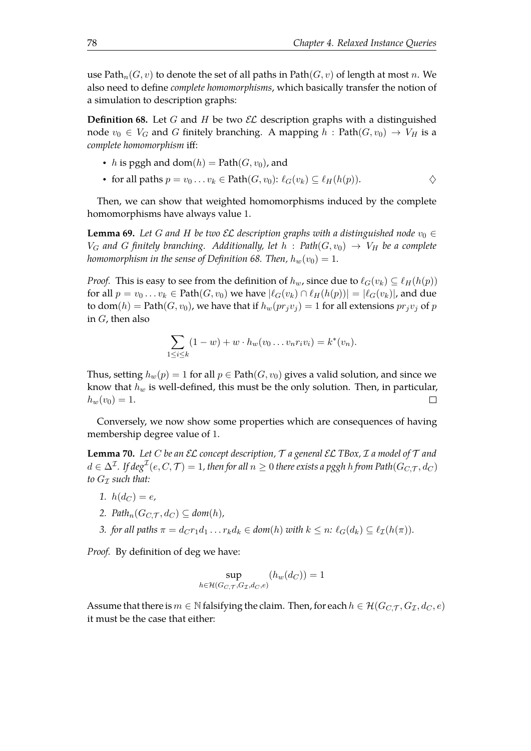use $\text{Path}_n(G, v)$ to denote the set of all paths in $\text{Path}(G, v)$ of length at most $n$. We also need to define *complete homomorphisms*, which basically transfer the notion of a simulation to description graphs:

**Definition 68.** Let $G$ and $H$ be two $\mathcal{EL}$ description graphs with a distinguished node $v_0 \in V_G$ and $G$ finitely branching. A mapping $h : \text{Path}(G, v_0) \to V_H$ is a *complete homomorphism* iff:

- $h$ is pggh and $\text{dom}(h) = \text{Path}(G, v_0)$, and
- for all paths $p = v_0 \dots v_k \in \text{Path}(G, v_0)$: $\ell_G(v_k) \subseteq \ell_H(h(p))$. $\diamondsuit$

Then, we can show that weighted homomorphisms induced by the complete homomorphisms have always value 1.

**Lemma 69.** *Let $G$ and $H$ be two $\mathcal{EL}$ description graphs with a distinguished node $v_0 \in V_G$ and $G$ finitely branching. Additionally, let $h : \text{Path}(G, v_0) \to V_H$ be a complete homomorphism in the sense of Definition 68. Then, $h_w(v_0) = 1$.*

*Proof.* This is easy to see from the definition of $h_w$, since due to $\ell_G(v_k) \subseteq \ell_H(h(p))$ for all $p = v_0 \dots v_k \in \text{Path}(G, v_0)$ we have $|\ell_G(v_k) \cap \ell_H(h(p))| = |\ell_G(v_k)|$, and due to $\text{dom}(h) = \text{Path}(G, v_0)$, we have that if $h_w(pr_jv_j) = 1$ for all extensions $pr_jv_j$ of $p$ in $G$, then also

$$\sum_{1 \le i \le k} (1 - w) + w \cdot h_w(v_0 \dots v_n r_i v_i) = k^*(v_n).$$

Thus, setting $h_w(p) = 1$ for all $p \in \text{Path}(G, v_0)$ gives a valid solution, and since we know that $h_w$ is well-defined, this must be the only solution. Then, in particular, $h_w(v_0) = 1$. $\square$

Conversely, we now show some properties which are consequences of having membership degree value of 1.

**Lemma 70.** *Let $C$ be an $\mathcal{EL}$ concept description, $\mathcal{T}$ a general $\mathcal{EL}$ TBox, $\mathcal{I}$ a model of $\mathcal{T}$ and $d \in \Delta^{\mathcal{I}}$. If $deg^{\mathcal{I}}(e, C, \mathcal{T}) = 1$, then for all $n \ge 0$ there exists a pggh $h$ from $Path(G_{C,\mathcal{T}}, d_C)$ to $G_{\mathcal{I}}$ such that:*

1. *$h(d_C) = e$,*
2. *$Path_n(G_{C,\mathcal{T}}, d_C) \subseteq dom(h)$,*
3. *for all paths $\pi = d_C r_1 d_1 \dots r_k d_k \in dom(h)$ with $k \le n$: $\ell_G(d_k) \subseteq \ell_{\mathcal{I}}(h(\pi))$.*

*Proof.* By definition of deg we have:

$$\sup_{h \in \mathcal{H}(G_{C,\mathcal{T}}, G_{\mathcal{I}}, d_C, e)} (h_w(d_C)) = 1$$

Assume that there is $m \in \mathbb{N}$ falsifying the claim. Then, for each $h \in \mathcal{H}(G_{C,\mathcal{T}}, G_{\mathcal{I}}, d_C, e)$ it must be the case that either: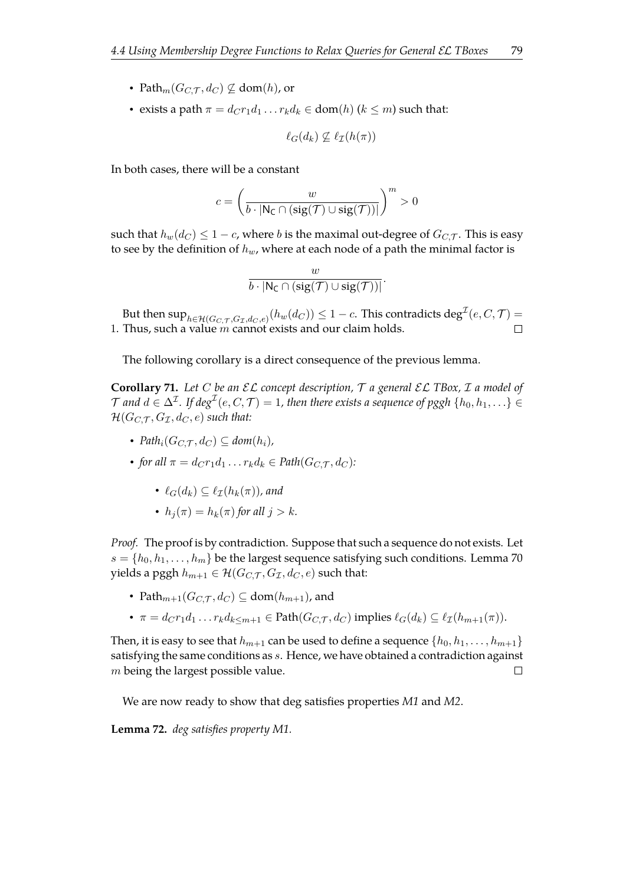- $\text{Path}_m(G_{C,\mathcal{T}}, d_C) \not\subseteq \text{dom}(h)$, or
- exists a path $\pi = d_C r_1 d_1 \dots r_k d_k \in \text{dom}(h)$ ($k \leq m$) such that:

$$\ell_G(d_k) \not\subseteq \ell_{\mathcal{I}}(h(\pi))$$

In both cases, there will be a constant

$$c = \left( \frac{w}{b \cdot |\mathsf{N_C} \cap (\text{sig}(\mathcal{T}) \cup \text{sig}(\mathcal{T}))|} \right)^m > 0$$

such that $h_w(d_C) \leq 1 - c$, where $b$ is the maximal out-degree of $G_{C,\mathcal{T}}$. This is easy to see by the definition of $h_w$, where at each node of a path the minimal factor is

$$\frac{w}{b \cdot |\mathsf{N_C} \cap (\text{sig}(\mathcal{T}) \cup \text{sig}(\mathcal{T}))|}.$$

But then $\sup_{h \in \mathcal{H}(G_{C,\mathcal{T}}, G_{\mathcal{I}}, d_C, e)}(h_w(d_C)) \leq 1 - c$. This contradicts $\deg^{\mathcal{I}}(e, C, \mathcal{T}) = 1$. Thus, such a value $m$ cannot exists and our claim holds. □

The following corollary is a direct consequence of the previous lemma.

**Corollary 71.** *Let $C$ be an $\mathcal{EL}$ concept description, $\mathcal{T}$ a general $\mathcal{EL}$ TBox, $\mathcal{I}$ a model of $\mathcal{T}$ and $d \in \Delta^{\mathcal{I}}$. If $\deg^{\mathcal{I}}(e, C, \mathcal{T}) = 1$, then there exists a sequence of pggh $\{h_0, h_1, \dots\} \in \mathcal{H}(G_{C,\mathcal{T}}, G_{\mathcal{I}}, d_C, e)$ such that:*

- *$\text{Path}_i(G_{C,\mathcal{T}}, d_C) \subseteq \text{dom}(h_i)$,*
- *for all $\pi = d_C r_1 d_1 \dots r_k d_k \in \text{Path}(G_{C,\mathcal{T}}, d_C)$:*
  - *$\ell_G(d_k) \subseteq \ell_{\mathcal{I}}(h_k(\pi))$, and*
  - *$h_j(\pi) = h_k(\pi)$ for all $j > k$.*

*Proof.* The proof is by contradiction. Suppose that such a sequence do not exists. Let $s = \{h_0, h_1, \dots, h_m\}$ be the largest sequence satisfying such conditions. Lemma 70 yields a pggh $h_{m+1} \in \mathcal{H}(G_{C,\mathcal{T}}, G_{\mathcal{I}}, d_C, e)$ such that:

- $\text{Path}_{m+1}(G_{C,\mathcal{T}}, d_C) \subseteq \text{dom}(h_{m+1})$, and
- $\pi = d_C r_1 d_1 \dots r_k d_{k \leq m+1} \in \text{Path}(G_{C,\mathcal{T}}, d_C)$ implies $\ell_G(d_k) \subseteq \ell_{\mathcal{I}}(h_{m+1}(\pi))$.

Then, it is easy to see that $h_{m+1}$ can be used to define a sequence $\{h_0, h_1, \dots, h_{m+1}\}$ satisfying the same conditions as $s$. Hence, we have obtained a contradiction against $m$ being the largest possible value. □

We are now ready to show that deg satisfies properties *M1* and *M2*.

**Lemma 72.** *deg satisfies property M1.*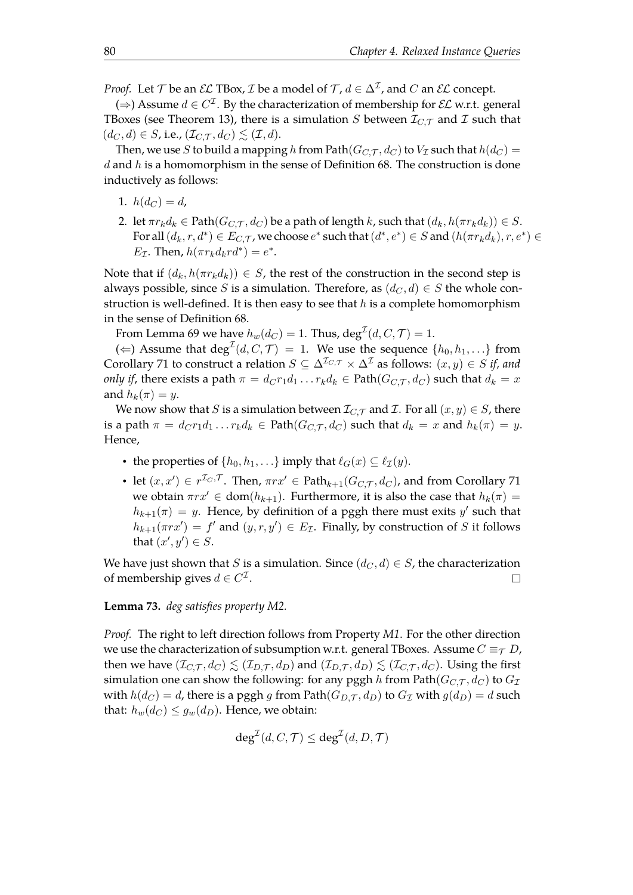*Proof.* Let $\mathcal{T}$ be an $\mathcal{EL}$ TBox, $\mathcal{I}$ be a model of $\mathcal{T}$, $d \in \Delta^{\mathcal{I}}$, and $C$ an $\mathcal{EL}$ concept.

($\Rightarrow$) Assume $d \in C^{\mathcal{I}}$. By the characterization of membership for $\mathcal{EL}$ w.r.t. general TBoxes (see Theorem 13), there is a simulation $S$ between $\mathcal{I}_{C,\mathcal{T}}$ and $\mathcal{I}$ such that $(d_C, d) \in S$, i.e., $(\mathcal{I}_{C,\mathcal{T}}, d_C) \lesssim (\mathcal{I}, d)$.

Then, we use $S$ to build a mapping $h$ from $\text{Path}(G_{C,\mathcal{T}}, d_C)$ to $V_{\mathcal{I}}$ such that $h(d_C) = d$ and $h$ is a homomorphism in the sense of Definition 68. The construction is done inductively as follows:

1. $h(d_C) = d$,
2. let $\pi r_k d_k \in \text{Path}(G_{C,\mathcal{T}}, d_C)$ be a path of length $k$, such that $(d_k, h(\pi r_k d_k)) \in S$. For all $(d_k, r, d^*) \in E_{C,\mathcal{T}}$, we choose $e^*$ such that $(d^*, e^*) \in S$ and $(h(\pi r_k d_k), r, e^*) \in E_{\mathcal{I}}$. Then, $h(\pi r_k d_k r d^*) = e^*$.

Note that if $(d_k, h(\pi r_k d_k)) \in S$, the rest of the construction in the second step is always possible, since $S$ is a simulation. Therefore, as $(d_C, d) \in S$ the whole construction is well-defined. It is then easy to see that $h$ is a complete homomorphism in the sense of Definition 68.

From Lemma 69 we have $h_w(d_C) = 1$. Thus, $\deg^{\mathcal{I}}(d, C, \mathcal{T}) = 1$.

($\Leftarrow$) Assume that $\deg^{\mathcal{I}}(d, C, \mathcal{T}) = 1$. We use the sequence $\{h_0, h_1, \ldots\}$ from Corollary 71 to construct a relation $S \subseteq \Delta^{\mathcal{I}_{C,\mathcal{T}}} \times \Delta^{\mathcal{I}}$ as follows: $(x, y) \in S$ *if, and only if*, there exists a path $\pi = d_C r_1 d_1 \ldots r_k d_k \in \text{Path}(G_{C,\mathcal{T}}, d_C)$ such that $d_k = x$ and $h_k(\pi) = y$.

We now show that $S$ is a simulation between $\mathcal{I}_{C,\mathcal{T}}$ and $\mathcal{I}$. For all $(x, y) \in S$, there is a path $\pi = d_C r_1 d_1 \ldots r_k d_k \in \text{Path}(G_{C,\mathcal{T}}, d_C)$ such that $d_k = x$ and $h_k(\pi) = y$. Hence,

- the properties of $\{h_0, h_1, \ldots\}$ imply that $\ell_G(x) \subseteq \ell_{\mathcal{I}}(y)$.
- let $(x, x') \in r^{\mathcal{I}_{C,\mathcal{T}}}$. Then, $\pi r x' \in \text{Path}_{k+1}(G_{C,\mathcal{T}}, d_C)$, and from Corollary 71 we obtain $\pi r x' \in \text{dom}(h_{k+1})$. Furthermore, it is also the case that $h_k(\pi) = h_{k+1}(\pi) = y$. Hence, by definition of a pggh there must exits $y'$ such that $h_{k+1}(\pi r x') = f'$ and $(y, r, y') \in E_{\mathcal{I}}$. Finally, by construction of $S$ it follows that $(x', y') \in S$.

We have just shown that $S$ is a simulation. Since $(d_C, d) \in S$, the characterization of membership gives $d \in C^{\mathcal{I}}$. $\square$

**Lemma 73.** *deg satisfies property M2.*

*Proof.* The right to left direction follows from Property *M1*. For the other direction we use the characterization of subsumption w.r.t. general TBoxes. Assume $C \equiv_{\mathcal{T}} D$, then we have $(\mathcal{I}_{C,\mathcal{T}}, d_C) \lesssim (\mathcal{I}_{D,\mathcal{T}}, d_D)$ and $(\mathcal{I}_{D,\mathcal{T}}, d_D) \lesssim (\mathcal{I}_{C,\mathcal{T}}, d_C)$. Using the first simulation one can show the following: for any pggh $h$ from $\text{Path}(G_{C,\mathcal{T}}, d_C)$ to $G_{\mathcal{I}}$ with $h(d_C) = d$, there is a pggh $g$ from $\text{Path}(G_{D,\mathcal{T}}, d_D)$ to $G_{\mathcal{I}}$ with $g(d_D) = d$ such that: $h_w(d_C) \leq g_w(d_D)$. Hence, we obtain:

$$\deg^{\mathcal{I}}(d, C, \mathcal{T}) \leq \deg^{\mathcal{I}}(d, D, \mathcal{T})$$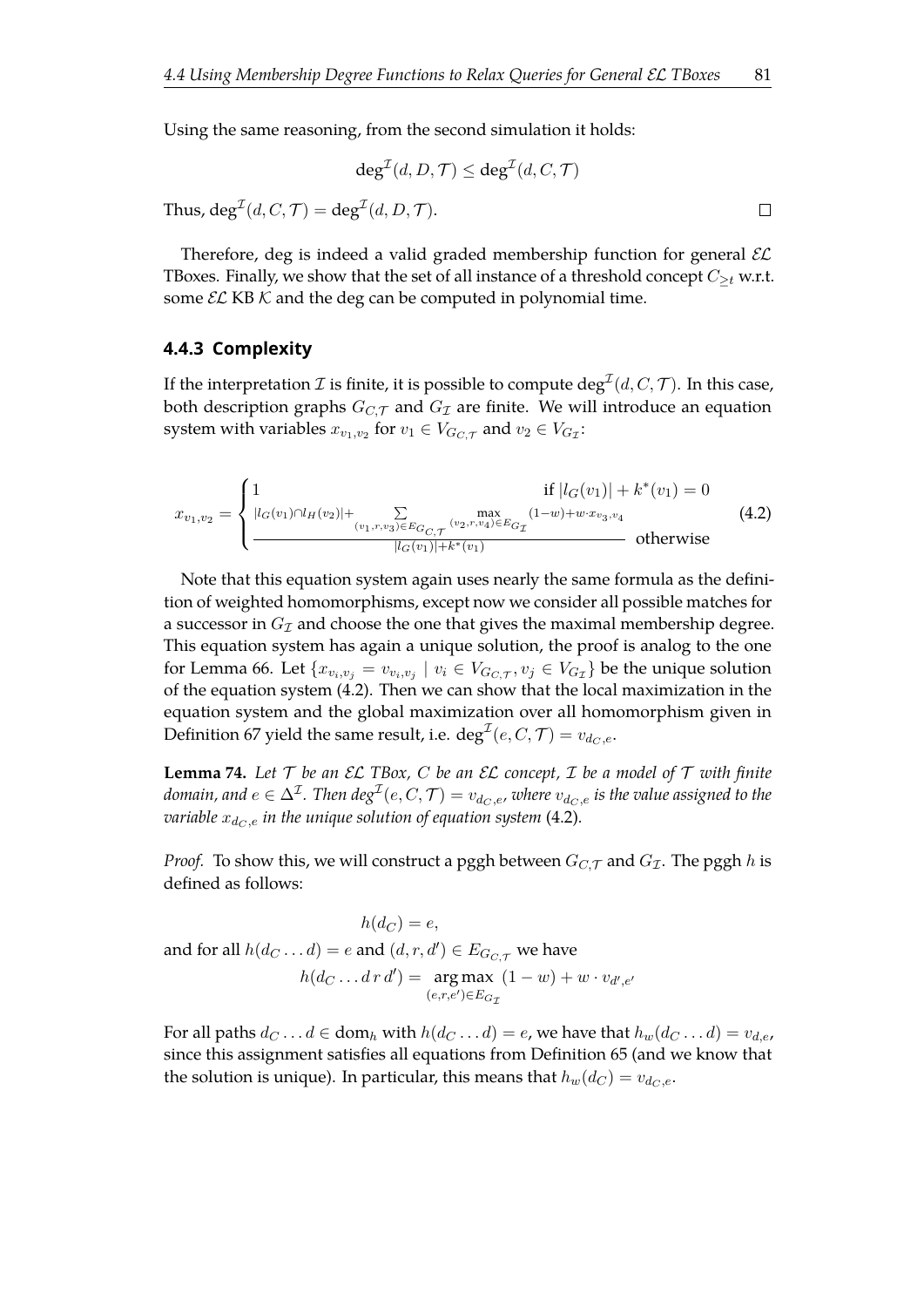Using the same reasoning, from the second simulation it holds:

$$\deg^{\mathcal{I}}(d, D, \mathcal{T}) \leq \deg^{\mathcal{I}}(d, C, \mathcal{T})$$

Thus, $\deg^{\mathcal{I}}(d, C, \mathcal{T}) = \deg^{\mathcal{I}}(d, D, \mathcal{T})$. □

Therefore, deg is indeed a valid graded membership function for general $\mathcal{EL}$ TBoxes. Finally, we show that the set of all instance of a threshold concept $C_{\geq t}$ w.r.t. some $\mathcal{EL}$ KB $\mathcal{K}$ and the deg can be computed in polynomial time.

### 4.4.3 Complexity

If the interpretation $\mathcal{I}$ is finite, it is possible to compute $\deg^{\mathcal{I}}(d, C, \mathcal{T})$. In this case, both description graphs $G_{C,\mathcal{T}}$ and $G_{\mathcal{I}}$ are finite. We will introduce an equation system with variables $x_{v_1,v_2}$ for $v_1 \in V_{G_{C,\mathcal{T}}}$ and $v_2 \in V_{G_{\mathcal{I}}}$:

$$x_{v_1,v_2} = \begin{cases} 1 & \text{if } |l_G(v_1)| + k^*(v_1) = 0 \\ \dfrac{|l_G(v_1) \cap l_H(v_2)| + \sum\limits_{(v_1,r,v_3) \in E_{G_{C,\mathcal{T}}}} \max\limits_{(v_2,r,v_4) \in E_{G_{\mathcal{I}}}} (1-w) + w \cdot x_{v_3,v_4}}{|l_G(v_1)| + k^*(v_1)} & \text{otherwise} \end{cases} \tag{4.2}$$

Note that this equation system again uses nearly the same formula as the definition of weighted homomorphisms, except now we consider all possible matches for a successor in $G_{\mathcal{I}}$ and choose the one that gives the maximal membership degree. This equation system has again a unique solution, the proof is analog to the one for Lemma 66. Let $\{x_{v_i,v_j} = v_{v_i,v_j} \mid v_i \in V_{G_{C,\mathcal{T}}}, v_j \in V_{G_{\mathcal{I}}}\}$ be the unique solution of the equation system (4.2). Then we can show that the local maximization in the equation system and the global maximization over all homomorphism given in Definition 67 yield the same result, i.e. $\deg^{\mathcal{I}}(e, C, \mathcal{T}) = v_{d_C,e}$.

**Lemma 74.** *Let $\mathcal{T}$ be an $\mathcal{EL}$ TBox, $C$ be an $\mathcal{EL}$ concept, $\mathcal{I}$ be a model of $\mathcal{T}$ with finite domain, and $e \in \Delta^{\mathcal{I}}$. Then $\deg^{\mathcal{I}}(e, C, \mathcal{T}) = v_{d_C,e}$, where $v_{d_C,e}$ is the value assigned to the variable $x_{d_C,e}$ in the unique solution of equation system* (4.2)*.*

*Proof.* To show this, we will construct a pggh between $G_{C,\mathcal{T}}$ and $G_{\mathcal{I}}$. The pggh $h$ is defined as follows:

$$h(d_C) = e,$$

and for all $h(d_C \ldots d) = e$ and $(d, r, d') \in E_{G_{C,\mathcal{T}}}$ we have

$$h(d_C \ldots d\, r\, d') = \operatorname*{arg\,max}_{(e,r,e') \in E_{G_{\mathcal{I}}}} (1-w) + w \cdot v_{d',e'}$$

For all paths $d_C \ldots d \in \mathrm{dom}_h$ with $h(d_C \ldots d) = e$, we have that $h_w(d_C \ldots d) = v_{d,e}$, since this assignment satisfies all equations from Definition 65 (and we know that the solution is unique). In particular, this means that $h_w(d_C) = v_{d_C,e}$.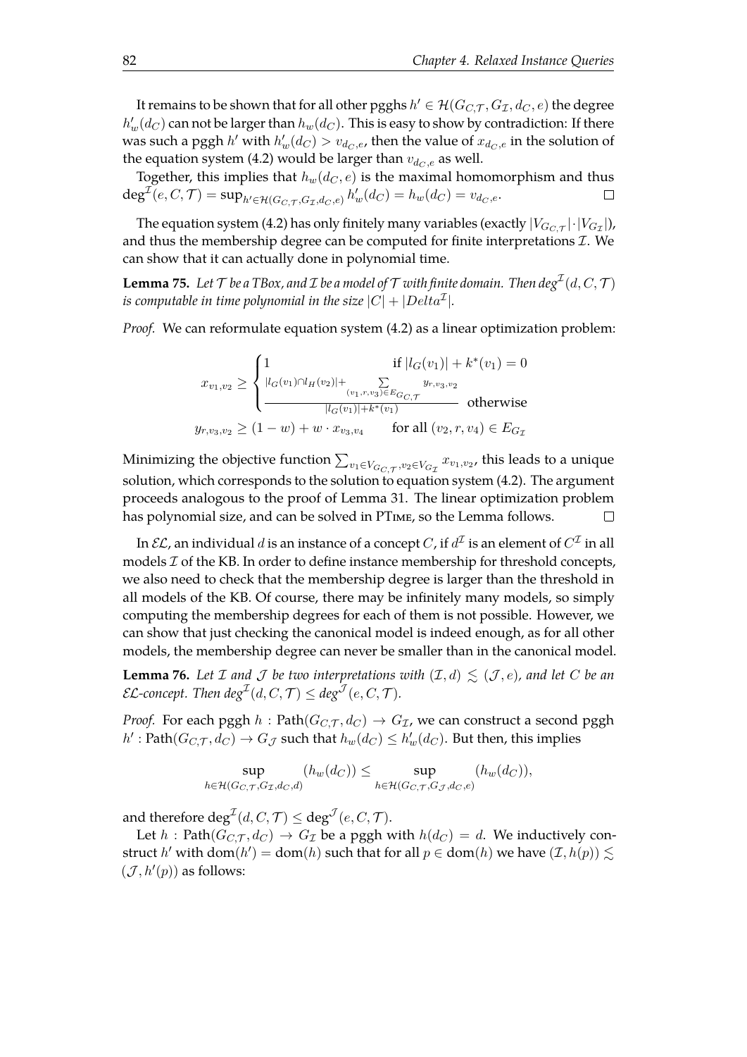It remains to be shown that for all other pgghs $h' \in \mathcal{H}(G_{C,\mathcal{T}}, G_{\mathcal{I}}, d_C, e)$ the degree $h'_w(d_C)$ can not be larger than $h_w(d_C)$. This is easy to show by contradiction: If there was such a pggh $h'$ with $h'_w(d_C) > v_{d_C,e}$, then the value of $x_{d_C,e}$ in the solution of the equation system (4.2) would be larger than $v_{d_C,e}$ as well.

Together, this implies that $h_w(d_C, e)$ is the maximal homomorphism and thus $\deg^{\mathcal{I}}(e, C, \mathcal{T}) = \sup_{h' \in \mathcal{H}(G_{C,\mathcal{T}}, G_{\mathcal{I}}, d_C, e)} h'_w(d_C) = h_w(d_C) = v_{d_C,e}$. □

The equation system (4.2) has only finitely many variables (exactly $|V_{G_{C,\mathcal{T}}}| \cdot |V_{G_{\mathcal{I}}}|$), and thus the membership degree can be computed for finite interpretations $\mathcal{I}$. We can show that it can actually done in polynomial time.

**Lemma 75.** *Let $\mathcal{T}$ be a TBox, and $\mathcal{I}$ be a model of $\mathcal{T}$ with finite domain. Then $deg^{\mathcal{I}}(d, C, \mathcal{T})$ is computable in time polynomial in the size $|C| + |Delta^{\mathcal{I}}|$.*

*Proof.* We can reformulate equation system (4.2) as a linear optimization problem:

$$
\begin{aligned}
x_{v_1,v_2} &\geq \begin{cases} 1 & \text{if } |l_G(v_1)| + k^*(v_1) = 0 \\ \dfrac{|l_G(v_1) \cap l_H(v_2)| + \sum\limits_{(v_1,r,v_3) \in E_{G_{C,\mathcal{T}}}} y_{r,v_3,v_2}}{|l_G(v_1)| + k^*(v_1)} & \text{otherwise} \end{cases} \\
y_{r,v_3,v_2} &\geq (1 - w) + w \cdot x_{v_3,v_4} \qquad \text{for all } (v_2, r, v_4) \in E_{G_{\mathcal{I}}}
\end{aligned}
$$

Minimizing the objective function $\sum_{v_1 \in V_{G_{C,\mathcal{T}}}, v_2 \in V_{G_{\mathcal{I}}}} x_{v_1,v_2}$, this leads to a unique solution, which corresponds to the solution to equation system (4.2). The argument proceeds analogous to the proof of Lemma 31. The linear optimization problem has polynomial size, and can be solved in PTIME, so the Lemma follows. □

In $\mathcal{EL}$, an individual $d$ is an instance of a concept $C$, if $d^{\mathcal{I}}$ is an element of $C^{\mathcal{I}}$ in all models $\mathcal{I}$ of the KB. In order to define instance membership for threshold concepts, we also need to check that the membership degree is larger than the threshold in all models of the KB. Of course, there may be infinitely many models, so simply computing the membership degrees for each of them is not possible. However, we can show that just checking the canonical model is indeed enough, as for all other models, the membership degree can never be smaller than in the canonical model.

**Lemma 76.** *Let $\mathcal{I}$ and $\mathcal{J}$ be two interpretations with $(\mathcal{I}, d) \lesssim (\mathcal{J}, e)$, and let $C$ be an $\mathcal{EL}$-concept. Then $deg^{\mathcal{I}}(d, C, \mathcal{T}) \leq deg^{\mathcal{J}}(e, C, \mathcal{T})$.*

*Proof.* For each pggh $h : \text{Path}(G_{C,\mathcal{T}}, d_C) \to G_{\mathcal{I}}$, we can construct a second pggh $h' : \text{Path}(G_{C,\mathcal{T}}, d_C) \to G_{\mathcal{J}}$ such that $h_w(d_C) \leq h'_w(d_C)$. But then, this implies

$$
\sup_{h \in \mathcal{H}(G_{C,\mathcal{T}}, G_{\mathcal{I}}, d_C, d)} (h_w(d_C)) \leq \sup_{h \in \mathcal{H}(G_{C,\mathcal{T}}, G_{\mathcal{J}}, d_C, e)} (h_w(d_C)),
$$

and therefore $\deg^{\mathcal{I}}(d, C, \mathcal{T}) \leq \deg^{\mathcal{J}}(e, C, \mathcal{T})$.

Let $h : \text{Path}(G_{C,\mathcal{T}}, d_C) \to G_{\mathcal{I}}$ be a pggh with $h(d_C) = d$. We inductively construct $h'$ with $\text{dom}(h') = \text{dom}(h)$ such that for all $p \in \text{dom}(h)$ we have $(\mathcal{I}, h(p)) \lesssim (\mathcal{J}, h'(p))$ as follows: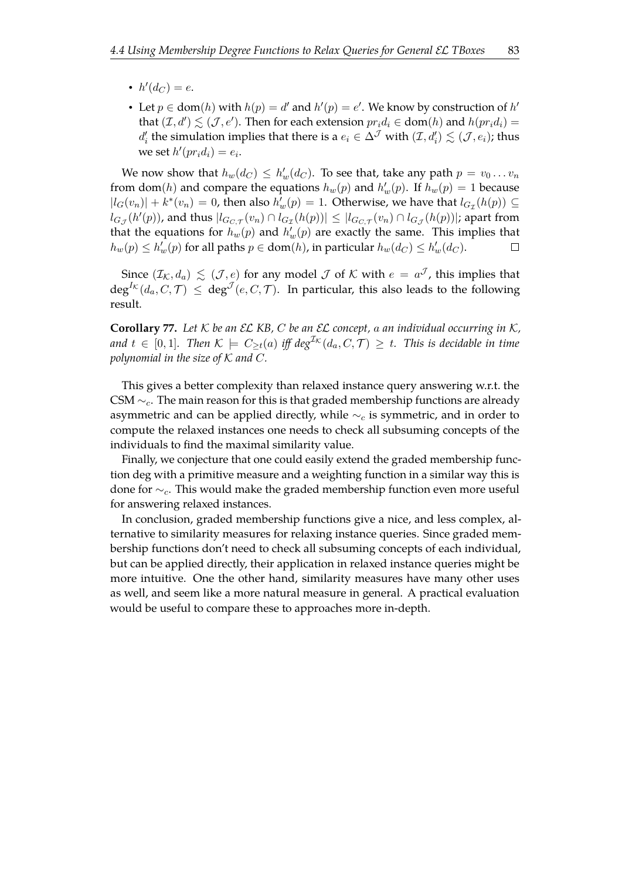- $h'(d_C) = e$.
- Let $p \in \text{dom}(h)$ with $h(p) = d'$ and $h'(p) = e'$. We know by construction of $h'$ that $(\mathcal{I}, d') \lesssim (\mathcal{J}, e')$. Then for each extension $pr_i d_i \in \text{dom}(h)$ and $h(pr_i d_i) = d'_i$ the simulation implies that there is a $e_i \in \Delta^{\mathcal{J}}$ with $(\mathcal{I}, d'_i) \lesssim (\mathcal{J}, e_i)$; thus we set $h'(pr_i d_i) = e_i$.

We now show that $h_w(d_C) \leq h'_w(d_C)$. To see that, take any path $p = v_0 \dots v_n$ from $\text{dom}(h)$ and compare the equations $h_w(p)$ and $h'_w(p)$. If $h_w(p) = 1$ because $|l_G(v_n)| + k^*(v_n) = 0$, then also $h'_w(p) = 1$. Otherwise, we have that $l_{G_\mathcal{I}}(h(p)) \subseteq l_{G_\mathcal{J}}(h'(p))$, and thus $|l_{G_{C,\mathcal{T}}}(v_n) \cap l_{G_\mathcal{I}}(h(p))| \leq |l_{G_{C,\mathcal{T}}}(v_n) \cap l_{G_\mathcal{J}}(h(p))|$; apart from that the equations for $h_w(p)$ and $h'_w(p)$ are exactly the same. This implies that $h_w(p) \leq h'_w(p)$ for all paths $p \in \text{dom}(h)$, in particular $h_w(d_C) \leq h'_w(d_C)$. □

Since $(\mathcal{I}_\mathcal{K}, d_a) \lesssim (\mathcal{J}, e)$ for any model $\mathcal{J}$ of $\mathcal{K}$ with $e = a^{\mathcal{J}}$, this implies that $\deg^{I_\mathcal{K}}(d_a, C, \mathcal{T}) \leq \deg^{\mathcal{J}}(e, C, \mathcal{T})$. In particular, this also leads to the following result.

**Corollary 77.** *Let $\mathcal{K}$ be an $\mathcal{EL}$ KB, $C$ be an $\mathcal{EL}$ concept, $a$ an individual occurring in $\mathcal{K}$, and $t \in [0, 1]$. Then $\mathcal{K} \models C_{\geq t}(a)$ iff $\deg^{\mathcal{I}_\mathcal{K}}(d_a, C, \mathcal{T}) \geq t$. This is decidable in time polynomial in the size of $\mathcal{K}$ and $C$.*

This gives a better complexity than relaxed instance query answering w.r.t. the CSM $\sim_c$. The main reason for this is that graded membership functions are already asymmetric and can be applied directly, while $\sim_c$ is symmetric, and in order to compute the relaxed instances one needs to check all subsuming concepts of the individuals to find the maximal similarity value.

Finally, we conjecture that one could easily extend the graded membership function deg with a primitive measure and a weighting function in a similar way this is done for $\sim_c$. This would make the graded membership function even more useful for answering relaxed instances.

In conclusion, graded membership functions give a nice, and less complex, alternative to similarity measures for relaxing instance queries. Since graded membership functions don't need to check all subsuming concepts of each individual, but can be applied directly, their application in relaxed instance queries might be more intuitive. One the other hand, similarity measures have many other uses as well, and seem like a more natural measure in general. A practical evaluation would be useful to compare these to approaches more in-depth.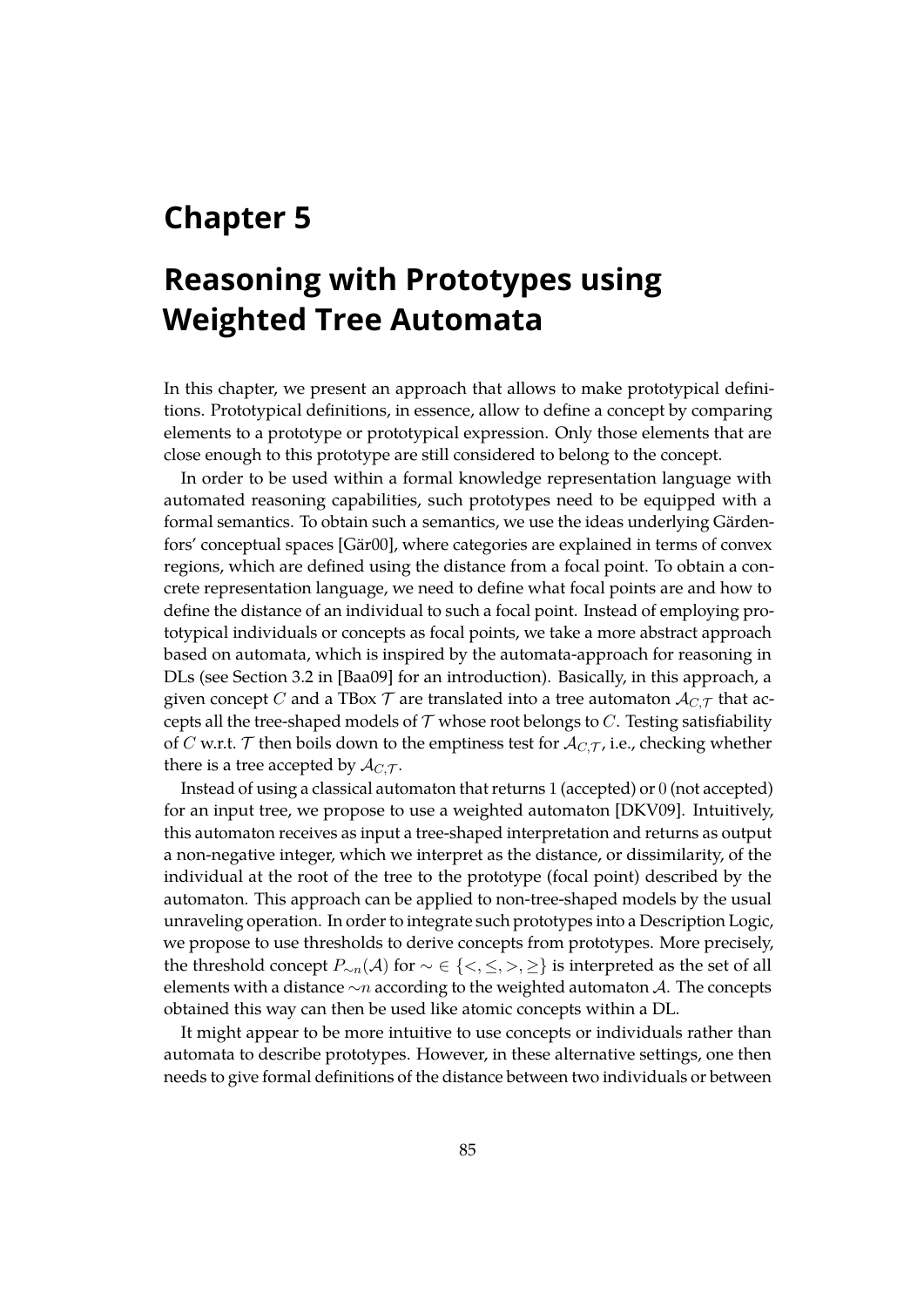# Chapter 5

# Reasoning with Prototypes using Weighted Tree Automata

In this chapter, we present an approach that allows to make prototypical definitions. Prototypical definitions, in essence, allow to define a concept by comparing elements to a prototype or prototypical expression. Only those elements that are close enough to this prototype are still considered to belong to the concept.

In order to be used within a formal knowledge representation language with automated reasoning capabilities, such prototypes need to be equipped with a formal semantics. To obtain such a semantics, we use the ideas underlying Gärdenfors' conceptual spaces [Gär00], where categories are explained in terms of convex regions, which are defined using the distance from a focal point. To obtain a concrete representation language, we need to define what focal points are and how to define the distance of an individual to such a focal point. Instead of employing prototypical individuals or concepts as focal points, we take a more abstract approach based on automata, which is inspired by the automata-approach for reasoning in DLs (see Section 3.2 in [Baa09] for an introduction). Basically, in this approach, a given concept $C$ and a TBox $\mathcal{T}$ are translated into a tree automaton $\mathcal{A}_{C,\mathcal{T}}$ that accepts all the tree-shaped models of $\mathcal{T}$ whose root belongs to $C$. Testing satisfiability of $C$ w.r.t. $\mathcal{T}$ then boils down to the emptiness test for $\mathcal{A}_{C,\mathcal{T}}$, i.e., checking whether there is a tree accepted by $\mathcal{A}_{C,\mathcal{T}}$.

Instead of using a classical automaton that returns $1$ (accepted) or $0$ (not accepted) for an input tree, we propose to use a weighted automaton [DKV09]. Intuitively, this automaton receives as input a tree-shaped interpretation and returns as output a non-negative integer, which we interpret as the distance, or dissimilarity, of the individual at the root of the tree to the prototype (focal point) described by the automaton. This approach can be applied to non-tree-shaped models by the usual unraveling operation. In order to integrate such prototypes into a Description Logic, we propose to use thresholds to derive concepts from prototypes. More precisely, the threshold concept $P_{\sim n}(\mathcal{A})$ for $\sim \in \{<, \leq, >, \geq\}$ is interpreted as the set of all elements with a distance $\sim n$ according to the weighted automaton $\mathcal{A}$. The concepts obtained this way can then be used like atomic concepts within a DL.

It might appear to be more intuitive to use concepts or individuals rather than automata to describe prototypes. However, in these alternative settings, one then needs to give formal definitions of the distance between two individuals or between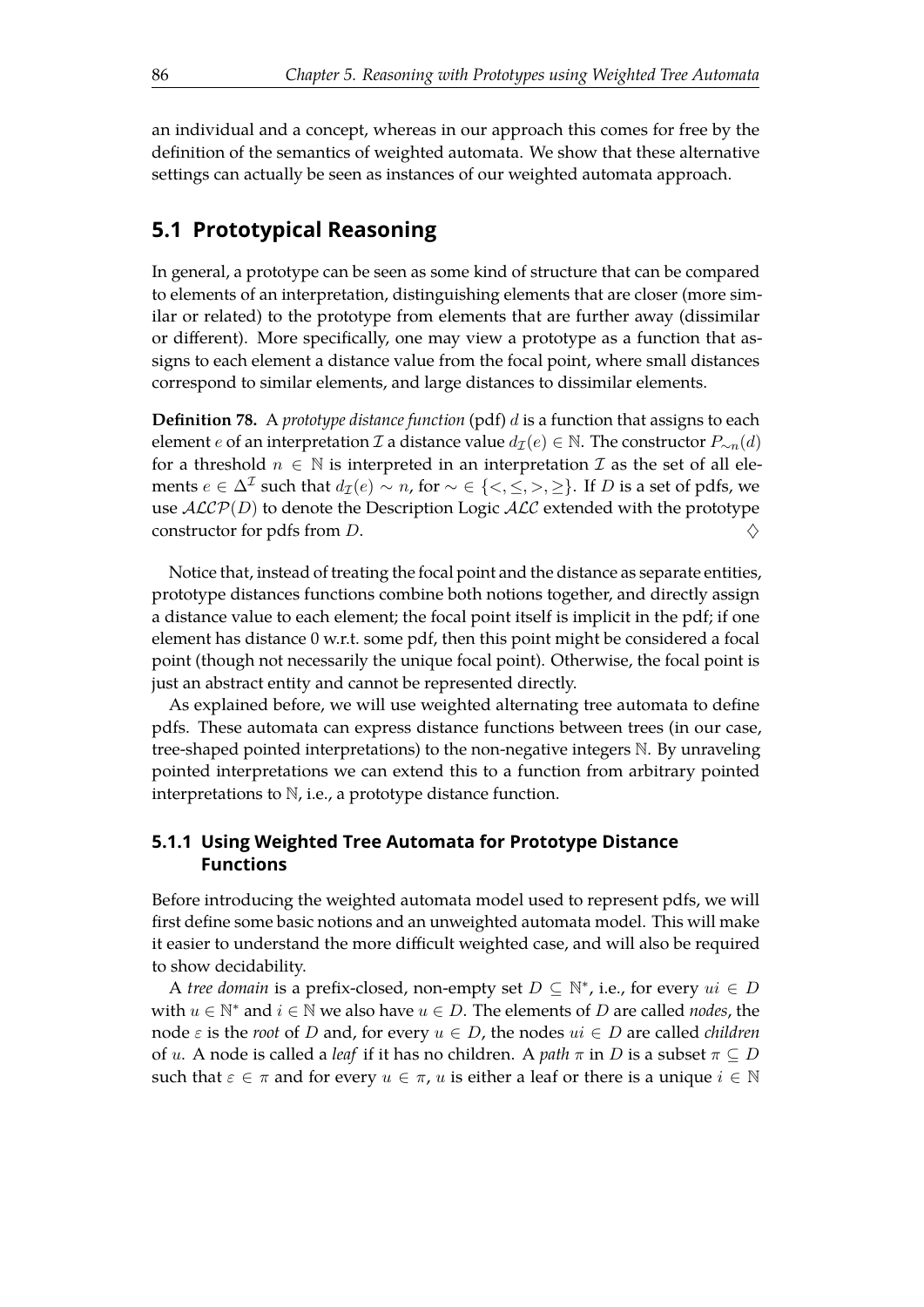an individual and a concept, whereas in our approach this comes for free by the definition of the semantics of weighted automata. We show that these alternative settings can actually be seen as instances of our weighted automata approach.

## 5.1 Prototypical Reasoning

In general, a prototype can be seen as some kind of structure that can be compared to elements of an interpretation, distinguishing elements that are closer (more similar or related) to the prototype from elements that are further away (dissimilar or different). More specifically, one may view a prototype as a function that assigns to each element a distance value from the focal point, where small distances correspond to similar elements, and large distances to dissimilar elements.

**Definition 78.** A *prototype distance function* (pdf) $d$ is a function that assigns to each element $e$ of an interpretation $\mathcal{I}$ a distance value $d_{\mathcal{I}}(e) \in \mathbb{N}$. The constructor $P_{\sim n}(d)$ for a threshold $n \in \mathbb{N}$ is interpreted in an interpretation $\mathcal{I}$ as the set of all elements $e \in \Delta^{\mathcal{I}}$ such that $d_{\mathcal{I}}(e) \sim n$, for $\sim \in \{<, \leq, >, \geq\}$. If $D$ is a set of pdfs, we use $\mathcal{ALCP}(D)$ to denote the Description Logic $\mathcal{ALC}$ extended with the prototype constructor for pdfs from $D$. $\diamondsuit$

Notice that, instead of treating the focal point and the distance as separate entities, prototype distances functions combine both notions together, and directly assign a distance value to each element; the focal point itself is implicit in the pdf; if one element has distance 0 w.r.t. some pdf, then this point might be considered a focal point (though not necessarily the unique focal point). Otherwise, the focal point is just an abstract entity and cannot be represented directly.

As explained before, we will use weighted alternating tree automata to define pdfs. These automata can express distance functions between trees (in our case, tree-shaped pointed interpretations) to the non-negative integers $\mathbb{N}$. By unraveling pointed interpretations we can extend this to a function from arbitrary pointed interpretations to $\mathbb{N}$, i.e., a prototype distance function.

### 5.1.1 Using Weighted Tree Automata for Prototype Distance Functions

Before introducing the weighted automata model used to represent pdfs, we will first define some basic notions and an unweighted automata model. This will make it easier to understand the more difficult weighted case, and will also be required to show decidability.

A *tree domain* is a prefix-closed, non-empty set $D \subseteq \mathbb{N}^*$, i.e., for every $ui \in D$ with $u \in \mathbb{N}^*$ and $i \in \mathbb{N}$ we also have $u \in D$. The elements of $D$ are called *nodes*, the node $\varepsilon$ is the *root* of $D$ and, for every $u \in D$, the nodes $ui \in D$ are called *children* of $u$. A node is called a *leaf* if it has no children. A *path* $\pi$ in $D$ is a subset $\pi \subseteq D$ such that $\varepsilon \in \pi$ and for every $u \in \pi$, $u$ is either a leaf or there is a unique $i \in \mathbb{N}$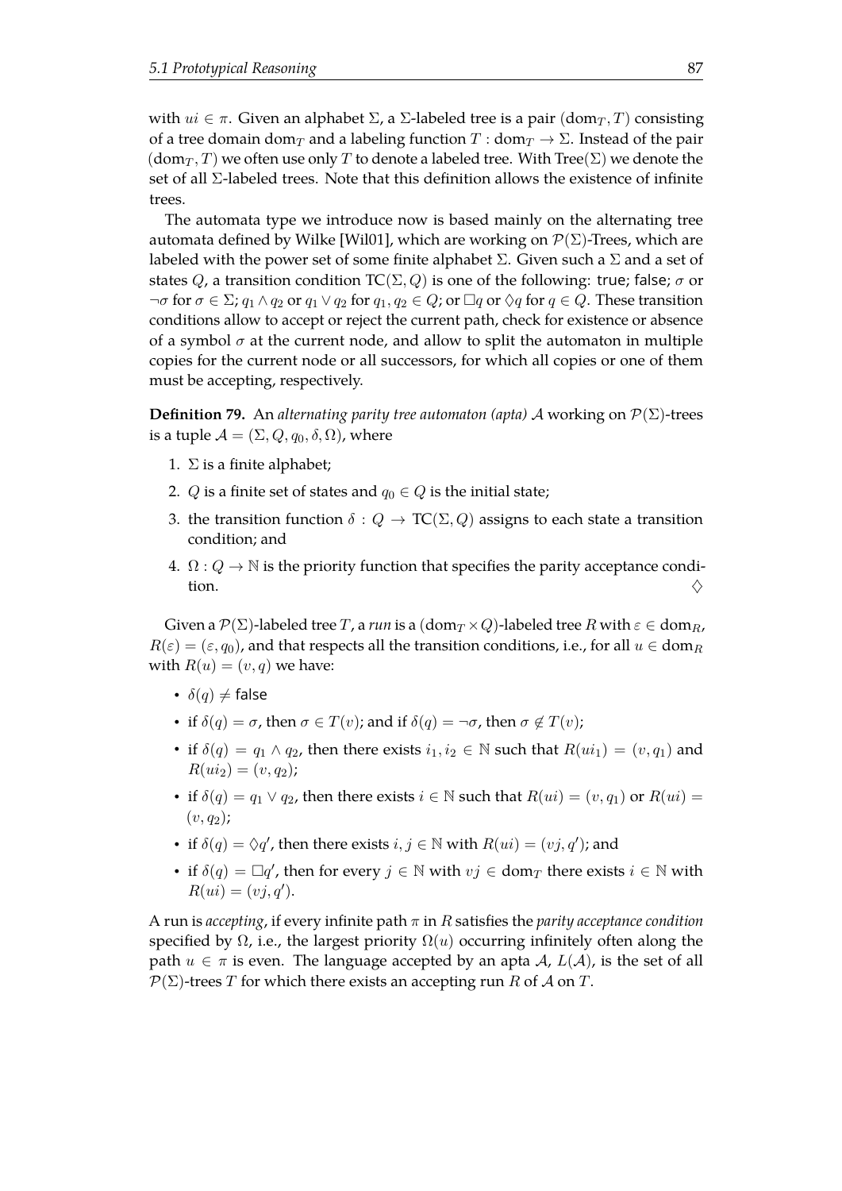with $ui \in \pi$. Given an alphabet $\Sigma$, a $\Sigma$-labeled tree is a pair $(\text{dom}_T, T)$ consisting of a tree domain $\text{dom}_T$ and a labeling function $T : \text{dom}_T \to \Sigma$. Instead of the pair $(\text{dom}_T, T)$ we often use only $T$ to denote a labeled tree. With $\text{Tree}(\Sigma)$ we denote the set of all $\Sigma$-labeled trees. Note that this definition allows the existence of infinite trees.

The automata type we introduce now is based mainly on the alternating tree automata defined by Wilke [Wil01], which are working on $\mathcal{P}(\Sigma)$-Trees, which are labeled with the power set of some finite alphabet $\Sigma$. Given such a $\Sigma$ and a set of states $Q$, a transition condition $\text{TC}(\Sigma, Q)$ is one of the following: $\mathsf{true}$; $\mathsf{false}$; $\sigma$ or $\neg\sigma$ for $\sigma \in \Sigma$; $q_1 \wedge q_2$ or $q_1 \vee q_2$ for $q_1, q_2 \in Q$; or $\Box q$ or $\Diamond q$ for $q \in Q$. These transition conditions allow to accept or reject the current path, check for existence or absence of a symbol $\sigma$ at the current node, and allow to split the automaton in multiple copies for the current node or all successors, for which all copies or one of them must be accepting, respectively.

**Definition 79.** An *alternating parity tree automaton (apta)* $\mathcal{A}$ working on $\mathcal{P}(\Sigma)$-trees is a tuple $\mathcal{A} = (\Sigma, Q, q_0, \delta, \Omega)$, where

1. $\Sigma$ is a finite alphabet;
2. $Q$ is a finite set of states and $q_0 \in Q$ is the initial state;
3. the transition function $\delta : Q \to \text{TC}(\Sigma, Q)$ assigns to each state a transition condition; and
4. $\Omega : Q \to \mathbb{N}$ is the priority function that specifies the parity acceptance condition. $\Diamond$

Given a $\mathcal{P}(\Sigma)$-labeled tree $T$, a *run* is a $(\text{dom}_T \times Q)$-labeled tree $R$ with $\varepsilon \in \text{dom}_R$, $R(\varepsilon) = (\varepsilon, q_0)$, and that respects all the transition conditions, i.e., for all $u \in \text{dom}_R$ with $R(u) = (v, q)$ we have:

- $\delta(q) \neq \mathsf{false}$
- if $\delta(q) = \sigma$, then $\sigma \in T(v)$; and if $\delta(q) = \neg\sigma$, then $\sigma \notin T(v)$;
- if $\delta(q) = q_1 \wedge q_2$, then there exists $i_1, i_2 \in \mathbb{N}$ such that $R(ui_1) = (v, q_1)$ and $R(ui_2) = (v, q_2)$;
- if $\delta(q) = q_1 \vee q_2$, then there exists $i \in \mathbb{N}$ such that $R(ui) = (v, q_1)$ or $R(ui) = (v, q_2)$;
- if $\delta(q) = \Diamond q'$, then there exists $i, j \in \mathbb{N}$ with $R(ui) = (vj, q')$; and
- if $\delta(q) = \Box q'$, then for every $j \in \mathbb{N}$ with $vj \in \text{dom}_T$ there exists $i \in \mathbb{N}$ with $R(ui) = (vj, q')$.

A run is *accepting*, if every infinite path $\pi$ in $R$ satisfies the *parity acceptance condition* specified by $\Omega$, i.e., the largest priority $\Omega(u)$ occurring infinitely often along the path $u \in \pi$ is even. The language accepted by an apta $\mathcal{A}$, $L(\mathcal{A})$, is the set of all $\mathcal{P}(\Sigma)$-trees $T$ for which there exists an accepting run $R$ of $\mathcal{A}$ on $T$.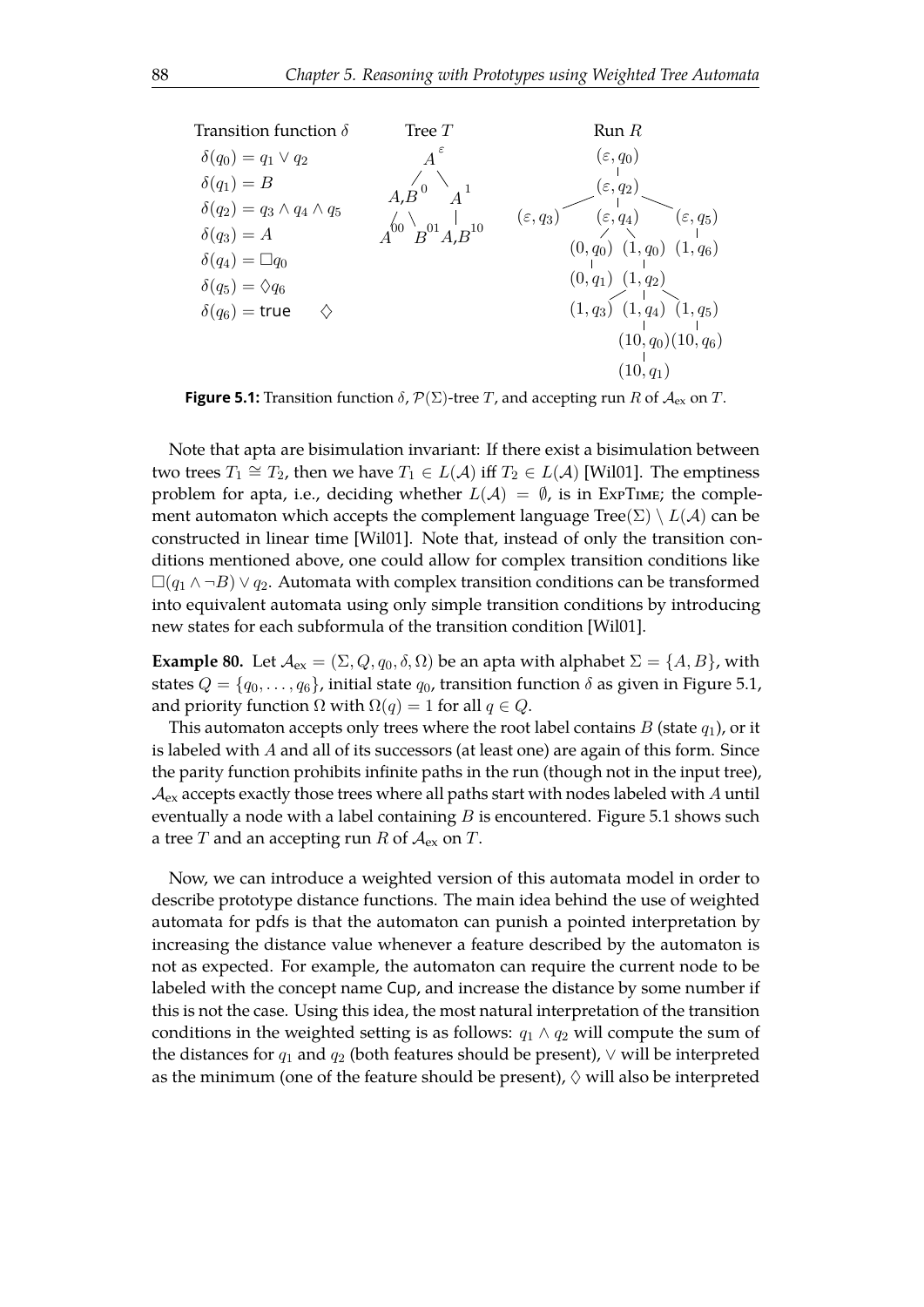Transition function $\delta$

$\delta(q_0) = q_1 \vee q_2$
$\delta(q_1) = B$
$\delta(q_2) = q_3 \wedge q_4 \wedge q_5$
$\delta(q_3) = A$
$\delta(q_4) = \Box q_0$
$\delta(q_5) = \Diamond q_6$
$\delta(q_6) = \mathsf{true}$ $\quad\Diamond$

Tree $T$

Run $R$

**Figure 5.1:** Transition function $\delta$, $\mathcal{P}(\Sigma)$-tree $T$, and accepting run $R$ of $\mathcal{A}_{\text{ex}}$ on $T$.

Note that apta are bisimulation invariant: If there exist a bisimulation between two trees $T_1 \cong T_2$, then we have $T_1 \in L(\mathcal{A})$ iff $T_2 \in L(\mathcal{A})$ [Wil01]. The emptiness problem for apta, i.e., deciding whether $L(\mathcal{A}) = \emptyset$, is in ExpTime; the complement automaton which accepts the complement language $\text{Tree}(\Sigma) \setminus L(\mathcal{A})$ can be constructed in linear time [Wil01]. Note that, instead of only the transition conditions mentioned above, one could allow for complex transition conditions like $\Box(q_1 \wedge \neg B) \vee q_2$. Automata with complex transition conditions can be transformed into equivalent automata using only simple transition conditions by introducing new states for each subformula of the transition condition [Wil01].

**Example 80.** Let $\mathcal{A}_{\text{ex}} = (\Sigma, Q, q_0, \delta, \Omega)$ be an apta with alphabet $\Sigma = \{A, B\}$, with states $Q = \{q_0, \ldots, q_6\}$, initial state $q_0$, transition function $\delta$ as given in Figure 5.1, and priority function $\Omega$ with $\Omega(q) = 1$ for all $q \in Q$.

This automaton accepts only trees where the root label contains $B$ (state $q_1$), or it is labeled with $A$ and all of its successors (at least one) are again of this form. Since the parity function prohibits infinite paths in the run (though not in the input tree), $\mathcal{A}_{\text{ex}}$ accepts exactly those trees where all paths start with nodes labeled with $A$ until eventually a node with a label containing $B$ is encountered. Figure 5.1 shows such a tree $T$ and an accepting run $R$ of $\mathcal{A}_{\text{ex}}$ on $T$.

Now, we can introduce a weighted version of this automata model in order to describe prototype distance functions. The main idea behind the use of weighted automata for pdfs is that the automaton can punish a pointed interpretation by increasing the distance value whenever a feature described by the automaton is not as expected. For example, the automaton can require the current node to be labeled with the concept name Cup, and increase the distance by some number if this is not the case. Using this idea, the most natural interpretation of the transition conditions in the weighted setting is as follows: $q_1 \wedge q_2$ will compute the sum of the distances for $q_1$ and $q_2$ (both features should be present), $\vee$ will be interpreted as the minimum (one of the feature should be present), $\Diamond$ will also be interpreted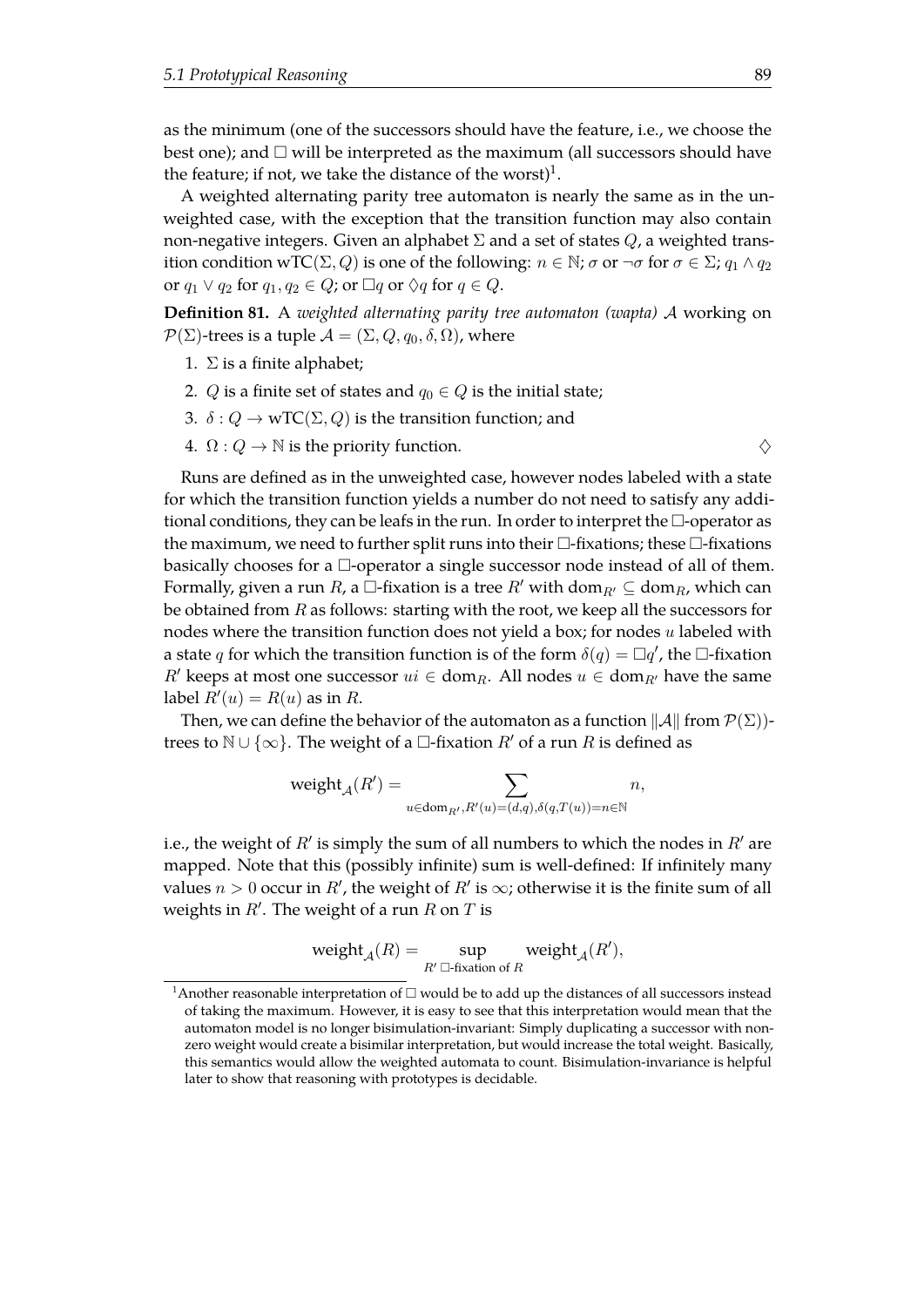as the minimum (one of the successors should have the feature, i.e., we choose the best one); and $\Box$ will be interpreted as the maximum (all successors should have the feature; if not, we take the distance of the worst)[1].

A weighted alternating parity tree automaton is nearly the same as in the unweighted case, with the exception that the transition function may also contain non-negative integers. Given an alphabet $\Sigma$ and a set of states $Q$, a weighted transition condition $\mathrm{wTC}(\Sigma, Q)$ is one of the following: $n \in \mathbb{N}$; $\sigma$ or $\neg\sigma$ for $\sigma \in \Sigma$; $q_1 \wedge q_2$ or $q_1 \vee q_2$ for $q_1, q_2 \in Q$; or $\Box q$ or $\Diamond q$ for $q \in Q$.

**Definition 81.** A *weighted alternating parity tree automaton (wapta)* $\mathcal{A}$ working on $\mathcal{P}(\Sigma)$-trees is a tuple $\mathcal{A} = (\Sigma, Q, q_0, \delta, \Omega)$, where

1. $\Sigma$ is a finite alphabet;
2. $Q$ is a finite set of states and $q_0 \in Q$ is the initial state;
3. $\delta : Q \to \mathrm{wTC}(\Sigma, Q)$ is the transition function; and
4. $\Omega : Q \to \mathbb{N}$ is the priority function. $\Diamond$

Runs are defined as in the unweighted case, however nodes labeled with a state for which the transition function yields a number do not need to satisfy any additional conditions, they can be leafs in the run. In order to interpret the $\Box$-operator as the maximum, we need to further split runs into their $\Box$-fixations; these $\Box$-fixations basically chooses for a $\Box$-operator a single successor node instead of all of them. Formally, given a run $R$, a $\Box$-fixation is a tree $R'$ with $\mathrm{dom}_{R'} \subseteq \mathrm{dom}_R$, which can be obtained from $R$ as follows: starting with the root, we keep all the successors for nodes where the transition function does not yield a box; for nodes $u$ labeled with a state $q$ for which the transition function is of the form $\delta(q) = \Box q'$, the $\Box$-fixation $R'$ keeps at most one successor $ui \in \mathrm{dom}_R$. All nodes $u \in \mathrm{dom}_{R'}$ have the same label $R'(u) = R(u)$ as in $R$.

Then, we can define the behavior of the automaton as a function $\|\mathcal{A}\|$ from $\mathcal{P}(\Sigma)$)-trees to $\mathbb{N} \cup \{\infty\}$. The weight of a $\Box$-fixation $R'$ of a run $R$ is defined as

$$\mathrm{weight}_{\mathcal{A}}(R') = \sum_{u \in \mathrm{dom}_{R'}, R'(u) = (d,q), \delta(q, T(u)) = n \in \mathbb{N}} n,$$

i.e., the weight of $R'$ is simply the sum of all numbers to which the nodes in $R'$ are mapped. Note that this (possibly infinite) sum is well-defined: If infinitely many values $n > 0$ occur in $R'$, the weight of $R'$ is $\infty$; otherwise it is the finite sum of all weights in $R'$. The weight of a run $R$ on $T$ is

$$\mathrm{weight}_{\mathcal{A}}(R) = \sup_{R' \ \Box\text{-fixation of } R} \mathrm{weight}_{\mathcal{A}}(R'),$$

[1] Another reasonable interpretation of $\Box$ would be to add up the distances of all successors instead of taking the maximum. However, it is easy to see that this interpretation would mean that the automaton model is no longer bisimulation-invariant: Simply duplicating a successor with non-zero weight would create a bisimilar interpretation, but would increase the total weight. Basically, this semantics would allow the weighted automata to count. Bisimulation-invariance is helpful later to show that reasoning with prototypes is decidable.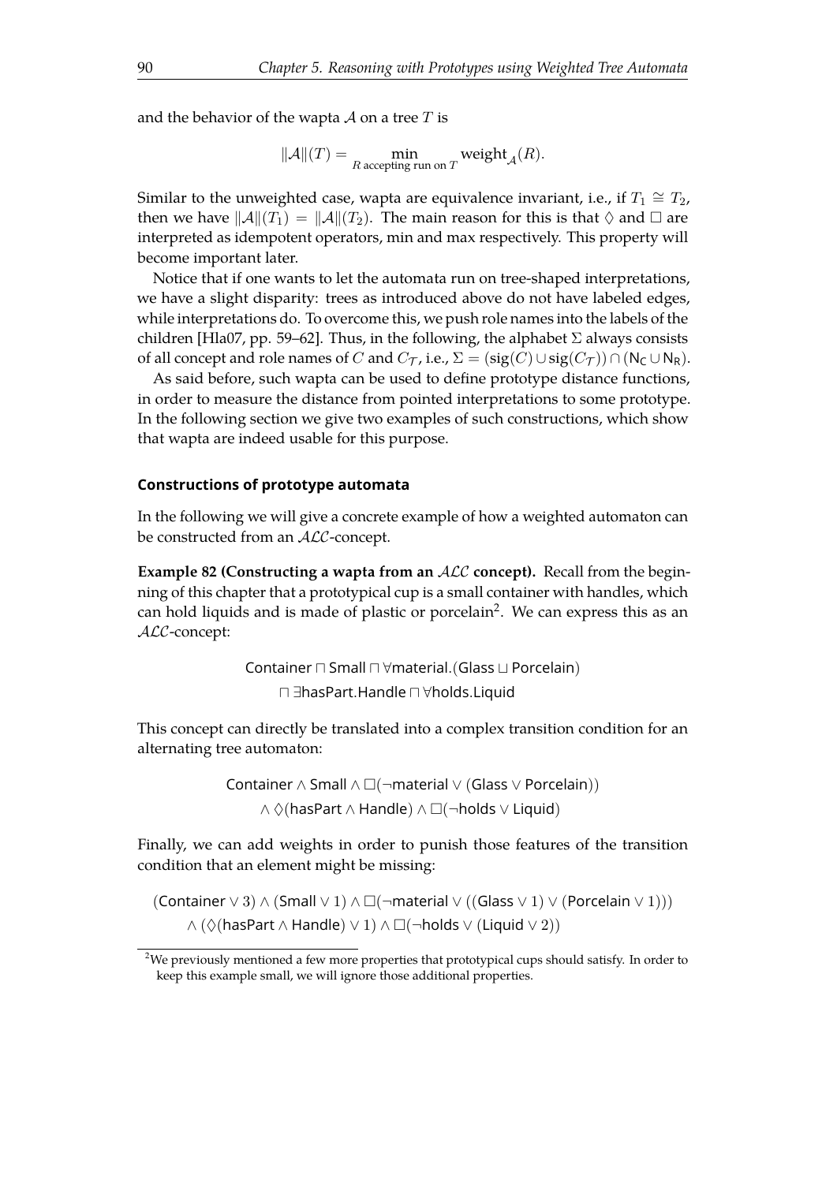and the behavior of the wapta $\mathcal{A}$ on a tree $T$ is

$$\|\mathcal{A}\|(T) = \min_{R \text{ accepting run on } T} \text{weight}_{\mathcal{A}}(R).$$

Similar to the unweighted case, wapta are equivalence invariant, i.e., if $T_1 \cong T_2$, then we have $\|\mathcal{A}\|(T_1) = \|\mathcal{A}\|(T_2)$. The main reason for this is that $\Diamond$ and $\Box$ are interpreted as idempotent operators, min and max respectively. This property will become important later.

Notice that if one wants to let the automata run on tree-shaped interpretations, we have a slight disparity: trees as introduced above do not have labeled edges, while interpretations do. To overcome this, we push role names into the labels of the children [Hla07, pp. 59–62]. Thus, in the following, the alphabet $\Sigma$ always consists of all concept and role names of $C$ and $C_{\mathcal{T}}$, i.e., $\Sigma = (\text{sig}(C) \cup \text{sig}(C_{\mathcal{T}})) \cap (\mathsf{N_C} \cup \mathsf{N_R})$.

As said before, such wapta can be used to define prototype distance functions, in order to measure the distance from pointed interpretations to some prototype. In the following section we give two examples of such constructions, which show that wapta are indeed usable for this purpose.

#### Constructions of prototype automata

In the following we will give a concrete example of how a weighted automaton can be constructed from an $\mathcal{ALC}$-concept.

**Example 82 (Constructing a wapta from an $\mathcal{ALC}$ concept).** Recall from the beginning of this chapter that a prototypical cup is a small container with handles, which can hold liquids and is made of plastic or porcelain[2]. We can express this as an $\mathcal{ALC}$-concept:

$$\begin{aligned} &\mathsf{Container} \sqcap \mathsf{Small} \sqcap \forall \mathsf{material}.(\mathsf{Glass} \sqcup \mathsf{Porcelain}) \\ &\quad \sqcap \exists \mathsf{hasPart}.\mathsf{Handle} \sqcap \forall \mathsf{holds}.\mathsf{Liquid} \end{aligned}$$

This concept can directly be translated into a complex transition condition for an alternating tree automaton:

$$\begin{aligned} &\mathsf{Container} \wedge \mathsf{Small} \wedge \Box(\neg \mathsf{material} \vee (\mathsf{Glass} \vee \mathsf{Porcelain})) \\ &\quad \wedge \Diamond(\mathsf{hasPart} \wedge \mathsf{Handle}) \wedge \Box(\neg \mathsf{holds} \vee \mathsf{Liquid}) \end{aligned}$$

Finally, we can add weights in order to punish those features of the transition condition that an element might be missing:

$$\begin{aligned} &(\mathsf{Container} \vee 3) \wedge (\mathsf{Small} \vee 1) \wedge \Box(\neg \mathsf{material} \vee ((\mathsf{Glass} \vee 1) \vee (\mathsf{Porcelain} \vee 1))) \\ &\quad \wedge (\Diamond(\mathsf{hasPart} \wedge \mathsf{Handle}) \vee 1) \wedge \Box(\neg \mathsf{holds} \vee (\mathsf{Liquid} \vee 2)) \end{aligned}$$

[2] We previously mentioned a few more properties that prototypical cups should satisfy. In order to keep this example small, we will ignore those additional properties.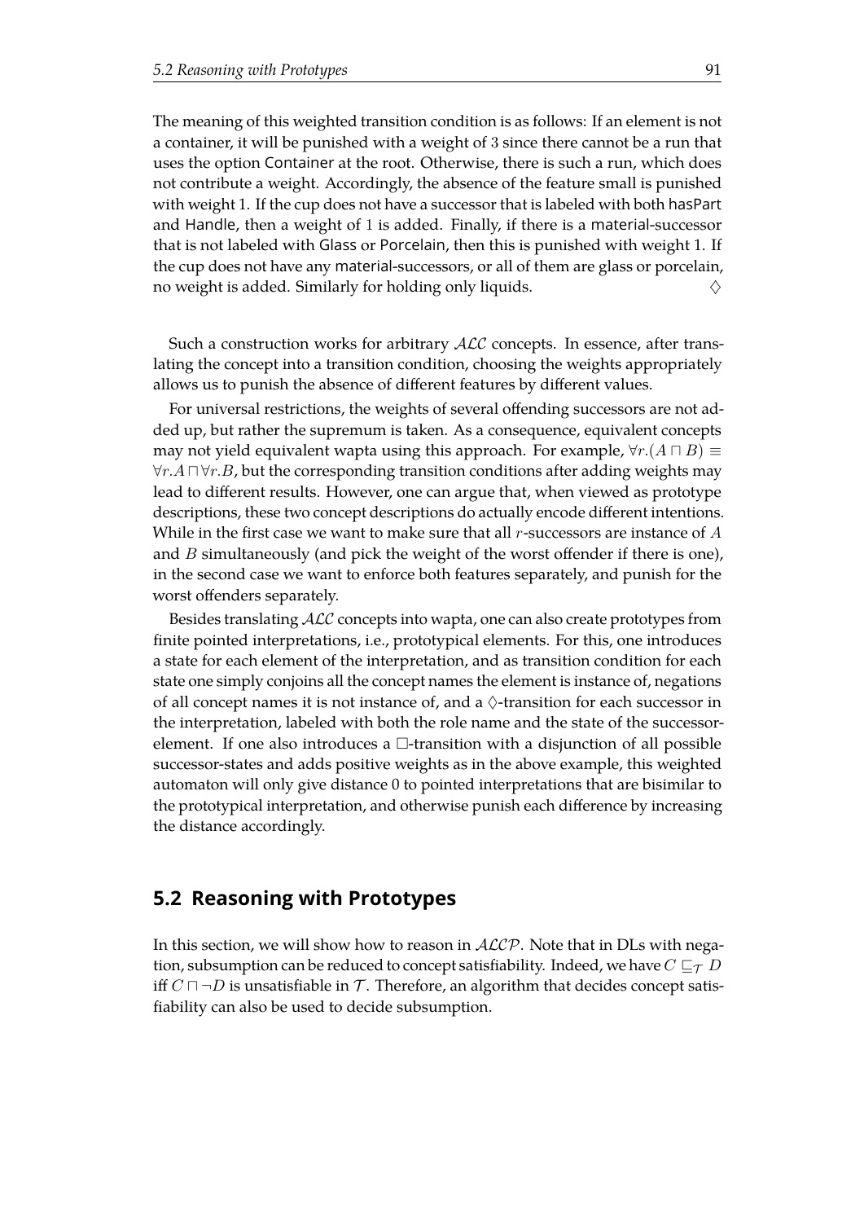The meaning of this weighted transition condition is as follows: If an element is not a container, it will be punished with a weight of 3 since there cannot be a run that uses the option Container at the root. Otherwise, there is such a run, which does not contribute a weight. Accordingly, the absence of the feature small is punished with weight 1. If the cup does not have a successor that is labeled with both hasPart and Handle, then a weight of 1 is added. Finally, if there is a material-successor that is not labeled with Glass or Porcelain, then this is punished with weight 1. If the cup does not have any material-successors, or all of them are glass or porcelain, no weight is added. Similarly for holding only liquids. $\diamondsuit$

Such a construction works for arbitrary $\mathcal{ALC}$ concepts. In essence, after translating the concept into a transition condition, choosing the weights appropriately allows us to punish the absence of different features by different values.

For universal restrictions, the weights of several offending successors are not added up, but rather the supremum is taken. As a consequence, equivalent concepts may not yield equivalent wapta using this approach. For example, $\forall r.(A \sqcap B) \equiv \forall r.A \sqcap \forall r.B$, but the corresponding transition conditions after adding weights may lead to different results. However, one can argue that, when viewed as prototype descriptions, these two concept descriptions do actually encode different intentions. While in the first case we want to make sure that all $r$-successors are instance of $A$ and $B$ simultaneously (and pick the weight of the worst offender if there is one), in the second case we want to enforce both features separately, and punish for the worst offenders separately.

Besides translating $\mathcal{ALC}$ concepts into wapta, one can also create prototypes from finite pointed interpretations, i.e., prototypical elements. For this, one introduces a state for each element of the interpretation, and as transition condition for each state one simply conjoins all the concept names the element is instance of, negations of all concept names it is not instance of, and a $\Diamond$-transition for each successor in the interpretation, labeled with both the role name and the state of the successor-element. If one also introduces a $\Box$-transition with a disjunction of all possible successor-states and adds positive weights as in the above example, this weighted automaton will only give distance 0 to pointed interpretations that are bisimilar to the prototypical interpretation, and otherwise punish each difference by increasing the distance accordingly.

## 5.2 Reasoning with Prototypes

In this section, we will show how to reason in $\mathcal{ALCP}$. Note that in DLs with negation, subsumption can be reduced to concept satisfiability. Indeed, we have $C \sqsubseteq_{\mathcal{T}} D$ iff $C \sqcap \neg D$ is unsatisfiable in $\mathcal{T}$. Therefore, an algorithm that decides concept satisfiability can also be used to decide subsumption.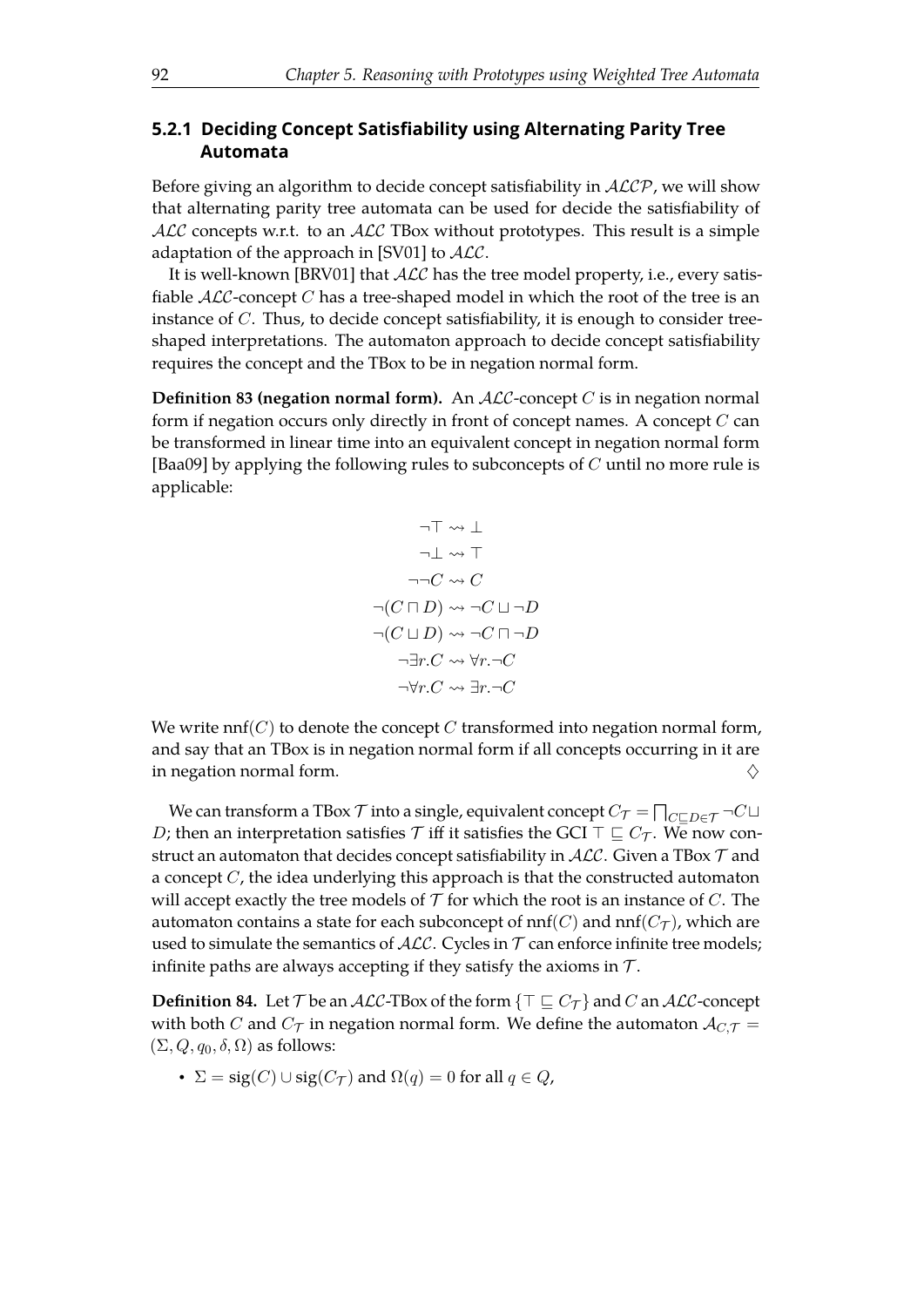### 5.2.1 Deciding Concept Satisfiability using Alternating Parity Tree Automata

Before giving an algorithm to decide concept satisfiability in $\mathcal{ALCP}$, we will show that alternating parity tree automata can be used for decide the satisfiability of $\mathcal{ALC}$ concepts w.r.t. to an $\mathcal{ALC}$ TBox without prototypes. This result is a simple adaptation of the approach in [SV01] to $\mathcal{ALC}$.

It is well-known [BRV01] that $\mathcal{ALC}$ has the tree model property, i.e., every satisfiable $\mathcal{ALC}$-concept $C$ has a tree-shaped model in which the root of the tree is an instance of $C$. Thus, to decide concept satisfiability, it is enough to consider tree-shaped interpretations. The automaton approach to decide concept satisfiability requires the concept and the TBox to be in negation normal form.

**Definition 83 (negation normal form).** An $\mathcal{ALC}$-concept $C$ is in negation normal form if negation occurs only directly in front of concept names. A concept $C$ can be transformed in linear time into an equivalent concept in negation normal form [Baa09] by applying the following rules to subconcepts of $C$ until no more rule is applicable:

$$
\begin{aligned}
\neg\top &\rightsquigarrow \bot \\
\neg\bot &\rightsquigarrow \top \\
\neg\neg C &\rightsquigarrow C \\
\neg(C \sqcap D) &\rightsquigarrow \neg C \sqcup \neg D \\
\neg(C \sqcup D) &\rightsquigarrow \neg C \sqcap \neg D \\
\neg\exists r.C &\rightsquigarrow \forall r.\neg C \\
\neg\forall r.C &\rightsquigarrow \exists r.\neg C
\end{aligned}
$$

We write $\mathrm{nnf}(C)$ to denote the concept $C$ transformed into negation normal form, and say that an TBox is in negation normal form if all concepts occurring in it are in negation normal form. $\diamondsuit$

We can transform a TBox $\mathcal{T}$ into a single, equivalent concept $C_\mathcal{T} = \bigsqcap_{C \sqsubseteq D \in \mathcal{T}} \neg C \sqcup D$; then an interpretation satisfies $\mathcal{T}$ iff it satisfies the GCI $\top \sqsubseteq C_\mathcal{T}$. We now construct an automaton that decides concept satisfiability in $\mathcal{ALC}$. Given a TBox $\mathcal{T}$ and a concept $C$, the idea underlying this approach is that the constructed automaton will accept exactly the tree models of $\mathcal{T}$ for which the root is an instance of $C$. The automaton contains a state for each subconcept of $\mathrm{nnf}(C)$ and $\mathrm{nnf}(C_\mathcal{T})$, which are used to simulate the semantics of $\mathcal{ALC}$. Cycles in $\mathcal{T}$ can enforce infinite tree models; infinite paths are always accepting if they satisfy the axioms in $\mathcal{T}$.

**Definition 84.** Let $\mathcal{T}$ be an $\mathcal{ALC}$-TBox of the form $\{\top \sqsubseteq C_\mathcal{T}\}$ and $C$ an $\mathcal{ALC}$-concept with both $C$ and $C_\mathcal{T}$ in negation normal form. We define the automaton $\mathcal{A}_{C,\mathcal{T}} = (\Sigma, Q, q_0, \delta, \Omega)$ as follows:

- $\Sigma = \mathrm{sig}(C) \cup \mathrm{sig}(C_\mathcal{T})$ and $\Omega(q) = 0$ for all $q \in Q$,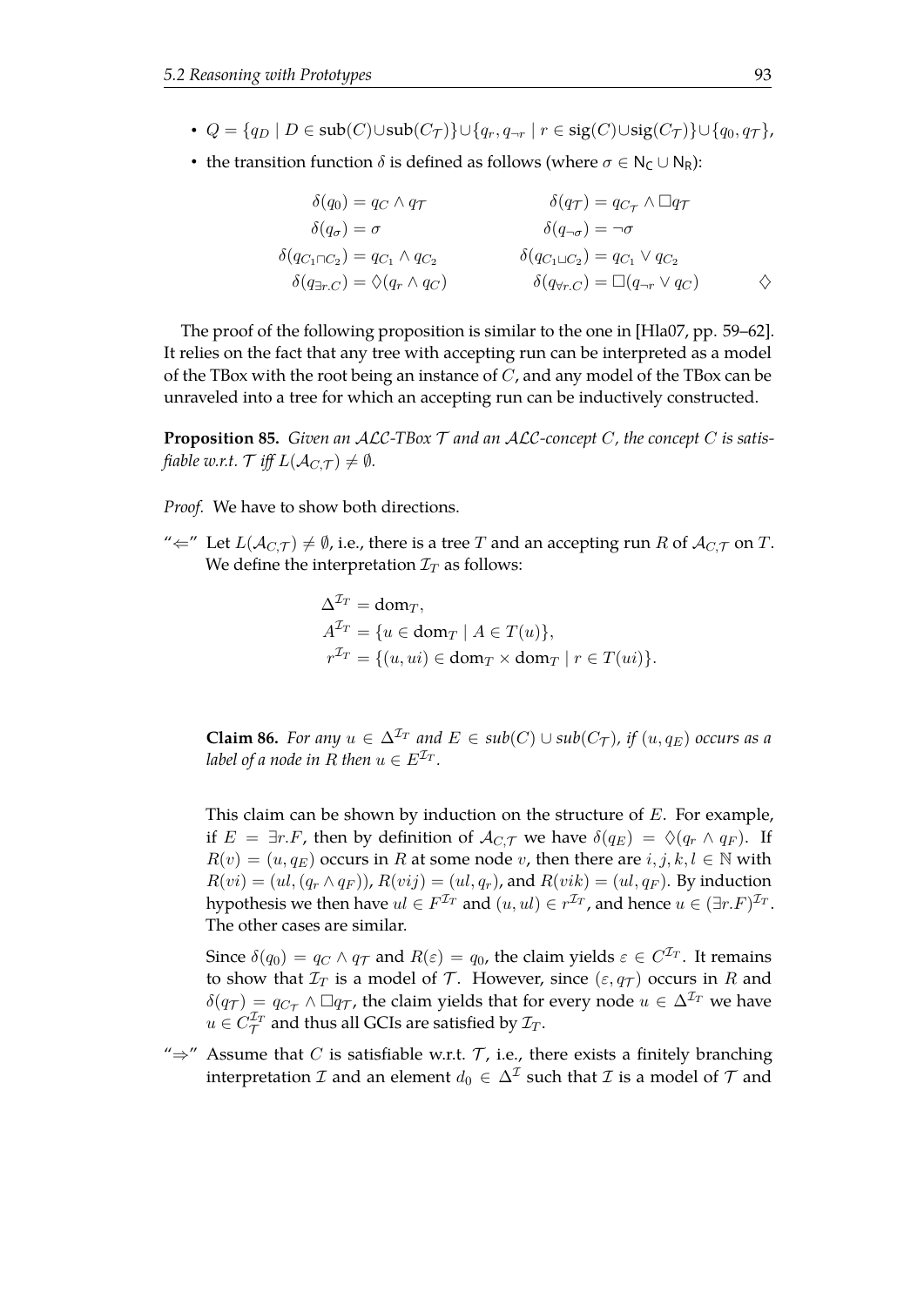- $Q = \{q_D \mid D \in \text{sub}(C) \cup \text{sub}(C_\mathcal{T})\} \cup \{q_r, q_{\neg r} \mid r \in \text{sig}(C) \cup \text{sig}(C_\mathcal{T})\} \cup \{q_0, q_\mathcal{T}\}$,
- the transition function $\delta$ is defined as follows (where $\sigma \in \mathsf{N_C} \cup \mathsf{N_R}$):

$$
\begin{aligned}
\delta(q_0) &= q_C \wedge q_\mathcal{T} & \delta(q_\mathcal{T}) &= q_{C_\mathcal{T}} \wedge \Box q_\mathcal{T} \\
\delta(q_\sigma) &= \sigma & \delta(q_{\neg\sigma}) &= \neg\sigma \\
\delta(q_{C_1 \sqcap C_2}) &= q_{C_1} \wedge q_{C_2} & \delta(q_{C_1 \sqcup C_2}) &= q_{C_1} \vee q_{C_2} \\
\delta(q_{\exists r.C}) &= \Diamond(q_r \wedge q_C) & \delta(q_{\forall r.C}) &= \Box(q_{\neg r} \vee q_C)
\end{aligned}
\qquad \diamondsuit
$$

The proof of the following proposition is similar to the one in [Hla07, pp. 59–62]. It relies on the fact that any tree with accepting run can be interpreted as a model of the TBox with the root being an instance of $C$, and any model of the TBox can be unraveled into a tree for which an accepting run can be inductively constructed.

**Proposition 85.** *Given an $\mathcal{ALC}$-TBox $\mathcal{T}$ and an $\mathcal{ALC}$-concept $C$, the concept $C$ is satisfiable w.r.t. $\mathcal{T}$ iff $L(\mathcal{A}_{C,\mathcal{T}}) \neq \emptyset$.*

*Proof.* We have to show both directions.

"$\Leftarrow$" Let $L(\mathcal{A}_{C,\mathcal{T}}) \neq \emptyset$, i.e., there is a tree $T$ and an accepting run $R$ of $\mathcal{A}_{C,\mathcal{T}}$ on $T$. We define the interpretation $\mathcal{I}_T$ as follows:

$$
\begin{aligned}
\Delta^{\mathcal{I}_T} &= \text{dom}_T, \\
A^{\mathcal{I}_T} &= \{u \in \text{dom}_T \mid A \in T(u)\}, \\
r^{\mathcal{I}_T} &= \{(u, ui) \in \text{dom}_T \times \text{dom}_T \mid r \in T(ui)\}.
\end{aligned}
$$

**Claim 86.** *For any $u \in \Delta^{\mathcal{I}_T}$ and $E \in sub(C) \cup sub(C_\mathcal{T})$, if $(u, q_E)$ occurs as a label of a node in $R$ then $u \in E^{\mathcal{I}_T}$.*

This claim can be shown by induction on the structure of $E$. For example, if $E = \exists r.F$, then by definition of $\mathcal{A}_{C,\mathcal{T}}$ we have $\delta(q_E) = \Diamond(q_r \wedge q_F)$. If $R(v) = (u, q_E)$ occurs in $R$ at some node $v$, then there are $i, j, k, l \in \mathbb{N}$ with $R(vi) = (ul, (q_r \wedge q_F))$, $R(vij) = (ul, q_r)$, and $R(vik) = (ul, q_F)$. By induction hypothesis we then have $ul \in F^{\mathcal{I}_T}$ and $(u, ul) \in r^{\mathcal{I}_T}$, and hence $u \in (\exists r.F)^{\mathcal{I}_T}$. The other cases are similar.

Since $\delta(q_0) = q_C \wedge q_\mathcal{T}$ and $R(\varepsilon) = q_0$, the claim yields $\varepsilon \in C^{\mathcal{I}_T}$. It remains to show that $\mathcal{I}_T$ is a model of $\mathcal{T}$. However, since $(\varepsilon, q_\mathcal{T})$ occurs in $R$ and $\delta(q_\mathcal{T}) = q_{C_\mathcal{T}} \wedge \Box q_\mathcal{T}$, the claim yields that for every node $u \in \Delta^{\mathcal{I}_T}$ we have $u \in C_\mathcal{T}^{\mathcal{I}_T}$ and thus all GCIs are satisfied by $\mathcal{I}_T$.

"$\Rightarrow$" Assume that $C$ is satisfiable w.r.t. $\mathcal{T}$, i.e., there exists a finitely branching interpretation $\mathcal{I}$ and an element $d_0 \in \Delta^\mathcal{I}$ such that $\mathcal{I}$ is a model of $\mathcal{T}$ and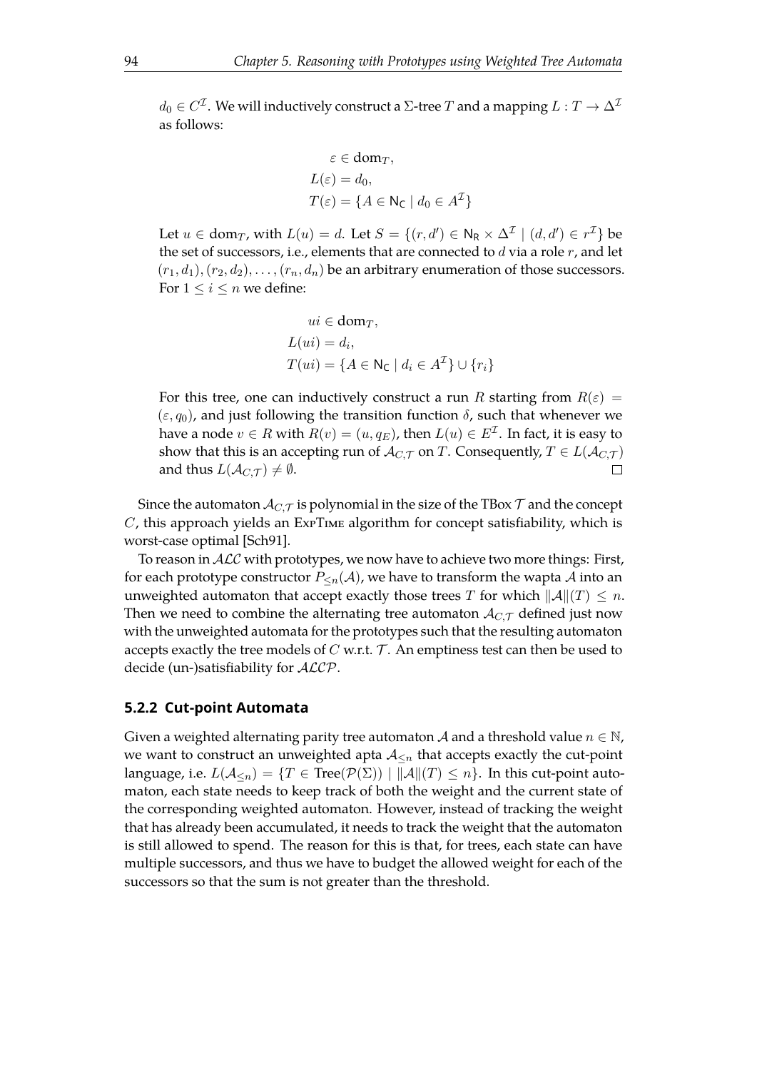$d_0 \in C^{\mathcal{I}}$. We will inductively construct a $\Sigma$-tree $T$ and a mapping $L : T \to \Delta^{\mathcal{I}}$ as follows:

$$
\begin{aligned}
&\varepsilon \in \mathrm{dom}_T, \\
&L(\varepsilon) = d_0, \\
&T(\varepsilon) = \{A \in \mathsf{N_C} \mid d_0 \in A^{\mathcal{I}}\}
\end{aligned}
$$

Let $u \in \mathrm{dom}_T$, with $L(u) = d$. Let $S = \{(r, d') \in \mathsf{N_R} \times \Delta^{\mathcal{I}} \mid (d, d') \in r^{\mathcal{I}}\}$ be the set of successors, i.e., elements that are connected to $d$ via a role $r$, and let $(r_1, d_1), (r_2, d_2), \ldots, (r_n, d_n)$ be an arbitrary enumeration of those successors. For $1 \leq i \leq n$ we define:

$$
\begin{aligned}
&ui \in \mathrm{dom}_T, \\
&L(ui) = d_i, \\
&T(ui) = \{A \in \mathsf{N_C} \mid d_i \in A^{\mathcal{I}}\} \cup \{r_i\}
\end{aligned}
$$

For this tree, one can inductively construct a run $R$ starting from $R(\varepsilon) = (\varepsilon, q_0)$, and just following the transition function $\delta$, such that whenever we have a node $v \in R$ with $R(v) = (u, q_E)$, then $L(u) \in E^{\mathcal{I}}$. In fact, it is easy to show that this is an accepting run of $\mathcal{A}_{C,\mathcal{T}}$ on $T$. Consequently, $T \in L(\mathcal{A}_{C,\mathcal{T}})$ and thus $L(\mathcal{A}_{C,\mathcal{T}}) \neq \emptyset$. □

Since the automaton $\mathcal{A}_{C,\mathcal{T}}$ is polynomial in the size of the TBox $\mathcal{T}$ and the concept $C$, this approach yields an ExpTime algorithm for concept satisfiability, which is worst-case optimal [Sch91].

To reason in $\mathcal{ALC}$ with prototypes, we now have to achieve two more things: First, for each prototype constructor $P_{\leq n}(\mathcal{A})$, we have to transform the wapta $\mathcal{A}$ into an unweighted automaton that accept exactly those trees $T$ for which $\|\mathcal{A}\|(T) \leq n$. Then we need to combine the alternating tree automaton $\mathcal{A}_{C,\mathcal{T}}$ defined just now with the unweighted automata for the prototypes such that the resulting automaton accepts exactly the tree models of $C$ w.r.t. $\mathcal{T}$. An emptiness test can then be used to decide (un-)satisfiability for $\mathcal{ALCP}$.

### 5.2.2 Cut-point Automata

Given a weighted alternating parity tree automaton $\mathcal{A}$ and a threshold value $n \in \mathbb{N}$, we want to construct an unweighted apta $\mathcal{A}_{\leq n}$ that accepts exactly the cut-point language, i.e. $L(\mathcal{A}_{\leq n}) = \{T \in \mathrm{Tree}(\mathcal{P}(\Sigma)) \mid \|\mathcal{A}\|(T) \leq n\}$. In this cut-point automaton, each state needs to keep track of both the weight and the current state of the corresponding weighted automaton. However, instead of tracking the weight that has already been accumulated, it needs to track the weight that the automaton is still allowed to spend. The reason for this is that, for trees, each state can have multiple successors, and thus we have to budget the allowed weight for each of the successors so that the sum is not greater than the threshold.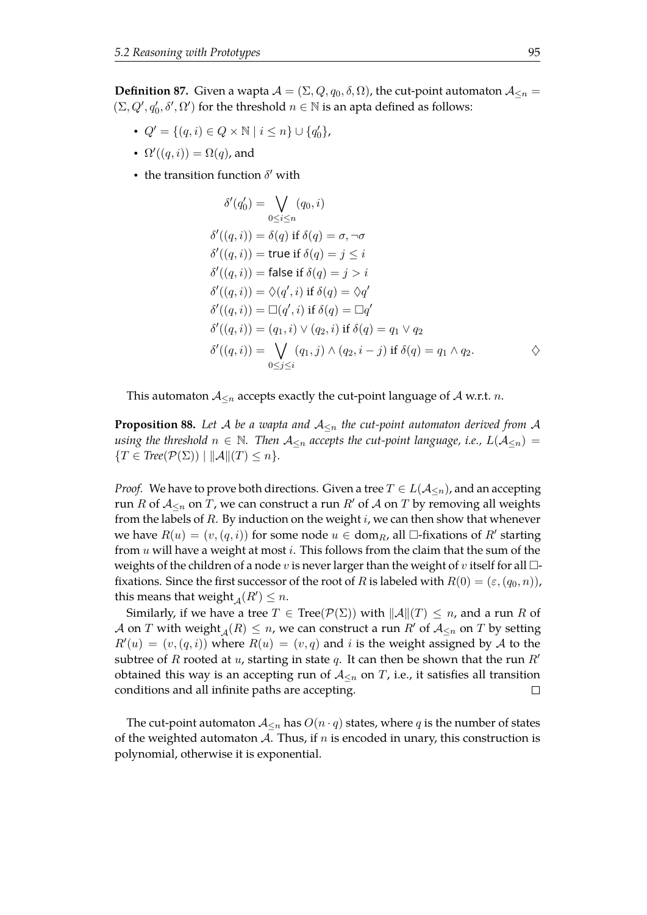**Definition 87.** Given a wapta $\mathcal{A} = (\Sigma, Q, q_0, \delta, \Omega)$, the cut-point automaton $\mathcal{A}_{\leq n} = (\Sigma, Q', q_0', \delta', \Omega')$ for the threshold $n \in \mathbb{N}$ is an apta defined as follows:

- $Q' = \{(q, i) \in Q \times \mathbb{N} \mid i \leq n\} \cup \{q_0'\}$,
- $\Omega'((q, i)) = \Omega(q)$, and
- the transition function $\delta'$ with

$$
\begin{aligned}
\delta'(q_0') &= \bigvee_{0 \leq i \leq n} (q_0, i) \\
\delta'((q, i)) &= \delta(q) \text{ if } \delta(q) = \sigma, \neg\sigma \\
\delta'((q, i)) &= \mathsf{true} \text{ if } \delta(q) = j \leq i \\
\delta'((q, i)) &= \mathsf{false} \text{ if } \delta(q) = j > i \\
\delta'((q, i)) &= \Diamond(q', i) \text{ if } \delta(q) = \Diamond q' \\
\delta'((q, i)) &= \Box(q', i) \text{ if } \delta(q) = \Box q' \\
\delta'((q, i)) &= (q_1, i) \vee (q_2, i) \text{ if } \delta(q) = q_1 \vee q_2 \\
\delta'((q, i)) &= \bigvee_{0 \leq j \leq i} (q_1, j) \wedge (q_2, i - j) \text{ if } \delta(q) = q_1 \wedge q_2.
\end{aligned}
$$

$\diamondsuit$

This automaton $\mathcal{A}_{\leq n}$ accepts exactly the cut-point language of $\mathcal{A}$ w.r.t. $n$.

**Proposition 88.** *Let $\mathcal{A}$ be a wapta and $\mathcal{A}_{\leq n}$ the cut-point automaton derived from $\mathcal{A}$ using the threshold $n \in \mathbb{N}$. Then $\mathcal{A}_{\leq n}$ accepts the cut-point language, i.e., $L(\mathcal{A}_{\leq n}) = \{T \in \mathit{Tree}(\mathcal{P}(\Sigma)) \mid \|\mathcal{A}\|(T) \leq n\}$.*

*Proof.* We have to prove both directions. Given a tree $T \in L(\mathcal{A}_{\leq n})$, and an accepting run $R$ of $\mathcal{A}_{\leq n}$ on $T$, we can construct a run $R'$ of $\mathcal{A}$ on $T$ by removing all weights from the labels of $R$. By induction on the weight $i$, we can then show that whenever we have $R(u) = (v, (q, i))$ for some node $u \in \mathrm{dom}_R$, all $\Box$-fixations of $R'$ starting from $u$ will have a weight at most $i$. This follows from the claim that the sum of the weights of the children of a node $v$ is never larger than the weight of $v$ itself for all $\Box$-fixations. Since the first successor of the root of $R$ is labeled with $R(0) = (\varepsilon, (q_0, n))$, this means that $\mathrm{weight}_{\mathcal{A}}(R') \leq n$.

Similarly, if we have a tree $T \in \mathrm{Tree}(\mathcal{P}(\Sigma))$ with $\|\mathcal{A}\|(T) \leq n$, and a run $R$ of $\mathcal{A}$ on $T$ with $\mathrm{weight}_{\mathcal{A}}(R) \leq n$, we can construct a run $R'$ of $\mathcal{A}_{\leq n}$ on $T$ by setting $R'(u) = (v, (q, i))$ where $R(u) = (v, q)$ and $i$ is the weight assigned by $\mathcal{A}$ to the subtree of $R$ rooted at $u$, starting in state $q$. It can then be shown that the run $R'$ obtained this way is an accepting run of $\mathcal{A}_{\leq n}$ on $T$, i.e., it satisfies all transition conditions and all infinite paths are accepting. $\square$

The cut-point automaton $\mathcal{A}_{\leq n}$ has $O(n \cdot q)$ states, where $q$ is the number of states of the weighted automaton $\mathcal{A}$. Thus, if $n$ is encoded in unary, this construction is polynomial, otherwise it is exponential.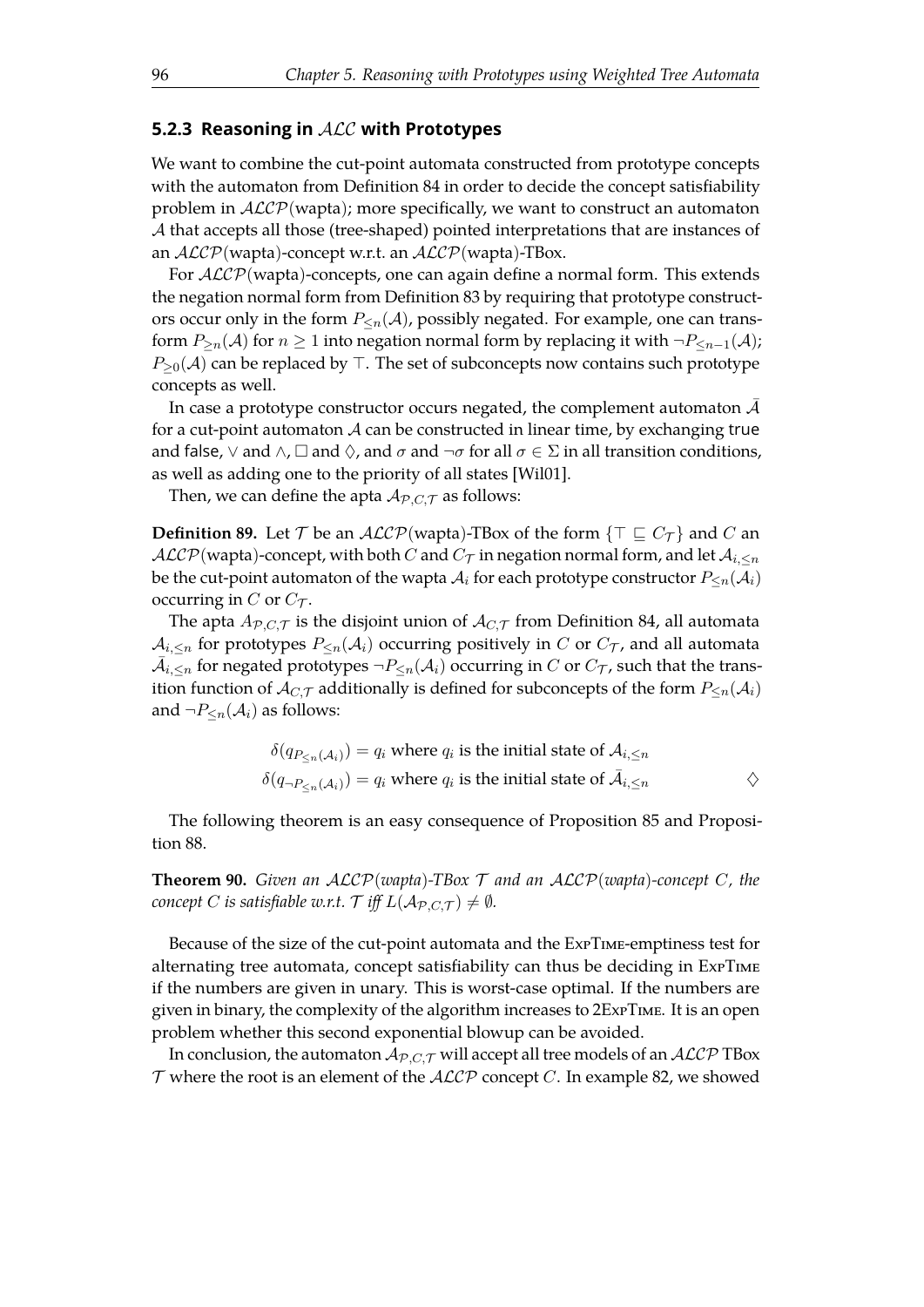### 5.2.3 Reasoning in $\mathcal{ALC}$ with Prototypes

We want to combine the cut-point automata constructed from prototype concepts with the automaton from Definition 84 in order to decide the concept satisfiability problem in $\mathcal{ALCP}$(wapta); more specifically, we want to construct an automaton $\mathcal{A}$ that accepts all those (tree-shaped) pointed interpretations that are instances of an $\mathcal{ALCP}$(wapta)-concept w.r.t. an $\mathcal{ALCP}$(wapta)-TBox.

For $\mathcal{ALCP}$(wapta)-concepts, one can again define a normal form. This extends the negation normal form from Definition 83 by requiring that prototype constructors occur only in the form $P_{\leq n}(\mathcal{A})$, possibly negated. For example, one can transform $P_{\geq n}(\mathcal{A})$ for $n \geq 1$ into negation normal form by replacing it with $\neg P_{\leq n-1}(\mathcal{A})$; $P_{\geq 0}(\mathcal{A})$ can be replaced by $\top$. The set of subconcepts now contains such prototype concepts as well.

In case a prototype constructor occurs negated, the complement automaton $\bar{\mathcal{A}}$ for a cut-point automaton $\mathcal{A}$ can be constructed in linear time, by exchanging true and false, $\vee$ and $\wedge$, $\Box$ and $\Diamond$, and $\sigma$ and $\neg\sigma$ for all $\sigma \in \Sigma$ in all transition conditions, as well as adding one to the priority of all states [Wil01].

Then, we can define the apta $\mathcal{A}_{\mathcal{P},C,\mathcal{T}}$ as follows:

**Definition 89.** Let $\mathcal{T}$ be an $\mathcal{ALCP}$(wapta)-TBox of the form $\{\top \sqsubseteq C_{\mathcal{T}}\}$ and $C$ an $\mathcal{ALCP}$(wapta)-concept, with both $C$ and $C_{\mathcal{T}}$ in negation normal form, and let $\mathcal{A}_{i,\leq n}$ be the cut-point automaton of the wapta $\mathcal{A}_i$ for each prototype constructor $P_{\leq n}(\mathcal{A}_i)$ occurring in $C$ or $C_{\mathcal{T}}$.

The apta $A_{\mathcal{P},C,\mathcal{T}}$ is the disjoint union of $\mathcal{A}_{C,\mathcal{T}}$ from Definition 84, all automata $\mathcal{A}_{i,\leq n}$ for prototypes $P_{\leq n}(\mathcal{A}_i)$ occurring positively in $C$ or $C_{\mathcal{T}}$, and all automata $\bar{\mathcal{A}}_{i,\leq n}$ for negated prototypes $\neg P_{\leq n}(\mathcal{A}_i)$ occurring in $C$ or $C_{\mathcal{T}}$, such that the transition function of $\mathcal{A}_{C,\mathcal{T}}$ additionally is defined for subconcepts of the form $P_{\leq n}(\mathcal{A}_i)$ and $\neg P_{\leq n}(\mathcal{A}_i)$ as follows:

$$\delta(q_{P_{\leq n}(\mathcal{A}_i)}) = q_i \text{ where } q_i \text{ is the initial state of } \mathcal{A}_{i,\leq n}$$
$$\delta(q_{\neg P_{\leq n}(\mathcal{A}_i)}) = q_i \text{ where } q_i \text{ is the initial state of } \bar{\mathcal{A}}_{i,\leq n} \qquad \Diamond$$

The following theorem is an easy consequence of Proposition 85 and Proposition 88.

**Theorem 90.** *Given an $\mathcal{ALCP}$(wapta)-TBox $\mathcal{T}$ and an $\mathcal{ALCP}$(wapta)-concept $C$, the concept $C$ is satisfiable w.r.t. $\mathcal{T}$ iff $L(\mathcal{A}_{\mathcal{P},C,\mathcal{T}}) \neq \emptyset$.*

Because of the size of the cut-point automata and the ExpTime-emptiness test for alternating tree automata, concept satisfiability can thus be deciding in ExpTime if the numbers are given in unary. This is worst-case optimal. If the numbers are given in binary, the complexity of the algorithm increases to 2ExpTime. It is an open problem whether this second exponential blowup can be avoided.

In conclusion, the automaton $\mathcal{A}_{\mathcal{P},C,\mathcal{T}}$ will accept all tree models of an $\mathcal{ALCP}$ TBox $\mathcal{T}$ where the root is an element of the $\mathcal{ALCP}$ concept $C$. In example 82, we showed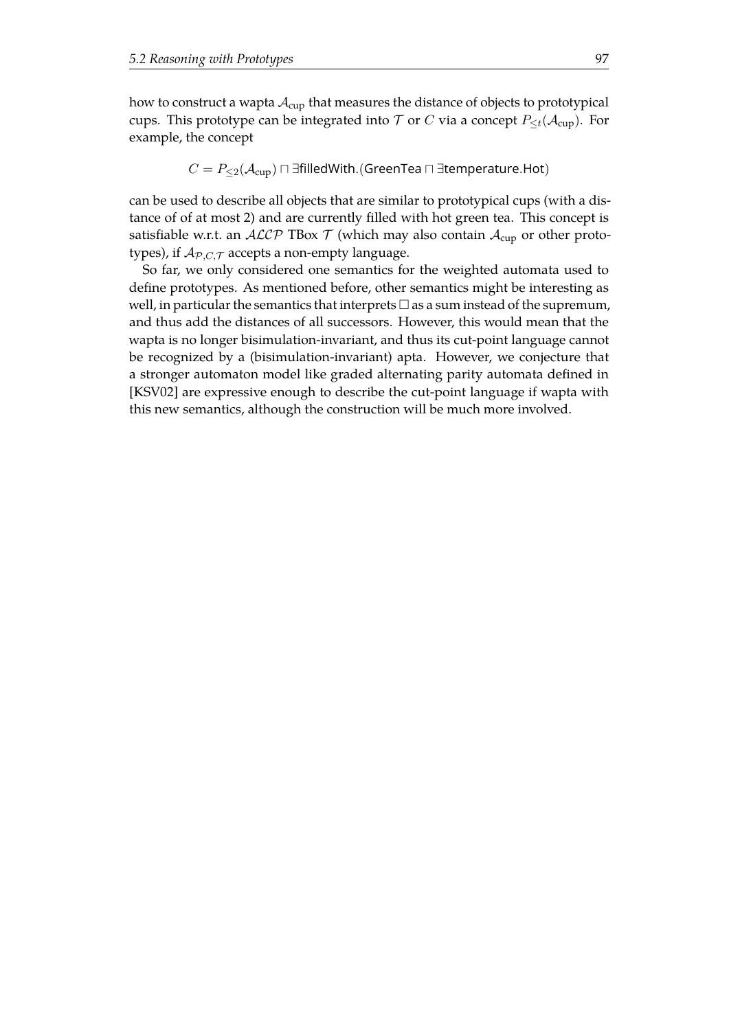how to construct a wapta $\mathcal{A}_{\text{cup}}$ that measures the distance of objects to prototypical cups. This prototype can be integrated into $\mathcal{T}$ or $C$ via a concept $P_{\leq t}(\mathcal{A}_{\text{cup}})$. For example, the concept

$$C = P_{\leq 2}(\mathcal{A}_{\text{cup}}) \sqcap \exists \mathsf{filledWith}.(\mathsf{GreenTea} \sqcap \exists \mathsf{temperature}.\mathsf{Hot})$$

can be used to describe all objects that are similar to prototypical cups (with a distance of of at most 2) and are currently filled with hot green tea. This concept is satisfiable w.r.t. an $\mathcal{ALCP}$ TBox $\mathcal{T}$ (which may also contain $\mathcal{A}_{\text{cup}}$ or other prototypes), if $\mathcal{A}_{\mathcal{P},C,\mathcal{T}}$ accepts a non-empty language.

So far, we only considered one semantics for the weighted automata used to define prototypes. As mentioned before, other semantics might be interesting as well, in particular the semantics that interprets $\Box$ as a sum instead of the supremum, and thus add the distances of all successors. However, this would mean that the wapta is no longer bisimulation-invariant, and thus its cut-point language cannot be recognized by a (bisimulation-invariant) apta. However, we conjecture that a stronger automaton model like graded alternating parity automata defined in [KSV02] are expressive enough to describe the cut-point language if wapta with this new semantics, although the construction will be much more involved.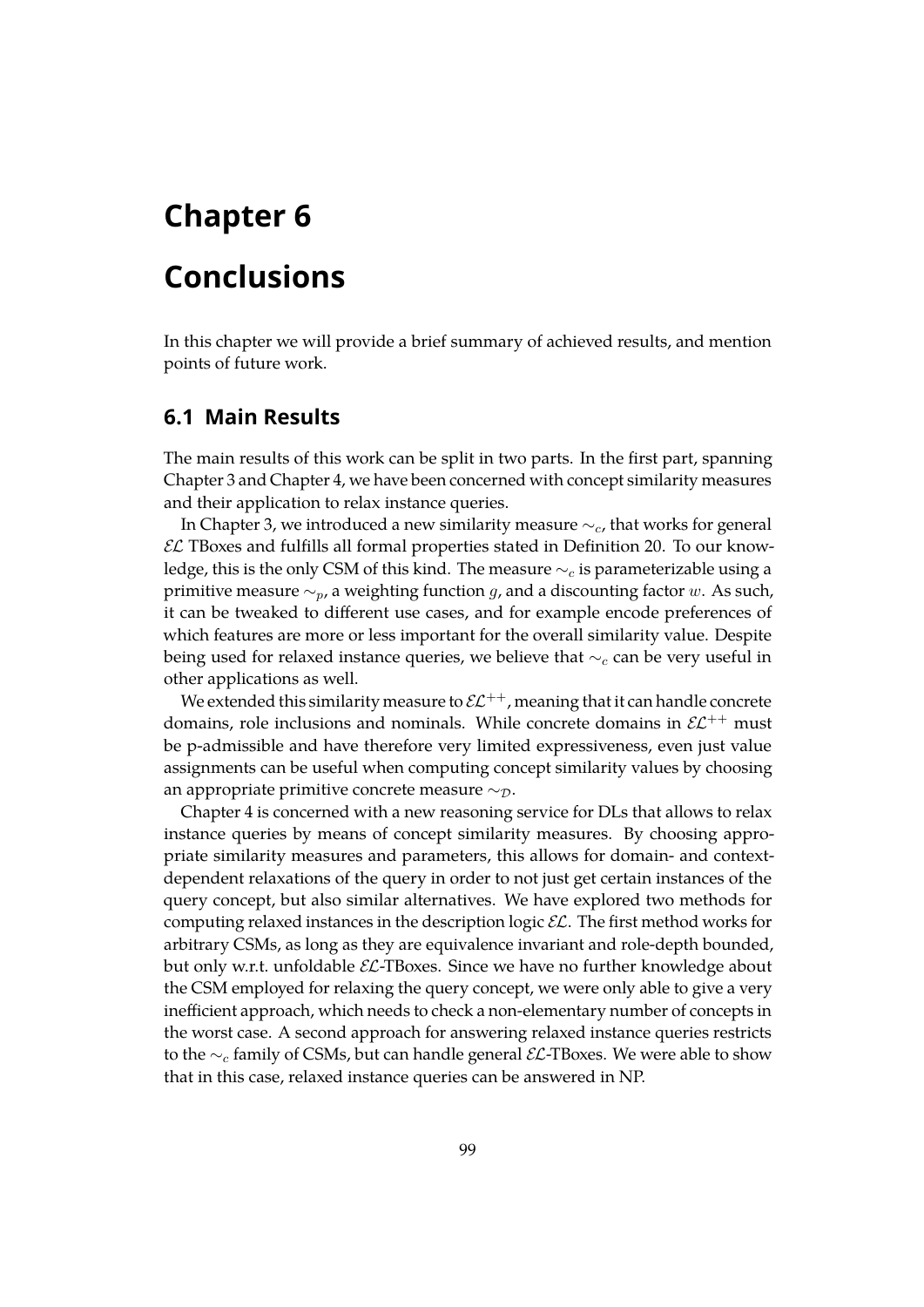# Chapter 6

# Conclusions

In this chapter we will provide a brief summary of achieved results, and mention points of future work.

## 6.1 Main Results

The main results of this work can be split in two parts. In the first part, spanning Chapter 3 and Chapter 4, we have been concerned with concept similarity measures and their application to relax instance queries.

In Chapter 3, we introduced a new similarity measure $\sim_c$, that works for general $\mathcal{EL}$ TBoxes and fulfills all formal properties stated in Definition 20. To our knowledge, this is the only CSM of this kind. The measure $\sim_c$ is parameterizable using a primitive measure $\sim_p$, a weighting function $g$, and a discounting factor $w$. As such, it can be tweaked to different use cases, and for example encode preferences of which features are more or less important for the overall similarity value. Despite being used for relaxed instance queries, we believe that $\sim_c$ can be very useful in other applications as well.

We extended this similarity measure to $\mathcal{EL}^{++}$, meaning that it can handle concrete domains, role inclusions and nominals. While concrete domains in $\mathcal{EL}^{++}$ must be p-admissible and have therefore very limited expressiveness, even just value assignments can be useful when computing concept similarity values by choosing an appropriate primitive concrete measure $\sim_{\mathcal{D}}$.

Chapter 4 is concerned with a new reasoning service for DLs that allows to relax instance queries by means of concept similarity measures. By choosing appropriate similarity measures and parameters, this allows for domain- and context-dependent relaxations of the query in order to not just get certain instances of the query concept, but also similar alternatives. We have explored two methods for computing relaxed instances in the description logic $\mathcal{EL}$. The first method works for arbitrary CSMs, as long as they are equivalence invariant and role-depth bounded, but only w.r.t. unfoldable $\mathcal{EL}$-TBoxes. Since we have no further knowledge about the CSM employed for relaxing the query concept, we were only able to give a very inefficient approach, which needs to check a non-elementary number of concepts in the worst case. A second approach for answering relaxed instance queries restricts to the $\sim_c$ family of CSMs, but can handle general $\mathcal{EL}$-TBoxes. We were able to show that in this case, relaxed instance queries can be answered in NP.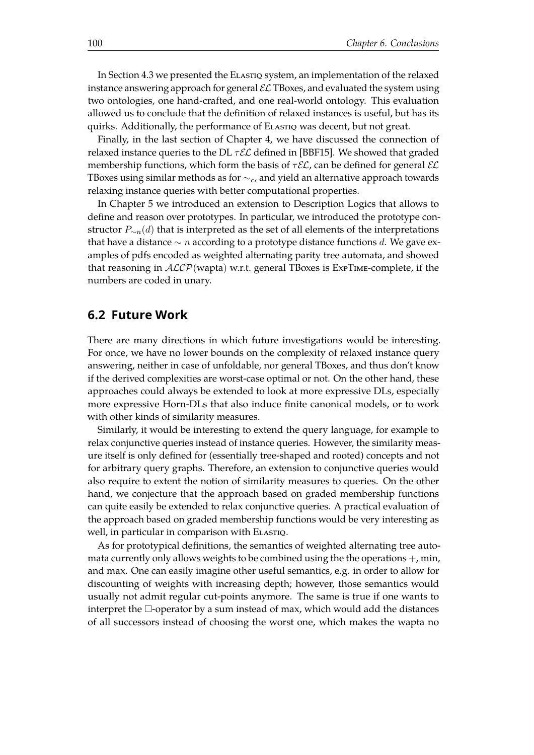In Section 4.3 we presented the ELASTIQ system, an implementation of the relaxed instance answering approach for general $\mathcal{EL}$ TBoxes, and evaluated the system using two ontologies, one hand-crafted, and one real-world ontology. This evaluation allowed us to conclude that the definition of relaxed instances is useful, but has its quirks. Additionally, the performance of ELASTIQ was decent, but not great.

Finally, in the last section of Chapter 4, we have discussed the connection of relaxed instance queries to the DL $\tau\mathcal{EL}$ defined in [BBF15]. We showed that graded membership functions, which form the basis of $\tau\mathcal{EL}$, can be defined for general $\mathcal{EL}$ TBoxes using similar methods as for $\sim_c$, and yield an alternative approach towards relaxing instance queries with better computational properties.

In Chapter 5 we introduced an extension to Description Logics that allows to define and reason over prototypes. In particular, we introduced the prototype constructor $P_{\sim n}(d)$ that is interpreted as the set of all elements of the interpretations that have a distance $\sim n$ according to a prototype distance functions $d$. We gave examples of pdfs encoded as weighted alternating parity tree automata, and showed that reasoning in $\mathcal{ALCP}(\text{wapta})$ w.r.t. general TBoxes is EXPTIME-complete, if the numbers are coded in unary.

## 6.2 Future Work

There are many directions in which future investigations would be interesting. For once, we have no lower bounds on the complexity of relaxed instance query answering, neither in case of unfoldable, nor general TBoxes, and thus don't know if the derived complexities are worst-case optimal or not. On the other hand, these approaches could always be extended to look at more expressive DLs, especially more expressive Horn-DLs that also induce finite canonical models, or to work with other kinds of similarity measures.

Similarly, it would be interesting to extend the query language, for example to relax conjunctive queries instead of instance queries. However, the similarity measure itself is only defined for (essentially tree-shaped and rooted) concepts and not for arbitrary query graphs. Therefore, an extension to conjunctive queries would also require to extent the notion of similarity measures to queries. On the other hand, we conjecture that the approach based on graded membership functions can quite easily be extended to relax conjunctive queries. A practical evaluation of the approach based on graded membership functions would be very interesting as well, in particular in comparison with ELASTIQ.

As for prototypical definitions, the semantics of weighted alternating tree automata currently only allows weights to be combined using the the operations $+$, min, and max. One can easily imagine other useful semantics, e.g. in order to allow for discounting of weights with increasing depth; however, those semantics would usually not admit regular cut-points anymore. The same is true if one wants to interpret the $\Box$-operator by a sum instead of max, which would add the distances of all successors instead of choosing the worst one, which makes the wapta no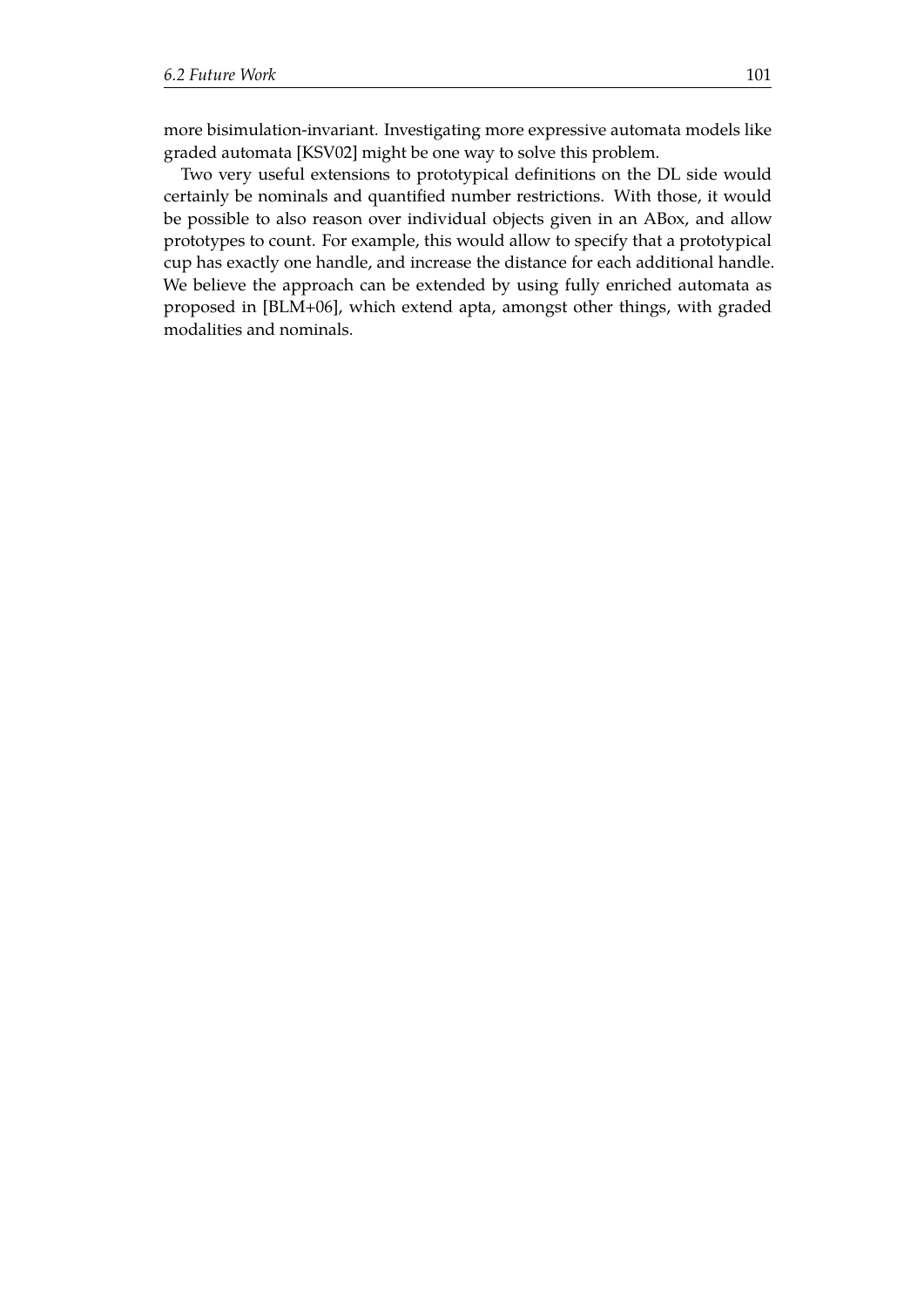more bisimulation-invariant. Investigating more expressive automata models like graded automata [KSV02] might be one way to solve this problem.

Two very useful extensions to prototypical definitions on the DL side would certainly be nominals and quantified number restrictions. With those, it would be possible to also reason over individual objects given in an ABox, and allow prototypes to count. For example, this would allow to specify that a prototypical cup has exactly one handle, and increase the distance for each additional handle. We believe the approach can be extended by using fully enriched automata as proposed in [BLM+06], which extend apta, amongst other things, with graded modalities and nominals.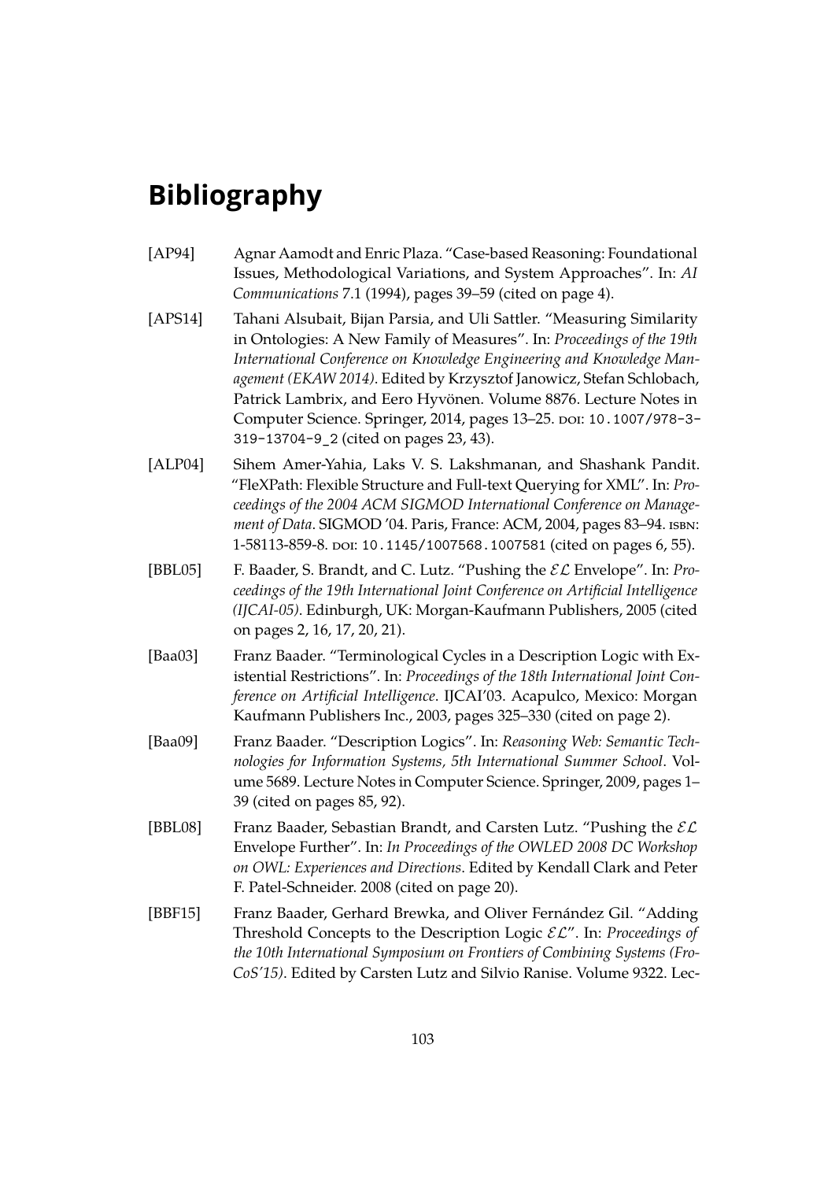# Bibliography

[AP94] Agnar Aamodt and Enric Plaza. "Case-based Reasoning: Foundational Issues, Methodological Variations, and System Approaches". In: *AI Communications* 7.1 (1994), pages 39–59 (cited on page 4).

[APS14] Tahani Alsubait, Bijan Parsia, and Uli Sattler. "Measuring Similarity in Ontologies: A New Family of Measures". In: *Proceedings of the 19th International Conference on Knowledge Engineering and Knowledge Management (EKAW 2014)*. Edited by Krzysztof Janowicz, Stefan Schlobach, Patrick Lambrix, and Eero Hyvönen. Volume 8876. Lecture Notes in Computer Science. Springer, 2014, pages 13–25. DOI: 10.1007/978-3-319-13704-9_2 (cited on pages 23, 43).

[ALP04] Sihem Amer-Yahia, Laks V. S. Lakshmanan, and Shashank Pandit. "FleXPath: Flexible Structure and Full-text Querying for XML". In: *Proceedings of the 2004 ACM SIGMOD International Conference on Management of Data*. SIGMOD '04. Paris, France: ACM, 2004, pages 83–94. ISBN: 1-58113-859-8. DOI: 10.1145/1007568.1007581 (cited on pages 6, 55).

[BBL05] F. Baader, S. Brandt, and C. Lutz. "Pushing the $\mathcal{EL}$ Envelope". In: *Proceedings of the 19th International Joint Conference on Artificial Intelligence (IJCAI-05)*. Edinburgh, UK: Morgan-Kaufmann Publishers, 2005 (cited on pages 2, 16, 17, 20, 21).

[Baa03] Franz Baader. "Terminological Cycles in a Description Logic with Existential Restrictions". In: *Proceedings of the 18th International Joint Conference on Artificial Intelligence*. IJCAI'03. Acapulco, Mexico: Morgan Kaufmann Publishers Inc., 2003, pages 325–330 (cited on page 2).

[Baa09] Franz Baader. "Description Logics". In: *Reasoning Web: Semantic Technologies for Information Systems, 5th International Summer School*. Volume 5689. Lecture Notes in Computer Science. Springer, 2009, pages 1–39 (cited on pages 85, 92).

[BBL08] Franz Baader, Sebastian Brandt, and Carsten Lutz. "Pushing the $\mathcal{EL}$ Envelope Further". In: *In Proceedings of the OWLED 2008 DC Workshop on OWL: Experiences and Directions*. Edited by Kendall Clark and Peter F. Patel-Schneider. 2008 (cited on page 20).

[BBF15] Franz Baader, Gerhard Brewka, and Oliver Fernández Gil. "Adding Threshold Concepts to the Description Logic $\mathcal{EL}$". In: *Proceedings of the 10th International Symposium on Frontiers of Combining Systems (FroCoS'15)*. Edited by Carsten Lutz and Silvio Ranise. Volume 9322. Lec-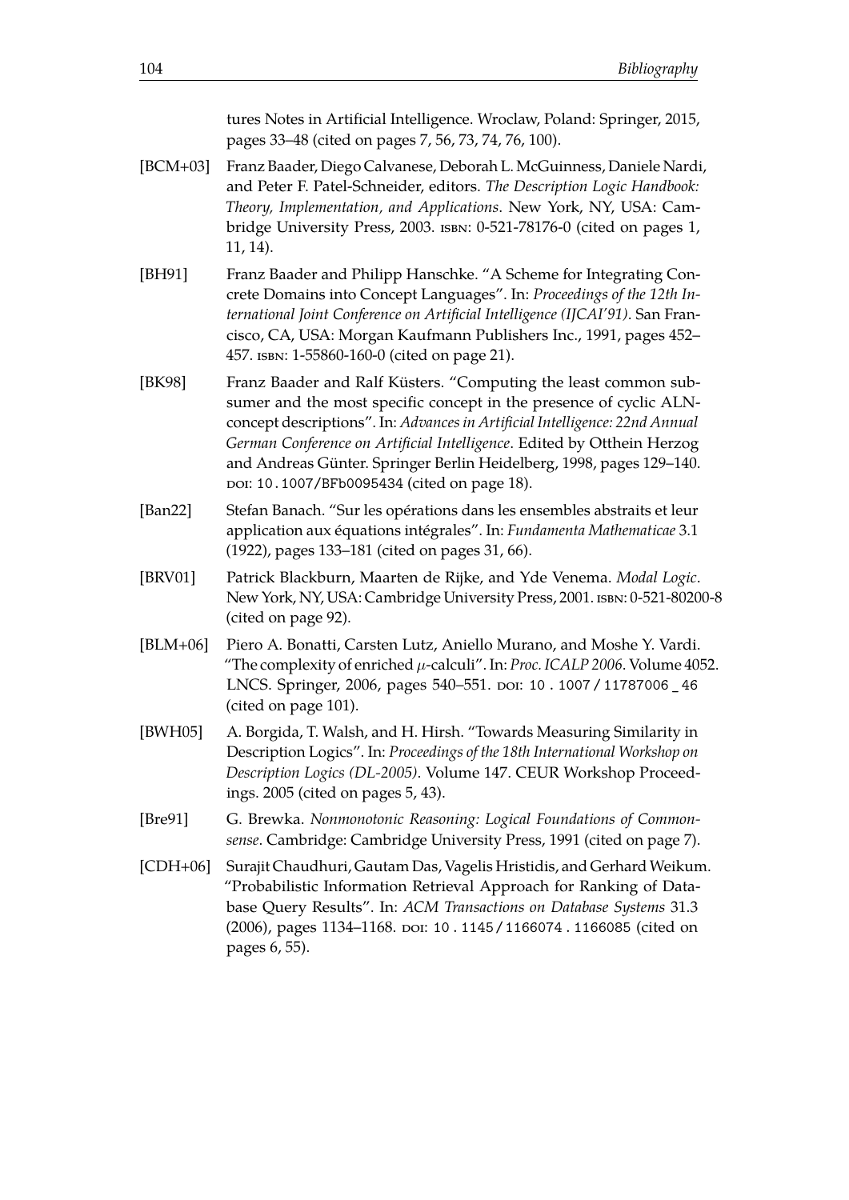tures Notes in Artificial Intelligence. Wroclaw, Poland: Springer, 2015, pages 33–48 (cited on pages 7, 56, 73, 74, 76, 100).

[BCM+03] Franz Baader, Diego Calvanese, Deborah L. McGuinness, Daniele Nardi, and Peter F. Patel-Schneider, editors. *The Description Logic Handbook: Theory, Implementation, and Applications*. New York, NY, USA: Cambridge University Press, 2003. ISBN: 0-521-78176-0 (cited on pages 1, 11, 14).

[BH91] Franz Baader and Philipp Hanschke. "A Scheme for Integrating Concrete Domains into Concept Languages". In: *Proceedings of the 12th International Joint Conference on Artificial Intelligence (IJCAI'91)*. San Francisco, CA, USA: Morgan Kaufmann Publishers Inc., 1991, pages 452–457. ISBN: 1-55860-160-0 (cited on page 21).

[BK98] Franz Baader and Ralf Küsters. "Computing the least common subsumer and the most specific concept in the presence of cyclic ALN-concept descriptions". In: *Advances in Artificial Intelligence: 22nd Annual German Conference on Artificial Intelligence*. Edited by Otthein Herzog and Andreas Günter. Springer Berlin Heidelberg, 1998, pages 129–140. DOI: 10.1007/BFb0095434 (cited on page 18).

[Ban22] Stefan Banach. "Sur les opérations dans les ensembles abstraits et leur application aux équations intégrales". In: *Fundamenta Mathematicae* 3.1 (1922), pages 133–181 (cited on pages 31, 66).

[BRV01] Patrick Blackburn, Maarten de Rijke, and Yde Venema. *Modal Logic*. New York, NY, USA: Cambridge University Press, 2001. ISBN: 0-521-80200-8 (cited on page 92).

[BLM+06] Piero A. Bonatti, Carsten Lutz, Aniello Murano, and Moshe Y. Vardi. "The complexity of enriched $\mu$-calculi". In: *Proc. ICALP 2006*. Volume 4052. LNCS. Springer, 2006, pages 540–551. DOI: 10.1007/11787006_46 (cited on page 101).

[BWH05] A. Borgida, T. Walsh, and H. Hirsh. "Towards Measuring Similarity in Description Logics". In: *Proceedings of the 18th International Workshop on Description Logics (DL-2005)*. Volume 147. CEUR Workshop Proceedings. 2005 (cited on pages 5, 43).

[Bre91] G. Brewka. *Nonmonotonic Reasoning: Logical Foundations of Commonsense*. Cambridge: Cambridge University Press, 1991 (cited on page 7).

[CDH+06] Surajit Chaudhuri, Gautam Das, Vagelis Hristidis, and Gerhard Weikum. "Probabilistic Information Retrieval Approach for Ranking of Database Query Results". In: *ACM Transactions on Database Systems* 31.3 (2006), pages 1134–1168. DOI: 10.1145/1166074.1166085 (cited on pages 6, 55).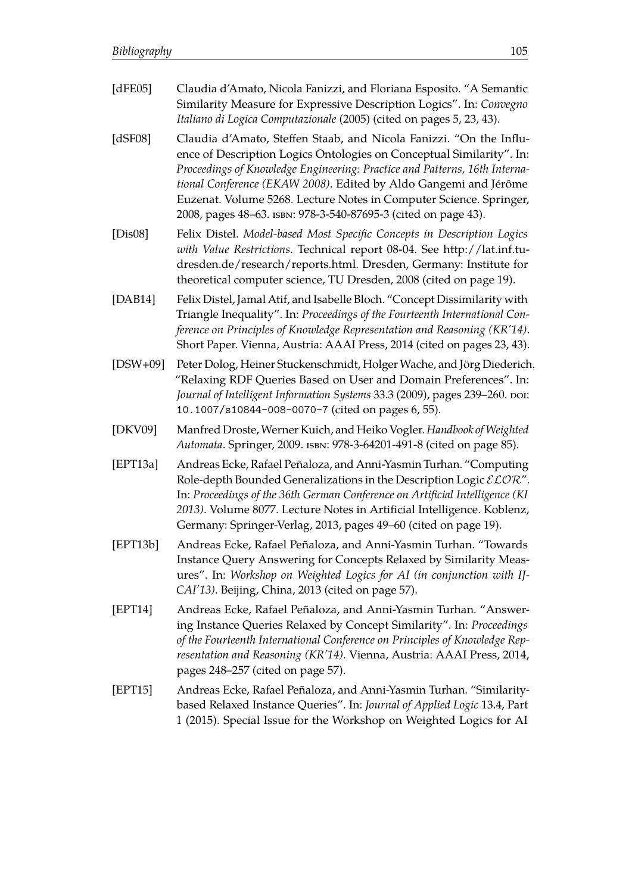[dFE05] Claudia d'Amato, Nicola Fanizzi, and Floriana Esposito. "A Semantic Similarity Measure for Expressive Description Logics". In: *Convegno Italiano di Logica Computazionale* (2005) (cited on pages 5, 23, 43).

[dSF08] Claudia d'Amato, Steffen Staab, and Nicola Fanizzi. "On the Influence of Description Logics Ontologies on Conceptual Similarity". In: *Proceedings of Knowledge Engineering: Practice and Patterns, 16th International Conference (EKAW 2008)*. Edited by Aldo Gangemi and Jérôme Euzenat. Volume 5268. Lecture Notes in Computer Science. Springer, 2008, pages 48–63. ISBN: 978-3-540-87695-3 (cited on page 43).

[Dis08] Felix Distel. *Model-based Most Specific Concepts in Description Logics with Value Restrictions*. Technical report 08-04. See http://lat.inf.tu-dresden.de/research/reports.html. Dresden, Germany: Institute for theoretical computer science, TU Dresden, 2008 (cited on page 19).

[DAB14] Felix Distel, Jamal Atif, and Isabelle Bloch. "Concept Dissimilarity with Triangle Inequality". In: *Proceedings of the Fourteenth International Conference on Principles of Knowledge Representation and Reasoning (KR'14)*. Short Paper. Vienna, Austria: AAAI Press, 2014 (cited on pages 23, 43).

[DSW+09] Peter Dolog, Heiner Stuckenschmidt, Holger Wache, and Jörg Diederich. "Relaxing RDF Queries Based on User and Domain Preferences". In: *Journal of Intelligent Information Systems* 33.3 (2009), pages 239–260. DOI: `10.1007/s10844-008-0070-7` (cited on pages 6, 55).

[DKV09] Manfred Droste, Werner Kuich, and Heiko Vogler. *Handbook of Weighted Automata*. Springer, 2009. ISBN: 978-3-64201-491-8 (cited on page 85).

[EPT13a] Andreas Ecke, Rafael Peñaloza, and Anni-Yasmin Turhan. "Computing Role-depth Bounded Generalizations in the Description Logic $\mathcal{ELOR}$". In: *Proceedings of the 36th German Conference on Artificial Intelligence (KI 2013)*. Volume 8077. Lecture Notes in Artificial Intelligence. Koblenz, Germany: Springer-Verlag, 2013, pages 49–60 (cited on page 19).

[EPT13b] Andreas Ecke, Rafael Peñaloza, and Anni-Yasmin Turhan. "Towards Instance Query Answering for Concepts Relaxed by Similarity Measures". In: *Workshop on Weighted Logics for AI (in conjunction with IJCAI'13)*. Beijing, China, 2013 (cited on page 57).

[EPT14] Andreas Ecke, Rafael Peñaloza, and Anni-Yasmin Turhan. "Answering Instance Queries Relaxed by Concept Similarity". In: *Proceedings of the Fourteenth International Conference on Principles of Knowledge Representation and Reasoning (KR'14)*. Vienna, Austria: AAAI Press, 2014, pages 248–257 (cited on page 57).

[EPT15] Andreas Ecke, Rafael Peñaloza, and Anni-Yasmin Turhan. "Similarity-based Relaxed Instance Queries". In: *Journal of Applied Logic* 13.4, Part 1 (2015). Special Issue for the Workshop on Weighted Logics for AI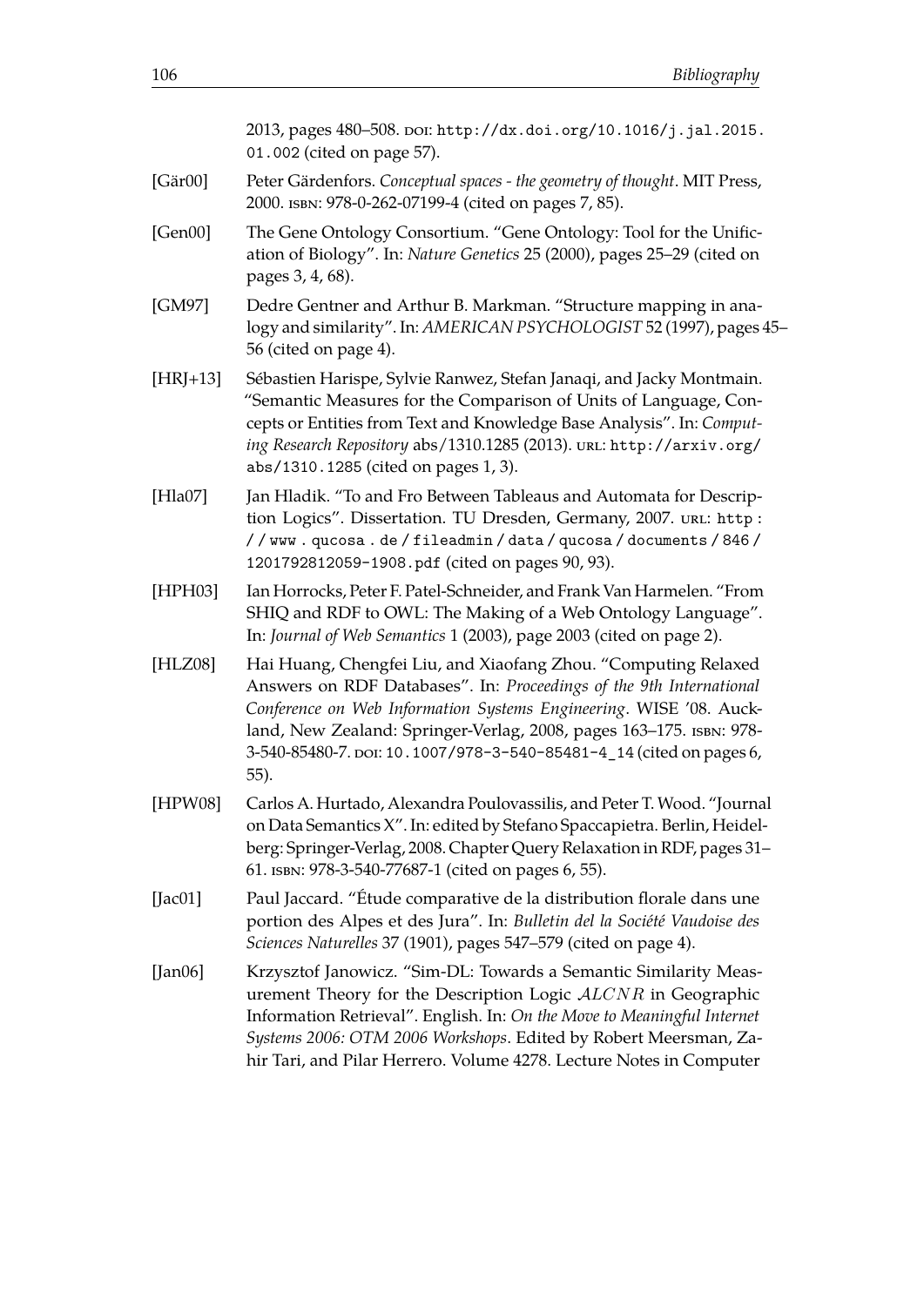2013, pages 480–508. doi: http://dx.doi.org/10.1016/j.jal.2015.01.002 (cited on page 57).

[Gär00] Peter Gärdenfors. *Conceptual spaces - the geometry of thought*. MIT Press, 2000. isbn: 978-0-262-07199-4 (cited on pages 7, 85).

[Gen00] The Gene Ontology Consortium. "Gene Ontology: Tool for the Unification of Biology". In: *Nature Genetics* 25 (2000), pages 25–29 (cited on pages 3, 4, 68).

[GM97] Dedre Gentner and Arthur B. Markman. "Structure mapping in analogy and similarity". In: *AMERICAN PSYCHOLOGIST* 52 (1997), pages 45–56 (cited on page 4).

[HRJ+13] Sébastien Harispe, Sylvie Ranwez, Stefan Janaqi, and Jacky Montmain. "Semantic Measures for the Comparison of Units of Language, Concepts or Entities from Text and Knowledge Base Analysis". In: *Computing Research Repository* abs/1310.1285 (2013). url: http://arxiv.org/abs/1310.1285 (cited on pages 1, 3).

[Hla07] Jan Hladik. "To and Fro Between Tableaus and Automata for Description Logics". Dissertation. TU Dresden, Germany, 2007. url: http://www.qucosa.de/fileadmin/data/qucosa/documents/846/1201792812059-1908.pdf (cited on pages 90, 93).

[HPH03] Ian Horrocks, Peter F. Patel-Schneider, and Frank Van Harmelen. "From SHIQ and RDF to OWL: The Making of a Web Ontology Language". In: *Journal of Web Semantics* 1 (2003), page 2003 (cited on page 2).

[HLZ08] Hai Huang, Chengfei Liu, and Xiaofang Zhou. "Computing Relaxed Answers on RDF Databases". In: *Proceedings of the 9th International Conference on Web Information Systems Engineering*. WISE '08. Auckland, New Zealand: Springer-Verlag, 2008, pages 163–175. isbn: 978-3-540-85480-7. doi: 10.1007/978-3-540-85481-4_14 (cited on pages 6, 55).

[HPW08] Carlos A. Hurtado, Alexandra Poulovassilis, and Peter T. Wood. "Journal on Data Semantics X". In: edited by Stefano Spaccapietra. Berlin, Heidelberg: Springer-Verlag, 2008. Chapter Query Relaxation in RDF, pages 31–61. isbn: 978-3-540-77687-1 (cited on pages 6, 55).

[Jac01] Paul Jaccard. "Étude comparative de la distribution florale dans une portion des Alpes et des Jura". In: *Bulletin del la Société Vaudoise des Sciences Naturelles* 37 (1901), pages 547–579 (cited on page 4).

[Jan06] Krzysztof Janowicz. "Sim-DL: Towards a Semantic Similarity Measurement Theory for the Description Logic $\mathcal{ALCNR}$ in Geographic Information Retrieval". English. In: *On the Move to Meaningful Internet Systems 2006: OTM 2006 Workshops*. Edited by Robert Meersman, Zahir Tari, and Pilar Herrero. Volume 4278. Lecture Notes in Computer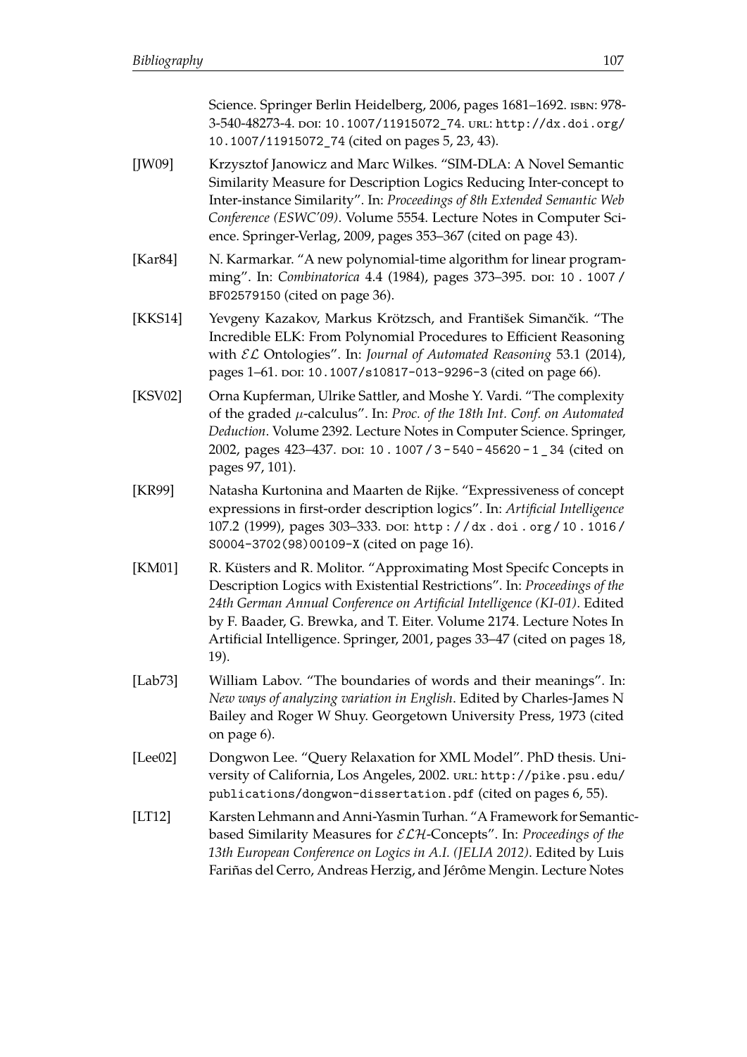Science. Springer Berlin Heidelberg, 2006, pages 1681–1692. ISBN: 978-3-540-48273-4. DOI: 10.1007/11915072_74. URL: http://dx.doi.org/10.1007/11915072_74 (cited on pages 5, 23, 43).

[JW09] Krzysztof Janowicz and Marc Wilkes. "SIM-DLA: A Novel Semantic Similarity Measure for Description Logics Reducing Inter-concept to Inter-instance Similarity". In: *Proceedings of 8th Extended Semantic Web Conference (ESWC'09)*. Volume 5554. Lecture Notes in Computer Science. Springer-Verlag, 2009, pages 353–367 (cited on page 43).

[Kar84] N. Karmarkar. "A new polynomial-time algorithm for linear programming". In: *Combinatorica* 4.4 (1984), pages 373–395. DOI: 10.1007/BF02579150 (cited on page 36).

[KKS14] Yevgeny Kazakov, Markus Krötzsch, and František Simančík. "The Incredible ELK: From Polynomial Procedures to Efficient Reasoning with $\mathcal{EL}$ Ontologies". In: *Journal of Automated Reasoning* 53.1 (2014), pages 1–61. DOI: 10.1007/s10817-013-9296-3 (cited on page 66).

[KSV02] Orna Kupferman, Ulrike Sattler, and Moshe Y. Vardi. "The complexity of the graded $\mu$-calculus". In: *Proc. of the 18th Int. Conf. on Automated Deduction*. Volume 2392. Lecture Notes in Computer Science. Springer, 2002, pages 423–437. DOI: 10.1007/3-540-45620-1_34 (cited on pages 97, 101).

[KR99] Natasha Kurtonina and Maarten de Rijke. "Expressiveness of concept expressions in first-order description logics". In: *Artificial Intelligence* 107.2 (1999), pages 303–333. DOI: http://dx.doi.org/10.1016/S0004-3702(98)00109-X (cited on page 16).

[KM01] R. Küsters and R. Molitor. "Approximating Most Specifc Concepts in Description Logics with Existential Restrictions". In: *Proceedings of the 24th German Annual Conference on Artificial Intelligence (KI-01)*. Edited by F. Baader, G. Brewka, and T. Eiter. Volume 2174. Lecture Notes In Artificial Intelligence. Springer, 2001, pages 33–47 (cited on pages 18, 19).

[Lab73] William Labov. "The boundaries of words and their meanings". In: *New ways of analyzing variation in English*. Edited by Charles-James N Bailey and Roger W Shuy. Georgetown University Press, 1973 (cited on page 6).

[Lee02] Dongwon Lee. "Query Relaxation for XML Model". PhD thesis. University of California, Los Angeles, 2002. URL: http://pike.psu.edu/publications/dongwon-dissertation.pdf (cited on pages 6, 55).

[LT12] Karsten Lehmann and Anni-Yasmin Turhan. "A Framework for Semantic-based Similarity Measures for $\mathcal{ELH}$-Concepts". In: *Proceedings of the 13th European Conference on Logics in A.I. (JELIA 2012)*. Edited by Luis Fariñas del Cerro, Andreas Herzig, and Jérôme Mengin. Lecture Notes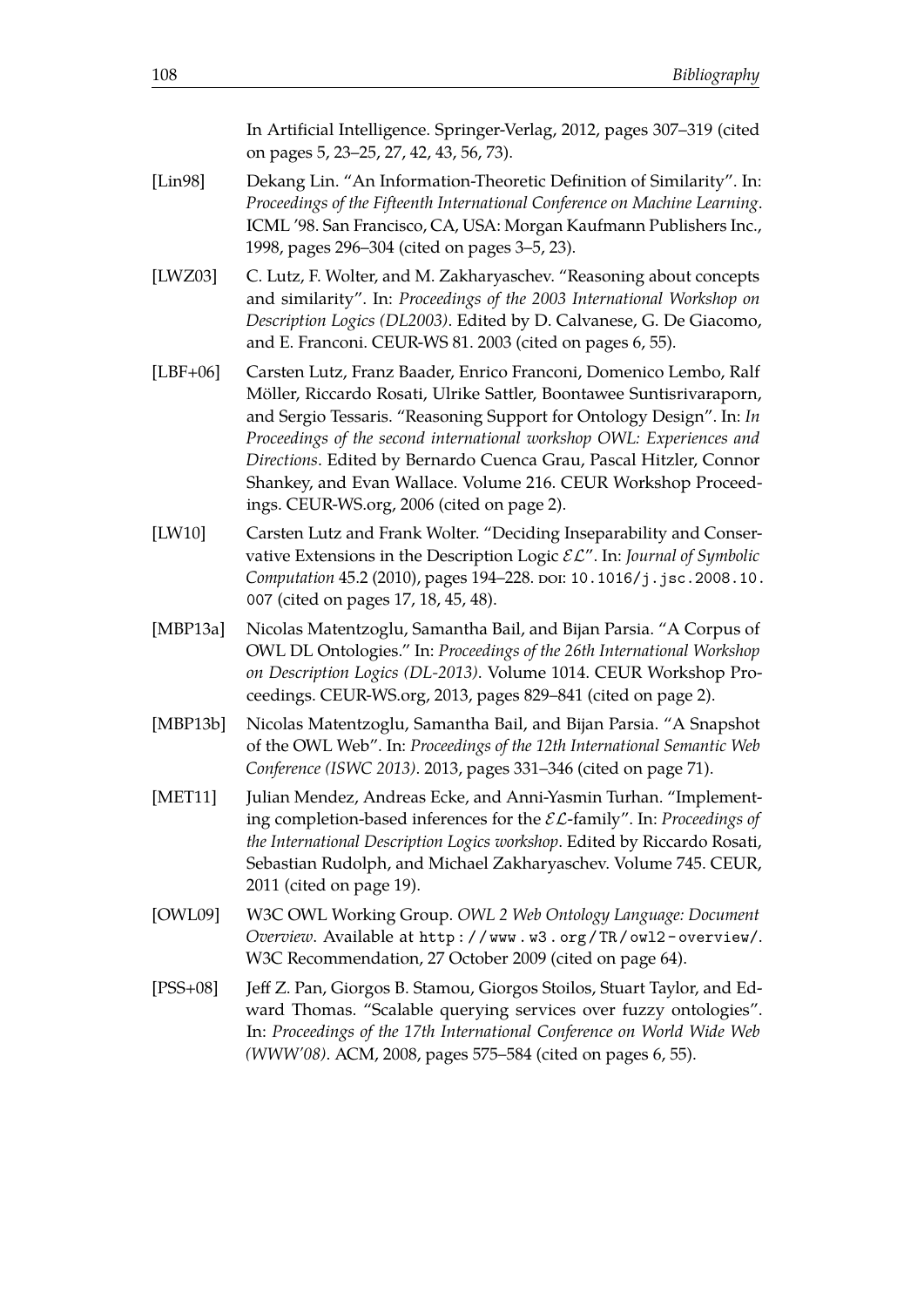In Artificial Intelligence. Springer-Verlag, 2012, pages 307–319 (cited on pages 5, 23–25, 27, 42, 43, 56, 73).

[Lin98] Dekang Lin. "An Information-Theoretic Definition of Similarity". In: *Proceedings of the Fifteenth International Conference on Machine Learning*. ICML '98. San Francisco, CA, USA: Morgan Kaufmann Publishers Inc., 1998, pages 296–304 (cited on pages 3–5, 23).

[LWZ03] C. Lutz, F. Wolter, and M. Zakharyaschev. "Reasoning about concepts and similarity". In: *Proceedings of the 2003 International Workshop on Description Logics (DL2003)*. Edited by D. Calvanese, G. De Giacomo, and E. Franconi. CEUR-WS 81. 2003 (cited on pages 6, 55).

[LBF+06] Carsten Lutz, Franz Baader, Enrico Franconi, Domenico Lembo, Ralf Möller, Riccardo Rosati, Ulrike Sattler, Boontawee Suntisrivaraporn, and Sergio Tessaris. "Reasoning Support for Ontology Design". In: *In Proceedings of the second international workshop OWL: Experiences and Directions*. Edited by Bernardo Cuenca Grau, Pascal Hitzler, Connor Shankey, and Evan Wallace. Volume 216. CEUR Workshop Proceedings. CEUR-WS.org, 2006 (cited on page 2).

[LW10] Carsten Lutz and Frank Wolter. "Deciding Inseparability and Conservative Extensions in the Description Logic $\mathcal{EL}$". In: *Journal of Symbolic Computation* 45.2 (2010), pages 194–228. DOI: 10.1016/j.jsc.2008.10.007 (cited on pages 17, 18, 45, 48).

[MBP13a] Nicolas Matentzoglu, Samantha Bail, and Bijan Parsia. "A Corpus of OWL DL Ontologies." In: *Proceedings of the 26th International Workshop on Description Logics (DL-2013)*. Volume 1014. CEUR Workshop Proceedings. CEUR-WS.org, 2013, pages 829–841 (cited on page 2).

[MBP13b] Nicolas Matentzoglu, Samantha Bail, and Bijan Parsia. "A Snapshot of the OWL Web". In: *Proceedings of the 12th International Semantic Web Conference (ISWC 2013)*. 2013, pages 331–346 (cited on page 71).

[MET11] Julian Mendez, Andreas Ecke, and Anni-Yasmin Turhan. "Implementing completion-based inferences for the $\mathcal{EL}$-family". In: *Proceedings of the International Description Logics workshop*. Edited by Riccardo Rosati, Sebastian Rudolph, and Michael Zakharyaschev. Volume 745. CEUR, 2011 (cited on page 19).

[OWL09] W3C OWL Working Group. *OWL 2 Web Ontology Language: Document Overview*. Available at http://www.w3.org/TR/owl2-overview/. W3C Recommendation, 27 October 2009 (cited on page 64).

[PSS+08] Jeff Z. Pan, Giorgos B. Stamou, Giorgos Stoilos, Stuart Taylor, and Edward Thomas. "Scalable querying services over fuzzy ontologies". In: *Proceedings of the 17th International Conference on World Wide Web (WWW'08)*. ACM, 2008, pages 575–584 (cited on pages 6, 55).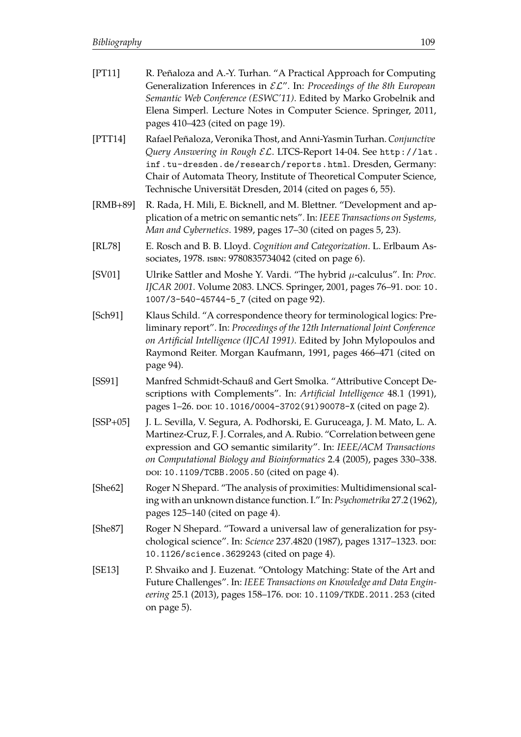- [PT11] R. Peñaloza and A.-Y. Turhan. "A Practical Approach for Computing Generalization Inferences in $\mathcal{EL}$". In: *Proceedings of the 8th European Semantic Web Conference (ESWC'11)*. Edited by Marko Grobelnik and Elena Simperl. Lecture Notes in Computer Science. Springer, 2011, pages 410–423 (cited on page 19).
- [PTT14] Rafael Peñaloza, Veronika Thost, and Anni-Yasmin Turhan. *Conjunctive Query Answering in Rough $\mathcal{EL}$*. LTCS-Report 14-04. See `http://lat.inf.tu-dresden.de/research/reports.html`. Dresden, Germany: Chair of Automata Theory, Institute of Theoretical Computer Science, Technische Universität Dresden, 2014 (cited on pages 6, 55).
- [RMB+89] R. Rada, H. Mili, E. Bicknell, and M. Blettner. "Development and application of a metric on semantic nets". In: *IEEE Transactions on Systems, Man and Cybernetics*. 1989, pages 17–30 (cited on pages 5, 23).
- [RL78] E. Rosch and B. B. Lloyd. *Cognition and Categorization*. L. Erlbaum Associates, 1978. ISBN: 9780835734042 (cited on page 6).
- [SV01] Ulrike Sattler and Moshe Y. Vardi. "The hybrid $\mu$-calculus". In: *Proc. IJCAR 2001*. Volume 2083. LNCS. Springer, 2001, pages 76–91. DOI: `10.1007/3-540-45744-5_7` (cited on page 92).
- [Sch91] Klaus Schild. "A correspondence theory for terminological logics: Preliminary report". In: *Proceedings of the 12th International Joint Conference on Artificial Intelligence (IJCAI 1991)*. Edited by John Mylopoulos and Raymond Reiter. Morgan Kaufmann, 1991, pages 466–471 (cited on page 94).
- [SS91] Manfred Schmidt-Schauß and Gert Smolka. "Attributive Concept Descriptions with Complements". In: *Artificial Intelligence* 48.1 (1991), pages 1–26. DOI: `10.1016/0004-3702(91)90078-X` (cited on page 2).
- [SSP+05] J. L. Sevilla, V. Segura, A. Podhorski, E. Guruceaga, J. M. Mato, L. A. Martinez-Cruz, F. J. Corrales, and A. Rubio. "Correlation between gene expression and GO semantic similarity". In: *IEEE/ACM Transactions on Computational Biology and Bioinformatics* 2.4 (2005), pages 330–338. DOI: `10.1109/TCBB.2005.50` (cited on page 4).
- [She62] Roger N Shepard. "The analysis of proximities: Multidimensional scaling with an unknown distance function. I." In: *Psychometrika* 27.2 (1962), pages 125–140 (cited on page 4).
- [She87] Roger N Shepard. "Toward a universal law of generalization for psychological science". In: *Science* 237.4820 (1987), pages 1317–1323. DOI: `10.1126/science.3629243` (cited on page 4).
- [SE13] P. Shvaiko and J. Euzenat. "Ontology Matching: State of the Art and Future Challenges". In: *IEEE Transactions on Knowledge and Data Engineering* 25.1 (2013), pages 158–176. DOI: `10.1109/TKDE.2011.253` (cited on page 5).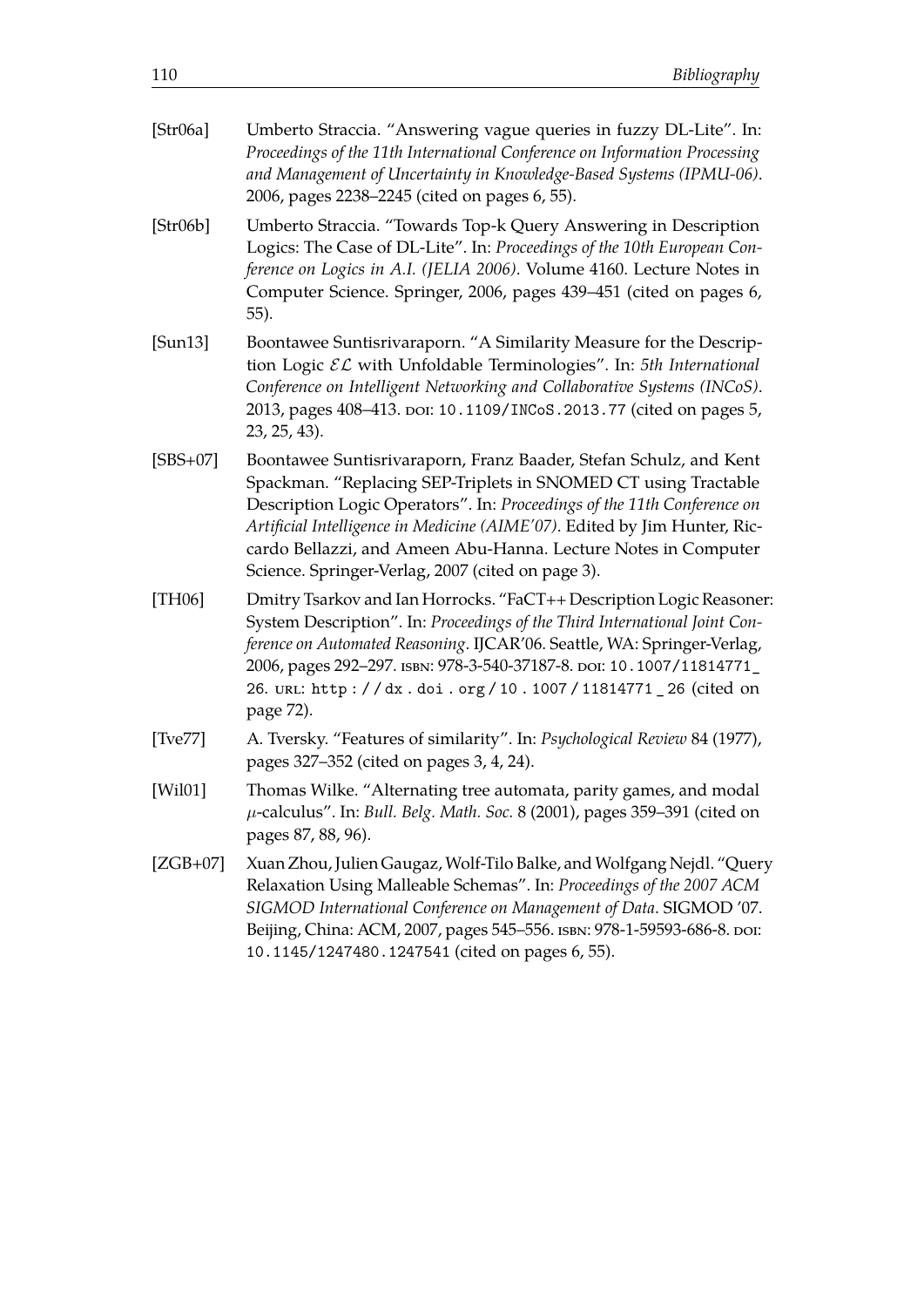[Str06a] Umberto Straccia. "Answering vague queries in fuzzy DL-Lite". In: *Proceedings of the 11th International Conference on Information Processing and Management of Uncertainty in Knowledge-Based Systems (IPMU-06)*. 2006, pages 2238–2245 (cited on pages 6, 55).

[Str06b] Umberto Straccia. "Towards Top-k Query Answering in Description Logics: The Case of DL-Lite". In: *Proceedings of the 10th European Conference on Logics in A.I. (JELIA 2006)*. Volume 4160. Lecture Notes in Computer Science. Springer, 2006, pages 439–451 (cited on pages 6, 55).

[Sun13] Boontawee Suntisrivaraporn. "A Similarity Measure for the Description Logic $\mathcal{EL}$ with Unfoldable Terminologies". In: *5th International Conference on Intelligent Networking and Collaborative Systems (INCoS)*. 2013, pages 408–413. DOI: 10.1109/INCoS.2013.77 (cited on pages 5, 23, 25, 43).

[SBS+07] Boontawee Suntisrivaraporn, Franz Baader, Stefan Schulz, and Kent Spackman. "Replacing SEP-Triplets in SNOMED CT using Tractable Description Logic Operators". In: *Proceedings of the 11th Conference on Artificial Intelligence in Medicine (AIME'07)*. Edited by Jim Hunter, Riccardo Bellazzi, and Ameen Abu-Hanna. Lecture Notes in Computer Science. Springer-Verlag, 2007 (cited on page 3).

[TH06] Dmitry Tsarkov and Ian Horrocks. "FaCT++ Description Logic Reasoner: System Description". In: *Proceedings of the Third International Joint Conference on Automated Reasoning*. IJCAR'06. Seattle, WA: Springer-Verlag, 2006, pages 292–297. ISBN: 978-3-540-37187-8. DOI: 10.1007/11814771_26. URL: http://dx.doi.org/10.1007/11814771_26 (cited on page 72).

[Tve77] A. Tversky. "Features of similarity". In: *Psychological Review* 84 (1977), pages 327–352 (cited on pages 3, 4, 24).

[Wil01] Thomas Wilke. "Alternating tree automata, parity games, and modal $\mu$-calculus". In: *Bull. Belg. Math. Soc.* 8 (2001), pages 359–391 (cited on pages 87, 88, 96).

[ZGB+07] Xuan Zhou, Julien Gaugaz, Wolf-Tilo Balke, and Wolfgang Nejdl. "Query Relaxation Using Malleable Schemas". In: *Proceedings of the 2007 ACM SIGMOD International Conference on Management of Data*. SIGMOD '07. Beijing, China: ACM, 2007, pages 545–556. ISBN: 978-1-59593-686-8. DOI: 10.1145/1247480.1247541 (cited on pages 6, 55).